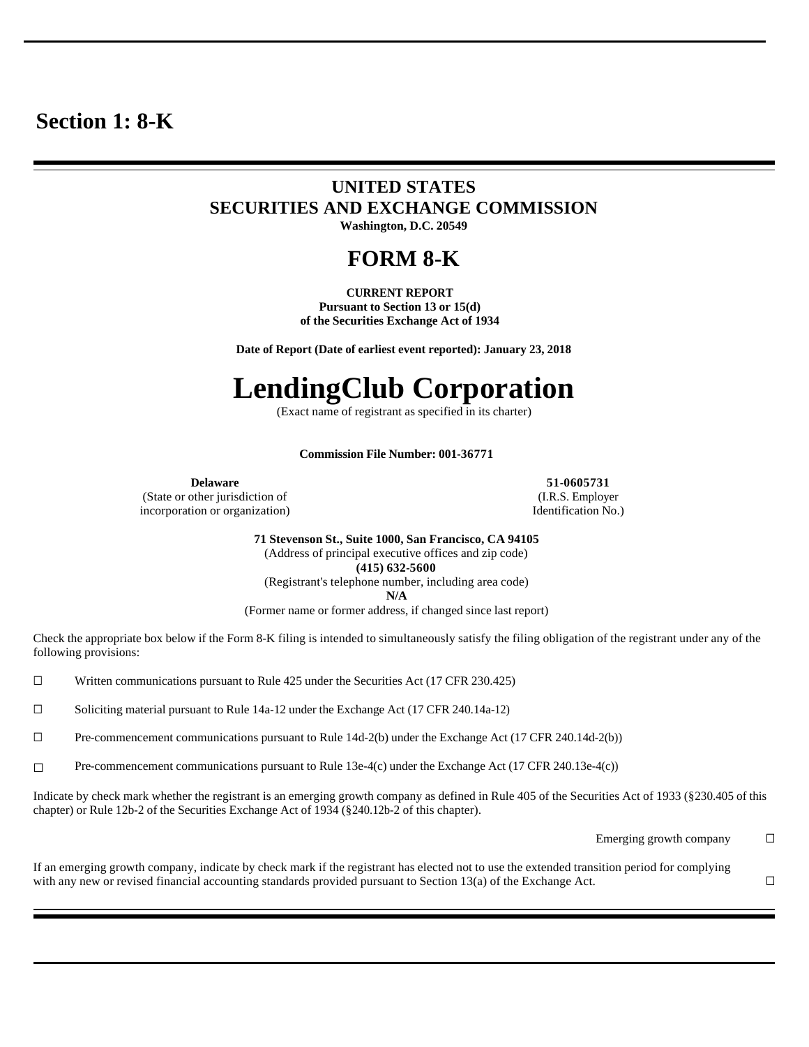# Section 1: 8-K

## UNITED STATES
## SECURITIES AND EXCHANGE COMMISSION
**Washington, D.C. 20549**

# FORM 8-K

**CURRENT REPORT**
**Pursuant to Section 13 or 15(d)**
**of the Securities Exchange Act of 1934**

**Date of Report (Date of earliest event reported): January 23, 2018**

# LendingClub Corporation

(Exact name of registrant as specified in its charter)

**Commission File Number: 001-36771**

| **Delaware** | **51-0605731** |
|---|---|
| (State or other jurisdiction of incorporation or organization) | (I.R.S. Employer Identification No.) |

**71 Stevenson St., Suite 1000, San Francisco, CA 94105**
(Address of principal executive offices and zip code)
**(415) 632-5600**
(Registrant's telephone number, including area code)
**N/A**
(Former name or former address, if changed since last report)

Check the appropriate box below if the Form 8-K filing is intended to simultaneously satisfy the filing obligation of the registrant under any of the following provisions:

☐ Written communications pursuant to Rule 425 under the Securities Act (17 CFR 230.425)

☐ Soliciting material pursuant to Rule 14a-12 under the Exchange Act (17 CFR 240.14a-12)

☐ Pre-commencement communications pursuant to Rule 14d-2(b) under the Exchange Act (17 CFR 240.14d-2(b))

☐ Pre-commencement communications pursuant to Rule 13e-4(c) under the Exchange Act (17 CFR 240.13e-4(c))

Indicate by check mark whether the registrant is an emerging growth company as defined in Rule 405 of the Securities Act of 1933 (§230.405 of this chapter) or Rule 12b-2 of the Securities Exchange Act of 1934 (§240.12b-2 of this chapter).

Emerging growth company ☐

If an emerging growth company, indicate by check mark if the registrant has elected not to use the extended transition period for complying with any new or revised financial accounting standards provided pursuant to Section 13(a) of the Exchange Act. ☐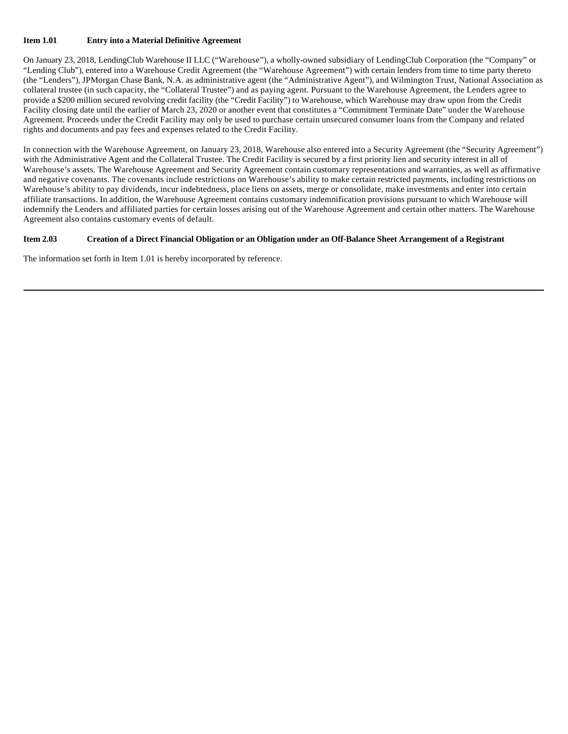**Item 1.01 Entry into a Material Definitive Agreement**

On January 23, 2018, LendingClub Warehouse II LLC ("Warehouse"), a wholly-owned subsidiary of LendingClub Corporation (the "Company" or "Lending Club"), entered into a Warehouse Credit Agreement (the "Warehouse Agreement") with certain lenders from time to time party thereto (the "Lenders"), JPMorgan Chase Bank, N.A. as administrative agent (the "Administrative Agent"), and Wilmington Trust, National Association as collateral trustee (in such capacity, the "Collateral Trustee") and as paying agent. Pursuant to the Warehouse Agreement, the Lenders agree to provide a $200 million secured revolving credit facility (the "Credit Facility") to Warehouse, which Warehouse may draw upon from the Credit Facility closing date until the earlier of March 23, 2020 or another event that constitutes a "Commitment Terminate Date" under the Warehouse Agreement. Proceeds under the Credit Facility may only be used to purchase certain unsecured consumer loans from the Company and related rights and documents and pay fees and expenses related to the Credit Facility.

In connection with the Warehouse Agreement, on January 23, 2018, Warehouse also entered into a Security Agreement (the "Security Agreement") with the Administrative Agent and the Collateral Trustee. The Credit Facility is secured by a first priority lien and security interest in all of Warehouse's assets. The Warehouse Agreement and Security Agreement contain customary representations and warranties, as well as affirmative and negative covenants. The covenants include restrictions on Warehouse's ability to make certain restricted payments, including restrictions on Warehouse's ability to pay dividends, incur indebtedness, place liens on assets, merge or consolidate, make investments and enter into certain affiliate transactions. In addition, the Warehouse Agreement contains customary indemnification provisions pursuant to which Warehouse will indemnify the Lenders and affiliated parties for certain losses arising out of the Warehouse Agreement and certain other matters. The Warehouse Agreement also contains customary events of default.

**Item 2.03 Creation of a Direct Financial Obligation or an Obligation under an Off-Balance Sheet Arrangement of a Registrant**

The information set forth in Item 1.01 is hereby incorporated by reference.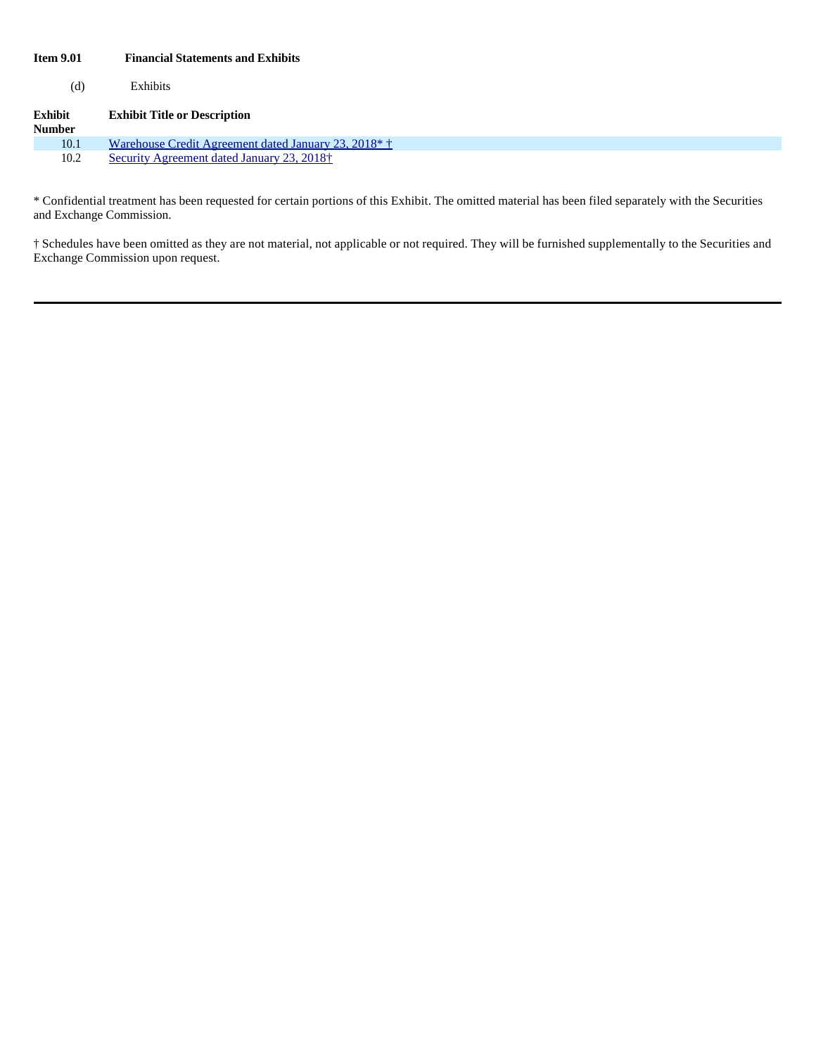**Item 9.01 Financial Statements and Exhibits**

(d) Exhibits

| Exhibit Number | Exhibit Title or Description |
| --- | --- |
| 10.1 | Warehouse Credit Agreement dated January 23, 2018* † |
| 10.2 | Security Agreement dated January 23, 2018† |

* Confidential treatment has been requested for certain portions of this Exhibit. The omitted material has been filed separately with the Securities and Exchange Commission.

† Schedules have been omitted as they are not material, not applicable or not required. They will be furnished supplementally to the Securities and Exchange Commission upon request.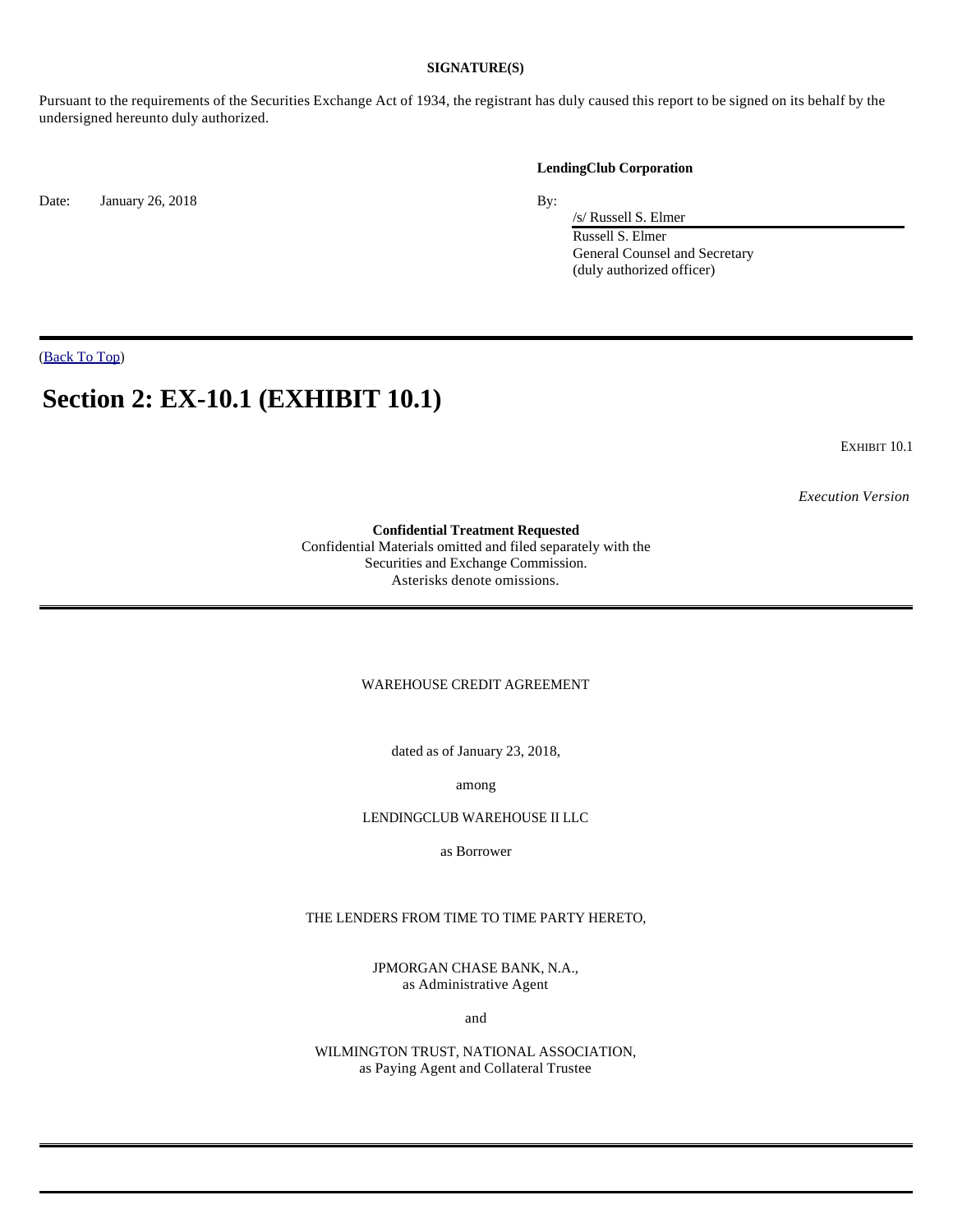**SIGNATURE(S)**

Pursuant to the requirements of the Securities Exchange Act of 1934, the registrant has duly caused this report to be signed on its behalf by the undersigned hereunto duly authorized.

**LendingClub Corporation**

Date: January 26, 2018

By: /s/ Russell S. Elmer
Russell S. Elmer
General Counsel and Secretary
(duly authorized officer)

(Back To Top)

# Section 2: EX-10.1 (EXHIBIT 10.1)

EXHIBIT 10.1

*Execution Version*

**Confidential Treatment Requested**
Confidential Materials omitted and filed separately with the Securities and Exchange Commission.
Asterisks denote omissions.

WAREHOUSE CREDIT AGREEMENT

dated as of January 23, 2018,

among

LENDINGCLUB WAREHOUSE II LLC

as Borrower

THE LENDERS FROM TIME TO TIME PARTY HERETO,

JPMORGAN CHASE BANK, N.A.,
as Administrative Agent

and

WILMINGTON TRUST, NATIONAL ASSOCIATION,
as Paying Agent and Collateral Trustee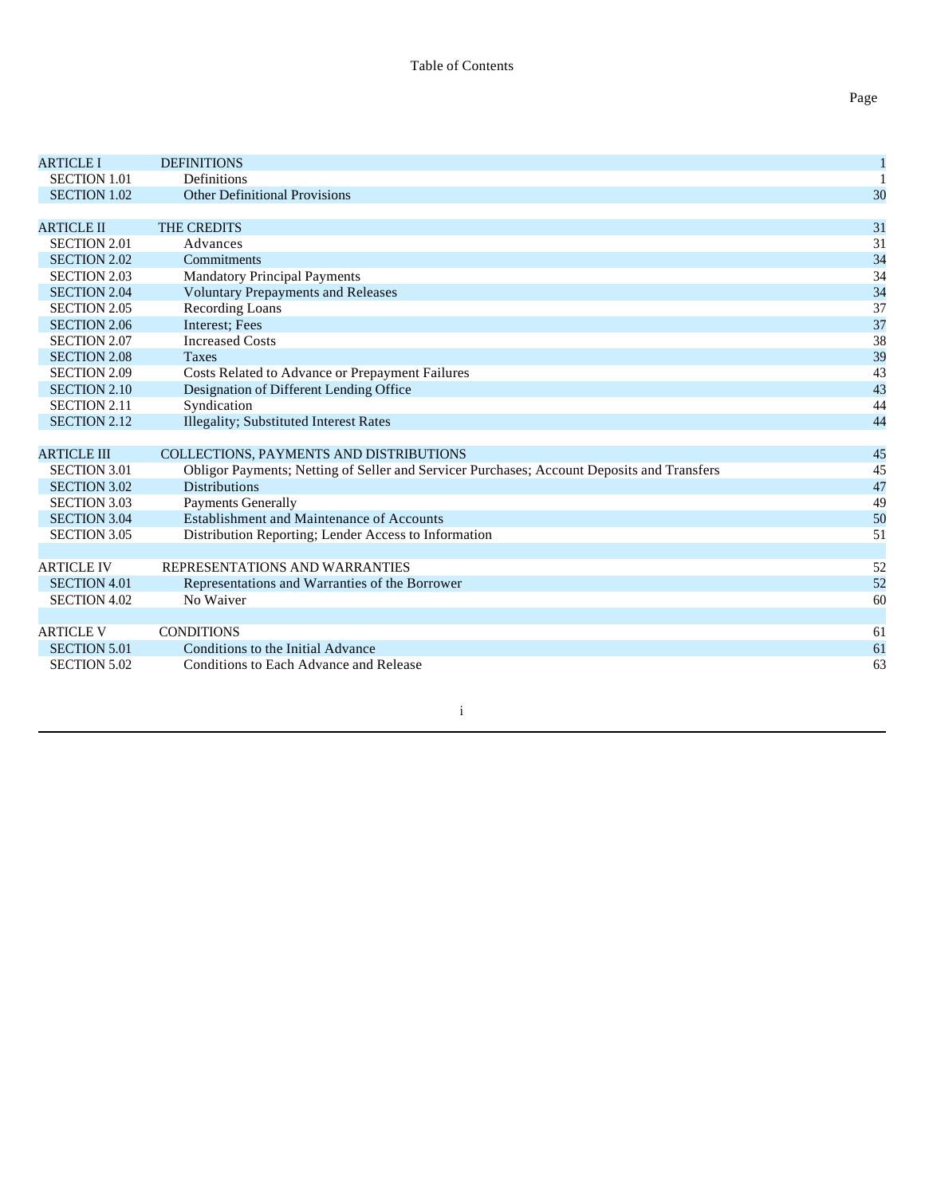Table of Contents

| | | Page |
|---|---|---|
| ARTICLE I | DEFINITIONS | 1 |
| SECTION 1.01 | Definitions | 1 |
| SECTION 1.02 | Other Definitional Provisions | 30 |
| | | |
| ARTICLE II | THE CREDITS | 31 |
| SECTION 2.01 | Advances | 31 |
| SECTION 2.02 | Commitments | 34 |
| SECTION 2.03 | Mandatory Principal Payments | 34 |
| SECTION 2.04 | Voluntary Prepayments and Releases | 34 |
| SECTION 2.05 | Recording Loans | 37 |
| SECTION 2.06 | Interest; Fees | 37 |
| SECTION 2.07 | Increased Costs | 38 |
| SECTION 2.08 | Taxes | 39 |
| SECTION 2.09 | Costs Related to Advance or Prepayment Failures | 43 |
| SECTION 2.10 | Designation of Different Lending Office | 43 |
| SECTION 2.11 | Syndication | 44 |
| SECTION 2.12 | Illegality; Substituted Interest Rates | 44 |
| | | |
| ARTICLE III | COLLECTIONS, PAYMENTS AND DISTRIBUTIONS | 45 |
| SECTION 3.01 | Obligor Payments; Netting of Seller and Servicer Purchases; Account Deposits and Transfers | 45 |
| SECTION 3.02 | Distributions | 47 |
| SECTION 3.03 | Payments Generally | 49 |
| SECTION 3.04 | Establishment and Maintenance of Accounts | 50 |
| SECTION 3.05 | Distribution Reporting; Lender Access to Information | 51 |
| | | |
| ARTICLE IV | REPRESENTATIONS AND WARRANTIES | 52 |
| SECTION 4.01 | Representations and Warranties of the Borrower | 52 |
| SECTION 4.02 | No Waiver | 60 |
| | | |
| ARTICLE V | CONDITIONS | 61 |
| SECTION 5.01 | Conditions to the Initial Advance | 61 |
| SECTION 5.02 | Conditions to Each Advance and Release | 63 |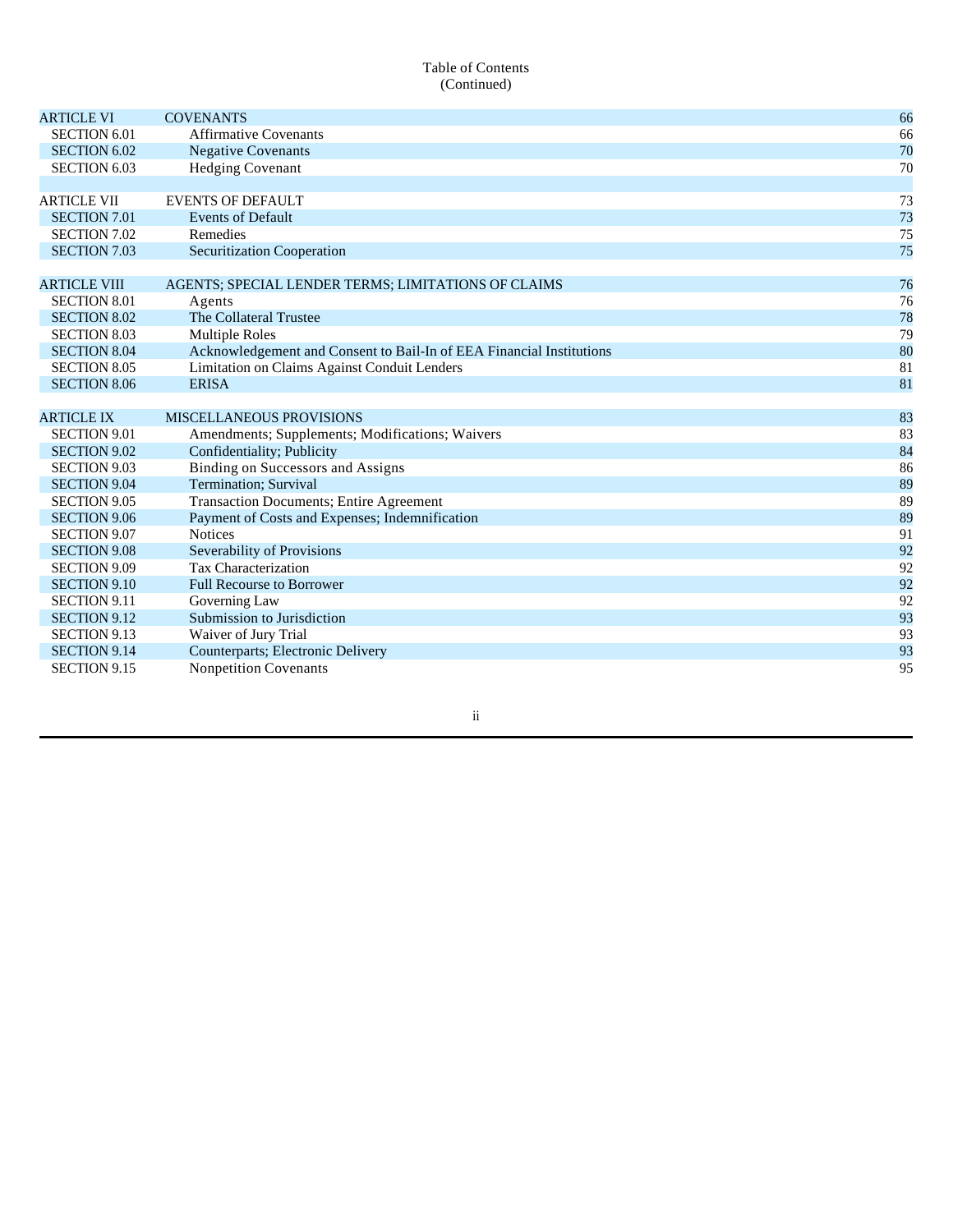Table of Contents
(Continued)

| | | |
|---|---|---|
| ARTICLE VI | COVENANTS | 66 |
| SECTION 6.01 | Affirmative Covenants | 66 |
| SECTION 6.02 | Negative Covenants | 70 |
| SECTION 6.03 | Hedging Covenant | 70 |
| | | |
| ARTICLE VII | EVENTS OF DEFAULT | 73 |
| SECTION 7.01 | Events of Default | 73 |
| SECTION 7.02 | Remedies | 75 |
| SECTION 7.03 | Securitization Cooperation | 75 |
| | | |
| ARTICLE VIII | AGENTS; SPECIAL LENDER TERMS; LIMITATIONS OF CLAIMS | 76 |
| SECTION 8.01 | Agents | 76 |
| SECTION 8.02 | The Collateral Trustee | 78 |
| SECTION 8.03 | Multiple Roles | 79 |
| SECTION 8.04 | Acknowledgement and Consent to Bail-In of EEA Financial Institutions | 80 |
| SECTION 8.05 | Limitation on Claims Against Conduit Lenders | 81 |
| SECTION 8.06 | ERISA | 81 |
| | | |
| ARTICLE IX | MISCELLANEOUS PROVISIONS | 83 |
| SECTION 9.01 | Amendments; Supplements; Modifications; Waivers | 83 |
| SECTION 9.02 | Confidentiality; Publicity | 84 |
| SECTION 9.03 | Binding on Successors and Assigns | 86 |
| SECTION 9.04 | Termination; Survival | 89 |
| SECTION 9.05 | Transaction Documents; Entire Agreement | 89 |
| SECTION 9.06 | Payment of Costs and Expenses; Indemnification | 89 |
| SECTION 9.07 | Notices | 91 |
| SECTION 9.08 | Severability of Provisions | 92 |
| SECTION 9.09 | Tax Characterization | 92 |
| SECTION 9.10 | Full Recourse to Borrower | 92 |
| SECTION 9.11 | Governing Law | 92 |
| SECTION 9.12 | Submission to Jurisdiction | 93 |
| SECTION 9.13 | Waiver of Jury Trial | 93 |
| SECTION 9.14 | Counterparts; Electronic Delivery | 93 |
| SECTION 9.15 | Nonpetition Covenants | 95 |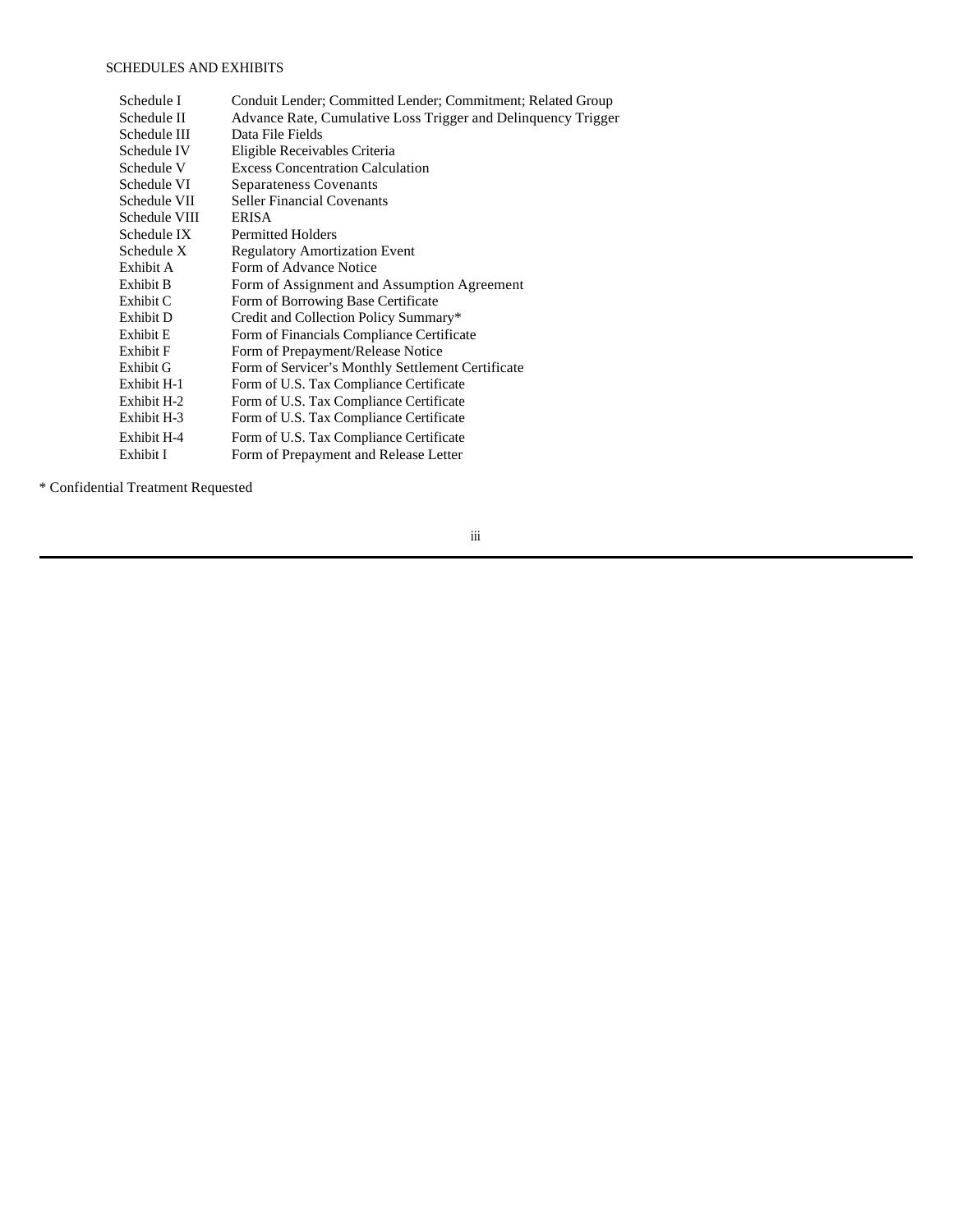SCHEDULES AND EXHIBITS

| | |
|---|---|
| Schedule I | Conduit Lender; Committed Lender; Commitment; Related Group |
| Schedule II | Advance Rate, Cumulative Loss Trigger and Delinquency Trigger |
| Schedule III | Data File Fields |
| Schedule IV | Eligible Receivables Criteria |
| Schedule V | Excess Concentration Calculation |
| Schedule VI | Separateness Covenants |
| Schedule VII | Seller Financial Covenants |
| Schedule VIII | ERISA |
| Schedule IX | Permitted Holders |
| Schedule X | Regulatory Amortization Event |
| Exhibit A | Form of Advance Notice |
| Exhibit B | Form of Assignment and Assumption Agreement |
| Exhibit C | Form of Borrowing Base Certificate |
| Exhibit D | Credit and Collection Policy Summary* |
| Exhibit E | Form of Financials Compliance Certificate |
| Exhibit F | Form of Prepayment/Release Notice |
| Exhibit G | Form of Servicer's Monthly Settlement Certificate |
| Exhibit H-1 | Form of U.S. Tax Compliance Certificate |
| Exhibit H-2 | Form of U.S. Tax Compliance Certificate |
| Exhibit H-3 | Form of U.S. Tax Compliance Certificate |
| Exhibit H-4 | Form of U.S. Tax Compliance Certificate |
| Exhibit I | Form of Prepayment and Release Letter |

* Confidential Treatment Requested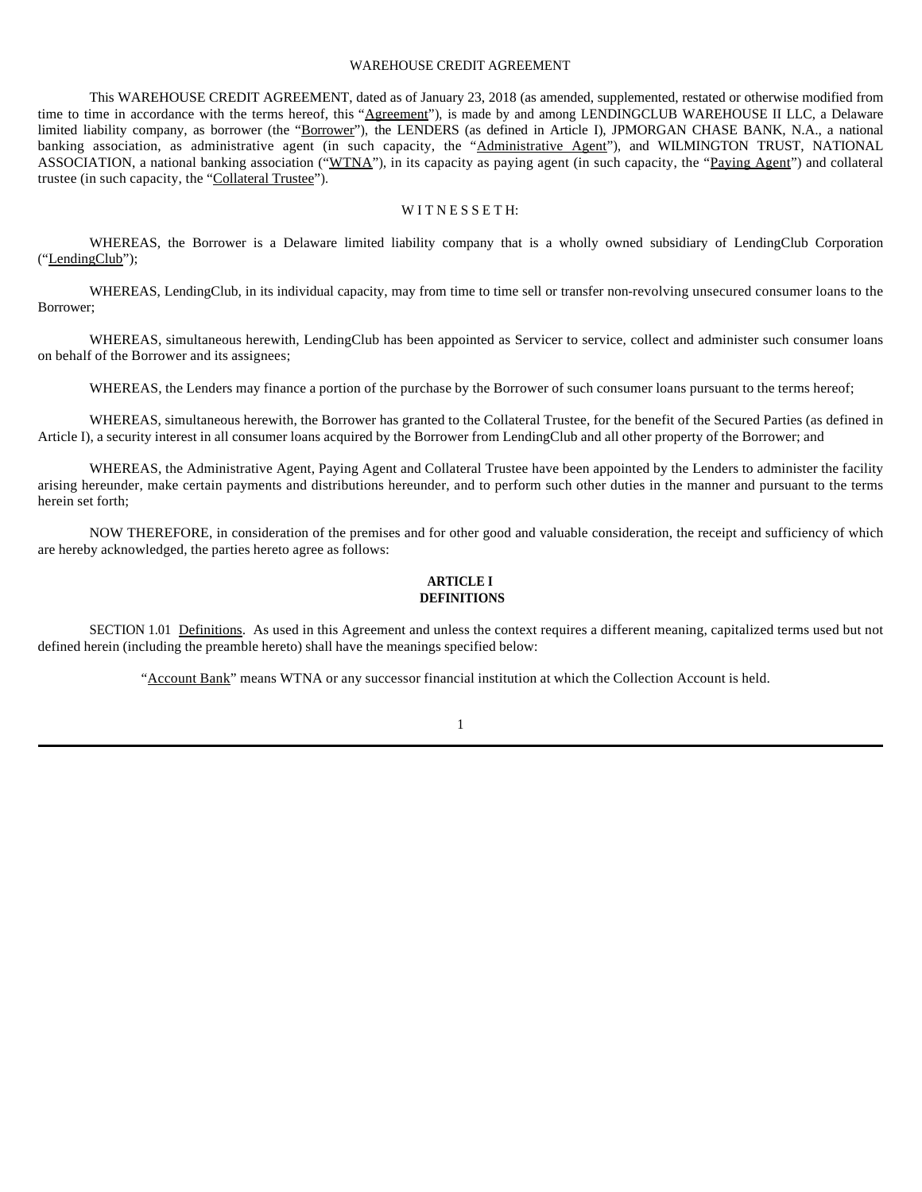WAREHOUSE CREDIT AGREEMENT

This WAREHOUSE CREDIT AGREEMENT, dated as of January 23, 2018 (as amended, supplemented, restated or otherwise modified from time to time in accordance with the terms hereof, this "Agreement"), is made by and among LENDINGCLUB WAREHOUSE II LLC, a Delaware limited liability company, as borrower (the "Borrower"), the LENDERS (as defined in Article I), JPMORGAN CHASE BANK, N.A., a national banking association, as administrative agent (in such capacity, the "Administrative Agent"), and WILMINGTON TRUST, NATIONAL ASSOCIATION, a national banking association ("WTNA"), in its capacity as paying agent (in such capacity, the "Paying Agent") and collateral trustee (in such capacity, the "Collateral Trustee").

W I T N E S S E T H:

WHEREAS, the Borrower is a Delaware limited liability company that is a wholly owned subsidiary of LendingClub Corporation ("LendingClub");

WHEREAS, LendingClub, in its individual capacity, may from time to time sell or transfer non-revolving unsecured consumer loans to the Borrower;

WHEREAS, simultaneous herewith, LendingClub has been appointed as Servicer to service, collect and administer such consumer loans on behalf of the Borrower and its assignees;

WHEREAS, the Lenders may finance a portion of the purchase by the Borrower of such consumer loans pursuant to the terms hereof;

WHEREAS, simultaneous herewith, the Borrower has granted to the Collateral Trustee, for the benefit of the Secured Parties (as defined in Article I), a security interest in all consumer loans acquired by the Borrower from LendingClub and all other property of the Borrower; and

WHEREAS, the Administrative Agent, Paying Agent and Collateral Trustee have been appointed by the Lenders to administer the facility arising hereunder, make certain payments and distributions hereunder, and to perform such other duties in the manner and pursuant to the terms herein set forth;

NOW THEREFORE, in consideration of the premises and for other good and valuable consideration, the receipt and sufficiency of which are hereby acknowledged, the parties hereto agree as follows:

## ARTICLE I
## DEFINITIONS

SECTION 1.01 Definitions. As used in this Agreement and unless the context requires a different meaning, capitalized terms used but not defined herein (including the preamble hereto) shall have the meanings specified below:

"Account Bank" means WTNA or any successor financial institution at which the Collection Account is held.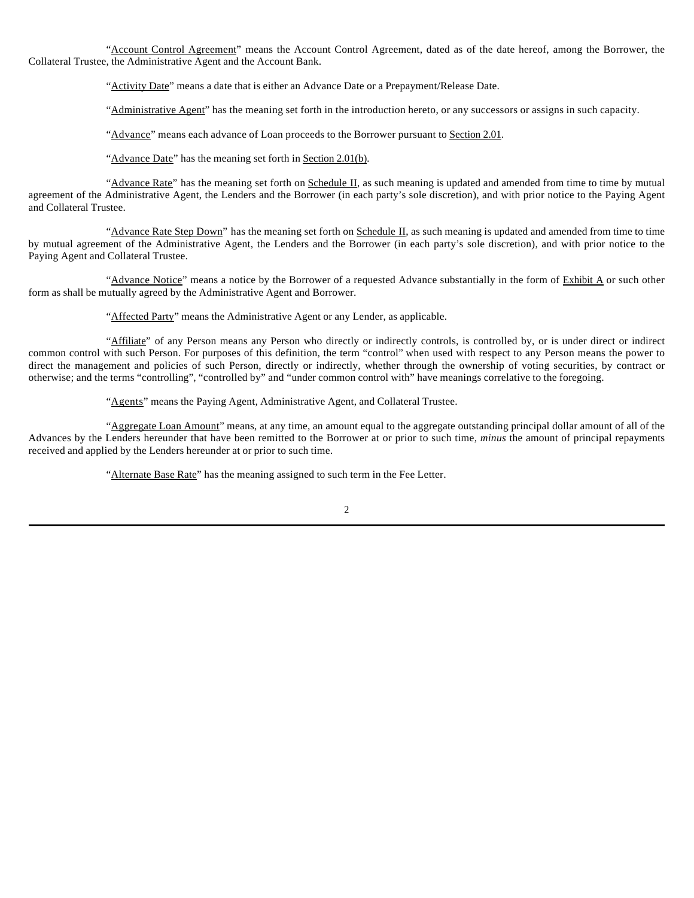"Account Control Agreement" means the Account Control Agreement, dated as of the date hereof, among the Borrower, the Collateral Trustee, the Administrative Agent and the Account Bank.

"Activity Date" means a date that is either an Advance Date or a Prepayment/Release Date.

"Administrative Agent" has the meaning set forth in the introduction hereto, or any successors or assigns in such capacity.

"Advance" means each advance of Loan proceeds to the Borrower pursuant to Section 2.01.

"Advance Date" has the meaning set forth in Section 2.01(b).

"Advance Rate" has the meaning set forth on Schedule II, as such meaning is updated and amended from time to time by mutual agreement of the Administrative Agent, the Lenders and the Borrower (in each party's sole discretion), and with prior notice to the Paying Agent and Collateral Trustee.

"Advance Rate Step Down" has the meaning set forth on Schedule II, as such meaning is updated and amended from time to time by mutual agreement of the Administrative Agent, the Lenders and the Borrower (in each party's sole discretion), and with prior notice to the Paying Agent and Collateral Trustee.

"Advance Notice" means a notice by the Borrower of a requested Advance substantially in the form of Exhibit A or such other form as shall be mutually agreed by the Administrative Agent and Borrower.

"Affected Party" means the Administrative Agent or any Lender, as applicable.

"Affiliate" of any Person means any Person who directly or indirectly controls, is controlled by, or is under direct or indirect common control with such Person. For purposes of this definition, the term "control" when used with respect to any Person means the power to direct the management and policies of such Person, directly or indirectly, whether through the ownership of voting securities, by contract or otherwise; and the terms "controlling", "controlled by" and "under common control with" have meanings correlative to the foregoing.

"Agents" means the Paying Agent, Administrative Agent, and Collateral Trustee.

"Aggregate Loan Amount" means, at any time, an amount equal to the aggregate outstanding principal dollar amount of all of the Advances by the Lenders hereunder that have been remitted to the Borrower at or prior to such time, *minus* the amount of principal repayments received and applied by the Lenders hereunder at or prior to such time.

"Alternate Base Rate" has the meaning assigned to such term in the Fee Letter.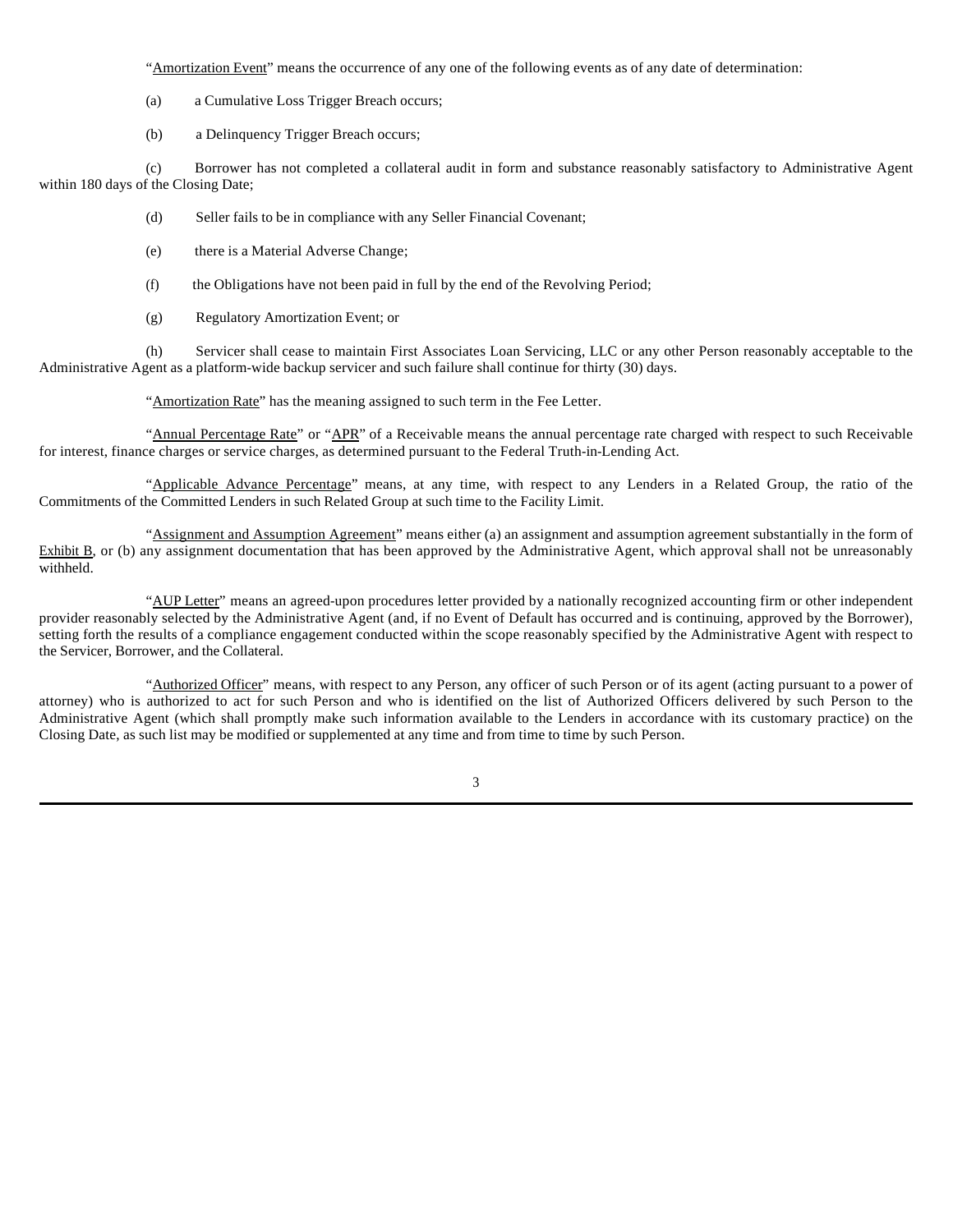"Amortization Event" means the occurrence of any one of the following events as of any date of determination:

(a) a Cumulative Loss Trigger Breach occurs;

(b) a Delinquency Trigger Breach occurs;

(c) Borrower has not completed a collateral audit in form and substance reasonably satisfactory to Administrative Agent within 180 days of the Closing Date;

(d) Seller fails to be in compliance with any Seller Financial Covenant;

(e) there is a Material Adverse Change;

(f) the Obligations have not been paid in full by the end of the Revolving Period;

(g) Regulatory Amortization Event; or

(h) Servicer shall cease to maintain First Associates Loan Servicing, LLC or any other Person reasonably acceptable to the Administrative Agent as a platform-wide backup servicer and such failure shall continue for thirty (30) days.

"Amortization Rate" has the meaning assigned to such term in the Fee Letter.

"Annual Percentage Rate" or "APR" of a Receivable means the annual percentage rate charged with respect to such Receivable for interest, finance charges or service charges, as determined pursuant to the Federal Truth-in-Lending Act.

"Applicable Advance Percentage" means, at any time, with respect to any Lenders in a Related Group, the ratio of the Commitments of the Committed Lenders in such Related Group at such time to the Facility Limit.

"Assignment and Assumption Agreement" means either (a) an assignment and assumption agreement substantially in the form of Exhibit B, or (b) any assignment documentation that has been approved by the Administrative Agent, which approval shall not be unreasonably withheld.

"AUP Letter" means an agreed-upon procedures letter provided by a nationally recognized accounting firm or other independent provider reasonably selected by the Administrative Agent (and, if no Event of Default has occurred and is continuing, approved by the Borrower), setting forth the results of a compliance engagement conducted within the scope reasonably specified by the Administrative Agent with respect to the Servicer, Borrower, and the Collateral.

"Authorized Officer" means, with respect to any Person, any officer of such Person or of its agent (acting pursuant to a power of attorney) who is authorized to act for such Person and who is identified on the list of Authorized Officers delivered by such Person to the Administrative Agent (which shall promptly make such information available to the Lenders in accordance with its customary practice) on the Closing Date, as such list may be modified or supplemented at any time and from time to time by such Person.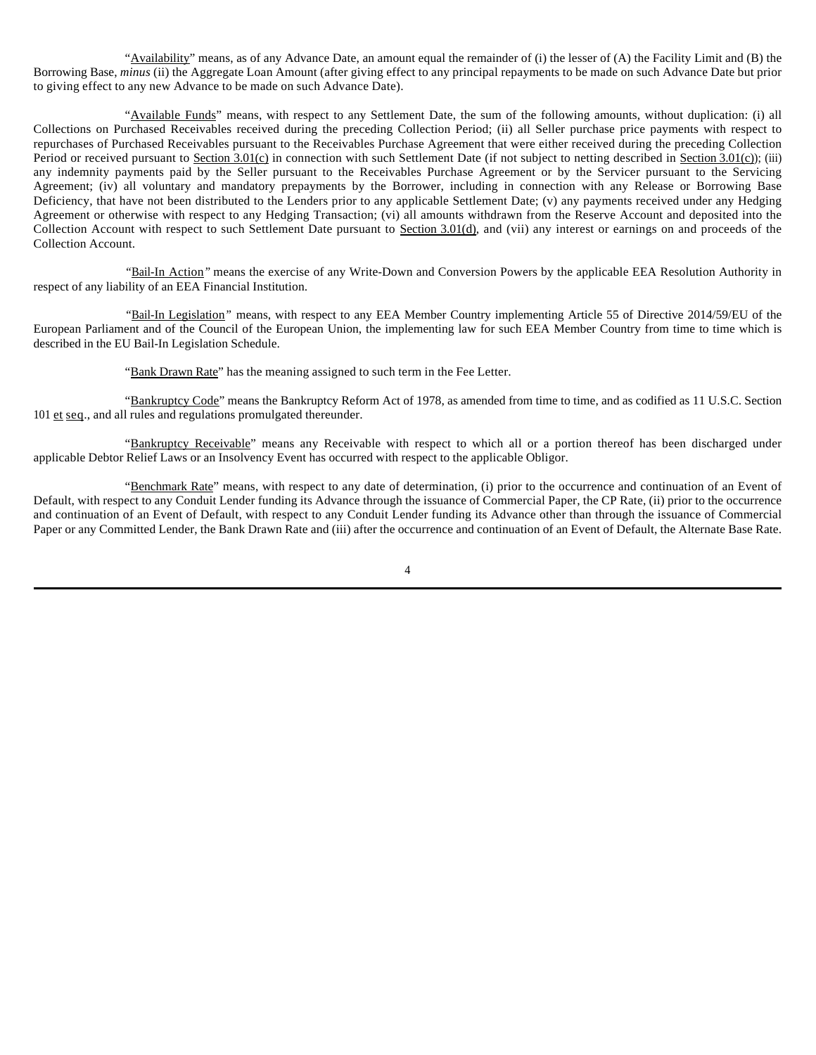"Availability" means, as of any Advance Date, an amount equal the remainder of (i) the lesser of (A) the Facility Limit and (B) the Borrowing Base, *minus* (ii) the Aggregate Loan Amount (after giving effect to any principal repayments to be made on such Advance Date but prior to giving effect to any new Advance to be made on such Advance Date).

"Available Funds" means, with respect to any Settlement Date, the sum of the following amounts, without duplication: (i) all Collections on Purchased Receivables received during the preceding Collection Period; (ii) all Seller purchase price payments with respect to repurchases of Purchased Receivables pursuant to the Receivables Purchase Agreement that were either received during the preceding Collection Period or received pursuant to Section 3.01(c) in connection with such Settlement Date (if not subject to netting described in Section 3.01(c)); (iii) any indemnity payments paid by the Seller pursuant to the Receivables Purchase Agreement or by the Servicer pursuant to the Servicing Agreement; (iv) all voluntary and mandatory prepayments by the Borrower, including in connection with any Release or Borrowing Base Deficiency, that have not been distributed to the Lenders prior to any applicable Settlement Date; (v) any payments received under any Hedging Agreement or otherwise with respect to any Hedging Transaction; (vi) all amounts withdrawn from the Reserve Account and deposited into the Collection Account with respect to such Settlement Date pursuant to Section 3.01(d), and (vii) any interest or earnings on and proceeds of the Collection Account.

"Bail-In Action" means the exercise of any Write-Down and Conversion Powers by the applicable EEA Resolution Authority in respect of any liability of an EEA Financial Institution.

"Bail-In Legislation" means, with respect to any EEA Member Country implementing Article 55 of Directive 2014/59/EU of the European Parliament and of the Council of the European Union, the implementing law for such EEA Member Country from time to time which is described in the EU Bail-In Legislation Schedule.

"Bank Drawn Rate" has the meaning assigned to such term in the Fee Letter.

"Bankruptcy Code" means the Bankruptcy Reform Act of 1978, as amended from time to time, and as codified as 11 U.S.C. Section 101 et seq., and all rules and regulations promulgated thereunder.

"Bankruptcy Receivable" means any Receivable with respect to which all or a portion thereof has been discharged under applicable Debtor Relief Laws or an Insolvency Event has occurred with respect to the applicable Obligor.

"Benchmark Rate" means, with respect to any date of determination, (i) prior to the occurrence and continuation of an Event of Default, with respect to any Conduit Lender funding its Advance through the issuance of Commercial Paper, the CP Rate, (ii) prior to the occurrence and continuation of an Event of Default, with respect to any Conduit Lender funding its Advance other than through the issuance of Commercial Paper or any Committed Lender, the Bank Drawn Rate and (iii) after the occurrence and continuation of an Event of Default, the Alternate Base Rate.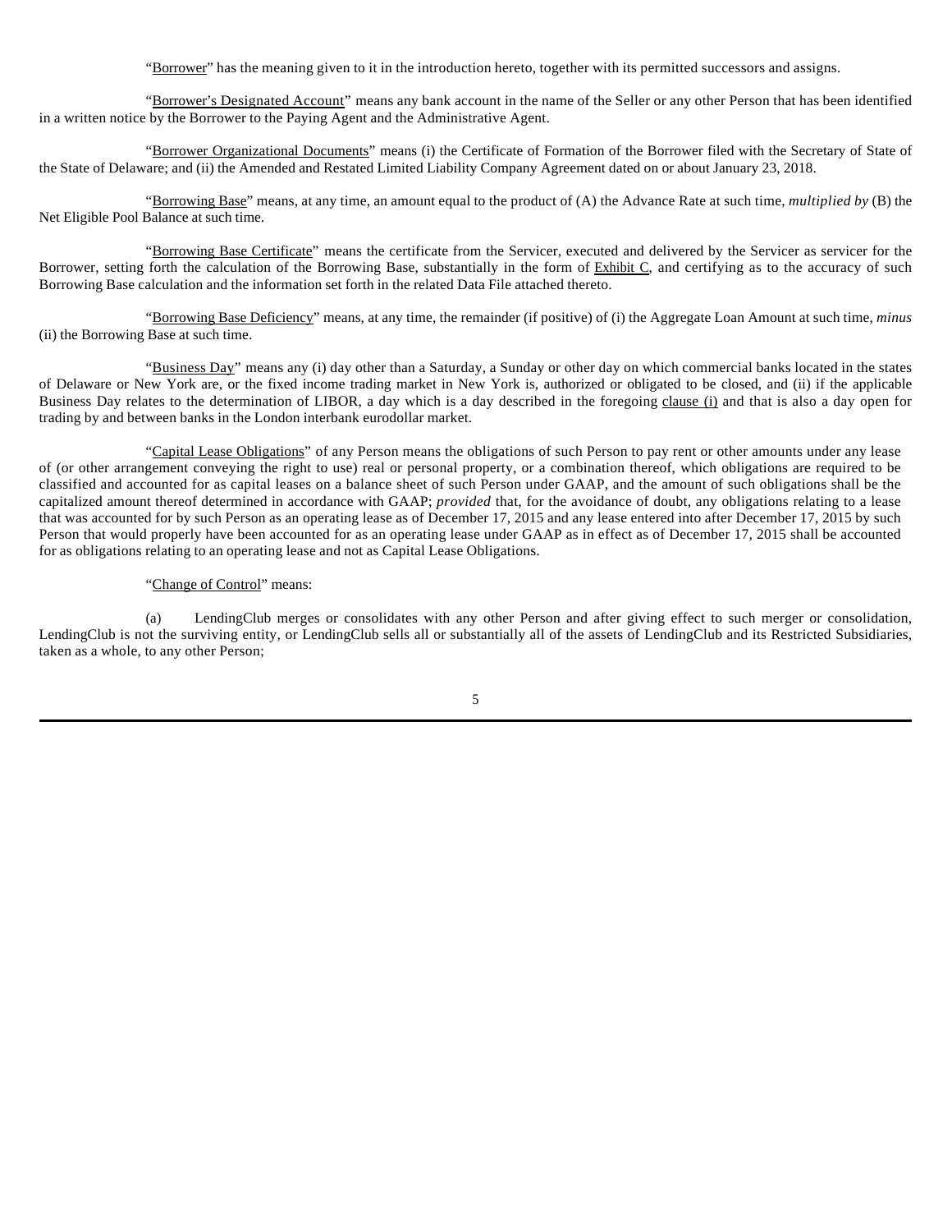"Borrower" has the meaning given to it in the introduction hereto, together with its permitted successors and assigns.

"Borrower's Designated Account" means any bank account in the name of the Seller or any other Person that has been identified in a written notice by the Borrower to the Paying Agent and the Administrative Agent.

"Borrower Organizational Documents" means (i) the Certificate of Formation of the Borrower filed with the Secretary of State of the State of Delaware; and (ii) the Amended and Restated Limited Liability Company Agreement dated on or about January 23, 2018.

"Borrowing Base" means, at any time, an amount equal to the product of (A) the Advance Rate at such time, *multiplied by* (B) the Net Eligible Pool Balance at such time.

"Borrowing Base Certificate" means the certificate from the Servicer, executed and delivered by the Servicer as servicer for the Borrower, setting forth the calculation of the Borrowing Base, substantially in the form of Exhibit C, and certifying as to the accuracy of such Borrowing Base calculation and the information set forth in the related Data File attached thereto.

"Borrowing Base Deficiency" means, at any time, the remainder (if positive) of (i) the Aggregate Loan Amount at such time, *minus* (ii) the Borrowing Base at such time.

"Business Day" means any (i) day other than a Saturday, a Sunday or other day on which commercial banks located in the states of Delaware or New York are, or the fixed income trading market in New York is, authorized or obligated to be closed, and (ii) if the applicable Business Day relates to the determination of LIBOR, a day which is a day described in the foregoing clause (i) and that is also a day open for trading by and between banks in the London interbank eurodollar market.

"Capital Lease Obligations" of any Person means the obligations of such Person to pay rent or other amounts under any lease of (or other arrangement conveying the right to use) real or personal property, or a combination thereof, which obligations are required to be classified and accounted for as capital leases on a balance sheet of such Person under GAAP, and the amount of such obligations shall be the capitalized amount thereof determined in accordance with GAAP; *provided* that, for the avoidance of doubt, any obligations relating to a lease that was accounted for by such Person as an operating lease as of December 17, 2015 and any lease entered into after December 17, 2015 by such Person that would properly have been accounted for as an operating lease under GAAP as in effect as of December 17, 2015 shall be accounted for as obligations relating to an operating lease and not as Capital Lease Obligations.

"Change of Control" means:

(a) LendingClub merges or consolidates with any other Person and after giving effect to such merger or consolidation, LendingClub is not the surviving entity, or LendingClub sells all or substantially all of the assets of LendingClub and its Restricted Subsidiaries, taken as a whole, to any other Person;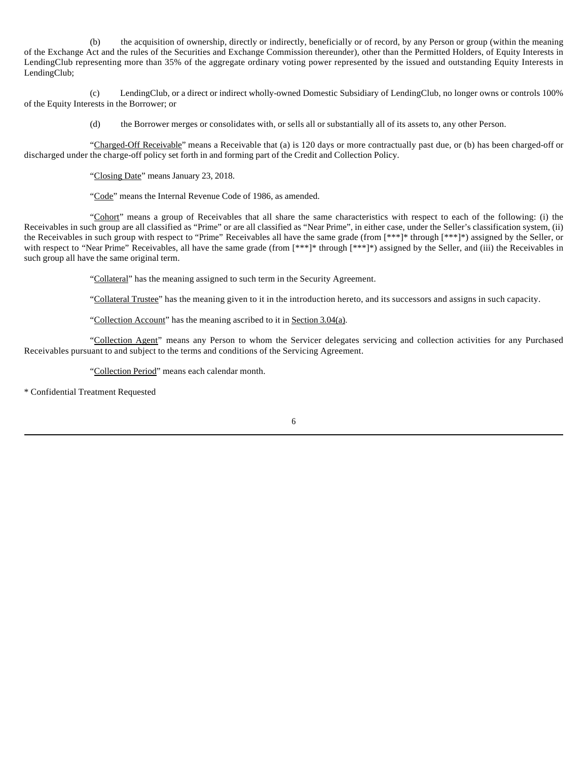(b) the acquisition of ownership, directly or indirectly, beneficially or of record, by any Person or group (within the meaning of the Exchange Act and the rules of the Securities and Exchange Commission thereunder), other than the Permitted Holders, of Equity Interests in LendingClub representing more than 35% of the aggregate ordinary voting power represented by the issued and outstanding Equity Interests in LendingClub;

(c) LendingClub, or a direct or indirect wholly-owned Domestic Subsidiary of LendingClub, no longer owns or controls 100% of the Equity Interests in the Borrower; or

(d) the Borrower merges or consolidates with, or sells all or substantially all of its assets to, any other Person.

"Charged-Off Receivable" means a Receivable that (a) is 120 days or more contractually past due, or (b) has been charged-off or discharged under the charge-off policy set forth in and forming part of the Credit and Collection Policy.

"Closing Date" means January 23, 2018.

"Code" means the Internal Revenue Code of 1986, as amended.

"Cohort" means a group of Receivables that all share the same characteristics with respect to each of the following: (i) the Receivables in such group are all classified as "Prime" or are all classified as "Near Prime", in either case, under the Seller's classification system, (ii) the Receivables in such group with respect to "Prime" Receivables all have the same grade (from [***]* through [***]*) assigned by the Seller, or with respect to "Near Prime" Receivables, all have the same grade (from [***]* through [***]*) assigned by the Seller, and (iii) the Receivables in such group all have the same original term.

"Collateral" has the meaning assigned to such term in the Security Agreement.

"Collateral Trustee" has the meaning given to it in the introduction hereto, and its successors and assigns in such capacity.

"Collection Account" has the meaning ascribed to it in Section 3.04(a).

"Collection Agent" means any Person to whom the Servicer delegates servicing and collection activities for any Purchased Receivables pursuant to and subject to the terms and conditions of the Servicing Agreement.

"Collection Period" means each calendar month.

* Confidential Treatment Requested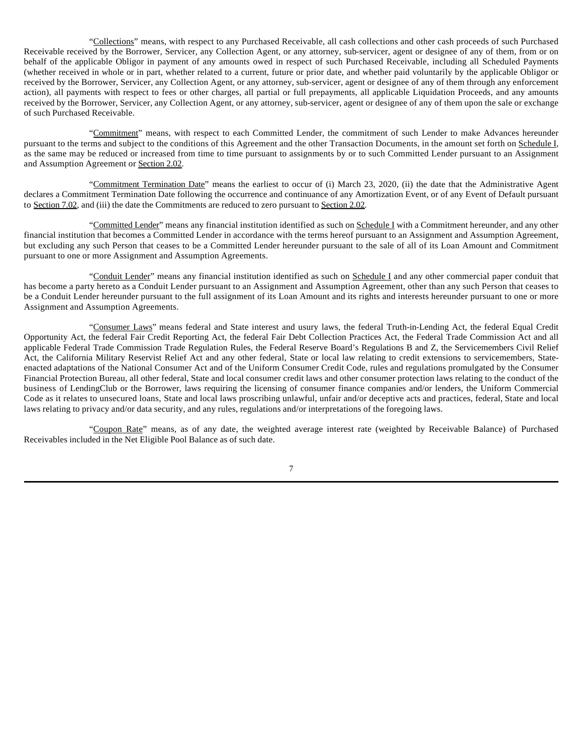"Collections" means, with respect to any Purchased Receivable, all cash collections and other cash proceeds of such Purchased Receivable received by the Borrower, Servicer, any Collection Agent, or any attorney, sub-servicer, agent or designee of any of them, from or on behalf of the applicable Obligor in payment of any amounts owed in respect of such Purchased Receivable, including all Scheduled Payments (whether received in whole or in part, whether related to a current, future or prior date, and whether paid voluntarily by the applicable Obligor or received by the Borrower, Servicer, any Collection Agent, or any attorney, sub-servicer, agent or designee of any of them through any enforcement action), all payments with respect to fees or other charges, all partial or full prepayments, all applicable Liquidation Proceeds, and any amounts received by the Borrower, Servicer, any Collection Agent, or any attorney, sub-servicer, agent or designee of any of them upon the sale or exchange of such Purchased Receivable.

"Commitment" means, with respect to each Committed Lender, the commitment of such Lender to make Advances hereunder pursuant to the terms and subject to the conditions of this Agreement and the other Transaction Documents, in the amount set forth on Schedule I, as the same may be reduced or increased from time to time pursuant to assignments by or to such Committed Lender pursuant to an Assignment and Assumption Agreement or Section 2.02.

"Commitment Termination Date" means the earliest to occur of (i) March 23, 2020, (ii) the date that the Administrative Agent declares a Commitment Termination Date following the occurrence and continuance of any Amortization Event, or of any Event of Default pursuant to Section 7.02, and (iii) the date the Commitments are reduced to zero pursuant to Section 2.02.

"Committed Lender" means any financial institution identified as such on Schedule I with a Commitment hereunder, and any other financial institution that becomes a Committed Lender in accordance with the terms hereof pursuant to an Assignment and Assumption Agreement, but excluding any such Person that ceases to be a Committed Lender hereunder pursuant to the sale of all of its Loan Amount and Commitment pursuant to one or more Assignment and Assumption Agreements.

"Conduit Lender" means any financial institution identified as such on Schedule I and any other commercial paper conduit that has become a party hereto as a Conduit Lender pursuant to an Assignment and Assumption Agreement, other than any such Person that ceases to be a Conduit Lender hereunder pursuant to the full assignment of its Loan Amount and its rights and interests hereunder pursuant to one or more Assignment and Assumption Agreements.

"Consumer Laws" means federal and State interest and usury laws, the federal Truth-in-Lending Act, the federal Equal Credit Opportunity Act, the federal Fair Credit Reporting Act, the federal Fair Debt Collection Practices Act, the Federal Trade Commission Act and all applicable Federal Trade Commission Trade Regulation Rules, the Federal Reserve Board's Regulations B and Z, the Servicemembers Civil Relief Act, the California Military Reservist Relief Act and any other federal, State or local law relating to credit extensions to servicemembers, State-enacted adaptations of the National Consumer Act and of the Uniform Consumer Credit Code, rules and regulations promulgated by the Consumer Financial Protection Bureau, all other federal, State and local consumer credit laws and other consumer protection laws relating to the conduct of the business of LendingClub or the Borrower, laws requiring the licensing of consumer finance companies and/or lenders, the Uniform Commercial Code as it relates to unsecured loans, State and local laws proscribing unlawful, unfair and/or deceptive acts and practices, federal, State and local laws relating to privacy and/or data security, and any rules, regulations and/or interpretations of the foregoing laws.

"Coupon Rate" means, as of any date, the weighted average interest rate (weighted by Receivable Balance) of Purchased Receivables included in the Net Eligible Pool Balance as of such date.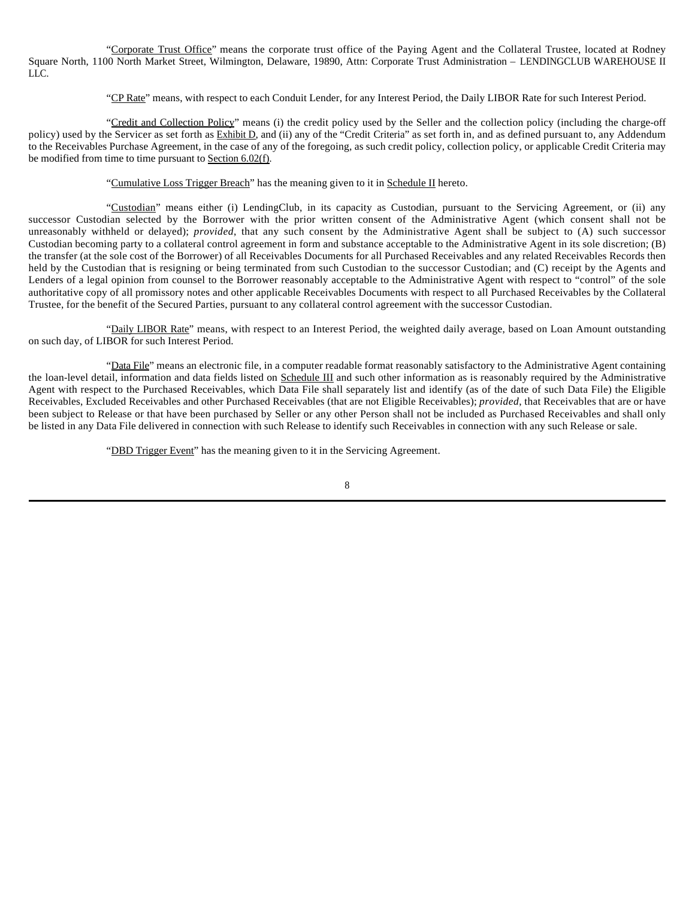"Corporate Trust Office" means the corporate trust office of the Paying Agent and the Collateral Trustee, located at Rodney Square North, 1100 North Market Street, Wilmington, Delaware, 19890, Attn: Corporate Trust Administration – LENDINGCLUB WAREHOUSE II LLC.

"CP Rate" means, with respect to each Conduit Lender, for any Interest Period, the Daily LIBOR Rate for such Interest Period.

"Credit and Collection Policy" means (i) the credit policy used by the Seller and the collection policy (including the charge-off policy) used by the Servicer as set forth as Exhibit D, and (ii) any of the "Credit Criteria" as set forth in, and as defined pursuant to, any Addendum to the Receivables Purchase Agreement, in the case of any of the foregoing, as such credit policy, collection policy, or applicable Credit Criteria may be modified from time to time pursuant to Section 6.02(f).

"Cumulative Loss Trigger Breach" has the meaning given to it in Schedule II hereto.

"Custodian" means either (i) LendingClub, in its capacity as Custodian, pursuant to the Servicing Agreement, or (ii) any successor Custodian selected by the Borrower with the prior written consent of the Administrative Agent (which consent shall not be unreasonably withheld or delayed); *provided*, that any such consent by the Administrative Agent shall be subject to (A) such successor Custodian becoming party to a collateral control agreement in form and substance acceptable to the Administrative Agent in its sole discretion; (B) the transfer (at the sole cost of the Borrower) of all Receivables Documents for all Purchased Receivables and any related Receivables Records then held by the Custodian that is resigning or being terminated from such Custodian to the successor Custodian; and (C) receipt by the Agents and Lenders of a legal opinion from counsel to the Borrower reasonably acceptable to the Administrative Agent with respect to "control" of the sole authoritative copy of all promissory notes and other applicable Receivables Documents with respect to all Purchased Receivables by the Collateral Trustee, for the benefit of the Secured Parties, pursuant to any collateral control agreement with the successor Custodian.

"Daily LIBOR Rate" means, with respect to an Interest Period, the weighted daily average, based on Loan Amount outstanding on such day, of LIBOR for such Interest Period.

"Data File" means an electronic file, in a computer readable format reasonably satisfactory to the Administrative Agent containing the loan-level detail, information and data fields listed on Schedule III and such other information as is reasonably required by the Administrative Agent with respect to the Purchased Receivables, which Data File shall separately list and identify (as of the date of such Data File) the Eligible Receivables, Excluded Receivables and other Purchased Receivables (that are not Eligible Receivables); *provided*, that Receivables that are or have been subject to Release or that have been purchased by Seller or any other Person shall not be included as Purchased Receivables and shall only be listed in any Data File delivered in connection with such Release to identify such Receivables in connection with any such Release or sale.

"DBD Trigger Event" has the meaning given to it in the Servicing Agreement.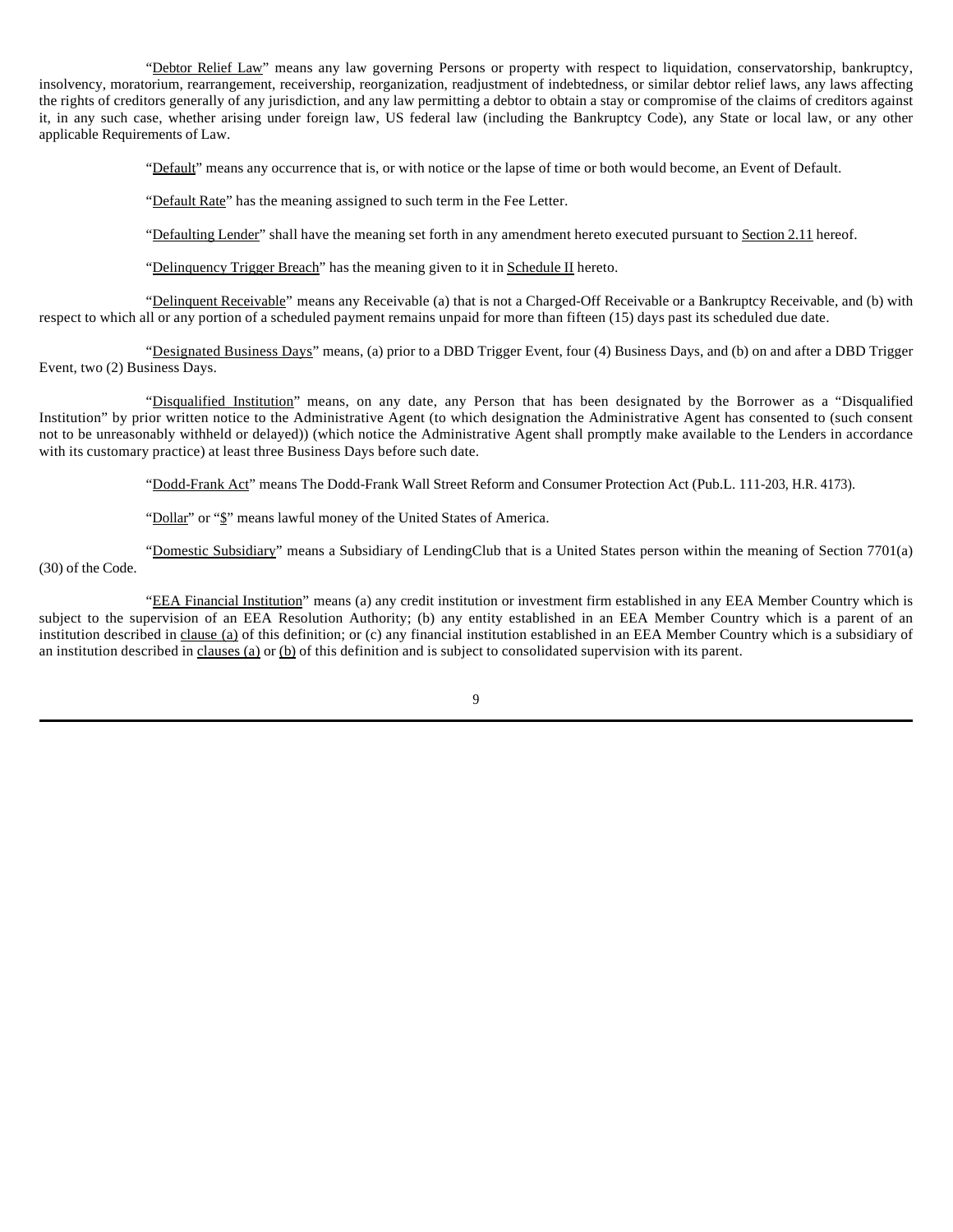"Debtor Relief Law" means any law governing Persons or property with respect to liquidation, conservatorship, bankruptcy, insolvency, moratorium, rearrangement, receivership, reorganization, readjustment of indebtedness, or similar debtor relief laws, any laws affecting the rights of creditors generally of any jurisdiction, and any law permitting a debtor to obtain a stay or compromise of the claims of creditors against it, in any such case, whether arising under foreign law, US federal law (including the Bankruptcy Code), any State or local law, or any other applicable Requirements of Law.

"Default" means any occurrence that is, or with notice or the lapse of time or both would become, an Event of Default.

"Default Rate" has the meaning assigned to such term in the Fee Letter.

"Defaulting Lender" shall have the meaning set forth in any amendment hereto executed pursuant to Section 2.11 hereof.

"Delinquency Trigger Breach" has the meaning given to it in Schedule II hereto.

"Delinquent Receivable" means any Receivable (a) that is not a Charged-Off Receivable or a Bankruptcy Receivable, and (b) with respect to which all or any portion of a scheduled payment remains unpaid for more than fifteen (15) days past its scheduled due date.

"Designated Business Days" means, (a) prior to a DBD Trigger Event, four (4) Business Days, and (b) on and after a DBD Trigger Event, two (2) Business Days.

"Disqualified Institution" means, on any date, any Person that has been designated by the Borrower as a "Disqualified Institution" by prior written notice to the Administrative Agent (to which designation the Administrative Agent has consented to (such consent not to be unreasonably withheld or delayed)) (which notice the Administrative Agent shall promptly make available to the Lenders in accordance with its customary practice) at least three Business Days before such date.

"Dodd-Frank Act" means The Dodd-Frank Wall Street Reform and Consumer Protection Act (Pub.L. 111-203, H.R. 4173).

"Dollar" or "$" means lawful money of the United States of America.

"Domestic Subsidiary" means a Subsidiary of LendingClub that is a United States person within the meaning of Section 7701(a)(30) of the Code.

"EEA Financial Institution" means (a) any credit institution or investment firm established in any EEA Member Country which is subject to the supervision of an EEA Resolution Authority; (b) any entity established in an EEA Member Country which is a parent of an institution described in clause (a) of this definition; or (c) any financial institution established in an EEA Member Country which is a subsidiary of an institution described in clauses (a) or (b) of this definition and is subject to consolidated supervision with its parent.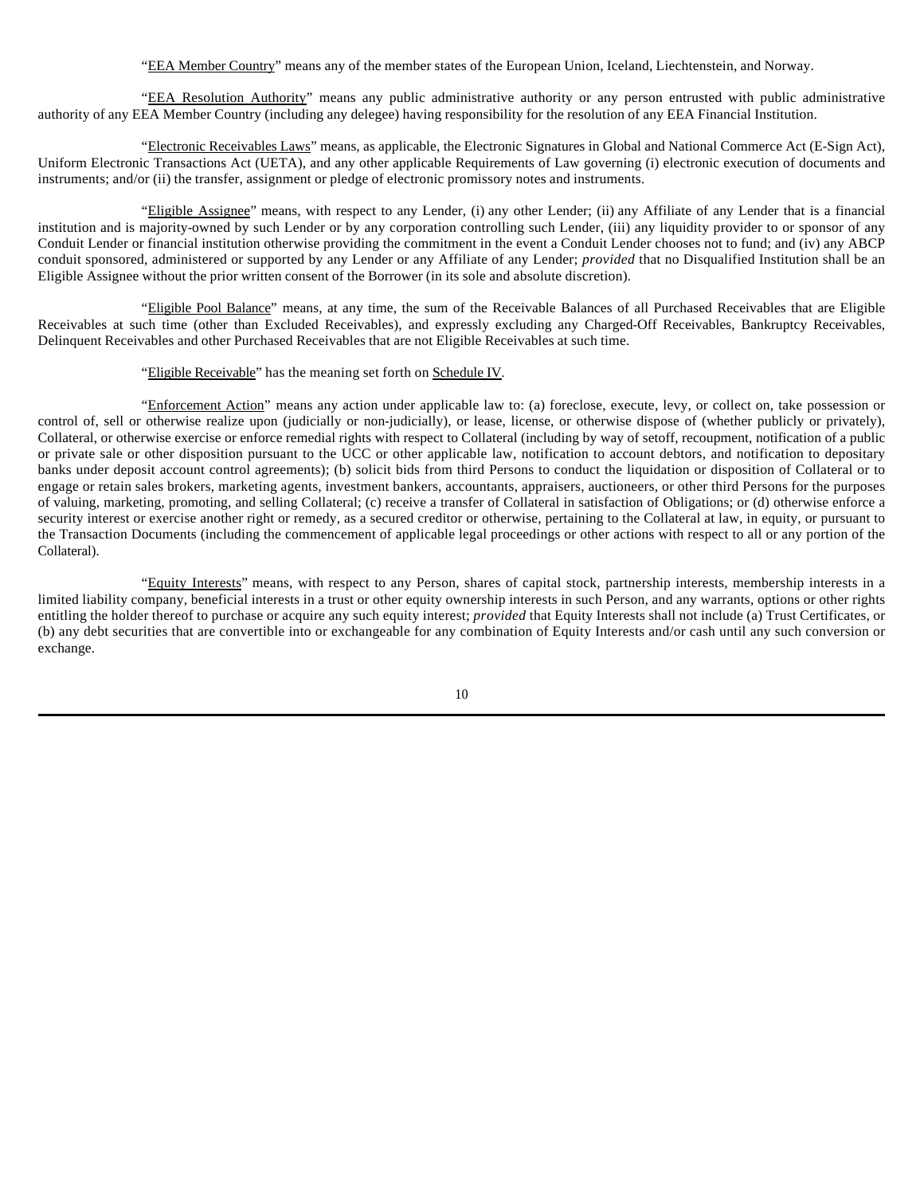"EEA Member Country" means any of the member states of the European Union, Iceland, Liechtenstein, and Norway.

"EEA Resolution Authority" means any public administrative authority or any person entrusted with public administrative authority of any EEA Member Country (including any delegee) having responsibility for the resolution of any EEA Financial Institution.

"Electronic Receivables Laws" means, as applicable, the Electronic Signatures in Global and National Commerce Act (E-Sign Act), Uniform Electronic Transactions Act (UETA), and any other applicable Requirements of Law governing (i) electronic execution of documents and instruments; and/or (ii) the transfer, assignment or pledge of electronic promissory notes and instruments.

"Eligible Assignee" means, with respect to any Lender, (i) any other Lender; (ii) any Affiliate of any Lender that is a financial institution and is majority-owned by such Lender or by any corporation controlling such Lender, (iii) any liquidity provider to or sponsor of any Conduit Lender or financial institution otherwise providing the commitment in the event a Conduit Lender chooses not to fund; and (iv) any ABCP conduit sponsored, administered or supported by any Lender or any Affiliate of any Lender; *provided* that no Disqualified Institution shall be an Eligible Assignee without the prior written consent of the Borrower (in its sole and absolute discretion).

"Eligible Pool Balance" means, at any time, the sum of the Receivable Balances of all Purchased Receivables that are Eligible Receivables at such time (other than Excluded Receivables), and expressly excluding any Charged-Off Receivables, Bankruptcy Receivables, Delinquent Receivables and other Purchased Receivables that are not Eligible Receivables at such time.

"Eligible Receivable" has the meaning set forth on Schedule IV.

"Enforcement Action" means any action under applicable law to: (a) foreclose, execute, levy, or collect on, take possession or control of, sell or otherwise realize upon (judicially or non-judicially), or lease, license, or otherwise dispose of (whether publicly or privately), Collateral, or otherwise exercise or enforce remedial rights with respect to Collateral (including by way of setoff, recoupment, notification of a public or private sale or other disposition pursuant to the UCC or other applicable law, notification to account debtors, and notification to depositary banks under deposit account control agreements); (b) solicit bids from third Persons to conduct the liquidation or disposition of Collateral or to engage or retain sales brokers, marketing agents, investment bankers, accountants, appraisers, auctioneers, or other third Persons for the purposes of valuing, marketing, promoting, and selling Collateral; (c) receive a transfer of Collateral in satisfaction of Obligations; or (d) otherwise enforce a security interest or exercise another right or remedy, as a secured creditor or otherwise, pertaining to the Collateral at law, in equity, or pursuant to the Transaction Documents (including the commencement of applicable legal proceedings or other actions with respect to all or any portion of the Collateral).

"Equity Interests" means, with respect to any Person, shares of capital stock, partnership interests, membership interests in a limited liability company, beneficial interests in a trust or other equity ownership interests in such Person, and any warrants, options or other rights entitling the holder thereof to purchase or acquire any such equity interest; *provided* that Equity Interests shall not include (a) Trust Certificates, or (b) any debt securities that are convertible into or exchangeable for any combination of Equity Interests and/or cash until any such conversion or exchange.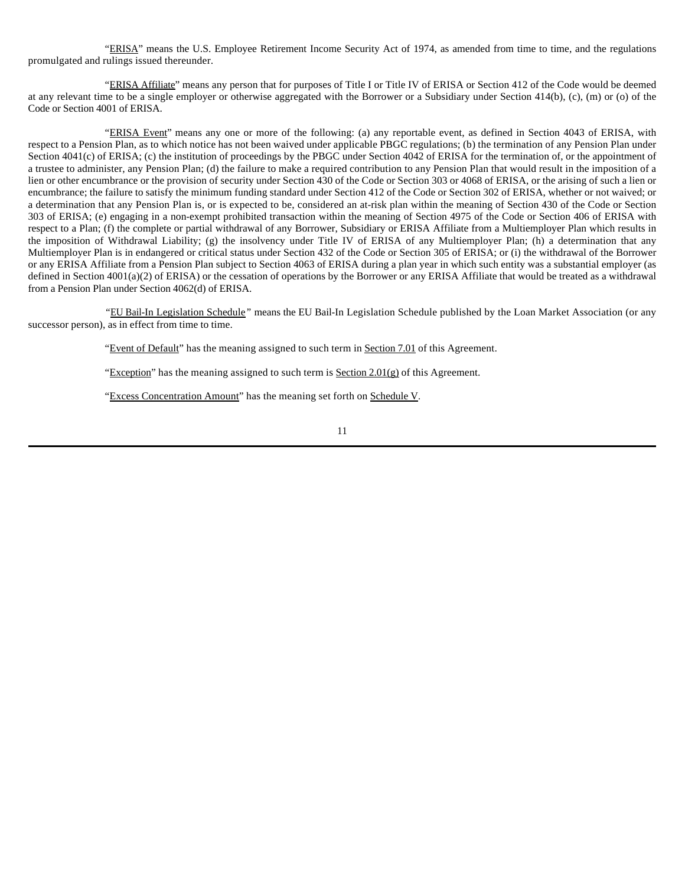"ERISA" means the U.S. Employee Retirement Income Security Act of 1974, as amended from time to time, and the regulations promulgated and rulings issued thereunder.

"ERISA Affiliate" means any person that for purposes of Title I or Title IV of ERISA or Section 412 of the Code would be deemed at any relevant time to be a single employer or otherwise aggregated with the Borrower or a Subsidiary under Section 414(b), (c), (m) or (o) of the Code or Section 4001 of ERISA.

"ERISA Event" means any one or more of the following: (a) any reportable event, as defined in Section 4043 of ERISA, with respect to a Pension Plan, as to which notice has not been waived under applicable PBGC regulations; (b) the termination of any Pension Plan under Section 4041(c) of ERISA; (c) the institution of proceedings by the PBGC under Section 4042 of ERISA for the termination of, or the appointment of a trustee to administer, any Pension Plan; (d) the failure to make a required contribution to any Pension Plan that would result in the imposition of a lien or other encumbrance or the provision of security under Section 430 of the Code or Section 303 or 4068 of ERISA, or the arising of such a lien or encumbrance; the failure to satisfy the minimum funding standard under Section 412 of the Code or Section 302 of ERISA, whether or not waived; or a determination that any Pension Plan is, or is expected to be, considered an at-risk plan within the meaning of Section 430 of the Code or Section 303 of ERISA; (e) engaging in a non-exempt prohibited transaction within the meaning of Section 4975 of the Code or Section 406 of ERISA with respect to a Plan; (f) the complete or partial withdrawal of any Borrower, Subsidiary or ERISA Affiliate from a Multiemployer Plan which results in the imposition of Withdrawal Liability; (g) the insolvency under Title IV of ERISA of any Multiemployer Plan; (h) a determination that any Multiemployer Plan is in endangered or critical status under Section 432 of the Code or Section 305 of ERISA; or (i) the withdrawal of the Borrower or any ERISA Affiliate from a Pension Plan subject to Section 4063 of ERISA during a plan year in which such entity was a substantial employer (as defined in Section 4001(a)(2) of ERISA) or the cessation of operations by the Borrower or any ERISA Affiliate that would be treated as a withdrawal from a Pension Plan under Section 4062(d) of ERISA.

"EU Bail-In Legislation Schedule" means the EU Bail-In Legislation Schedule published by the Loan Market Association (or any successor person), as in effect from time to time.

"Event of Default" has the meaning assigned to such term in Section 7.01 of this Agreement.

"Exception" has the meaning assigned to such term is Section 2.01(g) of this Agreement.

"Excess Concentration Amount" has the meaning set forth on Schedule V.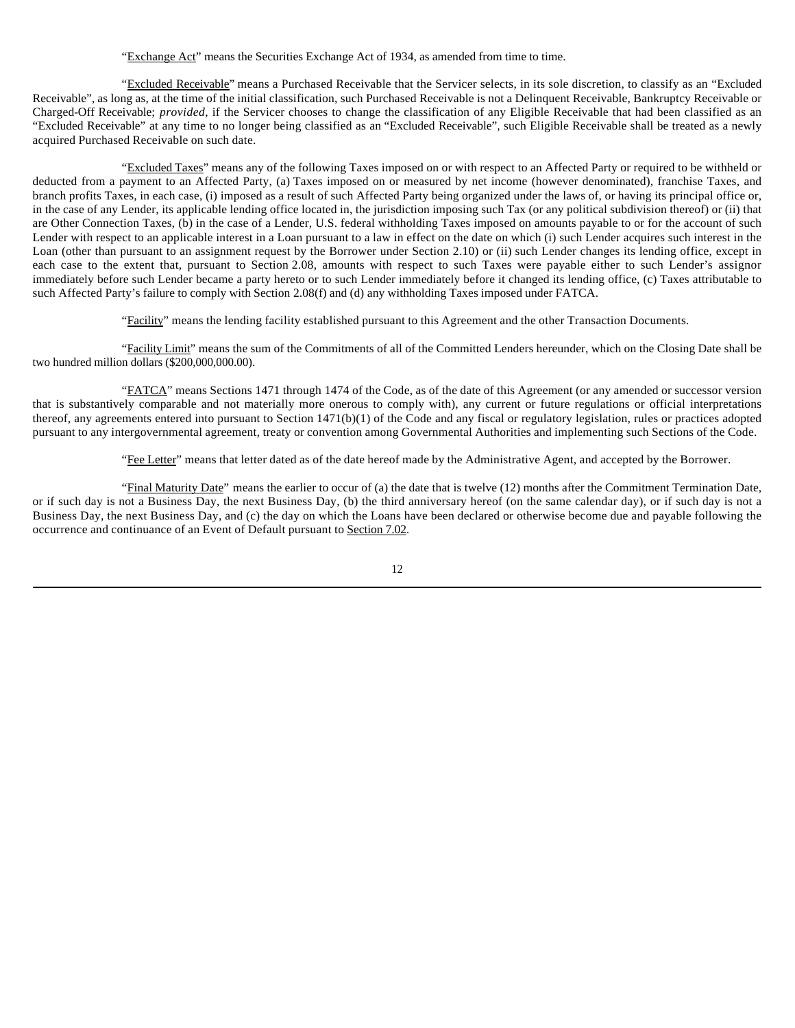"Exchange Act" means the Securities Exchange Act of 1934, as amended from time to time.

"Excluded Receivable" means a Purchased Receivable that the Servicer selects, in its sole discretion, to classify as an "Excluded Receivable", as long as, at the time of the initial classification, such Purchased Receivable is not a Delinquent Receivable, Bankruptcy Receivable or Charged-Off Receivable; *provided*, if the Servicer chooses to change the classification of any Eligible Receivable that had been classified as an "Excluded Receivable" at any time to no longer being classified as an "Excluded Receivable", such Eligible Receivable shall be treated as a newly acquired Purchased Receivable on such date.

"Excluded Taxes" means any of the following Taxes imposed on or with respect to an Affected Party or required to be withheld or deducted from a payment to an Affected Party, (a) Taxes imposed on or measured by net income (however denominated), franchise Taxes, and branch profits Taxes, in each case, (i) imposed as a result of such Affected Party being organized under the laws of, or having its principal office or, in the case of any Lender, its applicable lending office located in, the jurisdiction imposing such Tax (or any political subdivision thereof) or (ii) that are Other Connection Taxes, (b) in the case of a Lender, U.S. federal withholding Taxes imposed on amounts payable to or for the account of such Lender with respect to an applicable interest in a Loan pursuant to a law in effect on the date on which (i) such Lender acquires such interest in the Loan (other than pursuant to an assignment request by the Borrower under Section 2.10) or (ii) such Lender changes its lending office, except in each case to the extent that, pursuant to Section 2.08, amounts with respect to such Taxes were payable either to such Lender's assignor immediately before such Lender became a party hereto or to such Lender immediately before it changed its lending office, (c) Taxes attributable to such Affected Party's failure to comply with Section 2.08(f) and (d) any withholding Taxes imposed under FATCA.

"Facility" means the lending facility established pursuant to this Agreement and the other Transaction Documents.

"Facility Limit" means the sum of the Commitments of all of the Committed Lenders hereunder, which on the Closing Date shall be two hundred million dollars ($200,000,000.00).

"FATCA" means Sections 1471 through 1474 of the Code, as of the date of this Agreement (or any amended or successor version that is substantively comparable and not materially more onerous to comply with), any current or future regulations or official interpretations thereof, any agreements entered into pursuant to Section 1471(b)(1) of the Code and any fiscal or regulatory legislation, rules or practices adopted pursuant to any intergovernmental agreement, treaty or convention among Governmental Authorities and implementing such Sections of the Code.

"Fee Letter" means that letter dated as of the date hereof made by the Administrative Agent, and accepted by the Borrower.

"Final Maturity Date" means the earlier to occur of (a) the date that is twelve (12) months after the Commitment Termination Date, or if such day is not a Business Day, the next Business Day, (b) the third anniversary hereof (on the same calendar day), or if such day is not a Business Day, the next Business Day, and (c) the day on which the Loans have been declared or otherwise become due and payable following the occurrence and continuance of an Event of Default pursuant to Section 7.02.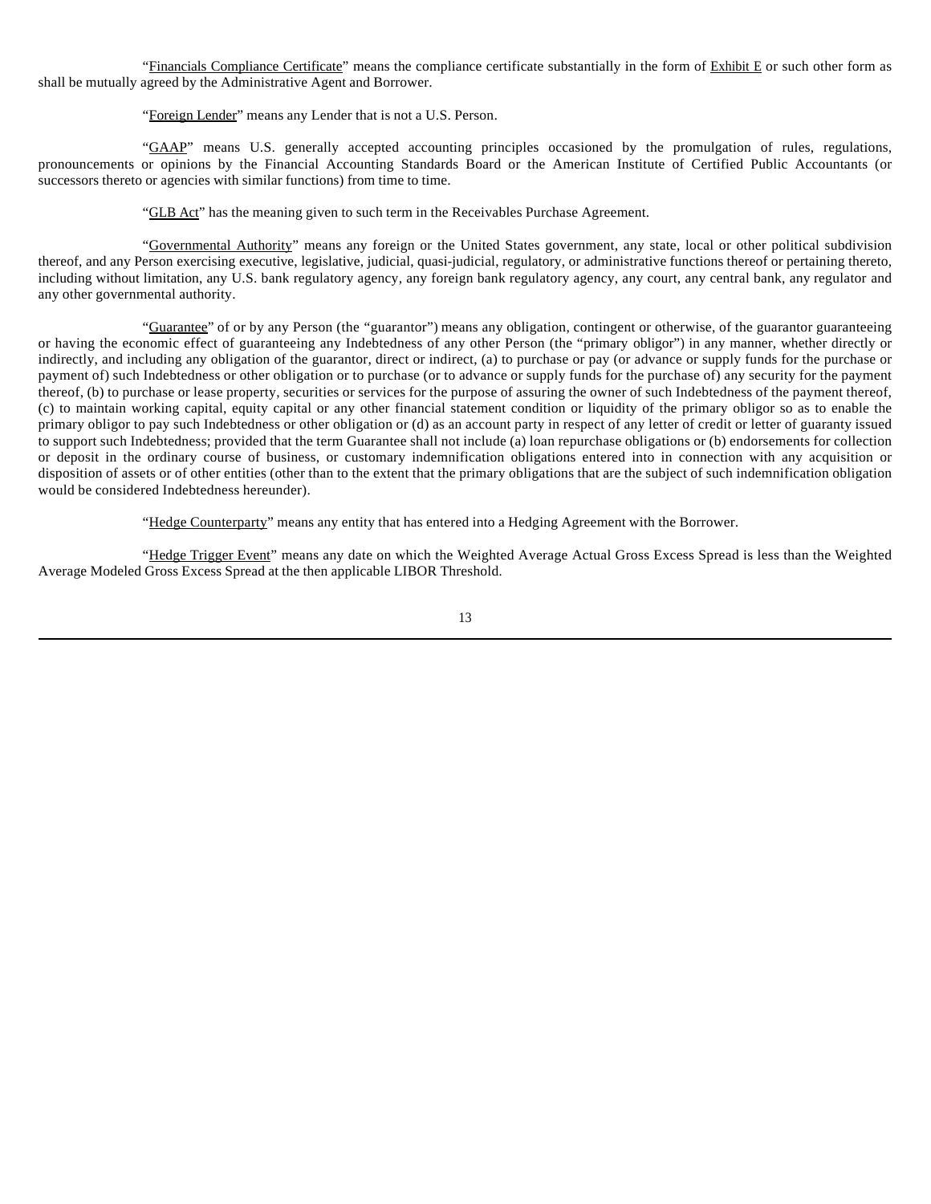"Financials Compliance Certificate" means the compliance certificate substantially in the form of Exhibit E or such other form as shall be mutually agreed by the Administrative Agent and Borrower.

"Foreign Lender" means any Lender that is not a U.S. Person.

"GAAP" means U.S. generally accepted accounting principles occasioned by the promulgation of rules, regulations, pronouncements or opinions by the Financial Accounting Standards Board or the American Institute of Certified Public Accountants (or successors thereto or agencies with similar functions) from time to time.

"GLB Act" has the meaning given to such term in the Receivables Purchase Agreement.

"Governmental Authority" means any foreign or the United States government, any state, local or other political subdivision thereof, and any Person exercising executive, legislative, judicial, quasi-judicial, regulatory, or administrative functions thereof or pertaining thereto, including without limitation, any U.S. bank regulatory agency, any foreign bank regulatory agency, any court, any central bank, any regulator and any other governmental authority.

"Guarantee" of or by any Person (the "guarantor") means any obligation, contingent or otherwise, of the guarantor guaranteeing or having the economic effect of guaranteeing any Indebtedness of any other Person (the "primary obligor") in any manner, whether directly or indirectly, and including any obligation of the guarantor, direct or indirect, (a) to purchase or pay (or advance or supply funds for the purchase or payment of) such Indebtedness or other obligation or to purchase (or to advance or supply funds for the purchase of) any security for the payment thereof, (b) to purchase or lease property, securities or services for the purpose of assuring the owner of such Indebtedness of the payment thereof, (c) to maintain working capital, equity capital or any other financial statement condition or liquidity of the primary obligor so as to enable the primary obligor to pay such Indebtedness or other obligation or (d) as an account party in respect of any letter of credit or letter of guaranty issued to support such Indebtedness; provided that the term Guarantee shall not include (a) loan repurchase obligations or (b) endorsements for collection or deposit in the ordinary course of business, or customary indemnification obligations entered into in connection with any acquisition or disposition of assets or of other entities (other than to the extent that the primary obligations that are the subject of such indemnification obligation would be considered Indebtedness hereunder).

"Hedge Counterparty" means any entity that has entered into a Hedging Agreement with the Borrower.

"Hedge Trigger Event" means any date on which the Weighted Average Actual Gross Excess Spread is less than the Weighted Average Modeled Gross Excess Spread at the then applicable LIBOR Threshold.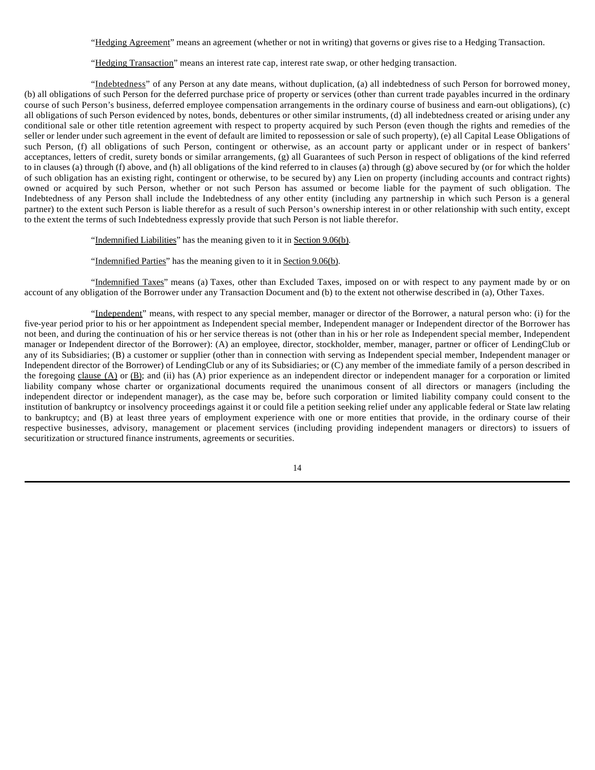"Hedging Agreement" means an agreement (whether or not in writing) that governs or gives rise to a Hedging Transaction.

"Hedging Transaction" means an interest rate cap, interest rate swap, or other hedging transaction.

"Indebtedness" of any Person at any date means, without duplication, (a) all indebtedness of such Person for borrowed money, (b) all obligations of such Person for the deferred purchase price of property or services (other than current trade payables incurred in the ordinary course of such Person's business, deferred employee compensation arrangements in the ordinary course of business and earn-out obligations), (c) all obligations of such Person evidenced by notes, bonds, debentures or other similar instruments, (d) all indebtedness created or arising under any conditional sale or other title retention agreement with respect to property acquired by such Person (even though the rights and remedies of the seller or lender under such agreement in the event of default are limited to repossession or sale of such property), (e) all Capital Lease Obligations of such Person, (f) all obligations of such Person, contingent or otherwise, as an account party or applicant under or in respect of bankers' acceptances, letters of credit, surety bonds or similar arrangements, (g) all Guarantees of such Person in respect of obligations of the kind referred to in clauses (a) through (f) above, and (h) all obligations of the kind referred to in clauses (a) through (g) above secured by (or for which the holder of such obligation has an existing right, contingent or otherwise, to be secured by) any Lien on property (including accounts and contract rights) owned or acquired by such Person, whether or not such Person has assumed or become liable for the payment of such obligation. The Indebtedness of any Person shall include the Indebtedness of any other entity (including any partnership in which such Person is a general partner) to the extent such Person is liable therefor as a result of such Person's ownership interest in or other relationship with such entity, except to the extent the terms of such Indebtedness expressly provide that such Person is not liable therefor.

"Indemnified Liabilities" has the meaning given to it in Section 9.06(b).

"Indemnified Parties" has the meaning given to it in Section 9.06(b).

"Indemnified Taxes" means (a) Taxes, other than Excluded Taxes, imposed on or with respect to any payment made by or on account of any obligation of the Borrower under any Transaction Document and (b) to the extent not otherwise described in (a), Other Taxes.

"Independent" means, with respect to any special member, manager or director of the Borrower, a natural person who: (i) for the five-year period prior to his or her appointment as Independent special member, Independent manager or Independent director of the Borrower has not been, and during the continuation of his or her service thereas is not (other than in his or her role as Independent special member, Independent manager or Independent director of the Borrower): (A) an employee, director, stockholder, member, manager, partner or officer of LendingClub or any of its Subsidiaries; (B) a customer or supplier (other than in connection with serving as Independent special member, Independent manager or Independent director of the Borrower) of LendingClub or any of its Subsidiaries; or (C) any member of the immediate family of a person described in the foregoing clause (A) or (B); and (ii) has (A) prior experience as an independent director or independent manager for a corporation or limited liability company whose charter or organizational documents required the unanimous consent of all directors or managers (including the independent director or independent manager), as the case may be, before such corporation or limited liability company could consent to the institution of bankruptcy or insolvency proceedings against it or could file a petition seeking relief under any applicable federal or State law relating to bankruptcy; and (B) at least three years of employment experience with one or more entities that provide, in the ordinary course of their respective businesses, advisory, management or placement services (including providing independent managers or directors) to issuers of securitization or structured finance instruments, agreements or securities.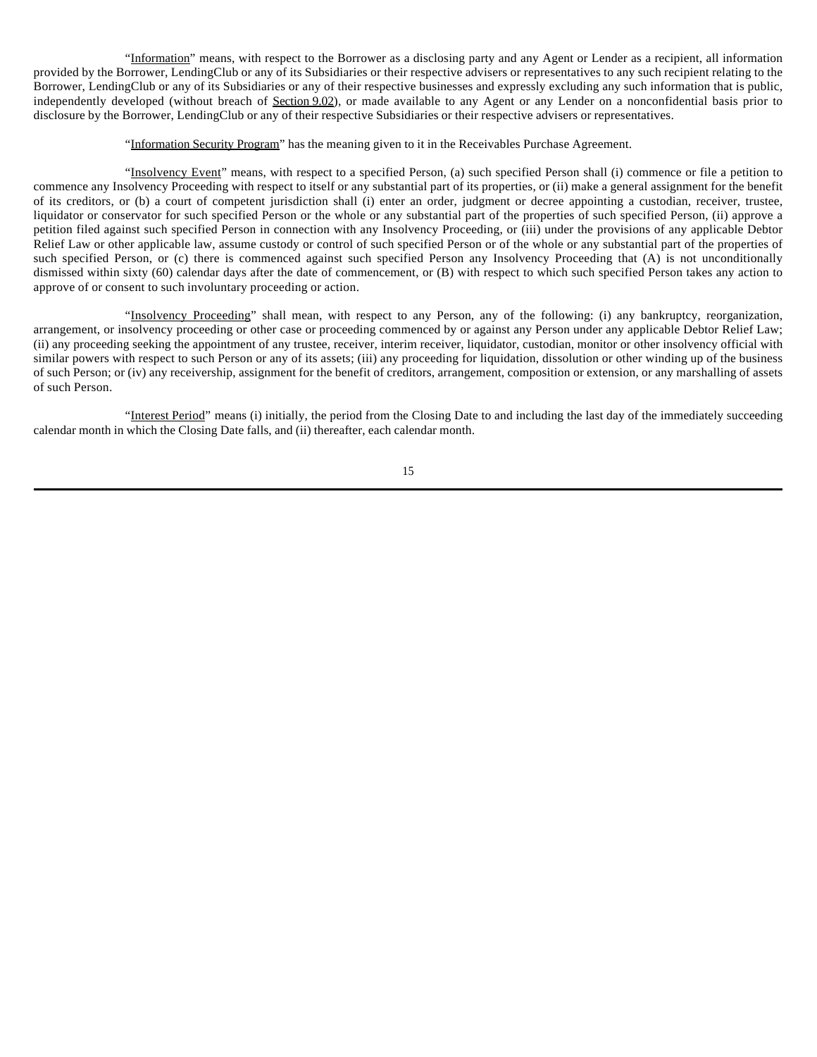"Information" means, with respect to the Borrower as a disclosing party and any Agent or Lender as a recipient, all information provided by the Borrower, LendingClub or any of its Subsidiaries or their respective advisers or representatives to any such recipient relating to the Borrower, LendingClub or any of its Subsidiaries or any of their respective businesses and expressly excluding any such information that is public, independently developed (without breach of Section 9.02), or made available to any Agent or any Lender on a nonconfidential basis prior to disclosure by the Borrower, LendingClub or any of their respective Subsidiaries or their respective advisers or representatives.

"Information Security Program" has the meaning given to it in the Receivables Purchase Agreement.

"Insolvency Event" means, with respect to a specified Person, (a) such specified Person shall (i) commence or file a petition to commence any Insolvency Proceeding with respect to itself or any substantial part of its properties, or (ii) make a general assignment for the benefit of its creditors, or (b) a court of competent jurisdiction shall (i) enter an order, judgment or decree appointing a custodian, receiver, trustee, liquidator or conservator for such specified Person or the whole or any substantial part of the properties of such specified Person, (ii) approve a petition filed against such specified Person in connection with any Insolvency Proceeding, or (iii) under the provisions of any applicable Debtor Relief Law or other applicable law, assume custody or control of such specified Person or of the whole or any substantial part of the properties of such specified Person, or (c) there is commenced against such specified Person any Insolvency Proceeding that (A) is not unconditionally dismissed within sixty (60) calendar days after the date of commencement, or (B) with respect to which such specified Person takes any action to approve of or consent to such involuntary proceeding or action.

"Insolvency Proceeding" shall mean, with respect to any Person, any of the following: (i) any bankruptcy, reorganization, arrangement, or insolvency proceeding or other case or proceeding commenced by or against any Person under any applicable Debtor Relief Law; (ii) any proceeding seeking the appointment of any trustee, receiver, interim receiver, liquidator, custodian, monitor or other insolvency official with similar powers with respect to such Person or any of its assets; (iii) any proceeding for liquidation, dissolution or other winding up of the business of such Person; or (iv) any receivership, assignment for the benefit of creditors, arrangement, composition or extension, or any marshalling of assets of such Person.

"Interest Period" means (i) initially, the period from the Closing Date to and including the last day of the immediately succeeding calendar month in which the Closing Date falls, and (ii) thereafter, each calendar month.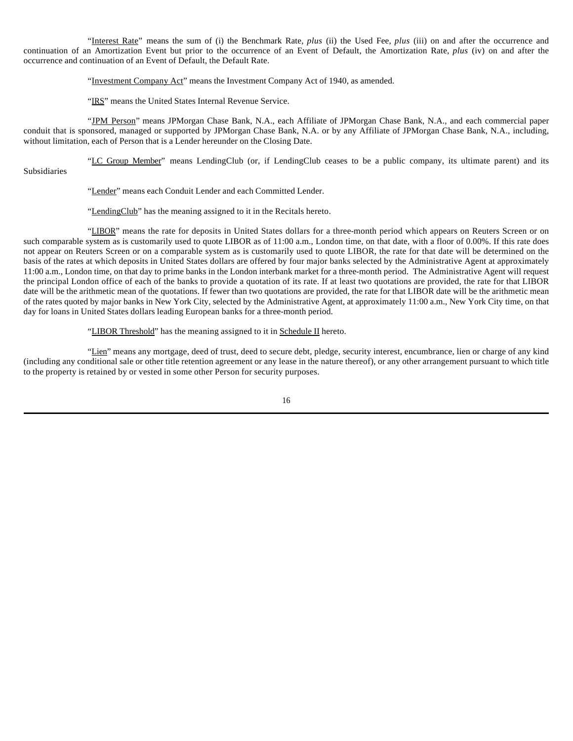"Interest Rate" means the sum of (i) the Benchmark Rate, *plus* (ii) the Used Fee, *plus* (iii) on and after the occurrence and continuation of an Amortization Event but prior to the occurrence of an Event of Default, the Amortization Rate, *plus* (iv) on and after the occurrence and continuation of an Event of Default, the Default Rate.

"Investment Company Act" means the Investment Company Act of 1940, as amended.

"IRS" means the United States Internal Revenue Service.

"JPM Person" means JPMorgan Chase Bank, N.A., each Affiliate of JPMorgan Chase Bank, N.A., and each commercial paper conduit that is sponsored, managed or supported by JPMorgan Chase Bank, N.A. or by any Affiliate of JPMorgan Chase Bank, N.A., including, without limitation, each of Person that is a Lender hereunder on the Closing Date.

"LC Group Member" means LendingClub (or, if LendingClub ceases to be a public company, its ultimate parent) and its Subsidiaries

"Lender" means each Conduit Lender and each Committed Lender.

"LendingClub" has the meaning assigned to it in the Recitals hereto.

"LIBOR" means the rate for deposits in United States dollars for a three-month period which appears on Reuters Screen or on such comparable system as is customarily used to quote LIBOR as of 11:00 a.m., London time, on that date, with a floor of 0.00%. If this rate does not appear on Reuters Screen or on a comparable system as is customarily used to quote LIBOR, the rate for that date will be determined on the basis of the rates at which deposits in United States dollars are offered by four major banks selected by the Administrative Agent at approximately 11:00 a.m., London time, on that day to prime banks in the London interbank market for a three-month period. The Administrative Agent will request the principal London office of each of the banks to provide a quotation of its rate. If at least two quotations are provided, the rate for that LIBOR date will be the arithmetic mean of the quotations. If fewer than two quotations are provided, the rate for that LIBOR date will be the arithmetic mean of the rates quoted by major banks in New York City, selected by the Administrative Agent, at approximately 11:00 a.m., New York City time, on that day for loans in United States dollars leading European banks for a three-month period.

"LIBOR Threshold" has the meaning assigned to it in Schedule II hereto.

"Lien" means any mortgage, deed of trust, deed to secure debt, pledge, security interest, encumbrance, lien or charge of any kind (including any conditional sale or other title retention agreement or any lease in the nature thereof), or any other arrangement pursuant to which title to the property is retained by or vested in some other Person for security purposes.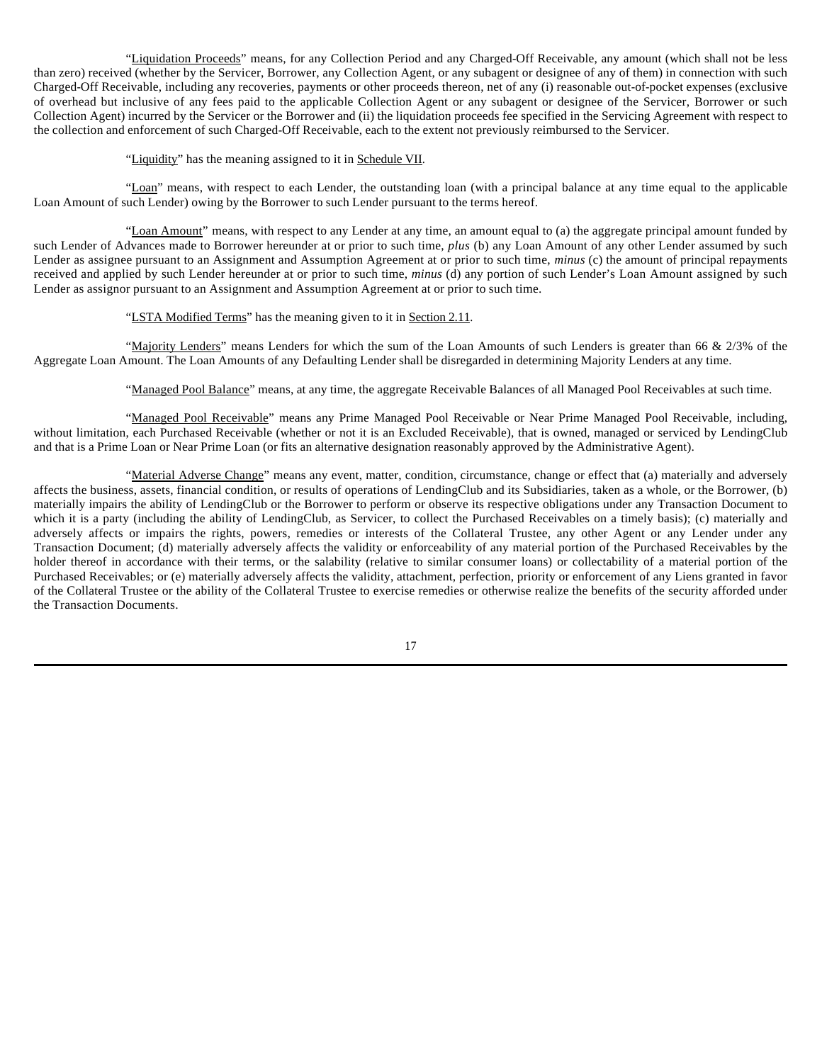"Liquidation Proceeds" means, for any Collection Period and any Charged-Off Receivable, any amount (which shall not be less than zero) received (whether by the Servicer, Borrower, any Collection Agent, or any subagent or designee of any of them) in connection with such Charged-Off Receivable, including any recoveries, payments or other proceeds thereon, net of any (i) reasonable out-of-pocket expenses (exclusive of overhead but inclusive of any fees paid to the applicable Collection Agent or any subagent or designee of the Servicer, Borrower or such Collection Agent) incurred by the Servicer or the Borrower and (ii) the liquidation proceeds fee specified in the Servicing Agreement with respect to the collection and enforcement of such Charged-Off Receivable, each to the extent not previously reimbursed to the Servicer.

"Liquidity" has the meaning assigned to it in Schedule VII.

"Loan" means, with respect to each Lender, the outstanding loan (with a principal balance at any time equal to the applicable Loan Amount of such Lender) owing by the Borrower to such Lender pursuant to the terms hereof.

"Loan Amount" means, with respect to any Lender at any time, an amount equal to (a) the aggregate principal amount funded by such Lender of Advances made to Borrower hereunder at or prior to such time, *plus* (b) any Loan Amount of any other Lender assumed by such Lender as assignee pursuant to an Assignment and Assumption Agreement at or prior to such time, *minus* (c) the amount of principal repayments received and applied by such Lender hereunder at or prior to such time, *minus* (d) any portion of such Lender's Loan Amount assigned by such Lender as assignor pursuant to an Assignment and Assumption Agreement at or prior to such time.

"LSTA Modified Terms" has the meaning given to it in Section 2.11.

"Majority Lenders" means Lenders for which the sum of the Loan Amounts of such Lenders is greater than 66 & 2/3% of the Aggregate Loan Amount. The Loan Amounts of any Defaulting Lender shall be disregarded in determining Majority Lenders at any time.

"Managed Pool Balance" means, at any time, the aggregate Receivable Balances of all Managed Pool Receivables at such time.

"Managed Pool Receivable" means any Prime Managed Pool Receivable or Near Prime Managed Pool Receivable, including, without limitation, each Purchased Receivable (whether or not it is an Excluded Receivable), that is owned, managed or serviced by LendingClub and that is a Prime Loan or Near Prime Loan (or fits an alternative designation reasonably approved by the Administrative Agent).

"Material Adverse Change" means any event, matter, condition, circumstance, change or effect that (a) materially and adversely affects the business, assets, financial condition, or results of operations of LendingClub and its Subsidiaries, taken as a whole, or the Borrower, (b) materially impairs the ability of LendingClub or the Borrower to perform or observe its respective obligations under any Transaction Document to which it is a party (including the ability of LendingClub, as Servicer, to collect the Purchased Receivables on a timely basis); (c) materially and adversely affects or impairs the rights, powers, remedies or interests of the Collateral Trustee, any other Agent or any Lender under any Transaction Document; (d) materially adversely affects the validity or enforceability of any material portion of the Purchased Receivables by the holder thereof in accordance with their terms, or the salability (relative to similar consumer loans) or collectability of a material portion of the Purchased Receivables; or (e) materially adversely affects the validity, attachment, perfection, priority or enforcement of any Liens granted in favor of the Collateral Trustee or the ability of the Collateral Trustee to exercise remedies or otherwise realize the benefits of the security afforded under the Transaction Documents.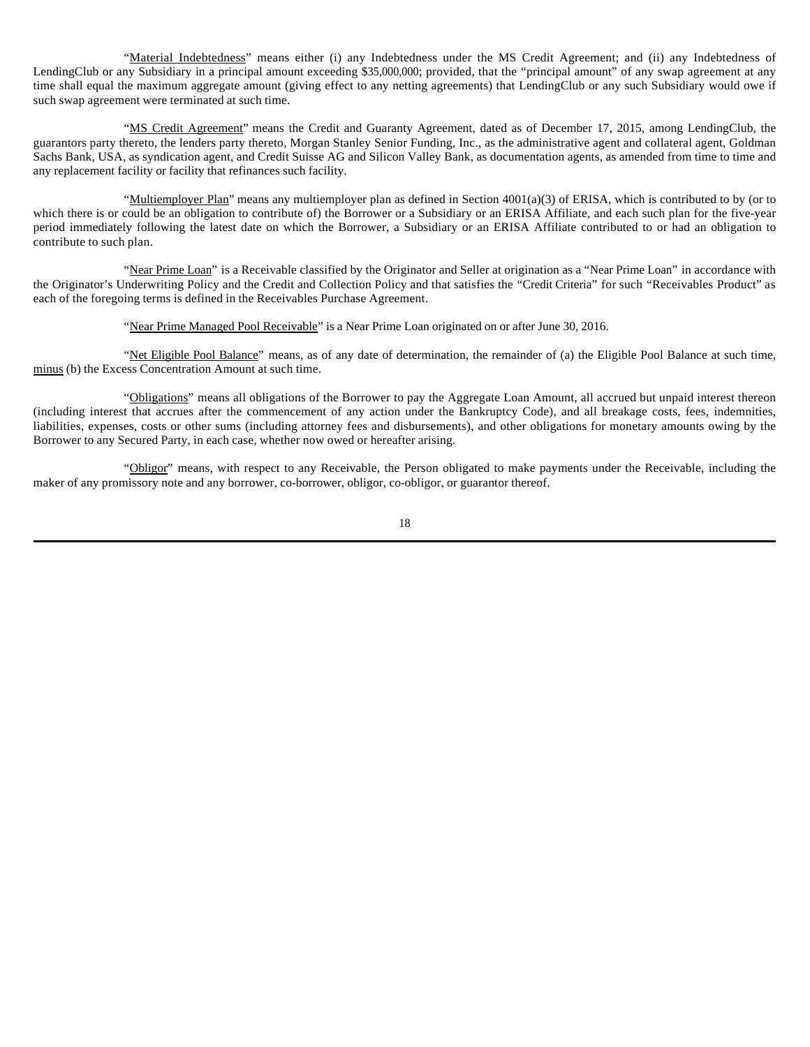"Material Indebtedness" means either (i) any Indebtedness under the MS Credit Agreement; and (ii) any Indebtedness of LendingClub or any Subsidiary in a principal amount exceeding $35,000,000; provided, that the "principal amount" of any swap agreement at any time shall equal the maximum aggregate amount (giving effect to any netting agreements) that LendingClub or any such Subsidiary would owe if such swap agreement were terminated at such time.

"MS Credit Agreement" means the Credit and Guaranty Agreement, dated as of December 17, 2015, among LendingClub, the guarantors party thereto, the lenders party thereto, Morgan Stanley Senior Funding, Inc., as the administrative agent and collateral agent, Goldman Sachs Bank, USA, as syndication agent, and Credit Suisse AG and Silicon Valley Bank, as documentation agents, as amended from time to time and any replacement facility or facility that refinances such facility.

"Multiemployer Plan" means any multiemployer plan as defined in Section 4001(a)(3) of ERISA, which is contributed to by (or to which there is or could be an obligation to contribute of) the Borrower or a Subsidiary or an ERISA Affiliate, and each such plan for the five-year period immediately following the latest date on which the Borrower, a Subsidiary or an ERISA Affiliate contributed to or had an obligation to contribute to such plan.

"Near Prime Loan" is a Receivable classified by the Originator and Seller at origination as a "Near Prime Loan" in accordance with the Originator's Underwriting Policy and the Credit and Collection Policy and that satisfies the "Credit Criteria" for such "Receivables Product" as each of the foregoing terms is defined in the Receivables Purchase Agreement.

"Near Prime Managed Pool Receivable" is a Near Prime Loan originated on or after June 30, 2016.

"Net Eligible Pool Balance" means, as of any date of determination, the remainder of (a) the Eligible Pool Balance at such time, minus (b) the Excess Concentration Amount at such time.

"Obligations" means all obligations of the Borrower to pay the Aggregate Loan Amount, all accrued but unpaid interest thereon (including interest that accrues after the commencement of any action under the Bankruptcy Code), and all breakage costs, fees, indemnities, liabilities, expenses, costs or other sums (including attorney fees and disbursements), and other obligations for monetary amounts owing by the Borrower to any Secured Party, in each case, whether now owed or hereafter arising.

"Obligor" means, with respect to any Receivable, the Person obligated to make payments under the Receivable, including the maker of any promissory note and any borrower, co-borrower, obligor, co-obligor, or guarantor thereof.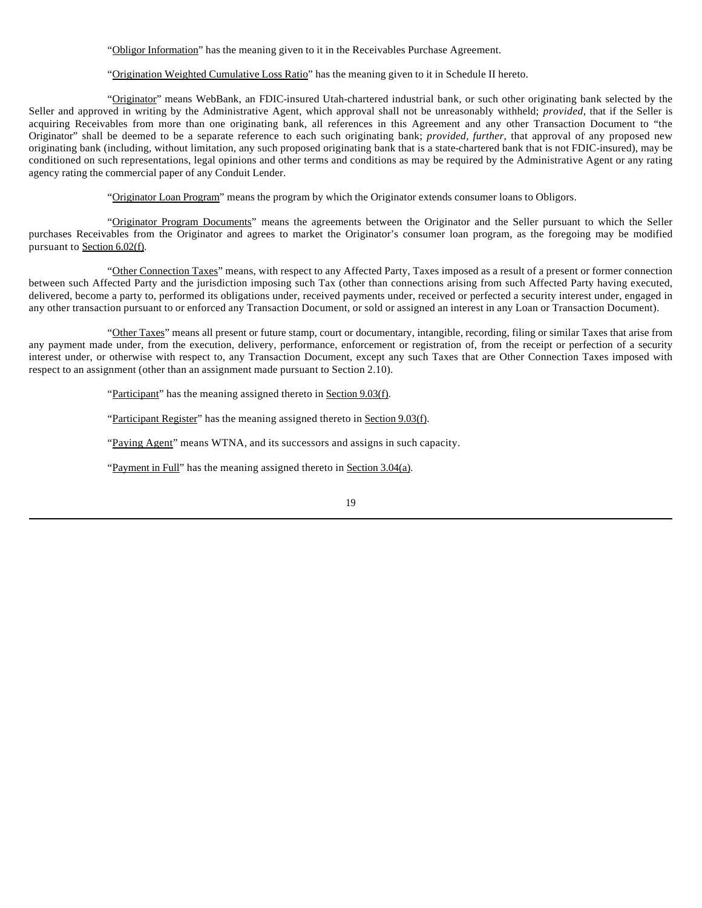"Obligor Information" has the meaning given to it in the Receivables Purchase Agreement.

"Origination Weighted Cumulative Loss Ratio" has the meaning given to it in Schedule II hereto.

"Originator" means WebBank, an FDIC-insured Utah-chartered industrial bank, or such other originating bank selected by the Seller and approved in writing by the Administrative Agent, which approval shall not be unreasonably withheld; *provided*, that if the Seller is acquiring Receivables from more than one originating bank, all references in this Agreement and any other Transaction Document to "the Originator" shall be deemed to be a separate reference to each such originating bank; *provided*, *further*, that approval of any proposed new originating bank (including, without limitation, any such proposed originating bank that is a state-chartered bank that is not FDIC-insured), may be conditioned on such representations, legal opinions and other terms and conditions as may be required by the Administrative Agent or any rating agency rating the commercial paper of any Conduit Lender.

"Originator Loan Program" means the program by which the Originator extends consumer loans to Obligors.

"Originator Program Documents" means the agreements between the Originator and the Seller pursuant to which the Seller purchases Receivables from the Originator and agrees to market the Originator's consumer loan program, as the foregoing may be modified pursuant to Section 6.02(f).

"Other Connection Taxes" means, with respect to any Affected Party, Taxes imposed as a result of a present or former connection between such Affected Party and the jurisdiction imposing such Tax (other than connections arising from such Affected Party having executed, delivered, become a party to, performed its obligations under, received payments under, received or perfected a security interest under, engaged in any other transaction pursuant to or enforced any Transaction Document, or sold or assigned an interest in any Loan or Transaction Document).

"Other Taxes" means all present or future stamp, court or documentary, intangible, recording, filing or similar Taxes that arise from any payment made under, from the execution, delivery, performance, enforcement or registration of, from the receipt or perfection of a security interest under, or otherwise with respect to, any Transaction Document, except any such Taxes that are Other Connection Taxes imposed with respect to an assignment (other than an assignment made pursuant to Section 2.10).

"Participant" has the meaning assigned thereto in Section 9.03(f).

"Participant Register" has the meaning assigned thereto in Section 9.03(f).

"Paying Agent" means WTNA, and its successors and assigns in such capacity.

"Payment in Full" has the meaning assigned thereto in Section 3.04(a).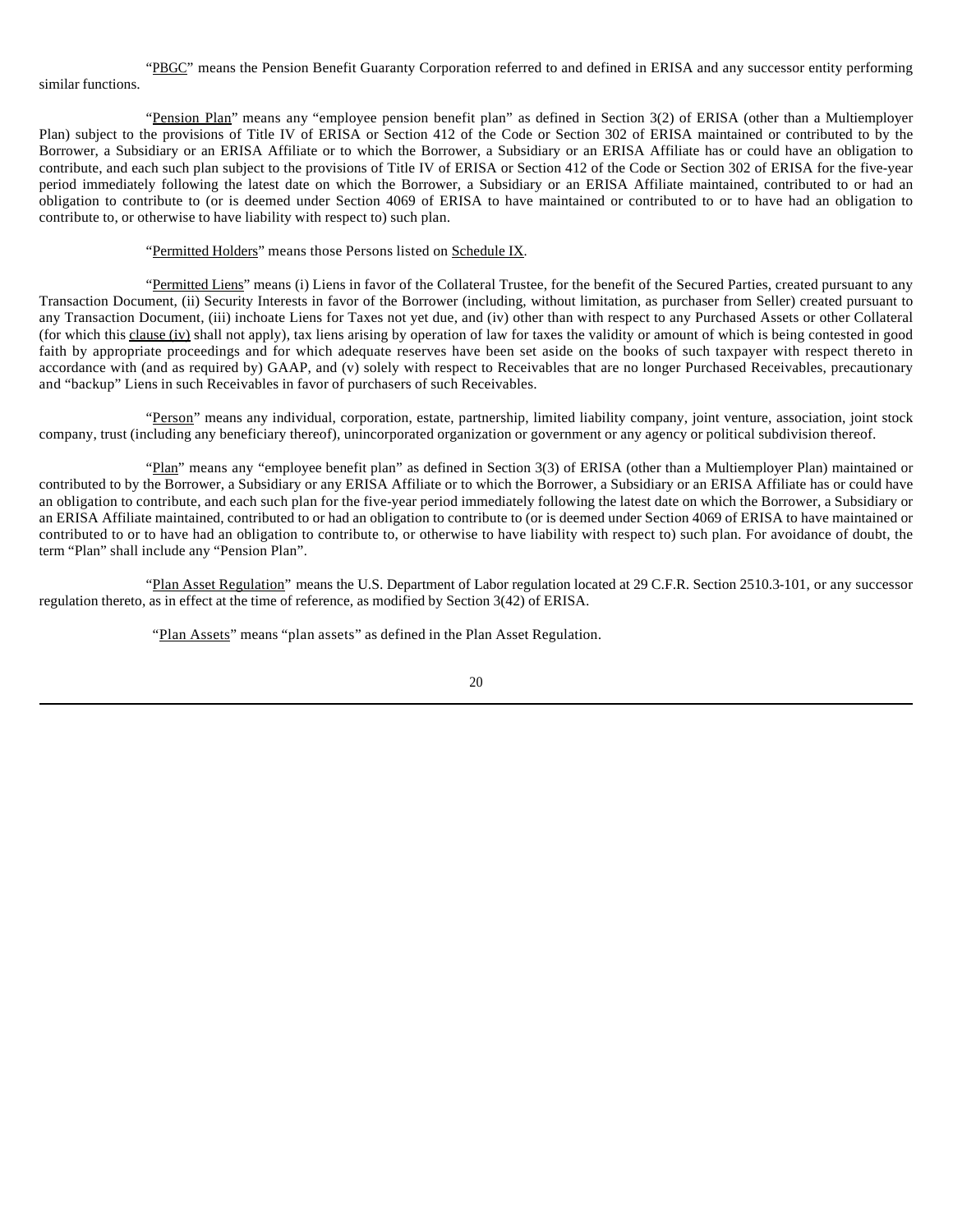"PBGC" means the Pension Benefit Guaranty Corporation referred to and defined in ERISA and any successor entity performing similar functions.

"Pension Plan" means any "employee pension benefit plan" as defined in Section 3(2) of ERISA (other than a Multiemployer Plan) subject to the provisions of Title IV of ERISA or Section 412 of the Code or Section 302 of ERISA maintained or contributed to by the Borrower, a Subsidiary or an ERISA Affiliate or to which the Borrower, a Subsidiary or an ERISA Affiliate has or could have an obligation to contribute, and each such plan subject to the provisions of Title IV of ERISA or Section 412 of the Code or Section 302 of ERISA for the five-year period immediately following the latest date on which the Borrower, a Subsidiary or an ERISA Affiliate maintained, contributed to or had an obligation to contribute to (or is deemed under Section 4069 of ERISA to have maintained or contributed to or to have had an obligation to contribute to, or otherwise to have liability with respect to) such plan.

"Permitted Holders" means those Persons listed on Schedule IX.

"Permitted Liens" means (i) Liens in favor of the Collateral Trustee, for the benefit of the Secured Parties, created pursuant to any Transaction Document, (ii) Security Interests in favor of the Borrower (including, without limitation, as purchaser from Seller) created pursuant to any Transaction Document, (iii) inchoate Liens for Taxes not yet due, and (iv) other than with respect to any Purchased Assets or other Collateral (for which this clause (iv) shall not apply), tax liens arising by operation of law for taxes the validity or amount of which is being contested in good faith by appropriate proceedings and for which adequate reserves have been set aside on the books of such taxpayer with respect thereto in accordance with (and as required by) GAAP, and (v) solely with respect to Receivables that are no longer Purchased Receivables, precautionary and "backup" Liens in such Receivables in favor of purchasers of such Receivables.

"Person" means any individual, corporation, estate, partnership, limited liability company, joint venture, association, joint stock company, trust (including any beneficiary thereof), unincorporated organization or government or any agency or political subdivision thereof.

"Plan" means any "employee benefit plan" as defined in Section 3(3) of ERISA (other than a Multiemployer Plan) maintained or contributed to by the Borrower, a Subsidiary or any ERISA Affiliate or to which the Borrower, a Subsidiary or an ERISA Affiliate has or could have an obligation to contribute, and each such plan for the five-year period immediately following the latest date on which the Borrower, a Subsidiary or an ERISA Affiliate maintained, contributed to or had an obligation to contribute to (or is deemed under Section 4069 of ERISA to have maintained or contributed to or to have had an obligation to contribute to, or otherwise to have liability with respect to) such plan. For avoidance of doubt, the term "Plan" shall include any "Pension Plan".

"Plan Asset Regulation" means the U.S. Department of Labor regulation located at 29 C.F.R. Section 2510.3-101, or any successor regulation thereto, as in effect at the time of reference, as modified by Section 3(42) of ERISA.

"Plan Assets" means "plan assets" as defined in the Plan Asset Regulation.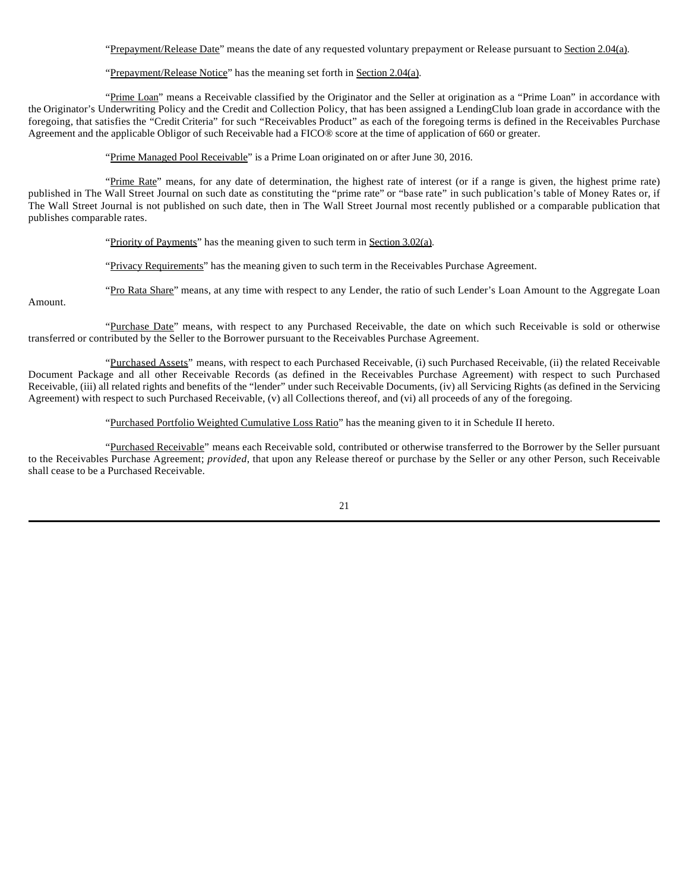"Prepayment/Release Date" means the date of any requested voluntary prepayment or Release pursuant to Section 2.04(a).

"Prepayment/Release Notice" has the meaning set forth in Section 2.04(a).

"Prime Loan" means a Receivable classified by the Originator and the Seller at origination as a "Prime Loan" in accordance with the Originator's Underwriting Policy and the Credit and Collection Policy, that has been assigned a LendingClub loan grade in accordance with the foregoing, that satisfies the "Credit Criteria" for such "Receivables Product" as each of the foregoing terms is defined in the Receivables Purchase Agreement and the applicable Obligor of such Receivable had a FICO® score at the time of application of 660 or greater.

"Prime Managed Pool Receivable" is a Prime Loan originated on or after June 30, 2016.

"Prime Rate" means, for any date of determination, the highest rate of interest (or if a range is given, the highest prime rate) published in The Wall Street Journal on such date as constituting the "prime rate" or "base rate" in such publication's table of Money Rates or, if The Wall Street Journal is not published on such date, then in The Wall Street Journal most recently published or a comparable publication that publishes comparable rates.

"Priority of Payments" has the meaning given to such term in Section 3.02(a).

"Privacy Requirements" has the meaning given to such term in the Receivables Purchase Agreement.

"Pro Rata Share" means, at any time with respect to any Lender, the ratio of such Lender's Loan Amount to the Aggregate Loan Amount.

"Purchase Date" means, with respect to any Purchased Receivable, the date on which such Receivable is sold or otherwise transferred or contributed by the Seller to the Borrower pursuant to the Receivables Purchase Agreement.

"Purchased Assets" means, with respect to each Purchased Receivable, (i) such Purchased Receivable, (ii) the related Receivable Document Package and all other Receivable Records (as defined in the Receivables Purchase Agreement) with respect to such Purchased Receivable, (iii) all related rights and benefits of the "lender" under such Receivable Documents, (iv) all Servicing Rights (as defined in the Servicing Agreement) with respect to such Purchased Receivable, (v) all Collections thereof, and (vi) all proceeds of any of the foregoing.

"Purchased Portfolio Weighted Cumulative Loss Ratio" has the meaning given to it in Schedule II hereto.

"Purchased Receivable" means each Receivable sold, contributed or otherwise transferred to the Borrower by the Seller pursuant to the Receivables Purchase Agreement; *provided*, that upon any Release thereof or purchase by the Seller or any other Person, such Receivable shall cease to be a Purchased Receivable.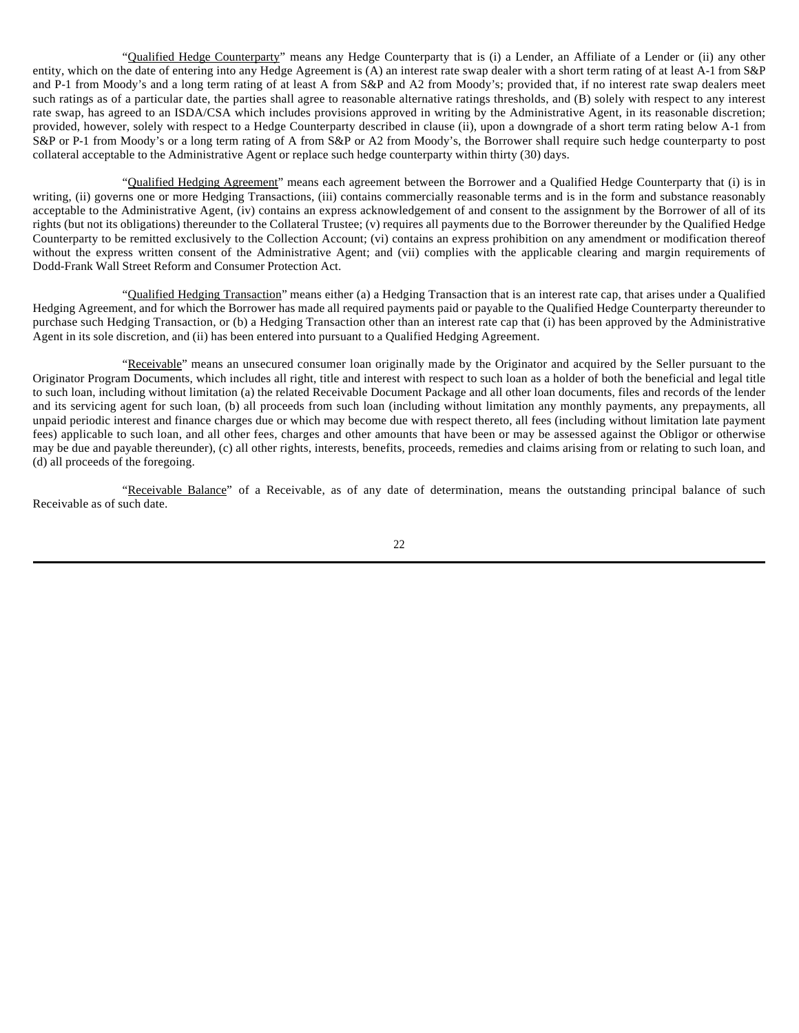"Qualified Hedge Counterparty" means any Hedge Counterparty that is (i) a Lender, an Affiliate of a Lender or (ii) any other entity, which on the date of entering into any Hedge Agreement is (A) an interest rate swap dealer with a short term rating of at least A-1 from S&P and P-1 from Moody's and a long term rating of at least A from S&P and A2 from Moody's; provided that, if no interest rate swap dealers meet such ratings as of a particular date, the parties shall agree to reasonable alternative ratings thresholds, and (B) solely with respect to any interest rate swap, has agreed to an ISDA/CSA which includes provisions approved in writing by the Administrative Agent, in its reasonable discretion; provided, however, solely with respect to a Hedge Counterparty described in clause (ii), upon a downgrade of a short term rating below A-1 from S&P or P-1 from Moody's or a long term rating of A from S&P or A2 from Moody's, the Borrower shall require such hedge counterparty to post collateral acceptable to the Administrative Agent or replace such hedge counterparty within thirty (30) days.

"Qualified Hedging Agreement" means each agreement between the Borrower and a Qualified Hedge Counterparty that (i) is in writing, (ii) governs one or more Hedging Transactions, (iii) contains commercially reasonable terms and is in the form and substance reasonably acceptable to the Administrative Agent, (iv) contains an express acknowledgement of and consent to the assignment by the Borrower of all of its rights (but not its obligations) thereunder to the Collateral Trustee; (v) requires all payments due to the Borrower thereunder by the Qualified Hedge Counterparty to be remitted exclusively to the Collection Account; (vi) contains an express prohibition on any amendment or modification thereof without the express written consent of the Administrative Agent; and (vii) complies with the applicable clearing and margin requirements of Dodd-Frank Wall Street Reform and Consumer Protection Act.

"Qualified Hedging Transaction" means either (a) a Hedging Transaction that is an interest rate cap, that arises under a Qualified Hedging Agreement, and for which the Borrower has made all required payments paid or payable to the Qualified Hedge Counterparty thereunder to purchase such Hedging Transaction, or (b) a Hedging Transaction other than an interest rate cap that (i) has been approved by the Administrative Agent in its sole discretion, and (ii) has been entered into pursuant to a Qualified Hedging Agreement.

"Receivable" means an unsecured consumer loan originally made by the Originator and acquired by the Seller pursuant to the Originator Program Documents, which includes all right, title and interest with respect to such loan as a holder of both the beneficial and legal title to such loan, including without limitation (a) the related Receivable Document Package and all other loan documents, files and records of the lender and its servicing agent for such loan, (b) all proceeds from such loan (including without limitation any monthly payments, any prepayments, all unpaid periodic interest and finance charges due or which may become due with respect thereto, all fees (including without limitation late payment fees) applicable to such loan, and all other fees, charges and other amounts that have been or may be assessed against the Obligor or otherwise may be due and payable thereunder), (c) all other rights, interests, benefits, proceeds, remedies and claims arising from or relating to such loan, and (d) all proceeds of the foregoing.

"Receivable Balance" of a Receivable, as of any date of determination, means the outstanding principal balance of such Receivable as of such date.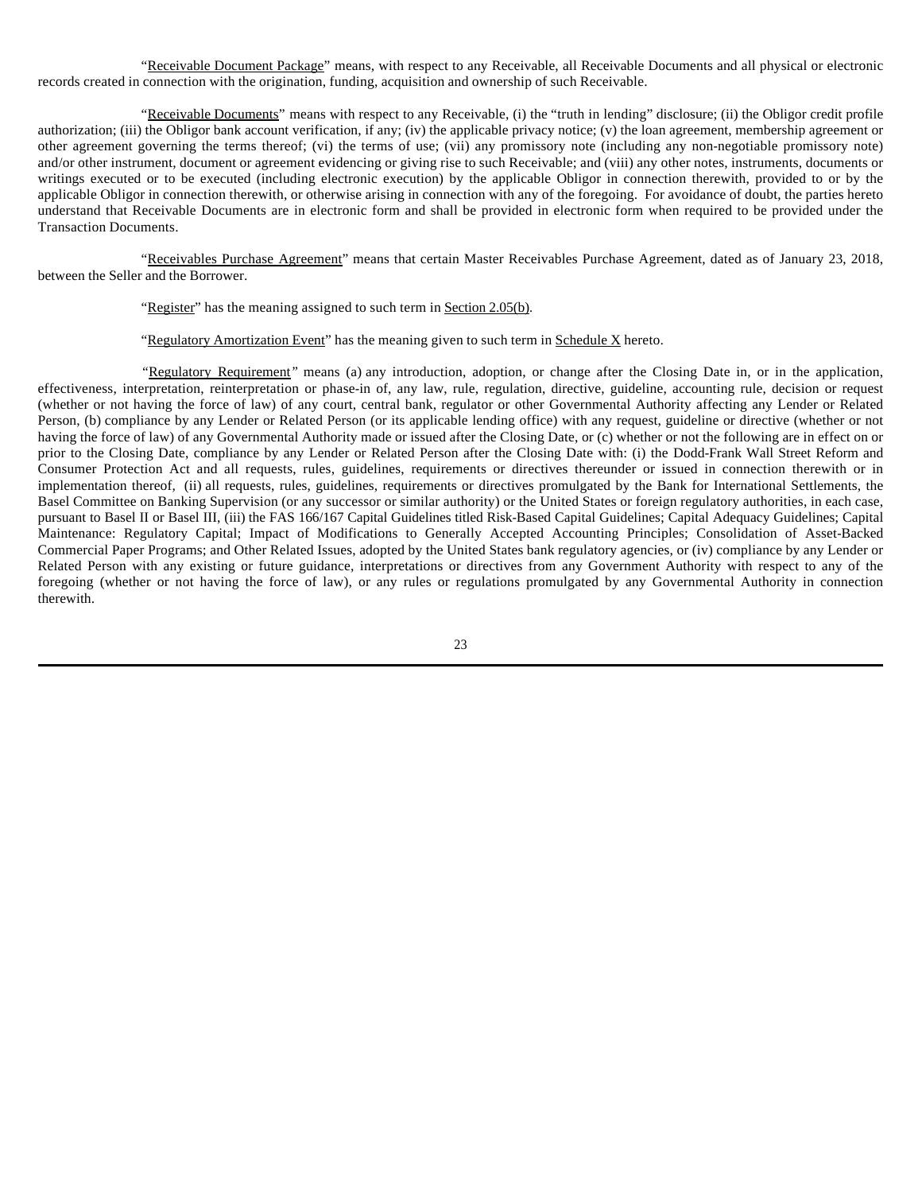"Receivable Document Package" means, with respect to any Receivable, all Receivable Documents and all physical or electronic records created in connection with the origination, funding, acquisition and ownership of such Receivable.

"Receivable Documents" means with respect to any Receivable, (i) the "truth in lending" disclosure; (ii) the Obligor credit profile authorization; (iii) the Obligor bank account verification, if any; (iv) the applicable privacy notice; (v) the loan agreement, membership agreement or other agreement governing the terms thereof; (vi) the terms of use; (vii) any promissory note (including any non-negotiable promissory note) and/or other instrument, document or agreement evidencing or giving rise to such Receivable; and (viii) any other notes, instruments, documents or writings executed or to be executed (including electronic execution) by the applicable Obligor in connection therewith, provided to or by the applicable Obligor in connection therewith, or otherwise arising in connection with any of the foregoing. For avoidance of doubt, the parties hereto understand that Receivable Documents are in electronic form and shall be provided in electronic form when required to be provided under the Transaction Documents.

"Receivables Purchase Agreement" means that certain Master Receivables Purchase Agreement, dated as of January 23, 2018, between the Seller and the Borrower.

"Register" has the meaning assigned to such term in Section 2.05(b).

"Regulatory Amortization Event" has the meaning given to such term in Schedule X hereto.

"Regulatory Requirement" means (a) any introduction, adoption, or change after the Closing Date in, or in the application, effectiveness, interpretation, reinterpretation or phase-in of, any law, rule, regulation, directive, guideline, accounting rule, decision or request (whether or not having the force of law) of any court, central bank, regulator or other Governmental Authority affecting any Lender or Related Person, (b) compliance by any Lender or Related Person (or its applicable lending office) with any request, guideline or directive (whether or not having the force of law) of any Governmental Authority made or issued after the Closing Date, or (c) whether or not the following are in effect on or prior to the Closing Date, compliance by any Lender or Related Person after the Closing Date with: (i) the Dodd-Frank Wall Street Reform and Consumer Protection Act and all requests, rules, guidelines, requirements or directives thereunder or issued in connection therewith or in implementation thereof, (ii) all requests, rules, guidelines, requirements or directives promulgated by the Bank for International Settlements, the Basel Committee on Banking Supervision (or any successor or similar authority) or the United States or foreign regulatory authorities, in each case, pursuant to Basel II or Basel III, (iii) the FAS 166/167 Capital Guidelines titled Risk-Based Capital Guidelines; Capital Adequacy Guidelines; Capital Maintenance: Regulatory Capital; Impact of Modifications to Generally Accepted Accounting Principles; Consolidation of Asset-Backed Commercial Paper Programs; and Other Related Issues, adopted by the United States bank regulatory agencies, or (iv) compliance by any Lender or Related Person with any existing or future guidance, interpretations or directives from any Government Authority with respect to any of the foregoing (whether or not having the force of law), or any rules or regulations promulgated by any Governmental Authority in connection therewith.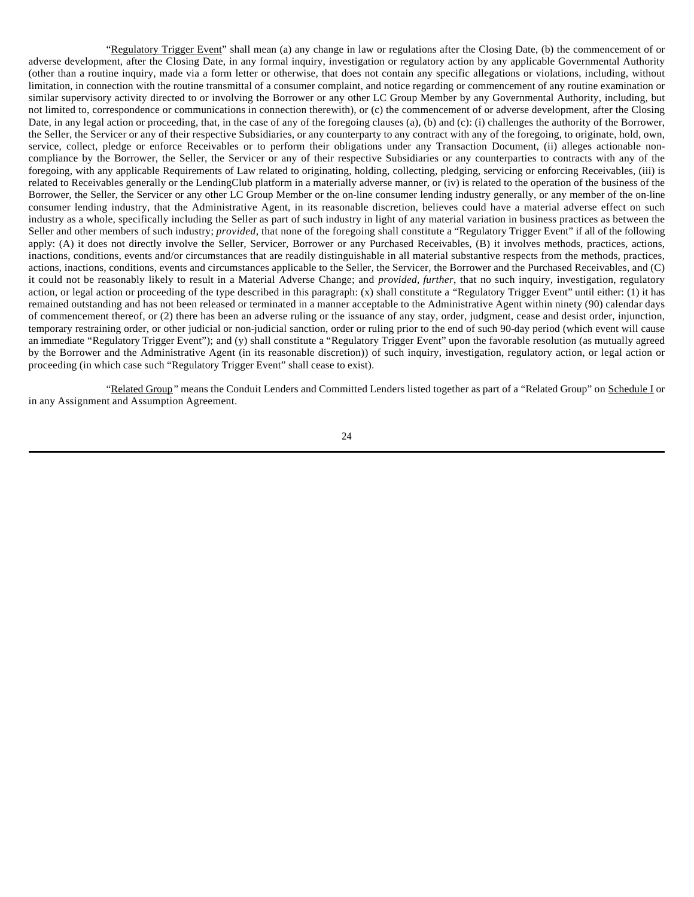"Regulatory Trigger Event" shall mean (a) any change in law or regulations after the Closing Date, (b) the commencement of or adverse development, after the Closing Date, in any formal inquiry, investigation or regulatory action by any applicable Governmental Authority (other than a routine inquiry, made via a form letter or otherwise, that does not contain any specific allegations or violations, including, without limitation, in connection with the routine transmittal of a consumer complaint, and notice regarding or commencement of any routine examination or similar supervisory activity directed to or involving the Borrower or any other LC Group Member by any Governmental Authority, including, but not limited to, correspondence or communications in connection therewith), or (c) the commencement of or adverse development, after the Closing Date, in any legal action or proceeding, that, in the case of any of the foregoing clauses (a), (b) and (c): (i) challenges the authority of the Borrower, the Seller, the Servicer or any of their respective Subsidiaries, or any counterparty to any contract with any of the foregoing, to originate, hold, own, service, collect, pledge or enforce Receivables or to perform their obligations under any Transaction Document, (ii) alleges actionable non-compliance by the Borrower, the Seller, the Servicer or any of their respective Subsidiaries or any counterparties to contracts with any of the foregoing, with any applicable Requirements of Law related to originating, holding, collecting, pledging, servicing or enforcing Receivables, (iii) is related to Receivables generally or the LendingClub platform in a materially adverse manner, or (iv) is related to the operation of the business of the Borrower, the Seller, the Servicer or any other LC Group Member or the on-line consumer lending industry generally, or any member of the on-line consumer lending industry, that the Administrative Agent, in its reasonable discretion, believes could have a material adverse effect on such industry as a whole, specifically including the Seller as part of such industry in light of any material variation in business practices as between the Seller and other members of such industry; *provided*, that none of the foregoing shall constitute a "Regulatory Trigger Event" if all of the following apply: (A) it does not directly involve the Seller, Servicer, Borrower or any Purchased Receivables, (B) it involves methods, practices, actions, inactions, conditions, events and/or circumstances that are readily distinguishable in all material substantive respects from the methods, practices, actions, inactions, conditions, events and circumstances applicable to the Seller, the Servicer, the Borrower and the Purchased Receivables, and (C) it could not be reasonably likely to result in a Material Adverse Change; and *provided, further*, that no such inquiry, investigation, regulatory action, or legal action or proceeding of the type described in this paragraph: (x) shall constitute a "Regulatory Trigger Event" until either: (1) it has remained outstanding and has not been released or terminated in a manner acceptable to the Administrative Agent within ninety (90) calendar days of commencement thereof, or (2) there has been an adverse ruling or the issuance of any stay, order, judgment, cease and desist order, injunction, temporary restraining order, or other judicial or non-judicial sanction, order or ruling prior to the end of such 90-day period (which event will cause an immediate "Regulatory Trigger Event"); and (y) shall constitute a "Regulatory Trigger Event" upon the favorable resolution (as mutually agreed by the Borrower and the Administrative Agent (in its reasonable discretion)) of such inquiry, investigation, regulatory action, or legal action or proceeding (in which case such "Regulatory Trigger Event" shall cease to exist).

"Related Group" means the Conduit Lenders and Committed Lenders listed together as part of a "Related Group" on Schedule I or in any Assignment and Assumption Agreement.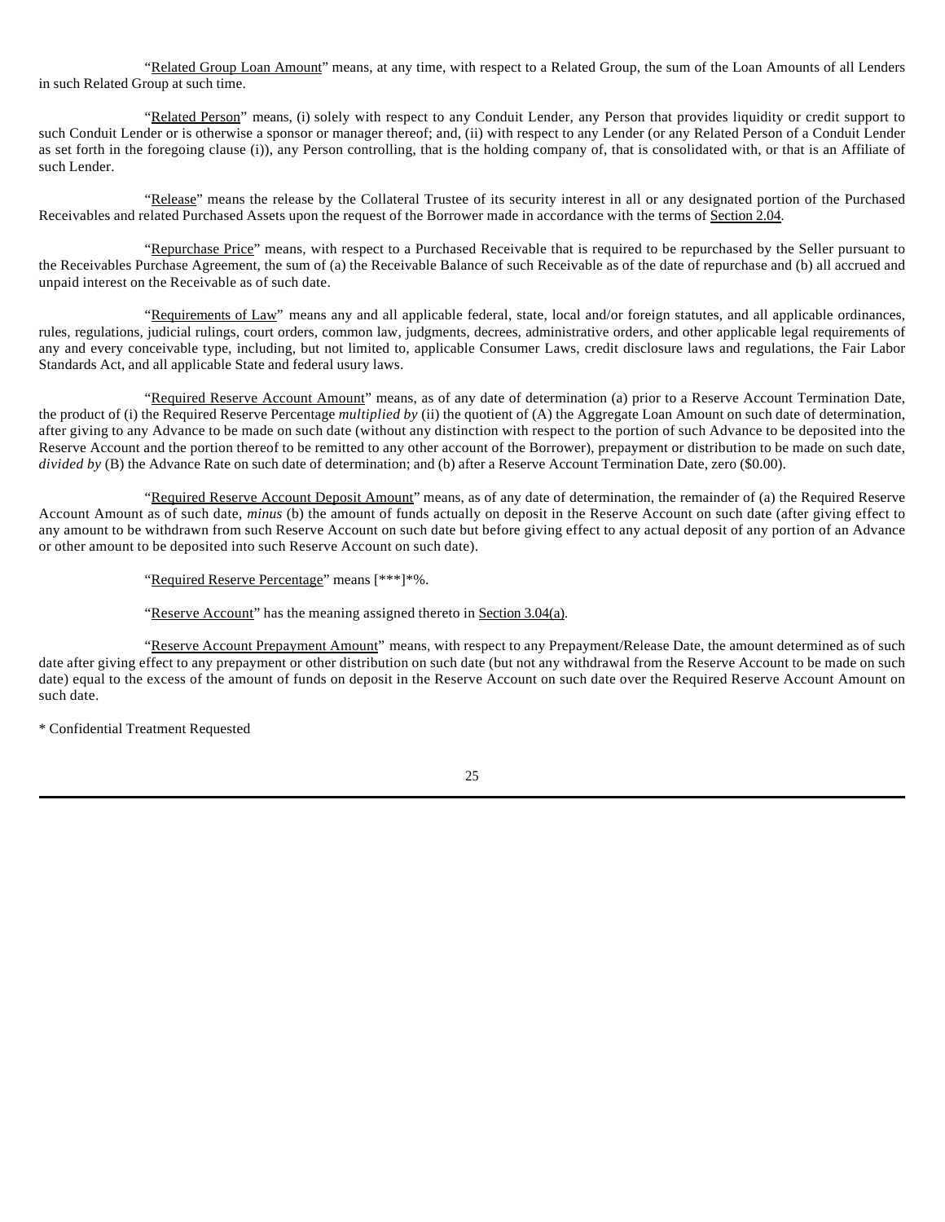"Related Group Loan Amount" means, at any time, with respect to a Related Group, the sum of the Loan Amounts of all Lenders in such Related Group at such time.

"Related Person" means, (i) solely with respect to any Conduit Lender, any Person that provides liquidity or credit support to such Conduit Lender or is otherwise a sponsor or manager thereof; and, (ii) with respect to any Lender (or any Related Person of a Conduit Lender as set forth in the foregoing clause (i)), any Person controlling, that is the holding company of, that is consolidated with, or that is an Affiliate of such Lender.

"Release" means the release by the Collateral Trustee of its security interest in all or any designated portion of the Purchased Receivables and related Purchased Assets upon the request of the Borrower made in accordance with the terms of Section 2.04.

"Repurchase Price" means, with respect to a Purchased Receivable that is required to be repurchased by the Seller pursuant to the Receivables Purchase Agreement, the sum of (a) the Receivable Balance of such Receivable as of the date of repurchase and (b) all accrued and unpaid interest on the Receivable as of such date.

"Requirements of Law" means any and all applicable federal, state, local and/or foreign statutes, and all applicable ordinances, rules, regulations, judicial rulings, court orders, common law, judgments, decrees, administrative orders, and other applicable legal requirements of any and every conceivable type, including, but not limited to, applicable Consumer Laws, credit disclosure laws and regulations, the Fair Labor Standards Act, and all applicable State and federal usury laws.

"Required Reserve Account Amount" means, as of any date of determination (a) prior to a Reserve Account Termination Date, the product of (i) the Required Reserve Percentage *multiplied by* (ii) the quotient of (A) the Aggregate Loan Amount on such date of determination, after giving to any Advance to be made on such date (without any distinction with respect to the portion of such Advance to be deposited into the Reserve Account and the portion thereof to be remitted to any other account of the Borrower), prepayment or distribution to be made on such date, *divided by* (B) the Advance Rate on such date of determination; and (b) after a Reserve Account Termination Date, zero ($0.00).

"Required Reserve Account Deposit Amount" means, as of any date of determination, the remainder of (a) the Required Reserve Account Amount as of such date, *minus* (b) the amount of funds actually on deposit in the Reserve Account on such date (after giving effect to any amount to be withdrawn from such Reserve Account on such date but before giving effect to any actual deposit of any portion of an Advance or other amount to be deposited into such Reserve Account on such date).

"Required Reserve Percentage" means [***]*%.

"Reserve Account" has the meaning assigned thereto in Section 3.04(a).

"Reserve Account Prepayment Amount" means, with respect to any Prepayment/Release Date, the amount determined as of such date after giving effect to any prepayment or other distribution on such date (but not any withdrawal from the Reserve Account to be made on such date) equal to the excess of the amount of funds on deposit in the Reserve Account on such date over the Required Reserve Account Amount on such date.

* Confidential Treatment Requested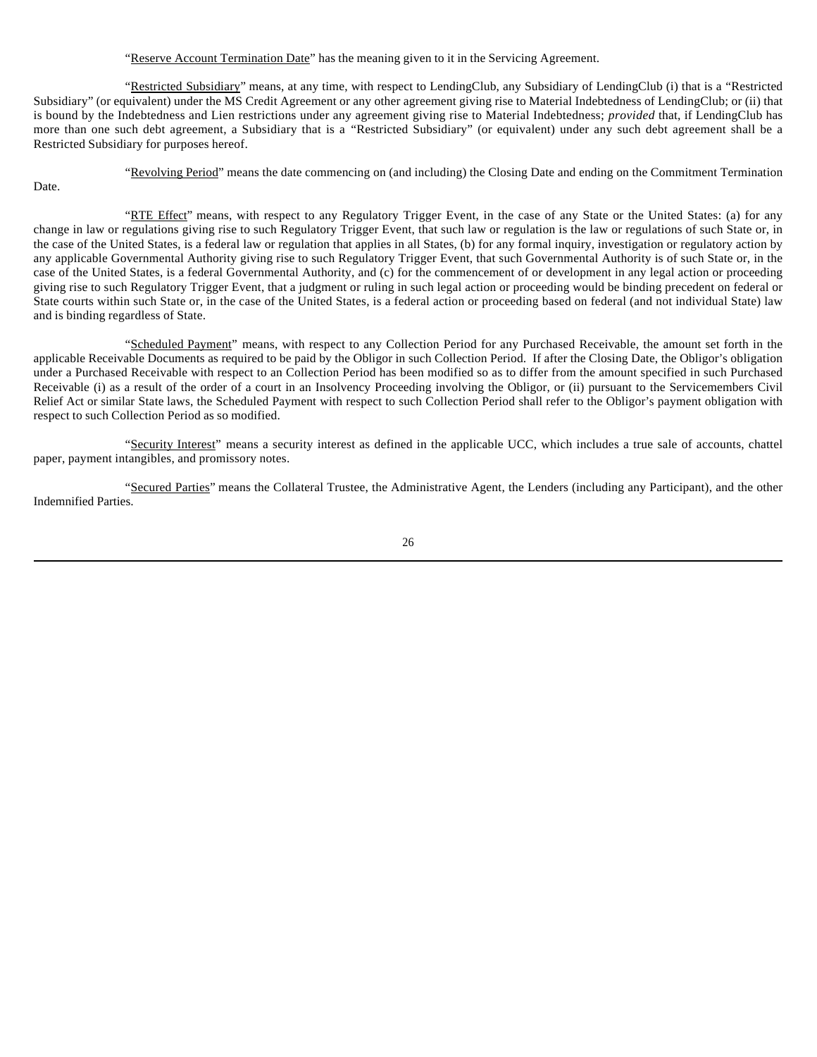"Reserve Account Termination Date" has the meaning given to it in the Servicing Agreement.

"Restricted Subsidiary" means, at any time, with respect to LendingClub, any Subsidiary of LendingClub (i) that is a "Restricted Subsidiary" (or equivalent) under the MS Credit Agreement or any other agreement giving rise to Material Indebtedness of LendingClub; or (ii) that is bound by the Indebtedness and Lien restrictions under any agreement giving rise to Material Indebtedness; *provided* that, if LendingClub has more than one such debt agreement, a Subsidiary that is a "Restricted Subsidiary" (or equivalent) under any such debt agreement shall be a Restricted Subsidiary for purposes hereof.

"Revolving Period" means the date commencing on (and including) the Closing Date and ending on the Commitment Termination Date.

"RTE Effect" means, with respect to any Regulatory Trigger Event, in the case of any State or the United States: (a) for any change in law or regulations giving rise to such Regulatory Trigger Event, that such law or regulation is the law or regulations of such State or, in the case of the United States, is a federal law or regulation that applies in all States, (b) for any formal inquiry, investigation or regulatory action by any applicable Governmental Authority giving rise to such Regulatory Trigger Event, that such Governmental Authority is of such State or, in the case of the United States, is a federal Governmental Authority, and (c) for the commencement of or development in any legal action or proceeding giving rise to such Regulatory Trigger Event, that a judgment or ruling in such legal action or proceeding would be binding precedent on federal or State courts within such State or, in the case of the United States, is a federal action or proceeding based on federal (and not individual State) law and is binding regardless of State.

"Scheduled Payment" means, with respect to any Collection Period for any Purchased Receivable, the amount set forth in the applicable Receivable Documents as required to be paid by the Obligor in such Collection Period. If after the Closing Date, the Obligor's obligation under a Purchased Receivable with respect to an Collection Period has been modified so as to differ from the amount specified in such Purchased Receivable (i) as a result of the order of a court in an Insolvency Proceeding involving the Obligor, or (ii) pursuant to the Servicemembers Civil Relief Act or similar State laws, the Scheduled Payment with respect to such Collection Period shall refer to the Obligor's payment obligation with respect to such Collection Period as so modified.

"Security Interest" means a security interest as defined in the applicable UCC, which includes a true sale of accounts, chattel paper, payment intangibles, and promissory notes.

"Secured Parties" means the Collateral Trustee, the Administrative Agent, the Lenders (including any Participant), and the other Indemnified Parties.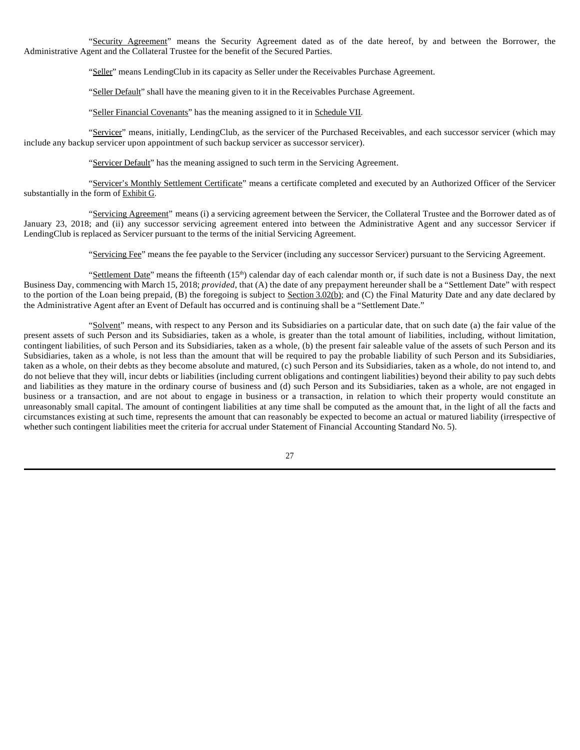"Security Agreement" means the Security Agreement dated as of the date hereof, by and between the Borrower, the Administrative Agent and the Collateral Trustee for the benefit of the Secured Parties.

"Seller" means LendingClub in its capacity as Seller under the Receivables Purchase Agreement.

"Seller Default" shall have the meaning given to it in the Receivables Purchase Agreement.

"Seller Financial Covenants" has the meaning assigned to it in Schedule VII.

"Servicer" means, initially, LendingClub, as the servicer of the Purchased Receivables, and each successor servicer (which may include any backup servicer upon appointment of such backup servicer as successor servicer).

"Servicer Default" has the meaning assigned to such term in the Servicing Agreement.

"Servicer's Monthly Settlement Certificate" means a certificate completed and executed by an Authorized Officer of the Servicer substantially in the form of Exhibit G.

"Servicing Agreement" means (i) a servicing agreement between the Servicer, the Collateral Trustee and the Borrower dated as of January 23, 2018; and (ii) any successor servicing agreement entered into between the Administrative Agent and any successor Servicer if LendingClub is replaced as Servicer pursuant to the terms of the initial Servicing Agreement.

"Servicing Fee" means the fee payable to the Servicer (including any successor Servicer) pursuant to the Servicing Agreement.

"Settlement Date" means the fifteenth (15th) calendar day of each calendar month or, if such date is not a Business Day, the next Business Day, commencing with March 15, 2018; *provided*, that (A) the date of any prepayment hereunder shall be a "Settlement Date" with respect to the portion of the Loan being prepaid, (B) the foregoing is subject to Section 3.02(b); and (C) the Final Maturity Date and any date declared by the Administrative Agent after an Event of Default has occurred and is continuing shall be a "Settlement Date."

"Solvent" means, with respect to any Person and its Subsidiaries on a particular date, that on such date (a) the fair value of the present assets of such Person and its Subsidiaries, taken as a whole, is greater than the total amount of liabilities, including, without limitation, contingent liabilities, of such Person and its Subsidiaries, taken as a whole, (b) the present fair saleable value of the assets of such Person and its Subsidiaries, taken as a whole, is not less than the amount that will be required to pay the probable liability of such Person and its Subsidiaries, taken as a whole, on their debts as they become absolute and matured, (c) such Person and its Subsidiaries, taken as a whole, do not intend to, and do not believe that they will, incur debts or liabilities (including current obligations and contingent liabilities) beyond their ability to pay such debts and liabilities as they mature in the ordinary course of business and (d) such Person and its Subsidiaries, taken as a whole, are not engaged in business or a transaction, and are not about to engage in business or a transaction, in relation to which their property would constitute an unreasonably small capital. The amount of contingent liabilities at any time shall be computed as the amount that, in the light of all the facts and circumstances existing at such time, represents the amount that can reasonably be expected to become an actual or matured liability (irrespective of whether such contingent liabilities meet the criteria for accrual under Statement of Financial Accounting Standard No. 5).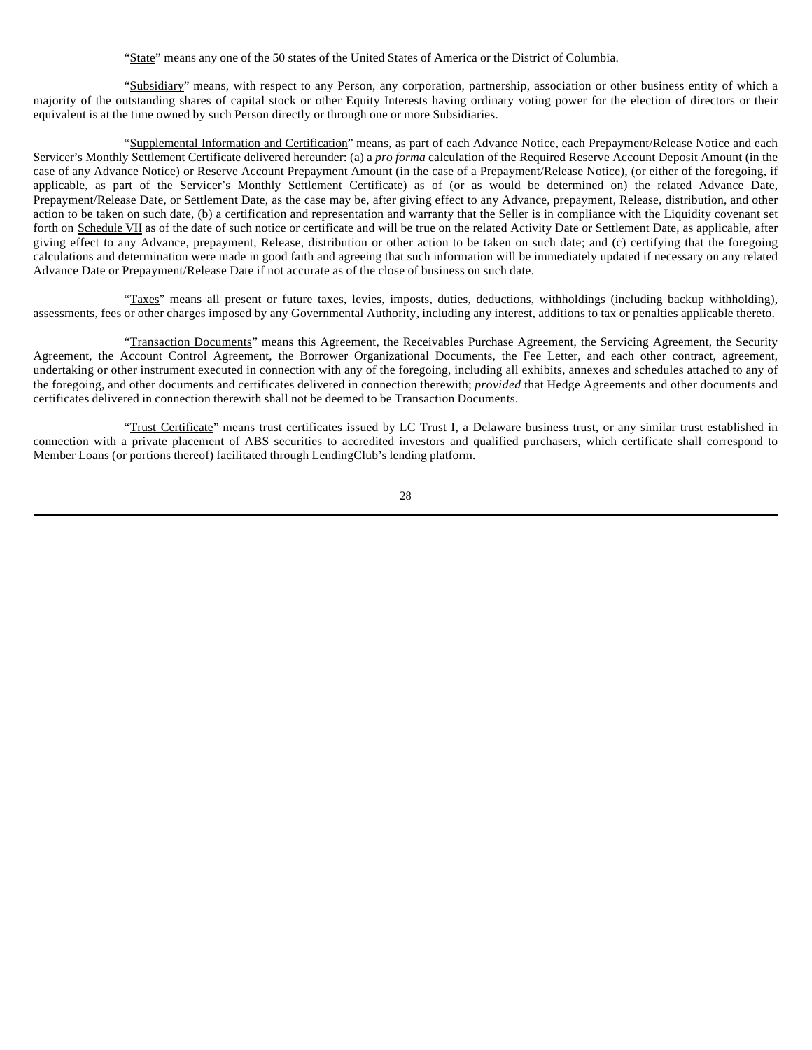"State" means any one of the 50 states of the United States of America or the District of Columbia.

"Subsidiary" means, with respect to any Person, any corporation, partnership, association or other business entity of which a majority of the outstanding shares of capital stock or other Equity Interests having ordinary voting power for the election of directors or their equivalent is at the time owned by such Person directly or through one or more Subsidiaries.

"Supplemental Information and Certification" means, as part of each Advance Notice, each Prepayment/Release Notice and each Servicer's Monthly Settlement Certificate delivered hereunder: (a) a *pro forma* calculation of the Required Reserve Account Deposit Amount (in the case of any Advance Notice) or Reserve Account Prepayment Amount (in the case of a Prepayment/Release Notice), (or either of the foregoing, if applicable, as part of the Servicer's Monthly Settlement Certificate) as of (or as would be determined on) the related Advance Date, Prepayment/Release Date, or Settlement Date, as the case may be, after giving effect to any Advance, prepayment, Release, distribution, and other action to be taken on such date, (b) a certification and representation and warranty that the Seller is in compliance with the Liquidity covenant set forth on Schedule VII as of the date of such notice or certificate and will be true on the related Activity Date or Settlement Date, as applicable, after giving effect to any Advance, prepayment, Release, distribution or other action to be taken on such date; and (c) certifying that the foregoing calculations and determination were made in good faith and agreeing that such information will be immediately updated if necessary on any related Advance Date or Prepayment/Release Date if not accurate as of the close of business on such date.

"Taxes" means all present or future taxes, levies, imposts, duties, deductions, withholdings (including backup withholding), assessments, fees or other charges imposed by any Governmental Authority, including any interest, additions to tax or penalties applicable thereto.

"Transaction Documents" means this Agreement, the Receivables Purchase Agreement, the Servicing Agreement, the Security Agreement, the Account Control Agreement, the Borrower Organizational Documents, the Fee Letter, and each other contract, agreement, undertaking or other instrument executed in connection with any of the foregoing, including all exhibits, annexes and schedules attached to any of the foregoing, and other documents and certificates delivered in connection therewith; *provided* that Hedge Agreements and other documents and certificates delivered in connection therewith shall not be deemed to be Transaction Documents.

"Trust Certificate" means trust certificates issued by LC Trust I, a Delaware business trust, or any similar trust established in connection with a private placement of ABS securities to accredited investors and qualified purchasers, which certificate shall correspond to Member Loans (or portions thereof) facilitated through LendingClub's lending platform.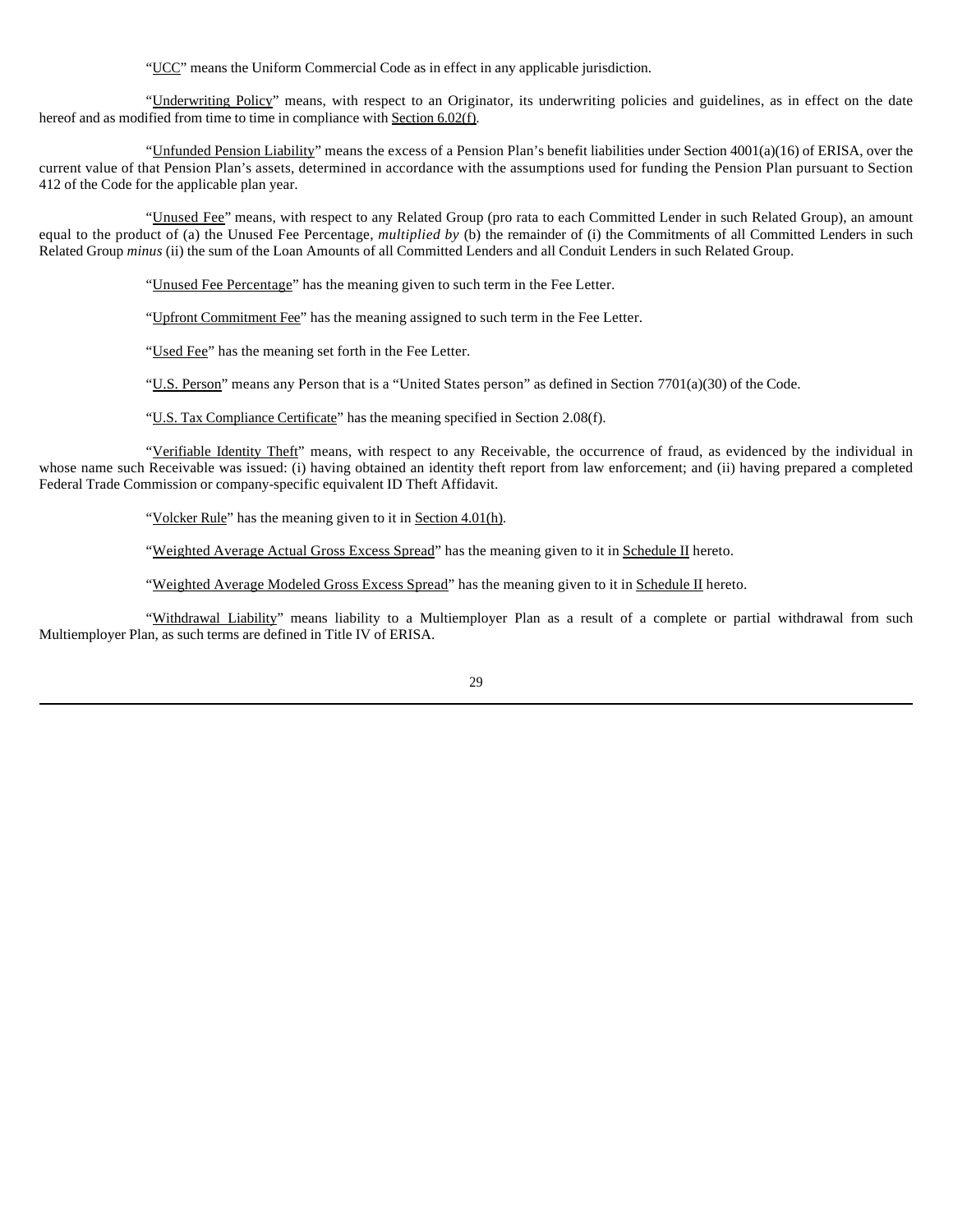"UCC" means the Uniform Commercial Code as in effect in any applicable jurisdiction.

"Underwriting Policy" means, with respect to an Originator, its underwriting policies and guidelines, as in effect on the date hereof and as modified from time to time in compliance with Section 6.02(f).

"Unfunded Pension Liability" means the excess of a Pension Plan's benefit liabilities under Section 4001(a)(16) of ERISA, over the current value of that Pension Plan's assets, determined in accordance with the assumptions used for funding the Pension Plan pursuant to Section 412 of the Code for the applicable plan year.

"Unused Fee" means, with respect to any Related Group (pro rata to each Committed Lender in such Related Group), an amount equal to the product of (a) the Unused Fee Percentage, *multiplied by* (b) the remainder of (i) the Commitments of all Committed Lenders in such Related Group *minus* (ii) the sum of the Loan Amounts of all Committed Lenders and all Conduit Lenders in such Related Group.

"Unused Fee Percentage" has the meaning given to such term in the Fee Letter.

"Upfront Commitment Fee" has the meaning assigned to such term in the Fee Letter.

"Used Fee" has the meaning set forth in the Fee Letter.

"U.S. Person" means any Person that is a "United States person" as defined in Section 7701(a)(30) of the Code.

"U.S. Tax Compliance Certificate" has the meaning specified in Section 2.08(f).

"Verifiable Identity Theft" means, with respect to any Receivable, the occurrence of fraud, as evidenced by the individual in whose name such Receivable was issued: (i) having obtained an identity theft report from law enforcement; and (ii) having prepared a completed Federal Trade Commission or company-specific equivalent ID Theft Affidavit.

"Volcker Rule" has the meaning given to it in Section 4.01(h).

"Weighted Average Actual Gross Excess Spread" has the meaning given to it in Schedule II hereto.

"Weighted Average Modeled Gross Excess Spread" has the meaning given to it in Schedule II hereto.

"Withdrawal Liability" means liability to a Multiemployer Plan as a result of a complete or partial withdrawal from such Multiemployer Plan, as such terms are defined in Title IV of ERISA.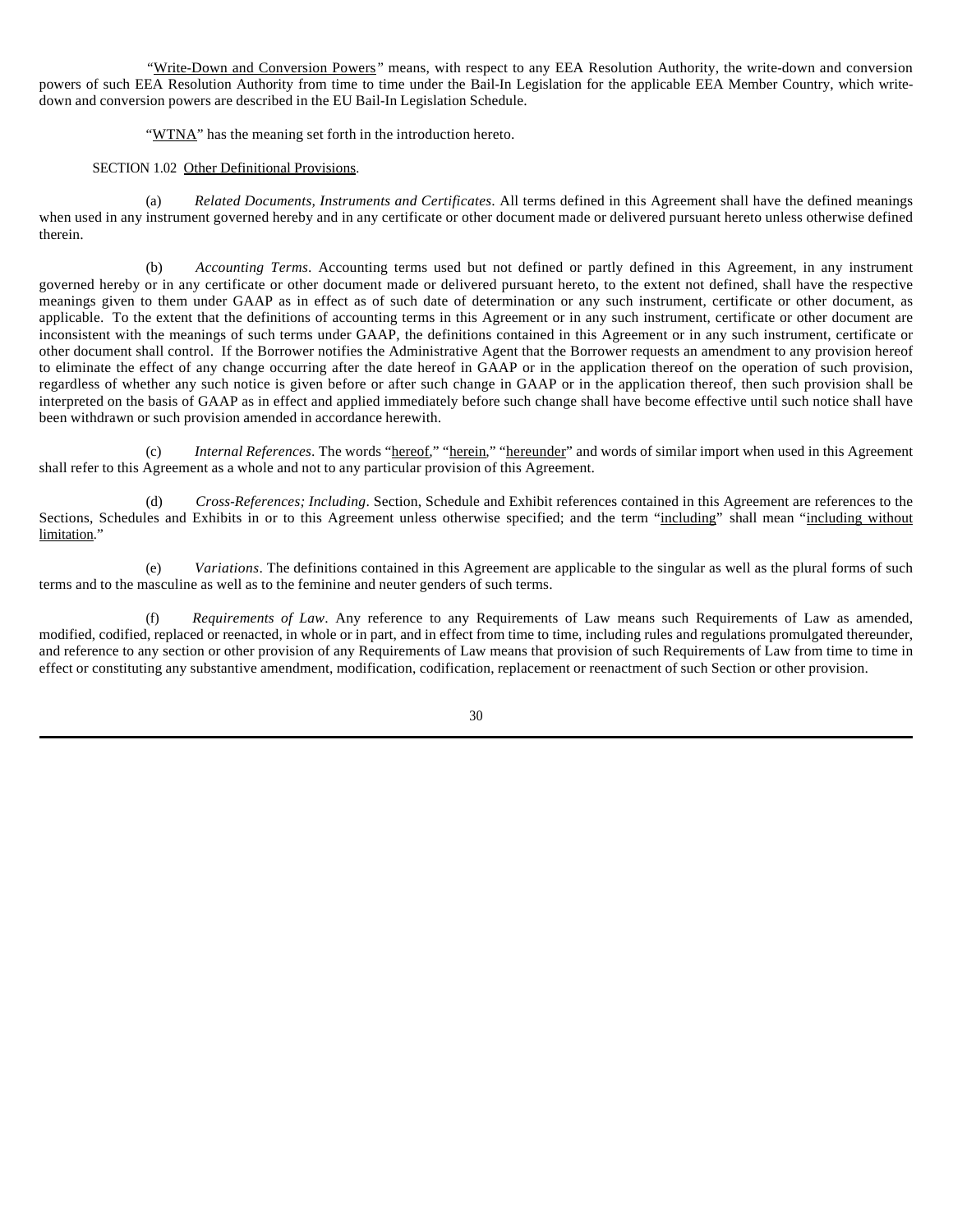"Write-Down and Conversion Powers" means, with respect to any EEA Resolution Authority, the write-down and conversion powers of such EEA Resolution Authority from time to time under the Bail-In Legislation for the applicable EEA Member Country, which write-down and conversion powers are described in the EU Bail-In Legislation Schedule.

"WTNA" has the meaning set forth in the introduction hereto.

SECTION 1.02 Other Definitional Provisions.

(a) *Related Documents, Instruments and Certificates*. All terms defined in this Agreement shall have the defined meanings when used in any instrument governed hereby and in any certificate or other document made or delivered pursuant hereto unless otherwise defined therein.

(b) *Accounting Terms*. Accounting terms used but not defined or partly defined in this Agreement, in any instrument governed hereby or in any certificate or other document made or delivered pursuant hereto, to the extent not defined, shall have the respective meanings given to them under GAAP as in effect as of such date of determination or any such instrument, certificate or other document, as applicable. To the extent that the definitions of accounting terms in this Agreement or in any such instrument, certificate or other document are inconsistent with the meanings of such terms under GAAP, the definitions contained in this Agreement or in any such instrument, certificate or other document shall control. If the Borrower notifies the Administrative Agent that the Borrower requests an amendment to any provision hereof to eliminate the effect of any change occurring after the date hereof in GAAP or in the application thereof on the operation of such provision, regardless of whether any such notice is given before or after such change in GAAP or in the application thereof, then such provision shall be interpreted on the basis of GAAP as in effect and applied immediately before such change shall have become effective until such notice shall have been withdrawn or such provision amended in accordance herewith.

(c) *Internal References*. The words "hereof," "herein," "hereunder" and words of similar import when used in this Agreement shall refer to this Agreement as a whole and not to any particular provision of this Agreement.

(d) *Cross-References; Including*. Section, Schedule and Exhibit references contained in this Agreement are references to the Sections, Schedules and Exhibits in or to this Agreement unless otherwise specified; and the term "including" shall mean "including without limitation."

(e) *Variations*. The definitions contained in this Agreement are applicable to the singular as well as the plural forms of such terms and to the masculine as well as to the feminine and neuter genders of such terms.

(f) *Requirements of Law*. Any reference to any Requirements of Law means such Requirements of Law as amended, modified, codified, replaced or reenacted, in whole or in part, and in effect from time to time, including rules and regulations promulgated thereunder, and reference to any section or other provision of any Requirements of Law means that provision of such Requirements of Law from time to time in effect or constituting any substantive amendment, modification, codification, replacement or reenactment of such Section or other provision.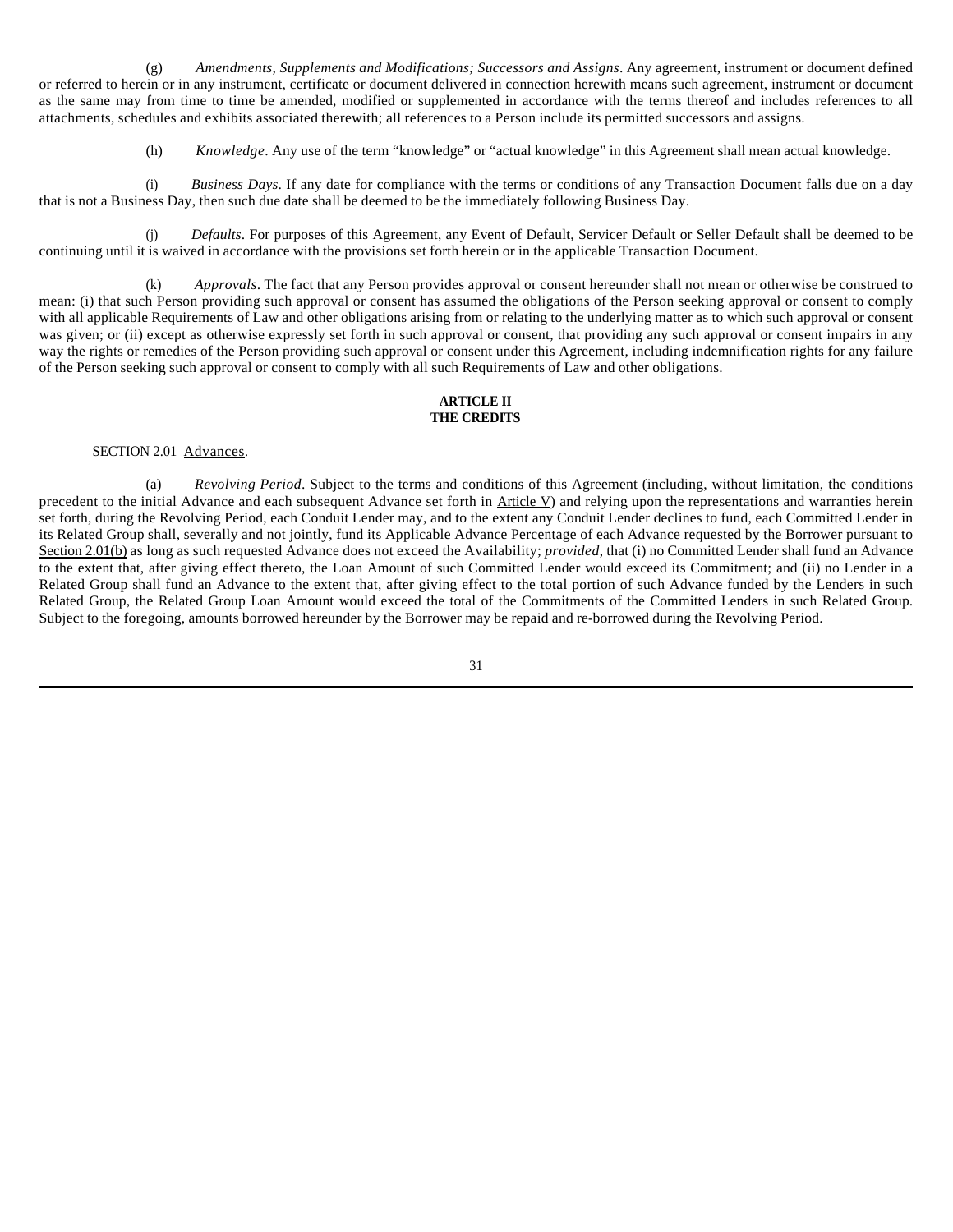(g) *Amendments, Supplements and Modifications; Successors and Assigns*. Any agreement, instrument or document defined or referred to herein or in any instrument, certificate or document delivered in connection herewith means such agreement, instrument or document as the same may from time to time be amended, modified or supplemented in accordance with the terms thereof and includes references to all attachments, schedules and exhibits associated therewith; all references to a Person include its permitted successors and assigns.

(h) *Knowledge*. Any use of the term "knowledge" or "actual knowledge" in this Agreement shall mean actual knowledge.

(i) *Business Days*. If any date for compliance with the terms or conditions of any Transaction Document falls due on a day that is not a Business Day, then such due date shall be deemed to be the immediately following Business Day.

(j) *Defaults*. For purposes of this Agreement, any Event of Default, Servicer Default or Seller Default shall be deemed to be continuing until it is waived in accordance with the provisions set forth herein or in the applicable Transaction Document.

(k) *Approvals*. The fact that any Person provides approval or consent hereunder shall not mean or otherwise be construed to mean: (i) that such Person providing such approval or consent has assumed the obligations of the Person seeking approval or consent to comply with all applicable Requirements of Law and other obligations arising from or relating to the underlying matter as to which such approval or consent was given; or (ii) except as otherwise expressly set forth in such approval or consent, that providing any such approval or consent impairs in any way the rights or remedies of the Person providing such approval or consent under this Agreement, including indemnification rights for any failure of the Person seeking such approval or consent to comply with all such Requirements of Law and other obligations.

## ARTICLE II
## THE CREDITS

SECTION 2.01 Advances.

(a) *Revolving Period*. Subject to the terms and conditions of this Agreement (including, without limitation, the conditions precedent to the initial Advance and each subsequent Advance set forth in Article V) and relying upon the representations and warranties herein set forth, during the Revolving Period, each Conduit Lender may, and to the extent any Conduit Lender declines to fund, each Committed Lender in its Related Group shall, severally and not jointly, fund its Applicable Advance Percentage of each Advance requested by the Borrower pursuant to Section 2.01(b) as long as such requested Advance does not exceed the Availability; *provided*, that (i) no Committed Lender shall fund an Advance to the extent that, after giving effect thereto, the Loan Amount of such Committed Lender would exceed its Commitment; and (ii) no Lender in a Related Group shall fund an Advance to the extent that, after giving effect to the total portion of such Advance funded by the Lenders in such Related Group, the Related Group Loan Amount would exceed the total of the Commitments of the Committed Lenders in such Related Group. Subject to the foregoing, amounts borrowed hereunder by the Borrower may be repaid and re-borrowed during the Revolving Period.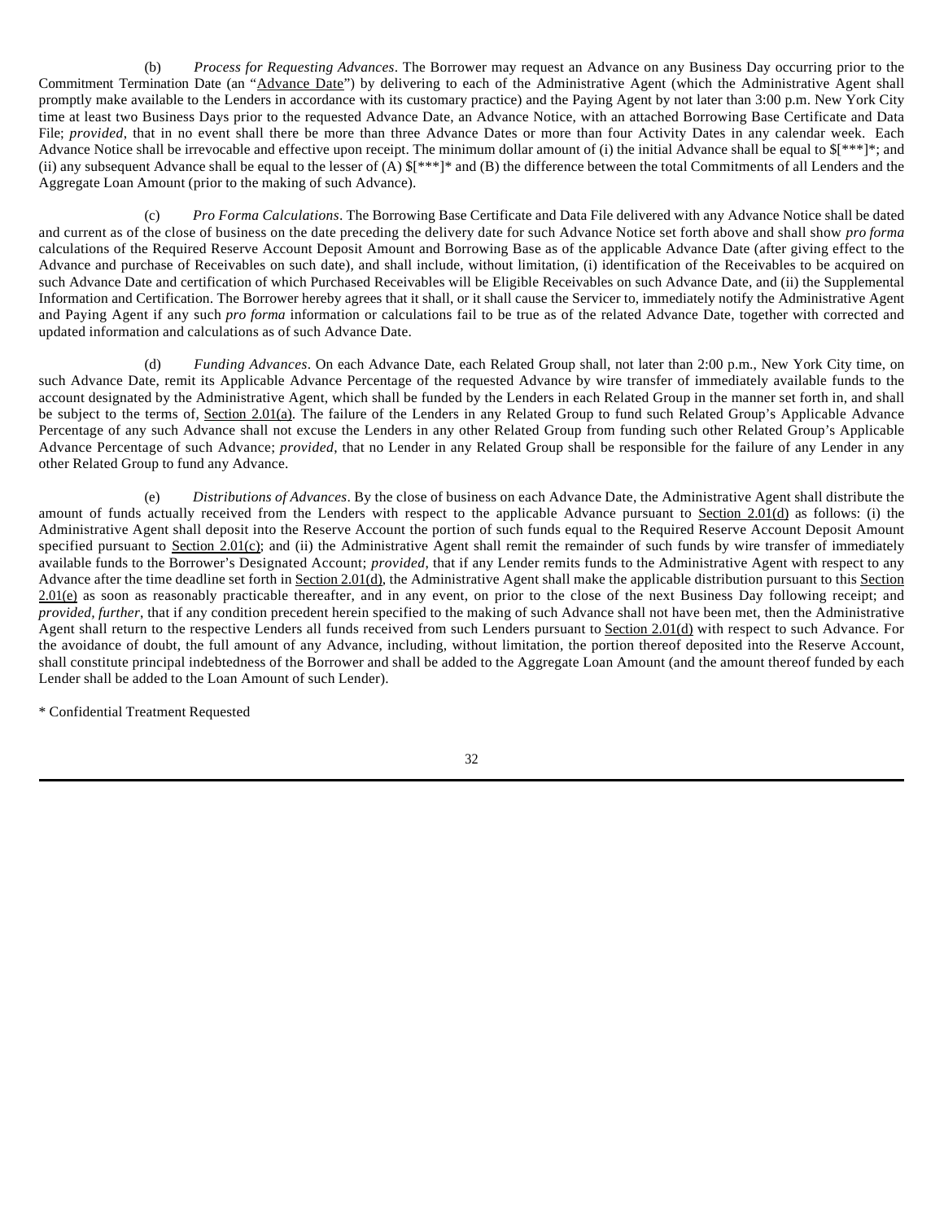(b) *Process for Requesting Advances*. The Borrower may request an Advance on any Business Day occurring prior to the Commitment Termination Date (an "Advance Date") by delivering to each of the Administrative Agent (which the Administrative Agent shall promptly make available to the Lenders in accordance with its customary practice) and the Paying Agent by not later than 3:00 p.m. New York City time at least two Business Days prior to the requested Advance Date, an Advance Notice, with an attached Borrowing Base Certificate and Data File; *provided*, that in no event shall there be more than three Advance Dates or more than four Activity Dates in any calendar week. Each Advance Notice shall be irrevocable and effective upon receipt. The minimum dollar amount of (i) the initial Advance shall be equal to $[***]*; and (ii) any subsequent Advance shall be equal to the lesser of (A) $[***]* and (B) the difference between the total Commitments of all Lenders and the Aggregate Loan Amount (prior to the making of such Advance).

(c) *Pro Forma Calculations*. The Borrowing Base Certificate and Data File delivered with any Advance Notice shall be dated and current as of the close of business on the date preceding the delivery date for such Advance Notice set forth above and shall show *pro forma* calculations of the Required Reserve Account Deposit Amount and Borrowing Base as of the applicable Advance Date (after giving effect to the Advance and purchase of Receivables on such date), and shall include, without limitation, (i) identification of the Receivables to be acquired on such Advance Date and certification of which Purchased Receivables will be Eligible Receivables on such Advance Date, and (ii) the Supplemental Information and Certification. The Borrower hereby agrees that it shall, or it shall cause the Servicer to, immediately notify the Administrative Agent and Paying Agent if any such *pro forma* information or calculations fail to be true as of the related Advance Date, together with corrected and updated information and calculations as of such Advance Date.

(d) *Funding Advances*. On each Advance Date, each Related Group shall, not later than 2:00 p.m., New York City time, on such Advance Date, remit its Applicable Advance Percentage of the requested Advance by wire transfer of immediately available funds to the account designated by the Administrative Agent, which shall be funded by the Lenders in each Related Group in the manner set forth in, and shall be subject to the terms of, Section 2.01(a). The failure of the Lenders in any Related Group to fund such Related Group's Applicable Advance Percentage of any such Advance shall not excuse the Lenders in any other Related Group from funding such other Related Group's Applicable Advance Percentage of such Advance; *provided*, that no Lender in any Related Group shall be responsible for the failure of any Lender in any other Related Group to fund any Advance.

(e) *Distributions of Advances*. By the close of business on each Advance Date, the Administrative Agent shall distribute the amount of funds actually received from the Lenders with respect to the applicable Advance pursuant to Section 2.01(d) as follows: (i) the Administrative Agent shall deposit into the Reserve Account the portion of such funds equal to the Required Reserve Account Deposit Amount specified pursuant to Section 2.01(c); and (ii) the Administrative Agent shall remit the remainder of such funds by wire transfer of immediately available funds to the Borrower's Designated Account; *provided*, that if any Lender remits funds to the Administrative Agent with respect to any Advance after the time deadline set forth in Section 2.01(d), the Administrative Agent shall make the applicable distribution pursuant to this Section 2.01(e) as soon as reasonably practicable thereafter, and in any event, on prior to the close of the next Business Day following receipt; and *provided, further*, that if any condition precedent herein specified to the making of such Advance shall not have been met, then the Administrative Agent shall return to the respective Lenders all funds received from such Lenders pursuant to Section 2.01(d) with respect to such Advance. For the avoidance of doubt, the full amount of any Advance, including, without limitation, the portion thereof deposited into the Reserve Account, shall constitute principal indebtedness of the Borrower and shall be added to the Aggregate Loan Amount (and the amount thereof funded by each Lender shall be added to the Loan Amount of such Lender).

* Confidential Treatment Requested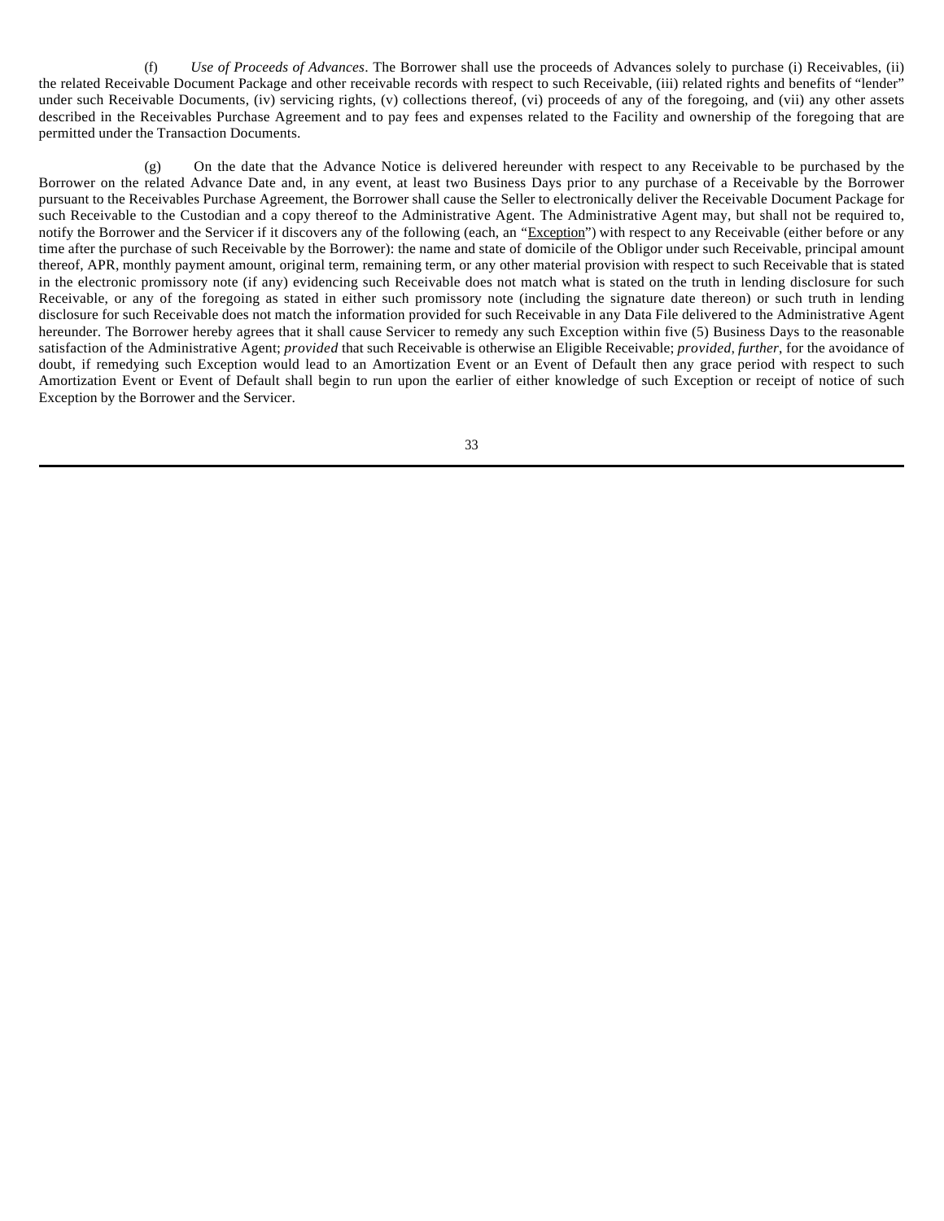(f) *Use of Proceeds of Advances*. The Borrower shall use the proceeds of Advances solely to purchase (i) Receivables, (ii) the related Receivable Document Package and other receivable records with respect to such Receivable, (iii) related rights and benefits of "lender" under such Receivable Documents, (iv) servicing rights, (v) collections thereof, (vi) proceeds of any of the foregoing, and (vii) any other assets described in the Receivables Purchase Agreement and to pay fees and expenses related to the Facility and ownership of the foregoing that are permitted under the Transaction Documents.

(g) On the date that the Advance Notice is delivered hereunder with respect to any Receivable to be purchased by the Borrower on the related Advance Date and, in any event, at least two Business Days prior to any purchase of a Receivable by the Borrower pursuant to the Receivables Purchase Agreement, the Borrower shall cause the Seller to electronically deliver the Receivable Document Package for such Receivable to the Custodian and a copy thereof to the Administrative Agent. The Administrative Agent may, but shall not be required to, notify the Borrower and the Servicer if it discovers any of the following (each, an "Exception") with respect to any Receivable (either before or any time after the purchase of such Receivable by the Borrower): the name and state of domicile of the Obligor under such Receivable, principal amount thereof, APR, monthly payment amount, original term, remaining term, or any other material provision with respect to such Receivable that is stated in the electronic promissory note (if any) evidencing such Receivable does not match what is stated on the truth in lending disclosure for such Receivable, or any of the foregoing as stated in either such promissory note (including the signature date thereon) or such truth in lending disclosure for such Receivable does not match the information provided for such Receivable in any Data File delivered to the Administrative Agent hereunder. The Borrower hereby agrees that it shall cause Servicer to remedy any such Exception within five (5) Business Days to the reasonable satisfaction of the Administrative Agent; *provided* that such Receivable is otherwise an Eligible Receivable; *provided*, *further*, for the avoidance of doubt, if remedying such Exception would lead to an Amortization Event or an Event of Default then any grace period with respect to such Amortization Event or Event of Default shall begin to run upon the earlier of either knowledge of such Exception or receipt of notice of such Exception by the Borrower and the Servicer.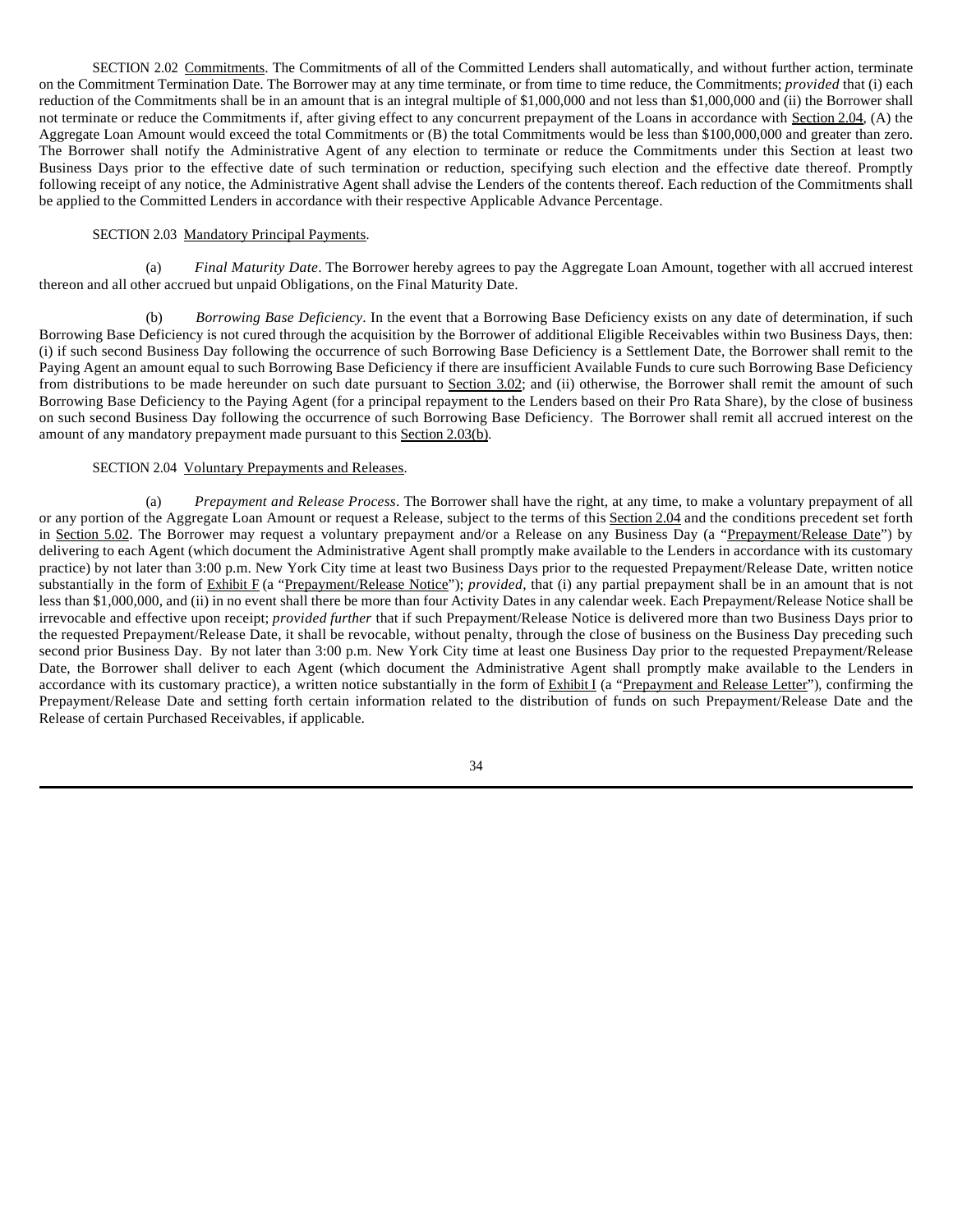SECTION 2.02 Commitments. The Commitments of all of the Committed Lenders shall automatically, and without further action, terminate on the Commitment Termination Date. The Borrower may at any time terminate, or from time to time reduce, the Commitments; *provided* that (i) each reduction of the Commitments shall be in an amount that is an integral multiple of $1,000,000 and not less than $1,000,000 and (ii) the Borrower shall not terminate or reduce the Commitments if, after giving effect to any concurrent prepayment of the Loans in accordance with Section 2.04, (A) the Aggregate Loan Amount would exceed the total Commitments or (B) the total Commitments would be less than $100,000,000 and greater than zero. The Borrower shall notify the Administrative Agent of any election to terminate or reduce the Commitments under this Section at least two Business Days prior to the effective date of such termination or reduction, specifying such election and the effective date thereof. Promptly following receipt of any notice, the Administrative Agent shall advise the Lenders of the contents thereof. Each reduction of the Commitments shall be applied to the Committed Lenders in accordance with their respective Applicable Advance Percentage.

SECTION 2.03 Mandatory Principal Payments.

(a) *Final Maturity Date*. The Borrower hereby agrees to pay the Aggregate Loan Amount, together with all accrued interest thereon and all other accrued but unpaid Obligations, on the Final Maturity Date.

(b) *Borrowing Base Deficiency*. In the event that a Borrowing Base Deficiency exists on any date of determination, if such Borrowing Base Deficiency is not cured through the acquisition by the Borrower of additional Eligible Receivables within two Business Days, then: (i) if such second Business Day following the occurrence of such Borrowing Base Deficiency is a Settlement Date, the Borrower shall remit to the Paying Agent an amount equal to such Borrowing Base Deficiency if there are insufficient Available Funds to cure such Borrowing Base Deficiency from distributions to be made hereunder on such date pursuant to Section 3.02; and (ii) otherwise, the Borrower shall remit the amount of such Borrowing Base Deficiency to the Paying Agent (for a principal repayment to the Lenders based on their Pro Rata Share), by the close of business on such second Business Day following the occurrence of such Borrowing Base Deficiency. The Borrower shall remit all accrued interest on the amount of any mandatory prepayment made pursuant to this Section 2.03(b).

SECTION 2.04 Voluntary Prepayments and Releases.

(a) *Prepayment and Release Process*. The Borrower shall have the right, at any time, to make a voluntary prepayment of all or any portion of the Aggregate Loan Amount or request a Release, subject to the terms of this Section 2.04 and the conditions precedent set forth in Section 5.02. The Borrower may request a voluntary prepayment and/or a Release on any Business Day (a "Prepayment/Release Date") by delivering to each Agent (which document the Administrative Agent shall promptly make available to the Lenders in accordance with its customary practice) by not later than 3:00 p.m. New York City time at least two Business Days prior to the requested Prepayment/Release Date, written notice substantially in the form of Exhibit F (a "Prepayment/Release Notice"); *provided*, that (i) any partial prepayment shall be in an amount that is not less than $1,000,000, and (ii) in no event shall there be more than four Activity Dates in any calendar week. Each Prepayment/Release Notice shall be irrevocable and effective upon receipt; *provided further* that if such Prepayment/Release Notice is delivered more than two Business Days prior to the requested Prepayment/Release Date, it shall be revocable, without penalty, through the close of business on the Business Day preceding such second prior Business Day. By not later than 3:00 p.m. New York City time at least one Business Day prior to the requested Prepayment/Release Date, the Borrower shall deliver to each Agent (which document the Administrative Agent shall promptly make available to the Lenders in accordance with its customary practice), a written notice substantially in the form of Exhibit I (a "Prepayment and Release Letter"), confirming the Prepayment/Release Date and setting forth certain information related to the distribution of funds on such Prepayment/Release Date and the Release of certain Purchased Receivables, if applicable.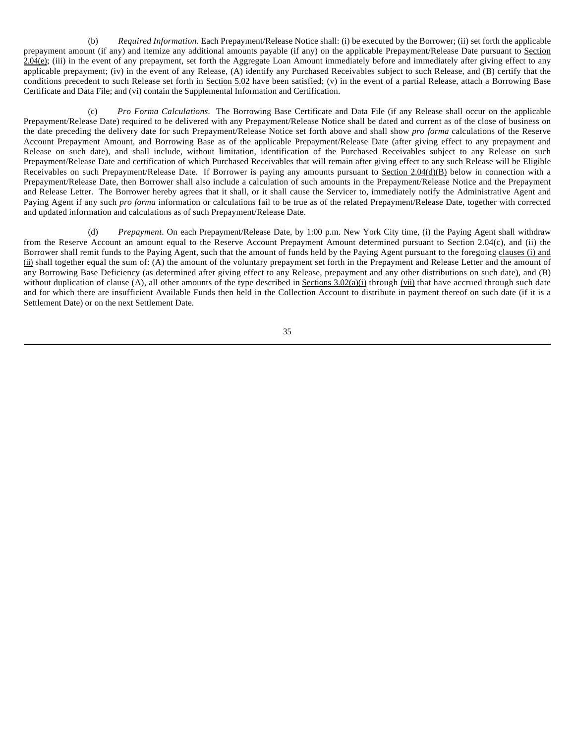(b) *Required Information*. Each Prepayment/Release Notice shall: (i) be executed by the Borrower; (ii) set forth the applicable prepayment amount (if any) and itemize any additional amounts payable (if any) on the applicable Prepayment/Release Date pursuant to Section 2.04(e); (iii) in the event of any prepayment, set forth the Aggregate Loan Amount immediately before and immediately after giving effect to any applicable prepayment; (iv) in the event of any Release, (A) identify any Purchased Receivables subject to such Release, and (B) certify that the conditions precedent to such Release set forth in Section 5.02 have been satisfied; (v) in the event of a partial Release, attach a Borrowing Base Certificate and Data File; and (vi) contain the Supplemental Information and Certification.

(c) *Pro Forma Calculations.* The Borrowing Base Certificate and Data File (if any Release shall occur on the applicable Prepayment/Release Date) required to be delivered with any Prepayment/Release Notice shall be dated and current as of the close of business on the date preceding the delivery date for such Prepayment/Release Notice set forth above and shall show *pro forma* calculations of the Reserve Account Prepayment Amount, and Borrowing Base as of the applicable Prepayment/Release Date (after giving effect to any prepayment and Release on such date), and shall include, without limitation, identification of the Purchased Receivables subject to any Release on such Prepayment/Release Date and certification of which Purchased Receivables that will remain after giving effect to any such Release will be Eligible Receivables on such Prepayment/Release Date. If Borrower is paying any amounts pursuant to Section 2.04(d)(B) below in connection with a Prepayment/Release Date, then Borrower shall also include a calculation of such amounts in the Prepayment/Release Notice and the Prepayment and Release Letter. The Borrower hereby agrees that it shall, or it shall cause the Servicer to, immediately notify the Administrative Agent and Paying Agent if any such *pro forma* information or calculations fail to be true as of the related Prepayment/Release Date, together with corrected and updated information and calculations as of such Prepayment/Release Date.

(d) *Prepayment*. On each Prepayment/Release Date, by 1:00 p.m. New York City time, (i) the Paying Agent shall withdraw from the Reserve Account an amount equal to the Reserve Account Prepayment Amount determined pursuant to Section 2.04(c), and (ii) the Borrower shall remit funds to the Paying Agent, such that the amount of funds held by the Paying Agent pursuant to the foregoing clauses (i) and (ii) shall together equal the sum of: (A) the amount of the voluntary prepayment set forth in the Prepayment and Release Letter and the amount of any Borrowing Base Deficiency (as determined after giving effect to any Release, prepayment and any other distributions on such date), and (B) without duplication of clause (A), all other amounts of the type described in Sections 3.02(a)(i) through (vii) that have accrued through such date and for which there are insufficient Available Funds then held in the Collection Account to distribute in payment thereof on such date (if it is a Settlement Date) or on the next Settlement Date.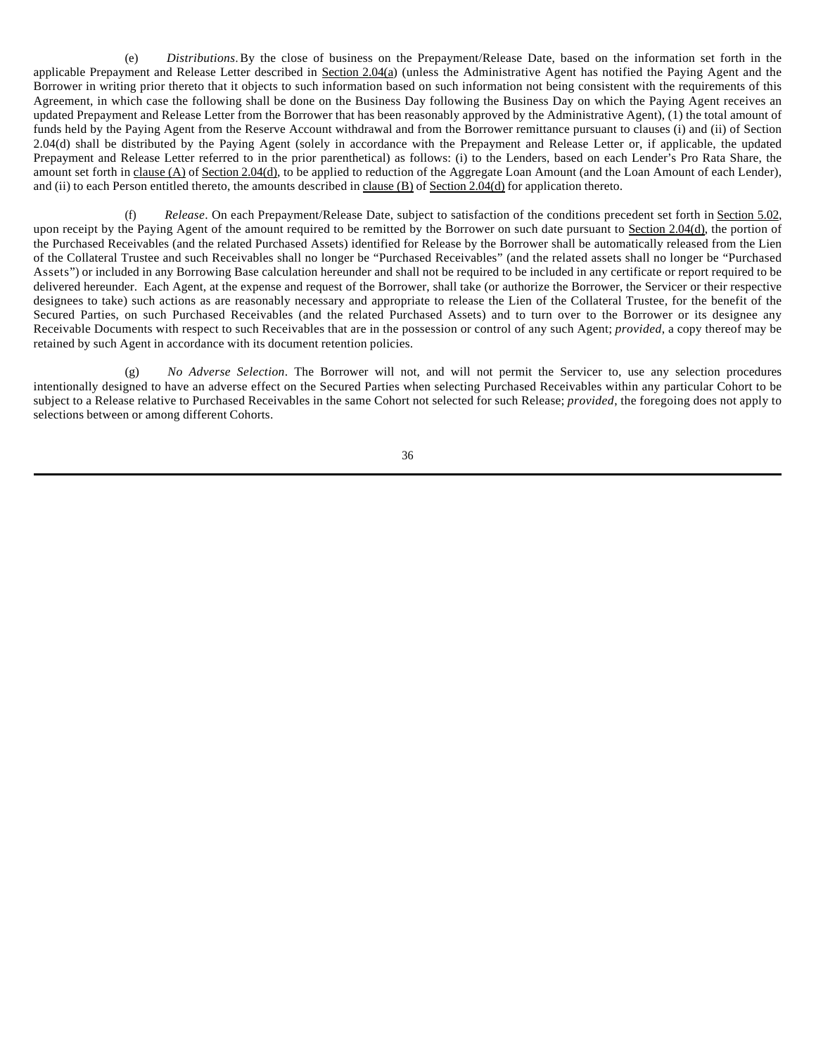(e) *Distributions*. By the close of business on the Prepayment/Release Date, based on the information set forth in the applicable Prepayment and Release Letter described in Section 2.04(a) (unless the Administrative Agent has notified the Paying Agent and the Borrower in writing prior thereto that it objects to such information based on such information not being consistent with the requirements of this Agreement, in which case the following shall be done on the Business Day following the Business Day on which the Paying Agent receives an updated Prepayment and Release Letter from the Borrower that has been reasonably approved by the Administrative Agent), (1) the total amount of funds held by the Paying Agent from the Reserve Account withdrawal and from the Borrower remittance pursuant to clauses (i) and (ii) of Section 2.04(d) shall be distributed by the Paying Agent (solely in accordance with the Prepayment and Release Letter or, if applicable, the updated Prepayment and Release Letter referred to in the prior parenthetical) as follows: (i) to the Lenders, based on each Lender's Pro Rata Share, the amount set forth in clause (A) of Section 2.04(d), to be applied to reduction of the Aggregate Loan Amount (and the Loan Amount of each Lender), and (ii) to each Person entitled thereto, the amounts described in clause (B) of Section 2.04(d) for application thereto.

(f) *Release*. On each Prepayment/Release Date, subject to satisfaction of the conditions precedent set forth in Section 5.02, upon receipt by the Paying Agent of the amount required to be remitted by the Borrower on such date pursuant to Section 2.04(d), the portion of the Purchased Receivables (and the related Purchased Assets) identified for Release by the Borrower shall be automatically released from the Lien of the Collateral Trustee and such Receivables shall no longer be "Purchased Receivables" (and the related assets shall no longer be "Purchased Assets") or included in any Borrowing Base calculation hereunder and shall not be required to be included in any certificate or report required to be delivered hereunder. Each Agent, at the expense and request of the Borrower, shall take (or authorize the Borrower, the Servicer or their respective designees to take) such actions as are reasonably necessary and appropriate to release the Lien of the Collateral Trustee, for the benefit of the Secured Parties, on such Purchased Receivables (and the related Purchased Assets) and to turn over to the Borrower or its designee any Receivable Documents with respect to such Receivables that are in the possession or control of any such Agent; *provided*, a copy thereof may be retained by such Agent in accordance with its document retention policies.

(g) *No Adverse Selection*. The Borrower will not, and will not permit the Servicer to, use any selection procedures intentionally designed to have an adverse effect on the Secured Parties when selecting Purchased Receivables within any particular Cohort to be subject to a Release relative to Purchased Receivables in the same Cohort not selected for such Release; *provided*, the foregoing does not apply to selections between or among different Cohorts.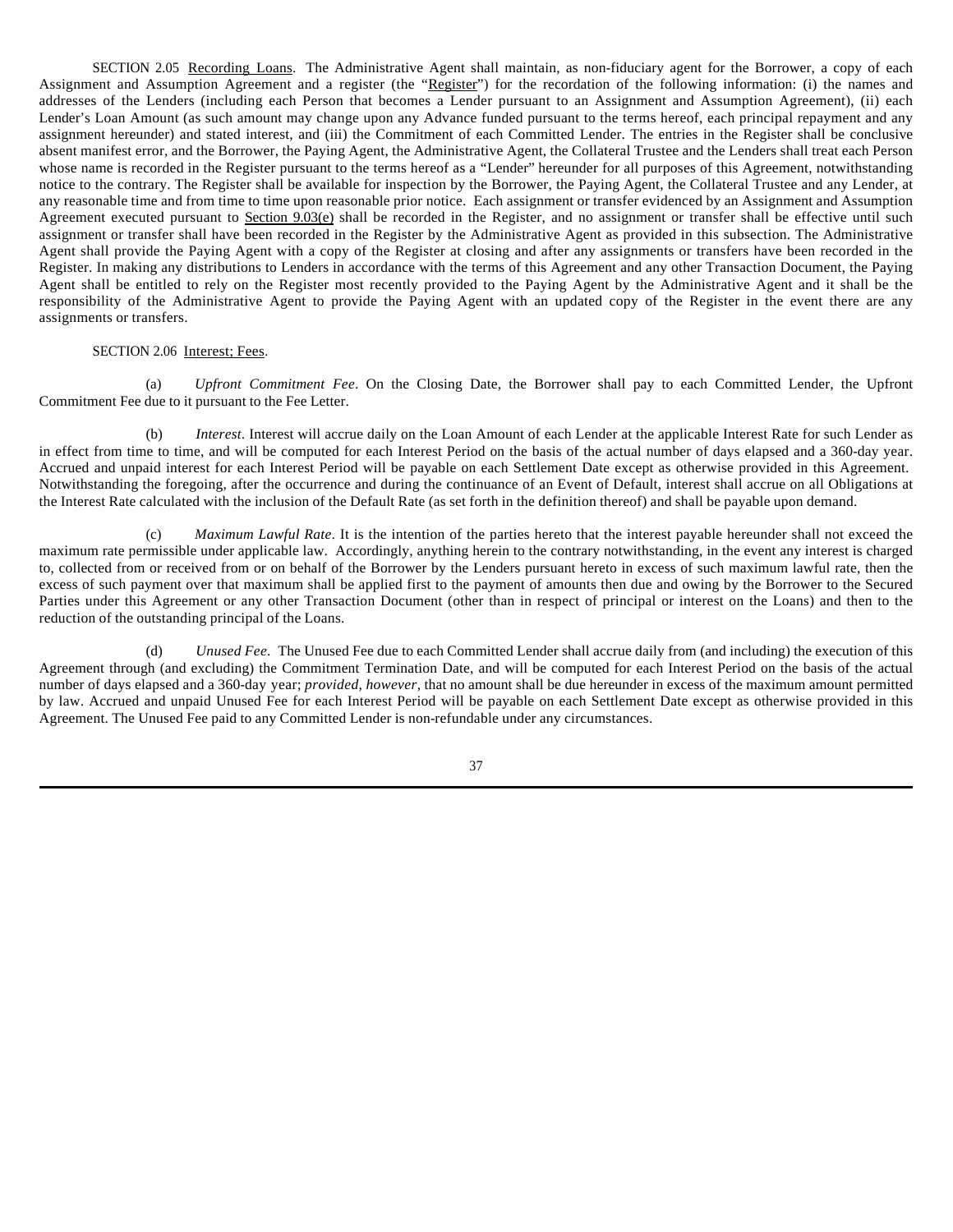SECTION 2.05 Recording Loans. The Administrative Agent shall maintain, as non-fiduciary agent for the Borrower, a copy of each Assignment and Assumption Agreement and a register (the "Register") for the recordation of the following information: (i) the names and addresses of the Lenders (including each Person that becomes a Lender pursuant to an Assignment and Assumption Agreement), (ii) each Lender's Loan Amount (as such amount may change upon any Advance funded pursuant to the terms hereof, each principal repayment and any assignment hereunder) and stated interest, and (iii) the Commitment of each Committed Lender. The entries in the Register shall be conclusive absent manifest error, and the Borrower, the Paying Agent, the Administrative Agent, the Collateral Trustee and the Lenders shall treat each Person whose name is recorded in the Register pursuant to the terms hereof as a "Lender" hereunder for all purposes of this Agreement, notwithstanding notice to the contrary. The Register shall be available for inspection by the Borrower, the Paying Agent, the Collateral Trustee and any Lender, at any reasonable time and from time to time upon reasonable prior notice. Each assignment or transfer evidenced by an Assignment and Assumption Agreement executed pursuant to Section 9.03(e) shall be recorded in the Register, and no assignment or transfer shall be effective until such assignment or transfer shall have been recorded in the Register by the Administrative Agent as provided in this subsection. The Administrative Agent shall provide the Paying Agent with a copy of the Register at closing and after any assignments or transfers have been recorded in the Register. In making any distributions to Lenders in accordance with the terms of this Agreement and any other Transaction Document, the Paying Agent shall be entitled to rely on the Register most recently provided to the Paying Agent by the Administrative Agent and it shall be the responsibility of the Administrative Agent to provide the Paying Agent with an updated copy of the Register in the event there are any assignments or transfers.

SECTION 2.06 Interest; Fees.

(a) *Upfront Commitment Fee*. On the Closing Date, the Borrower shall pay to each Committed Lender, the Upfront Commitment Fee due to it pursuant to the Fee Letter.

(b) *Interest.* Interest will accrue daily on the Loan Amount of each Lender at the applicable Interest Rate for such Lender as in effect from time to time, and will be computed for each Interest Period on the basis of the actual number of days elapsed and a 360-day year. Accrued and unpaid interest for each Interest Period will be payable on each Settlement Date except as otherwise provided in this Agreement. Notwithstanding the foregoing, after the occurrence and during the continuance of an Event of Default, interest shall accrue on all Obligations at the Interest Rate calculated with the inclusion of the Default Rate (as set forth in the definition thereof) and shall be payable upon demand.

(c) *Maximum Lawful Rate*. It is the intention of the parties hereto that the interest payable hereunder shall not exceed the maximum rate permissible under applicable law. Accordingly, anything herein to the contrary notwithstanding, in the event any interest is charged to, collected from or received from or on behalf of the Borrower by the Lenders pursuant hereto in excess of such maximum lawful rate, then the excess of such payment over that maximum shall be applied first to the payment of amounts then due and owing by the Borrower to the Secured Parties under this Agreement or any other Transaction Document (other than in respect of principal or interest on the Loans) and then to the reduction of the outstanding principal of the Loans.

(d) *Unused Fee*. The Unused Fee due to each Committed Lender shall accrue daily from (and including) the execution of this Agreement through (and excluding) the Commitment Termination Date, and will be computed for each Interest Period on the basis of the actual number of days elapsed and a 360-day year; *provided, however*, that no amount shall be due hereunder in excess of the maximum amount permitted by law. Accrued and unpaid Unused Fee for each Interest Period will be payable on each Settlement Date except as otherwise provided in this Agreement. The Unused Fee paid to any Committed Lender is non-refundable under any circumstances.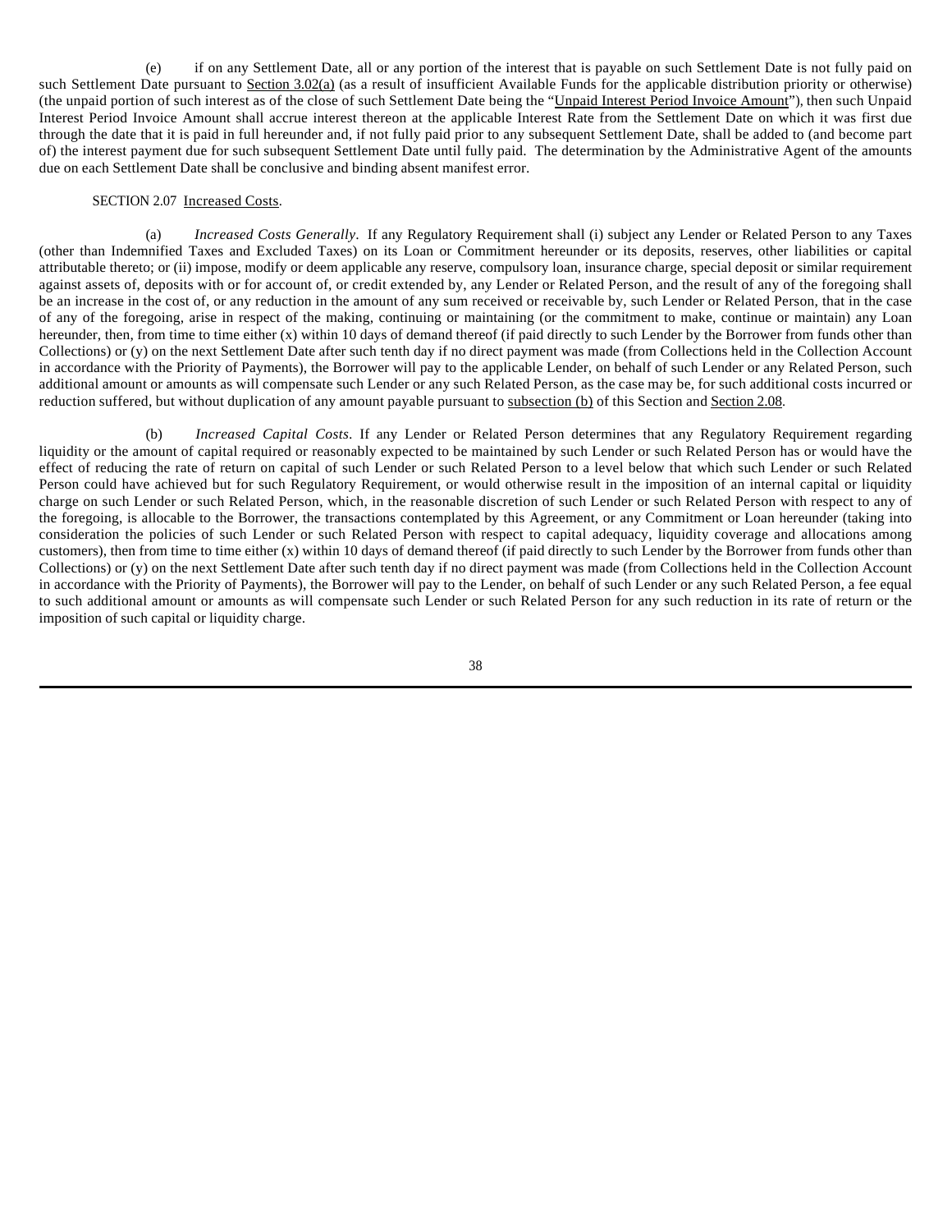(e) if on any Settlement Date, all or any portion of the interest that is payable on such Settlement Date is not fully paid on such Settlement Date pursuant to Section 3.02(a) (as a result of insufficient Available Funds for the applicable distribution priority or otherwise) (the unpaid portion of such interest as of the close of such Settlement Date being the "Unpaid Interest Period Invoice Amount"), then such Unpaid Interest Period Invoice Amount shall accrue interest thereon at the applicable Interest Rate from the Settlement Date on which it was first due through the date that it is paid in full hereunder and, if not fully paid prior to any subsequent Settlement Date, shall be added to (and become part of) the interest payment due for such subsequent Settlement Date until fully paid. The determination by the Administrative Agent of the amounts due on each Settlement Date shall be conclusive and binding absent manifest error.

SECTION 2.07 Increased Costs.

(a) *Increased Costs Generally*. If any Regulatory Requirement shall (i) subject any Lender or Related Person to any Taxes (other than Indemnified Taxes and Excluded Taxes) on its Loan or Commitment hereunder or its deposits, reserves, other liabilities or capital attributable thereto; or (ii) impose, modify or deem applicable any reserve, compulsory loan, insurance charge, special deposit or similar requirement against assets of, deposits with or for account of, or credit extended by, any Lender or Related Person, and the result of any of the foregoing shall be an increase in the cost of, or any reduction in the amount of any sum received or receivable by, such Lender or Related Person, that in the case of any of the foregoing, arise in respect of the making, continuing or maintaining (or the commitment to make, continue or maintain) any Loan hereunder, then, from time to time either (x) within 10 days of demand thereof (if paid directly to such Lender by the Borrower from funds other than Collections) or (y) on the next Settlement Date after such tenth day if no direct payment was made (from Collections held in the Collection Account in accordance with the Priority of Payments), the Borrower will pay to the applicable Lender, on behalf of such Lender or any Related Person, such additional amount or amounts as will compensate such Lender or any such Related Person, as the case may be, for such additional costs incurred or reduction suffered, but without duplication of any amount payable pursuant to subsection (b) of this Section and Section 2.08.

(b) *Increased Capital Costs*. If any Lender or Related Person determines that any Regulatory Requirement regarding liquidity or the amount of capital required or reasonably expected to be maintained by such Lender or such Related Person has or would have the effect of reducing the rate of return on capital of such Lender or such Related Person to a level below that which such Lender or such Related Person could have achieved but for such Regulatory Requirement, or would otherwise result in the imposition of an internal capital or liquidity charge on such Lender or such Related Person, which, in the reasonable discretion of such Lender or such Related Person with respect to any of the foregoing, is allocable to the Borrower, the transactions contemplated by this Agreement, or any Commitment or Loan hereunder (taking into consideration the policies of such Lender or such Related Person with respect to capital adequacy, liquidity coverage and allocations among customers), then from time to time either (x) within 10 days of demand thereof (if paid directly to such Lender by the Borrower from funds other than Collections) or (y) on the next Settlement Date after such tenth day if no direct payment was made (from Collections held in the Collection Account in accordance with the Priority of Payments), the Borrower will pay to the Lender, on behalf of such Lender or any such Related Person, a fee equal to such additional amount or amounts as will compensate such Lender or such Related Person for any such reduction in its rate of return or the imposition of such capital or liquidity charge.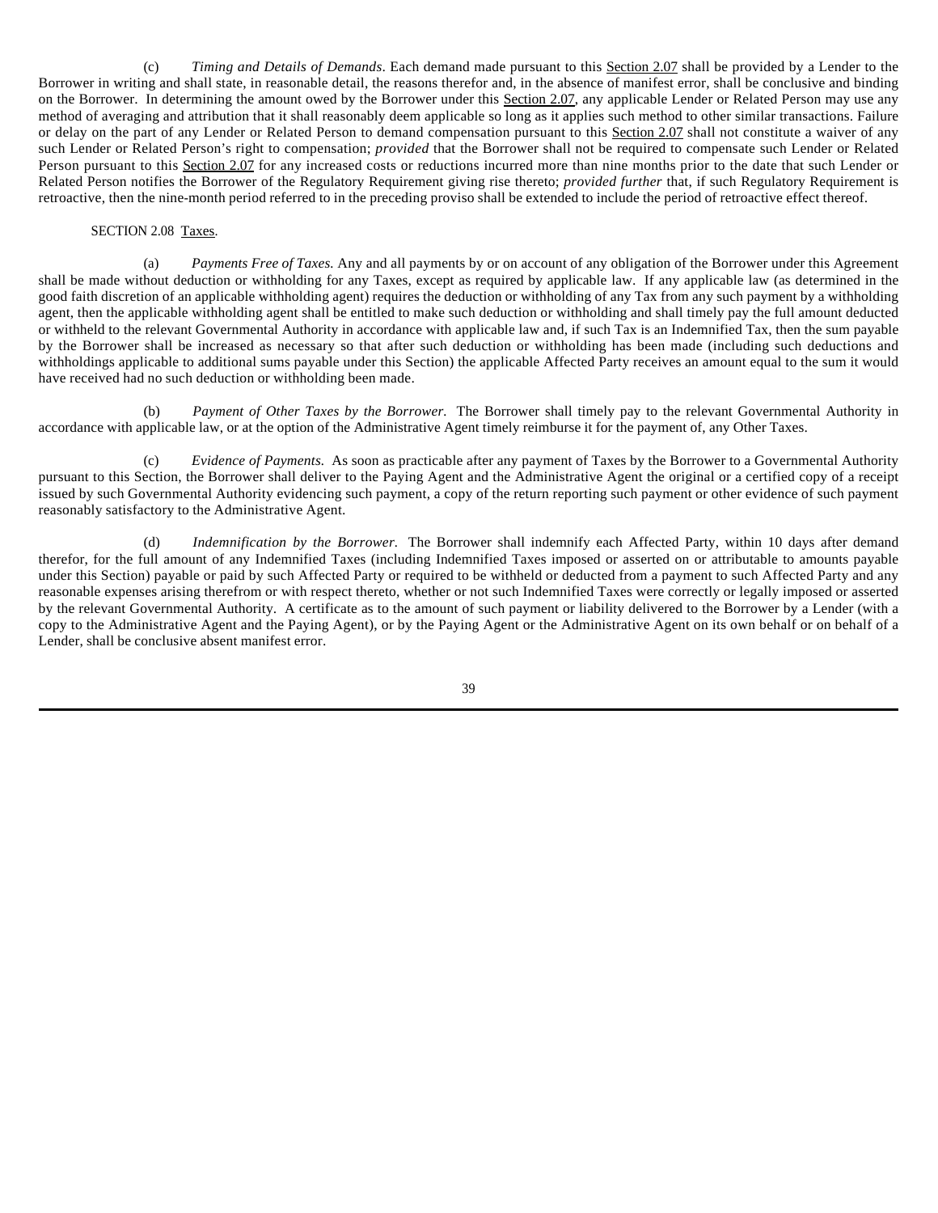(c) *Timing and Details of Demands*. Each demand made pursuant to this Section 2.07 shall be provided by a Lender to the Borrower in writing and shall state, in reasonable detail, the reasons therefor and, in the absence of manifest error, shall be conclusive and binding on the Borrower. In determining the amount owed by the Borrower under this Section 2.07, any applicable Lender or Related Person may use any method of averaging and attribution that it shall reasonably deem applicable so long as it applies such method to other similar transactions. Failure or delay on the part of any Lender or Related Person to demand compensation pursuant to this Section 2.07 shall not constitute a waiver of any such Lender or Related Person's right to compensation; *provided* that the Borrower shall not be required to compensate such Lender or Related Person pursuant to this Section 2.07 for any increased costs or reductions incurred more than nine months prior to the date that such Lender or Related Person notifies the Borrower of the Regulatory Requirement giving rise thereto; *provided further* that, if such Regulatory Requirement is retroactive, then the nine-month period referred to in the preceding proviso shall be extended to include the period of retroactive effect thereof.

SECTION 2.08 Taxes.

(a) *Payments Free of Taxes.* Any and all payments by or on account of any obligation of the Borrower under this Agreement shall be made without deduction or withholding for any Taxes, except as required by applicable law. If any applicable law (as determined in the good faith discretion of an applicable withholding agent) requires the deduction or withholding of any Tax from any such payment by a withholding agent, then the applicable withholding agent shall be entitled to make such deduction or withholding and shall timely pay the full amount deducted or withheld to the relevant Governmental Authority in accordance with applicable law and, if such Tax is an Indemnified Tax, then the sum payable by the Borrower shall be increased as necessary so that after such deduction or withholding has been made (including such deductions and withholdings applicable to additional sums payable under this Section) the applicable Affected Party receives an amount equal to the sum it would have received had no such deduction or withholding been made.

(b) *Payment of Other Taxes by the Borrower.* The Borrower shall timely pay to the relevant Governmental Authority in accordance with applicable law, or at the option of the Administrative Agent timely reimburse it for the payment of, any Other Taxes.

(c) *Evidence of Payments.* As soon as practicable after any payment of Taxes by the Borrower to a Governmental Authority pursuant to this Section, the Borrower shall deliver to the Paying Agent and the Administrative Agent the original or a certified copy of a receipt issued by such Governmental Authority evidencing such payment, a copy of the return reporting such payment or other evidence of such payment reasonably satisfactory to the Administrative Agent.

(d) *Indemnification by the Borrower.* The Borrower shall indemnify each Affected Party, within 10 days after demand therefor, for the full amount of any Indemnified Taxes (including Indemnified Taxes imposed or asserted on or attributable to amounts payable under this Section) payable or paid by such Affected Party or required to be withheld or deducted from a payment to such Affected Party and any reasonable expenses arising therefrom or with respect thereto, whether or not such Indemnified Taxes were correctly or legally imposed or asserted by the relevant Governmental Authority. A certificate as to the amount of such payment or liability delivered to the Borrower by a Lender (with a copy to the Administrative Agent and the Paying Agent), or by the Paying Agent or the Administrative Agent on its own behalf or on behalf of a Lender, shall be conclusive absent manifest error.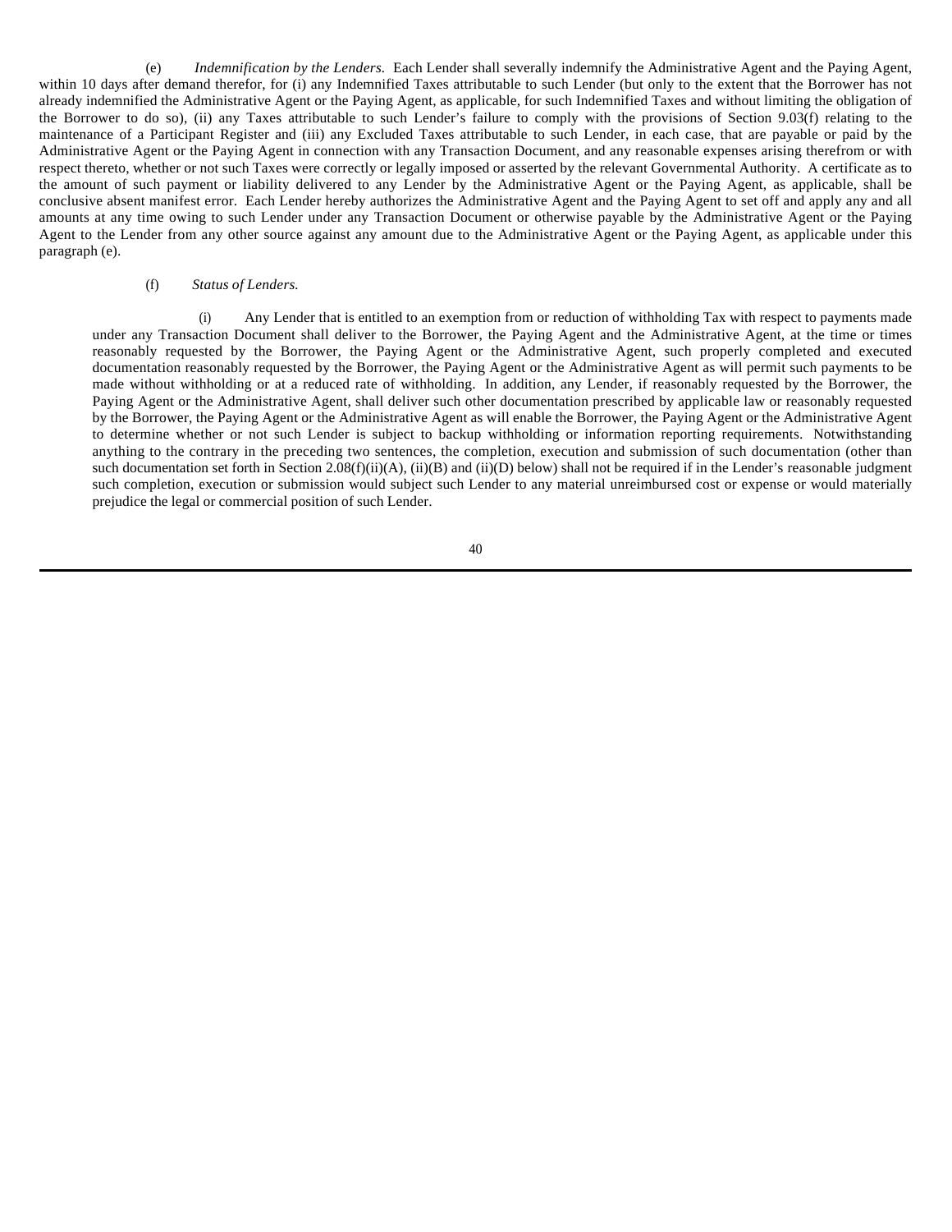(e) *Indemnification by the Lenders.* Each Lender shall severally indemnify the Administrative Agent and the Paying Agent, within 10 days after demand therefor, for (i) any Indemnified Taxes attributable to such Lender (but only to the extent that the Borrower has not already indemnified the Administrative Agent or the Paying Agent, as applicable, for such Indemnified Taxes and without limiting the obligation of the Borrower to do so), (ii) any Taxes attributable to such Lender's failure to comply with the provisions of Section 9.03(f) relating to the maintenance of a Participant Register and (iii) any Excluded Taxes attributable to such Lender, in each case, that are payable or paid by the Administrative Agent or the Paying Agent in connection with any Transaction Document, and any reasonable expenses arising therefrom or with respect thereto, whether or not such Taxes were correctly or legally imposed or asserted by the relevant Governmental Authority. A certificate as to the amount of such payment or liability delivered to any Lender by the Administrative Agent or the Paying Agent, as applicable, shall be conclusive absent manifest error. Each Lender hereby authorizes the Administrative Agent and the Paying Agent to set off and apply any and all amounts at any time owing to such Lender under any Transaction Document or otherwise payable by the Administrative Agent or the Paying Agent to the Lender from any other source against any amount due to the Administrative Agent or the Paying Agent, as applicable under this paragraph (e).

(f) *Status of Lenders.*

(i) Any Lender that is entitled to an exemption from or reduction of withholding Tax with respect to payments made under any Transaction Document shall deliver to the Borrower, the Paying Agent and the Administrative Agent, at the time or times reasonably requested by the Borrower, the Paying Agent or the Administrative Agent, such properly completed and executed documentation reasonably requested by the Borrower, the Paying Agent or the Administrative Agent as will permit such payments to be made without withholding or at a reduced rate of withholding. In addition, any Lender, if reasonably requested by the Borrower, the Paying Agent or the Administrative Agent, shall deliver such other documentation prescribed by applicable law or reasonably requested by the Borrower, the Paying Agent or the Administrative Agent as will enable the Borrower, the Paying Agent or the Administrative Agent to determine whether or not such Lender is subject to backup withholding or information reporting requirements. Notwithstanding anything to the contrary in the preceding two sentences, the completion, execution and submission of such documentation (other than such documentation set forth in Section 2.08(f)(ii)(A), (ii)(B) and (ii)(D) below) shall not be required if in the Lender's reasonable judgment such completion, execution or submission would subject such Lender to any material unreimbursed cost or expense or would materially prejudice the legal or commercial position of such Lender.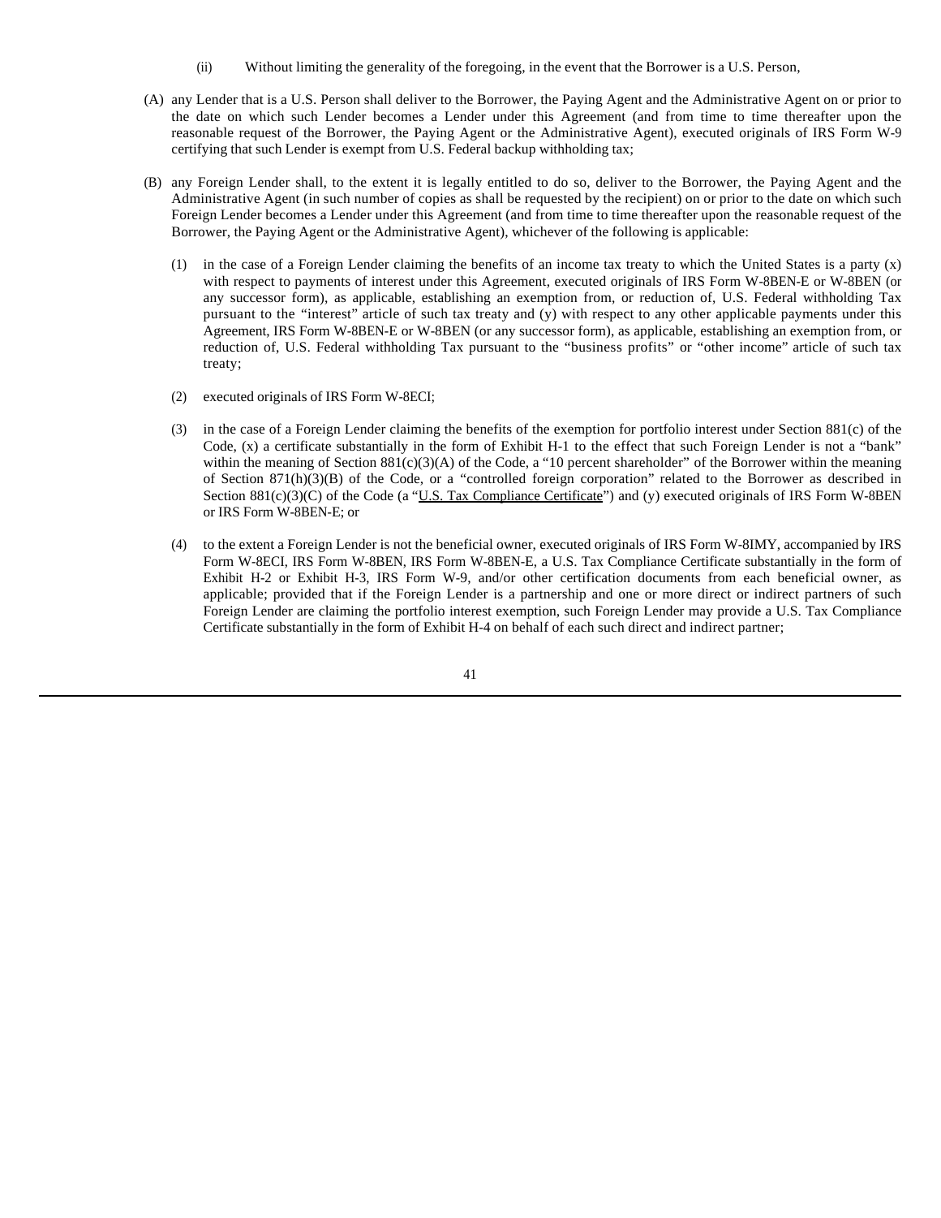(ii) Without limiting the generality of the foregoing, in the event that the Borrower is a U.S. Person,

(A) any Lender that is a U.S. Person shall deliver to the Borrower, the Paying Agent and the Administrative Agent on or prior to the date on which such Lender becomes a Lender under this Agreement (and from time to time thereafter upon the reasonable request of the Borrower, the Paying Agent or the Administrative Agent), executed originals of IRS Form W-9 certifying that such Lender is exempt from U.S. Federal backup withholding tax;

(B) any Foreign Lender shall, to the extent it is legally entitled to do so, deliver to the Borrower, the Paying Agent and the Administrative Agent (in such number of copies as shall be requested by the recipient) on or prior to the date on which such Foreign Lender becomes a Lender under this Agreement (and from time to time thereafter upon the reasonable request of the Borrower, the Paying Agent or the Administrative Agent), whichever of the following is applicable:

(1) in the case of a Foreign Lender claiming the benefits of an income tax treaty to which the United States is a party (x) with respect to payments of interest under this Agreement, executed originals of IRS Form W-8BEN-E or W-8BEN (or any successor form), as applicable, establishing an exemption from, or reduction of, U.S. Federal withholding Tax pursuant to the "interest" article of such tax treaty and (y) with respect to any other applicable payments under this Agreement, IRS Form W-8BEN-E or W-8BEN (or any successor form), as applicable, establishing an exemption from, or reduction of, U.S. Federal withholding Tax pursuant to the "business profits" or "other income" article of such tax treaty;

(2) executed originals of IRS Form W-8ECI;

(3) in the case of a Foreign Lender claiming the benefits of the exemption for portfolio interest under Section 881(c) of the Code, (x) a certificate substantially in the form of Exhibit H-1 to the effect that such Foreign Lender is not a "bank" within the meaning of Section 881(c)(3)(A) of the Code, a "10 percent shareholder" of the Borrower within the meaning of Section 871(h)(3)(B) of the Code, or a "controlled foreign corporation" related to the Borrower as described in Section 881(c)(3)(C) of the Code (a "U.S. Tax Compliance Certificate") and (y) executed originals of IRS Form W-8BEN or IRS Form W-8BEN-E; or

(4) to the extent a Foreign Lender is not the beneficial owner, executed originals of IRS Form W-8IMY, accompanied by IRS Form W-8ECI, IRS Form W-8BEN, IRS Form W-8BEN-E, a U.S. Tax Compliance Certificate substantially in the form of Exhibit H-2 or Exhibit H-3, IRS Form W-9, and/or other certification documents from each beneficial owner, as applicable; provided that if the Foreign Lender is a partnership and one or more direct or indirect partners of such Foreign Lender are claiming the portfolio interest exemption, such Foreign Lender may provide a U.S. Tax Compliance Certificate substantially in the form of Exhibit H-4 on behalf of each such direct and indirect partner;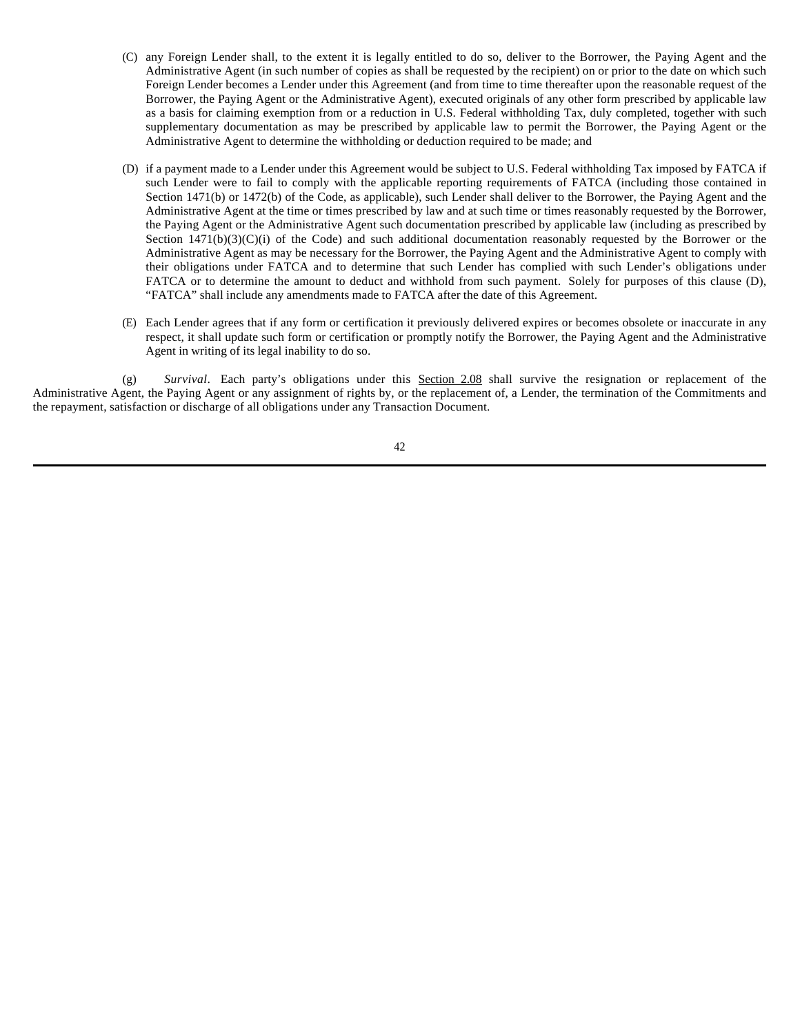(C) any Foreign Lender shall, to the extent it is legally entitled to do so, deliver to the Borrower, the Paying Agent and the Administrative Agent (in such number of copies as shall be requested by the recipient) on or prior to the date on which such Foreign Lender becomes a Lender under this Agreement (and from time to time thereafter upon the reasonable request of the Borrower, the Paying Agent or the Administrative Agent), executed originals of any other form prescribed by applicable law as a basis for claiming exemption from or a reduction in U.S. Federal withholding Tax, duly completed, together with such supplementary documentation as may be prescribed by applicable law to permit the Borrower, the Paying Agent or the Administrative Agent to determine the withholding or deduction required to be made; and

(D) if a payment made to a Lender under this Agreement would be subject to U.S. Federal withholding Tax imposed by FATCA if such Lender were to fail to comply with the applicable reporting requirements of FATCA (including those contained in Section 1471(b) or 1472(b) of the Code, as applicable), such Lender shall deliver to the Borrower, the Paying Agent and the Administrative Agent at the time or times prescribed by law and at such time or times reasonably requested by the Borrower, the Paying Agent or the Administrative Agent such documentation prescribed by applicable law (including as prescribed by Section 1471(b)(3)(C)(i) of the Code) and such additional documentation reasonably requested by the Borrower or the Administrative Agent as may be necessary for the Borrower, the Paying Agent and the Administrative Agent to comply with their obligations under FATCA and to determine that such Lender has complied with such Lender's obligations under FATCA or to determine the amount to deduct and withhold from such payment. Solely for purposes of this clause (D), "FATCA" shall include any amendments made to FATCA after the date of this Agreement.

(E) Each Lender agrees that if any form or certification it previously delivered expires or becomes obsolete or inaccurate in any respect, it shall update such form or certification or promptly notify the Borrower, the Paying Agent and the Administrative Agent in writing of its legal inability to do so.

(g) *Survival*. Each party's obligations under this Section 2.08 shall survive the resignation or replacement of the Administrative Agent, the Paying Agent or any assignment of rights by, or the replacement of, a Lender, the termination of the Commitments and the repayment, satisfaction or discharge of all obligations under any Transaction Document.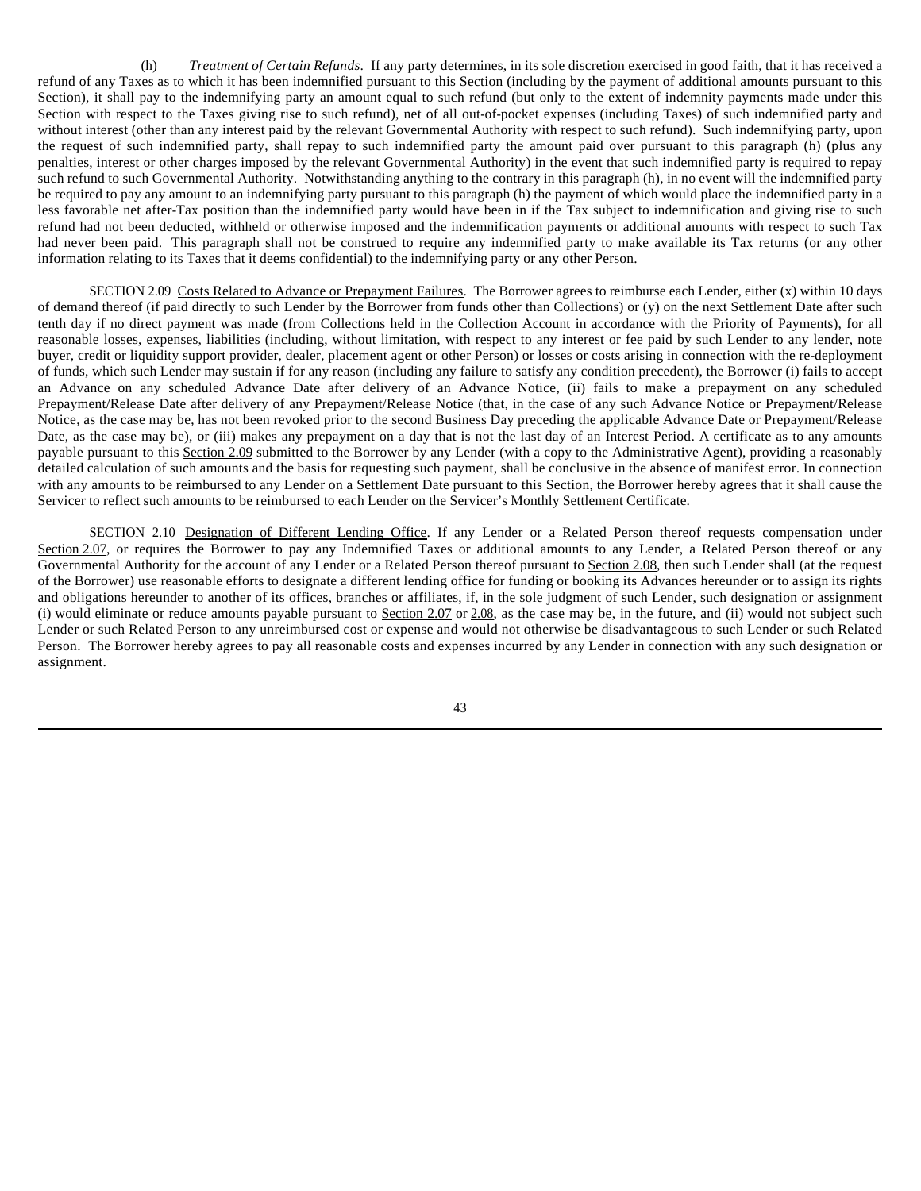(h) *Treatment of Certain Refunds*. If any party determines, in its sole discretion exercised in good faith, that it has received a refund of any Taxes as to which it has been indemnified pursuant to this Section (including by the payment of additional amounts pursuant to this Section), it shall pay to the indemnifying party an amount equal to such refund (but only to the extent of indemnity payments made under this Section with respect to the Taxes giving rise to such refund), net of all out-of-pocket expenses (including Taxes) of such indemnified party and without interest (other than any interest paid by the relevant Governmental Authority with respect to such refund). Such indemnifying party, upon the request of such indemnified party, shall repay to such indemnified party the amount paid over pursuant to this paragraph (h) (plus any penalties, interest or other charges imposed by the relevant Governmental Authority) in the event that such indemnified party is required to repay such refund to such Governmental Authority. Notwithstanding anything to the contrary in this paragraph (h), in no event will the indemnified party be required to pay any amount to an indemnifying party pursuant to this paragraph (h) the payment of which would place the indemnified party in a less favorable net after-Tax position than the indemnified party would have been in if the Tax subject to indemnification and giving rise to such refund had not been deducted, withheld or otherwise imposed and the indemnification payments or additional amounts with respect to such Tax had never been paid. This paragraph shall not be construed to require any indemnified party to make available its Tax returns (or any other information relating to its Taxes that it deems confidential) to the indemnifying party or any other Person.

SECTION 2.09 Costs Related to Advance or Prepayment Failures. The Borrower agrees to reimburse each Lender, either (x) within 10 days of demand thereof (if paid directly to such Lender by the Borrower from funds other than Collections) or (y) on the next Settlement Date after such tenth day if no direct payment was made (from Collections held in the Collection Account in accordance with the Priority of Payments), for all reasonable losses, expenses, liabilities (including, without limitation, with respect to any interest or fee paid by such Lender to any lender, note buyer, credit or liquidity support provider, dealer, placement agent or other Person) or losses or costs arising in connection with the re-deployment of funds, which such Lender may sustain if for any reason (including any failure to satisfy any condition precedent), the Borrower (i) fails to accept an Advance on any scheduled Advance Date after delivery of an Advance Notice, (ii) fails to make a prepayment on any scheduled Prepayment/Release Date after delivery of any Prepayment/Release Notice (that, in the case of any such Advance Notice or Prepayment/Release Notice, as the case may be, has not been revoked prior to the second Business Day preceding the applicable Advance Date or Prepayment/Release Date, as the case may be), or (iii) makes any prepayment on a day that is not the last day of an Interest Period. A certificate as to any amounts payable pursuant to this Section 2.09 submitted to the Borrower by any Lender (with a copy to the Administrative Agent), providing a reasonably detailed calculation of such amounts and the basis for requesting such payment, shall be conclusive in the absence of manifest error. In connection with any amounts to be reimbursed to any Lender on a Settlement Date pursuant to this Section, the Borrower hereby agrees that it shall cause the Servicer to reflect such amounts to be reimbursed to each Lender on the Servicer's Monthly Settlement Certificate.

SECTION 2.10 Designation of Different Lending Office. If any Lender or a Related Person thereof requests compensation under Section 2.07, or requires the Borrower to pay any Indemnified Taxes or additional amounts to any Lender, a Related Person thereof or any Governmental Authority for the account of any Lender or a Related Person thereof pursuant to Section 2.08, then such Lender shall (at the request of the Borrower) use reasonable efforts to designate a different lending office for funding or booking its Advances hereunder or to assign its rights and obligations hereunder to another of its offices, branches or affiliates, if, in the sole judgment of such Lender, such designation or assignment (i) would eliminate or reduce amounts payable pursuant to Section 2.07 or 2.08, as the case may be, in the future, and (ii) would not subject such Lender or such Related Person to any unreimbursed cost or expense and would not otherwise be disadvantageous to such Lender or such Related Person. The Borrower hereby agrees to pay all reasonable costs and expenses incurred by any Lender in connection with any such designation or assignment.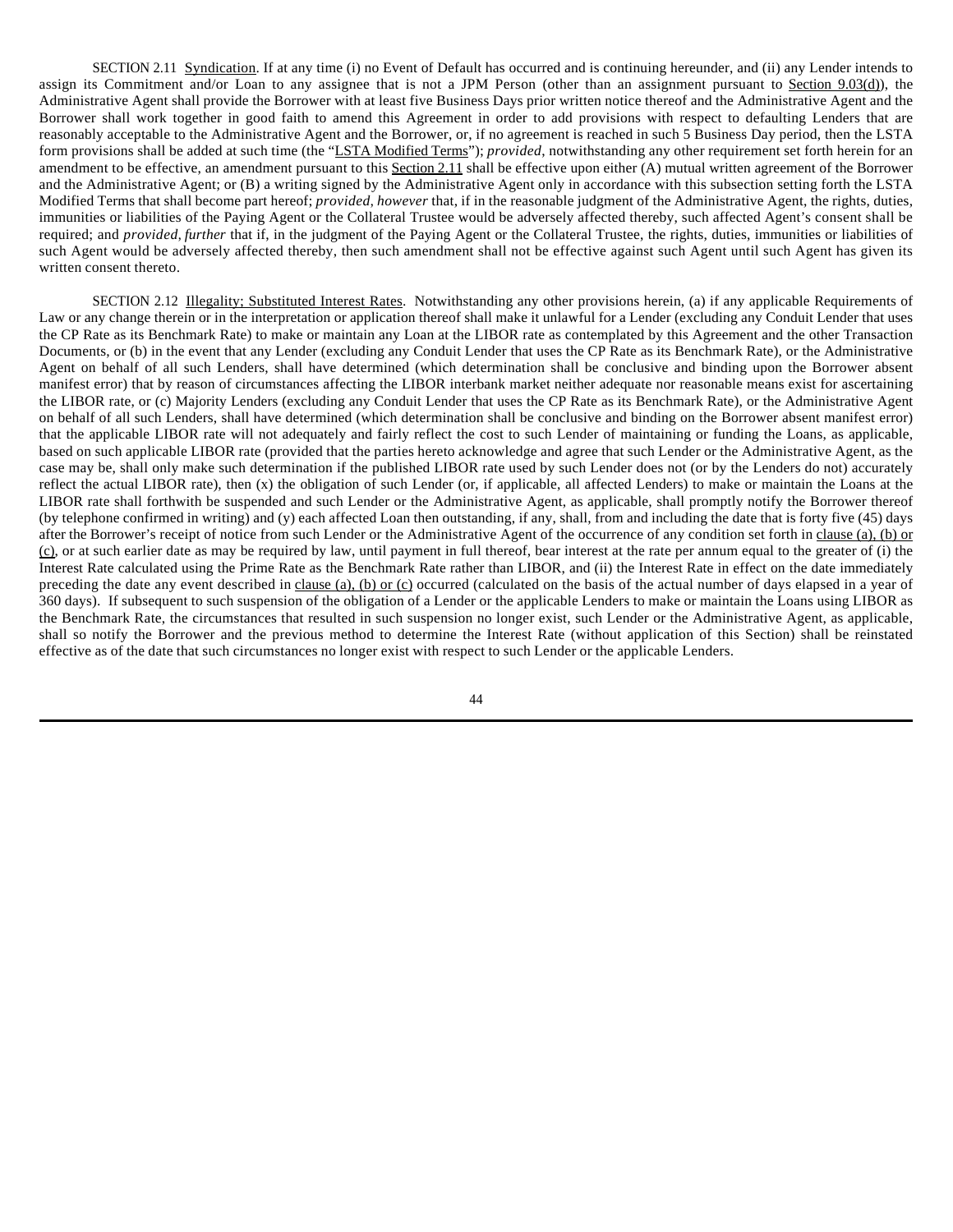SECTION 2.11 Syndication. If at any time (i) no Event of Default has occurred and is continuing hereunder, and (ii) any Lender intends to assign its Commitment and/or Loan to any assignee that is not a JPM Person (other than an assignment pursuant to Section 9.03(d)), the Administrative Agent shall provide the Borrower with at least five Business Days prior written notice thereof and the Administrative Agent and the Borrower shall work together in good faith to amend this Agreement in order to add provisions with respect to defaulting Lenders that are reasonably acceptable to the Administrative Agent and the Borrower, or, if no agreement is reached in such 5 Business Day period, then the LSTA form provisions shall be added at such time (the "LSTA Modified Terms"); *provided*, notwithstanding any other requirement set forth herein for an amendment to be effective, an amendment pursuant to this Section 2.11 shall be effective upon either (A) mutual written agreement of the Borrower and the Administrative Agent; or (B) a writing signed by the Administrative Agent only in accordance with this subsection setting forth the LSTA Modified Terms that shall become part hereof; *provided, however* that, if in the reasonable judgment of the Administrative Agent, the rights, duties, immunities or liabilities of the Paying Agent or the Collateral Trustee would be adversely affected thereby, such affected Agent's consent shall be required; and *provided, further* that if, in the judgment of the Paying Agent or the Collateral Trustee, the rights, duties, immunities or liabilities of such Agent would be adversely affected thereby, then such amendment shall not be effective against such Agent until such Agent has given its written consent thereto.

SECTION 2.12 Illegality; Substituted Interest Rates. Notwithstanding any other provisions herein, (a) if any applicable Requirements of Law or any change therein or in the interpretation or application thereof shall make it unlawful for a Lender (excluding any Conduit Lender that uses the CP Rate as its Benchmark Rate) to make or maintain any Loan at the LIBOR rate as contemplated by this Agreement and the other Transaction Documents, or (b) in the event that any Lender (excluding any Conduit Lender that uses the CP Rate as its Benchmark Rate), or the Administrative Agent on behalf of all such Lenders, shall have determined (which determination shall be conclusive and binding upon the Borrower absent manifest error) that by reason of circumstances affecting the LIBOR interbank market neither adequate nor reasonable means exist for ascertaining the LIBOR rate, or (c) Majority Lenders (excluding any Conduit Lender that uses the CP Rate as its Benchmark Rate), or the Administrative Agent on behalf of all such Lenders, shall have determined (which determination shall be conclusive and binding on the Borrower absent manifest error) that the applicable LIBOR rate will not adequately and fairly reflect the cost to such Lender of maintaining or funding the Loans, as applicable, based on such applicable LIBOR rate (provided that the parties hereto acknowledge and agree that such Lender or the Administrative Agent, as the case may be, shall only make such determination if the published LIBOR rate used by such Lender does not (or by the Lenders do not) accurately reflect the actual LIBOR rate), then (x) the obligation of such Lender (or, if applicable, all affected Lenders) to make or maintain the Loans at the LIBOR rate shall forthwith be suspended and such Lender or the Administrative Agent, as applicable, shall promptly notify the Borrower thereof (by telephone confirmed in writing) and (y) each affected Loan then outstanding, if any, shall, from and including the date that is forty five (45) days after the Borrower's receipt of notice from such Lender or the Administrative Agent of the occurrence of any condition set forth in clause (a), (b) or (c), or at such earlier date as may be required by law, until payment in full thereof, bear interest at the rate per annum equal to the greater of (i) the Interest Rate calculated using the Prime Rate as the Benchmark Rate rather than LIBOR, and (ii) the Interest Rate in effect on the date immediately preceding the date any event described in clause (a), (b) or (c) occurred (calculated on the basis of the actual number of days elapsed in a year of 360 days). If subsequent to such suspension of the obligation of a Lender or the applicable Lenders to make or maintain the Loans using LIBOR as the Benchmark Rate, the circumstances that resulted in such suspension no longer exist, such Lender or the Administrative Agent, as applicable, shall so notify the Borrower and the previous method to determine the Interest Rate (without application of this Section) shall be reinstated effective as of the date that such circumstances no longer exist with respect to such Lender or the applicable Lenders.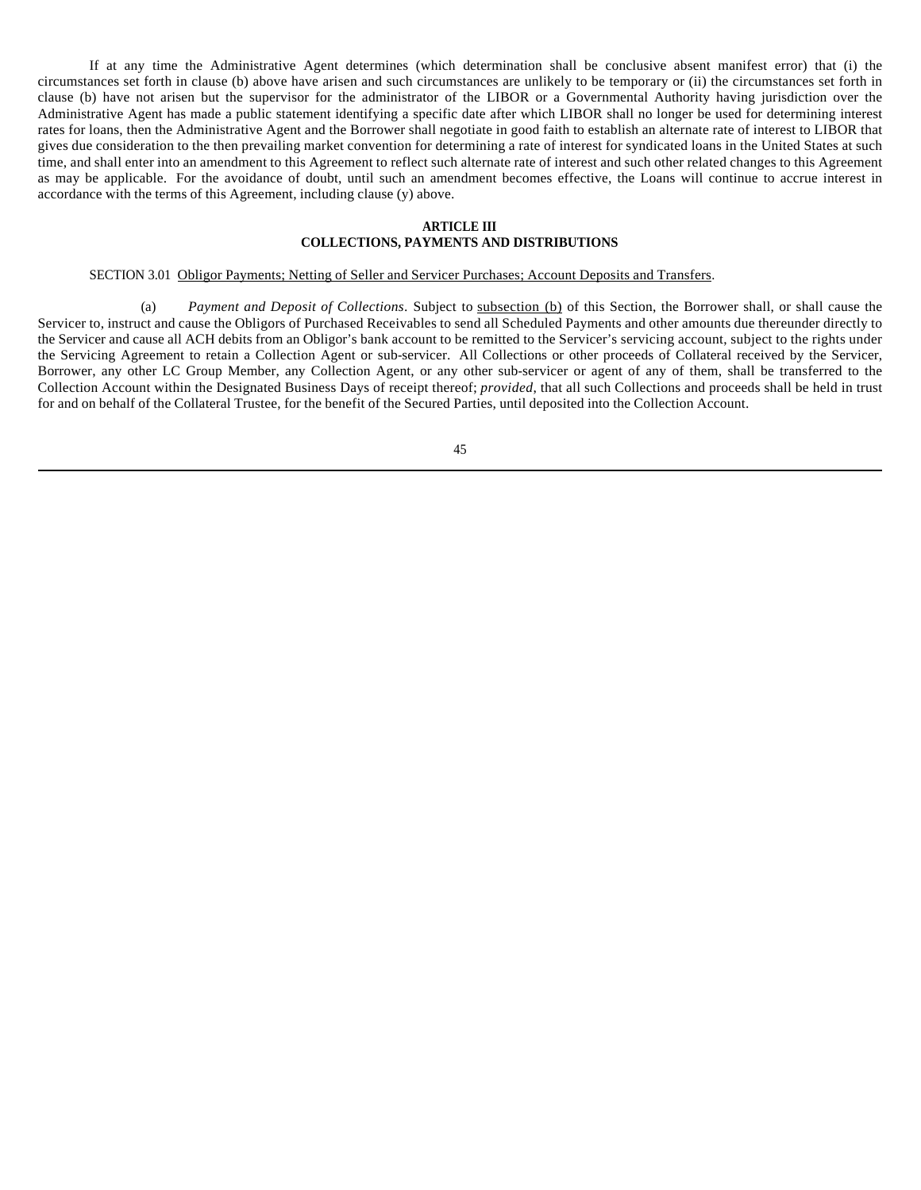If at any time the Administrative Agent determines (which determination shall be conclusive absent manifest error) that (i) the circumstances set forth in clause (b) above have arisen and such circumstances are unlikely to be temporary or (ii) the circumstances set forth in clause (b) have not arisen but the supervisor for the administrator of the LIBOR or a Governmental Authority having jurisdiction over the Administrative Agent has made a public statement identifying a specific date after which LIBOR shall no longer be used for determining interest rates for loans, then the Administrative Agent and the Borrower shall negotiate in good faith to establish an alternate rate of interest to LIBOR that gives due consideration to the then prevailing market convention for determining a rate of interest for syndicated loans in the United States at such time, and shall enter into an amendment to this Agreement to reflect such alternate rate of interest and such other related changes to this Agreement as may be applicable. For the avoidance of doubt, until such an amendment becomes effective, the Loans will continue to accrue interest in accordance with the terms of this Agreement, including clause (y) above.

**ARTICLE III**
**COLLECTIONS, PAYMENTS AND DISTRIBUTIONS**

SECTION 3.01 Obligor Payments; Netting of Seller and Servicer Purchases; Account Deposits and Transfers.

(a) *Payment and Deposit of Collections*. Subject to subsection (b) of this Section, the Borrower shall, or shall cause the Servicer to, instruct and cause the Obligors of Purchased Receivables to send all Scheduled Payments and other amounts due thereunder directly to the Servicer and cause all ACH debits from an Obligor's bank account to be remitted to the Servicer's servicing account, subject to the rights under the Servicing Agreement to retain a Collection Agent or sub-servicer. All Collections or other proceeds of Collateral received by the Servicer, Borrower, any other LC Group Member, any Collection Agent, or any other sub-servicer or agent of any of them, shall be transferred to the Collection Account within the Designated Business Days of receipt thereof; *provided*, that all such Collections and proceeds shall be held in trust for and on behalf of the Collateral Trustee, for the benefit of the Secured Parties, until deposited into the Collection Account.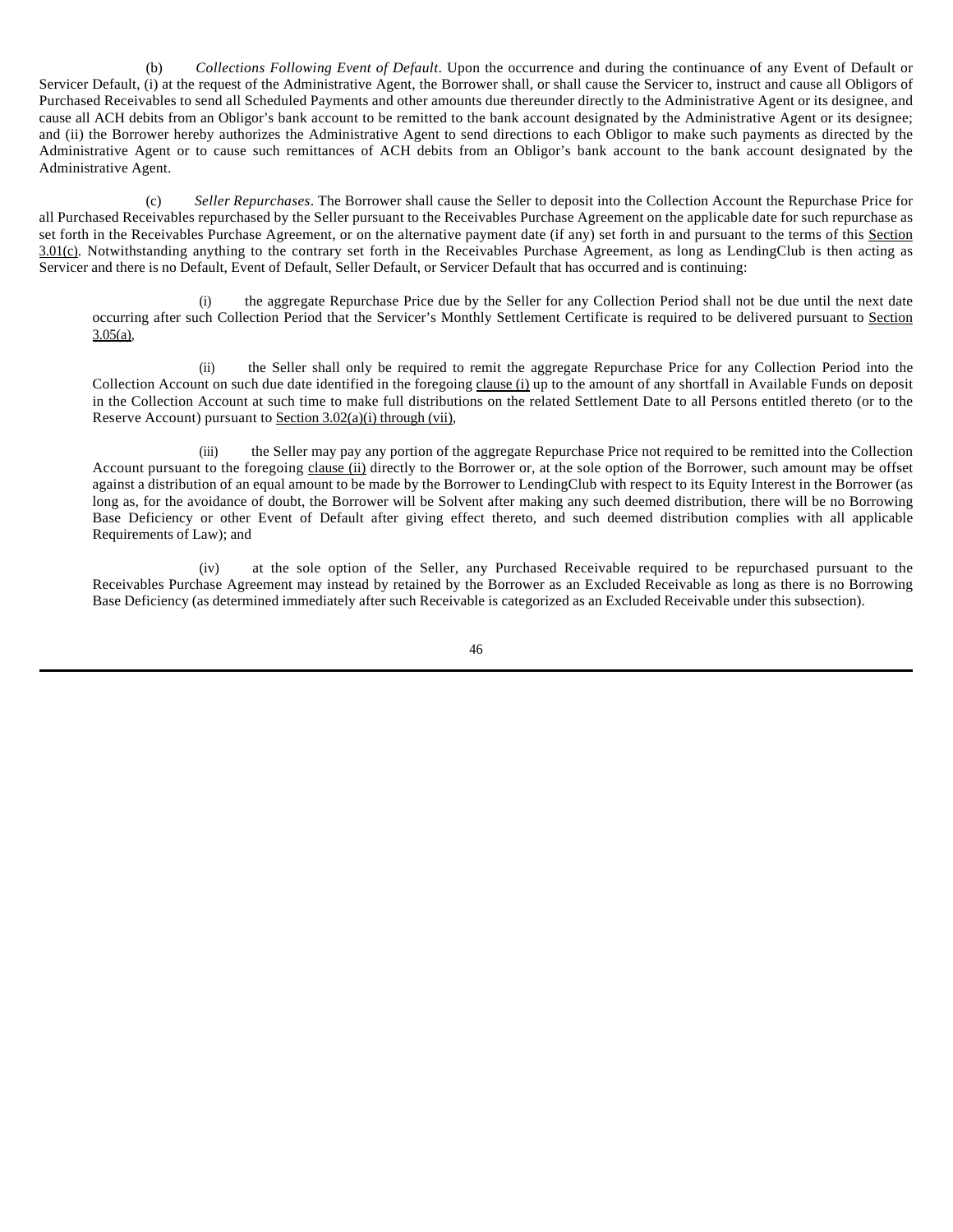(b) *Collections Following Event of Default*. Upon the occurrence and during the continuance of any Event of Default or Servicer Default, (i) at the request of the Administrative Agent, the Borrower shall, or shall cause the Servicer to, instruct and cause all Obligors of Purchased Receivables to send all Scheduled Payments and other amounts due thereunder directly to the Administrative Agent or its designee, and cause all ACH debits from an Obligor's bank account to be remitted to the bank account designated by the Administrative Agent or its designee; and (ii) the Borrower hereby authorizes the Administrative Agent to send directions to each Obligor to make such payments as directed by the Administrative Agent or to cause such remittances of ACH debits from an Obligor's bank account to the bank account designated by the Administrative Agent.

(c) *Seller Repurchases*. The Borrower shall cause the Seller to deposit into the Collection Account the Repurchase Price for all Purchased Receivables repurchased by the Seller pursuant to the Receivables Purchase Agreement on the applicable date for such repurchase as set forth in the Receivables Purchase Agreement, or on the alternative payment date (if any) set forth in and pursuant to the terms of this Section 3.01(c). Notwithstanding anything to the contrary set forth in the Receivables Purchase Agreement, as long as LendingClub is then acting as Servicer and there is no Default, Event of Default, Seller Default, or Servicer Default that has occurred and is continuing:

(i) the aggregate Repurchase Price due by the Seller for any Collection Period shall not be due until the next date occurring after such Collection Period that the Servicer's Monthly Settlement Certificate is required to be delivered pursuant to Section 3.05(a),

(ii) the Seller shall only be required to remit the aggregate Repurchase Price for any Collection Period into the Collection Account on such due date identified in the foregoing clause (i) up to the amount of any shortfall in Available Funds on deposit in the Collection Account at such time to make full distributions on the related Settlement Date to all Persons entitled thereto (or to the Reserve Account) pursuant to Section 3.02(a)(i) through (vii),

(iii) the Seller may pay any portion of the aggregate Repurchase Price not required to be remitted into the Collection Account pursuant to the foregoing clause (ii) directly to the Borrower or, at the sole option of the Borrower, such amount may be offset against a distribution of an equal amount to be made by the Borrower to LendingClub with respect to its Equity Interest in the Borrower (as long as, for the avoidance of doubt, the Borrower will be Solvent after making any such deemed distribution, there will be no Borrowing Base Deficiency or other Event of Default after giving effect thereto, and such deemed distribution complies with all applicable Requirements of Law); and

(iv) at the sole option of the Seller, any Purchased Receivable required to be repurchased pursuant to the Receivables Purchase Agreement may instead by retained by the Borrower as an Excluded Receivable as long as there is no Borrowing Base Deficiency (as determined immediately after such Receivable is categorized as an Excluded Receivable under this subsection).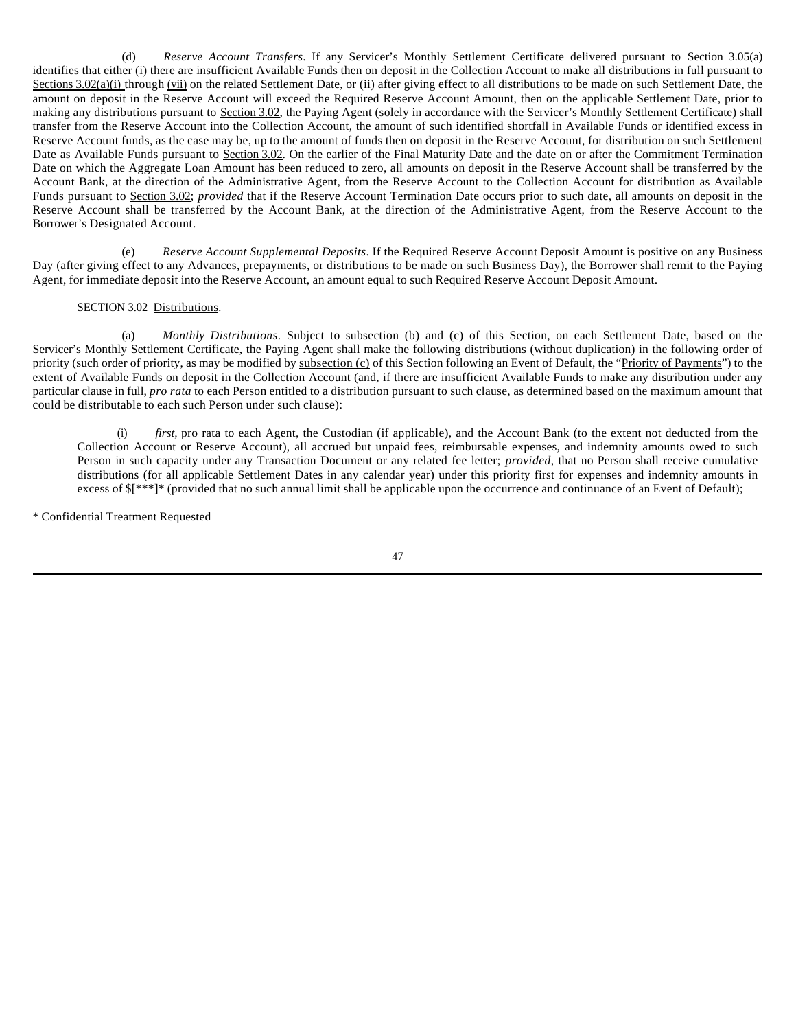(d) *Reserve Account Transfers*. If any Servicer's Monthly Settlement Certificate delivered pursuant to Section 3.05(a) identifies that either (i) there are insufficient Available Funds then on deposit in the Collection Account to make all distributions in full pursuant to Sections 3.02(a)(i) through (vii) on the related Settlement Date, or (ii) after giving effect to all distributions to be made on such Settlement Date, the amount on deposit in the Reserve Account will exceed the Required Reserve Account Amount, then on the applicable Settlement Date, prior to making any distributions pursuant to Section 3.02, the Paying Agent (solely in accordance with the Servicer's Monthly Settlement Certificate) shall transfer from the Reserve Account into the Collection Account, the amount of such identified shortfall in Available Funds or identified excess in Reserve Account funds, as the case may be, up to the amount of funds then on deposit in the Reserve Account, for distribution on such Settlement Date as Available Funds pursuant to Section 3.02. On the earlier of the Final Maturity Date and the date on or after the Commitment Termination Date on which the Aggregate Loan Amount has been reduced to zero, all amounts on deposit in the Reserve Account shall be transferred by the Account Bank, at the direction of the Administrative Agent, from the Reserve Account to the Collection Account for distribution as Available Funds pursuant to Section 3.02; *provided* that if the Reserve Account Termination Date occurs prior to such date, all amounts on deposit in the Reserve Account shall be transferred by the Account Bank, at the direction of the Administrative Agent, from the Reserve Account to the Borrower's Designated Account.

(e) *Reserve Account Supplemental Deposits*. If the Required Reserve Account Deposit Amount is positive on any Business Day (after giving effect to any Advances, prepayments, or distributions to be made on such Business Day), the Borrower shall remit to the Paying Agent, for immediate deposit into the Reserve Account, an amount equal to such Required Reserve Account Deposit Amount.

SECTION 3.02 Distributions.

(a) *Monthly Distributions*. Subject to subsection (b) and (c) of this Section, on each Settlement Date, based on the Servicer's Monthly Settlement Certificate, the Paying Agent shall make the following distributions (without duplication) in the following order of priority (such order of priority, as may be modified by subsection (c) of this Section following an Event of Default, the "Priority of Payments") to the extent of Available Funds on deposit in the Collection Account (and, if there are insufficient Available Funds to make any distribution under any particular clause in full, *pro rata* to each Person entitled to a distribution pursuant to such clause, as determined based on the maximum amount that could be distributable to each such Person under such clause):

(i) *first*, pro rata to each Agent, the Custodian (if applicable), and the Account Bank (to the extent not deducted from the Collection Account or Reserve Account), all accrued but unpaid fees, reimbursable expenses, and indemnity amounts owed to such Person in such capacity under any Transaction Document or any related fee letter; *provided*, that no Person shall receive cumulative distributions (for all applicable Settlement Dates in any calendar year) under this priority first for expenses and indemnity amounts in excess of $[***]* (provided that no such annual limit shall be applicable upon the occurrence and continuance of an Event of Default);

* Confidential Treatment Requested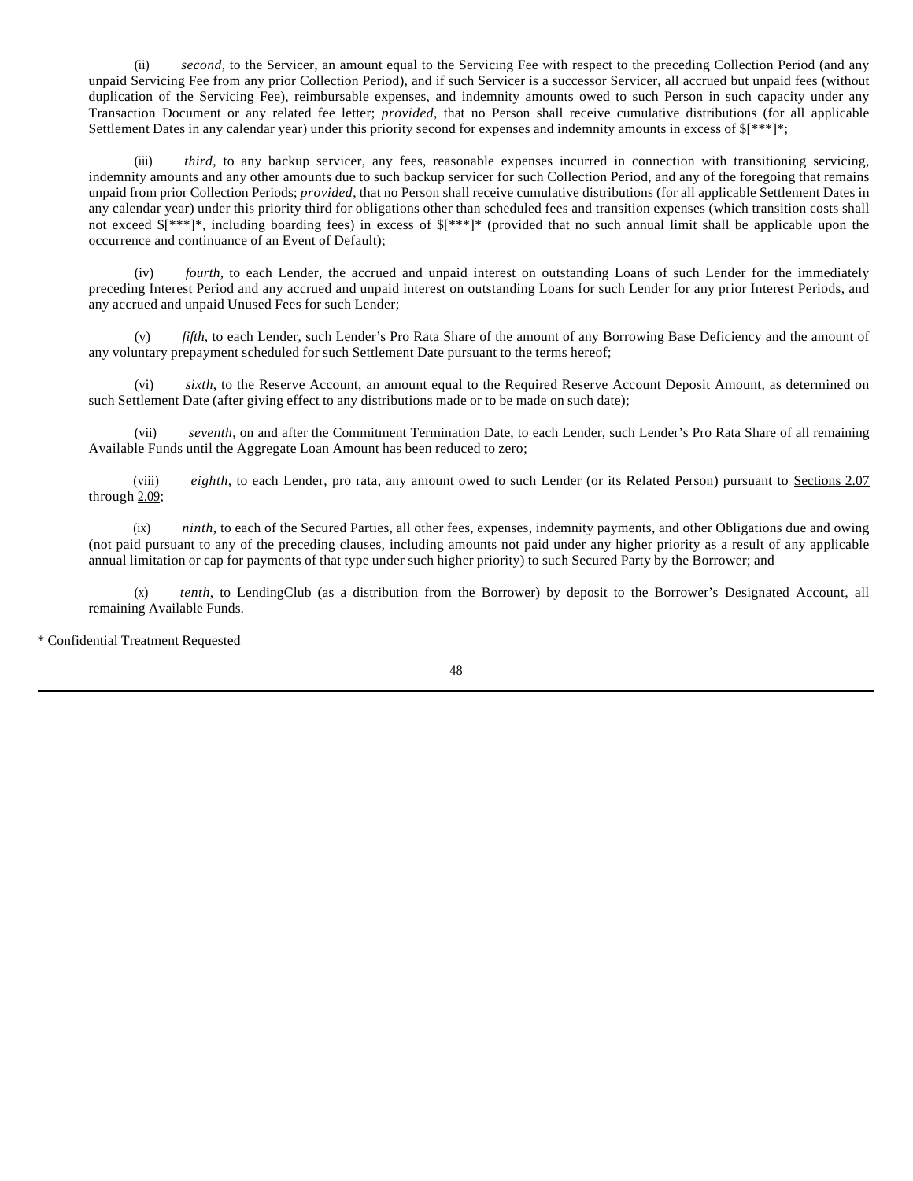(ii) *second*, to the Servicer, an amount equal to the Servicing Fee with respect to the preceding Collection Period (and any unpaid Servicing Fee from any prior Collection Period), and if such Servicer is a successor Servicer, all accrued but unpaid fees (without duplication of the Servicing Fee), reimbursable expenses, and indemnity amounts owed to such Person in such capacity under any Transaction Document or any related fee letter; *provided*, that no Person shall receive cumulative distributions (for all applicable Settlement Dates in any calendar year) under this priority second for expenses and indemnity amounts in excess of $[***]*;

(iii) *third*, to any backup servicer, any fees, reasonable expenses incurred in connection with transitioning servicing, indemnity amounts and any other amounts due to such backup servicer for such Collection Period, and any of the foregoing that remains unpaid from prior Collection Periods; *provided*, that no Person shall receive cumulative distributions (for all applicable Settlement Dates in any calendar year) under this priority third for obligations other than scheduled fees and transition expenses (which transition costs shall not exceed $[***]*, including boarding fees) in excess of $[***]* (provided that no such annual limit shall be applicable upon the occurrence and continuance of an Event of Default);

(iv) *fourth*, to each Lender, the accrued and unpaid interest on outstanding Loans of such Lender for the immediately preceding Interest Period and any accrued and unpaid interest on outstanding Loans for such Lender for any prior Interest Periods, and any accrued and unpaid Unused Fees for such Lender;

(v) *fifth*, to each Lender, such Lender's Pro Rata Share of the amount of any Borrowing Base Deficiency and the amount of any voluntary prepayment scheduled for such Settlement Date pursuant to the terms hereof;

(vi) *sixth*, to the Reserve Account, an amount equal to the Required Reserve Account Deposit Amount, as determined on such Settlement Date (after giving effect to any distributions made or to be made on such date);

(vii) *seventh*, on and after the Commitment Termination Date, to each Lender, such Lender's Pro Rata Share of all remaining Available Funds until the Aggregate Loan Amount has been reduced to zero;

(viii) *eighth*, to each Lender, pro rata, any amount owed to such Lender (or its Related Person) pursuant to Sections 2.07 through 2.09;

(ix) *ninth*, to each of the Secured Parties, all other fees, expenses, indemnity payments, and other Obligations due and owing (not paid pursuant to any of the preceding clauses, including amounts not paid under any higher priority as a result of any applicable annual limitation or cap for payments of that type under such higher priority) to such Secured Party by the Borrower; and

(x) *tenth*, to LendingClub (as a distribution from the Borrower) by deposit to the Borrower's Designated Account, all remaining Available Funds.

* Confidential Treatment Requested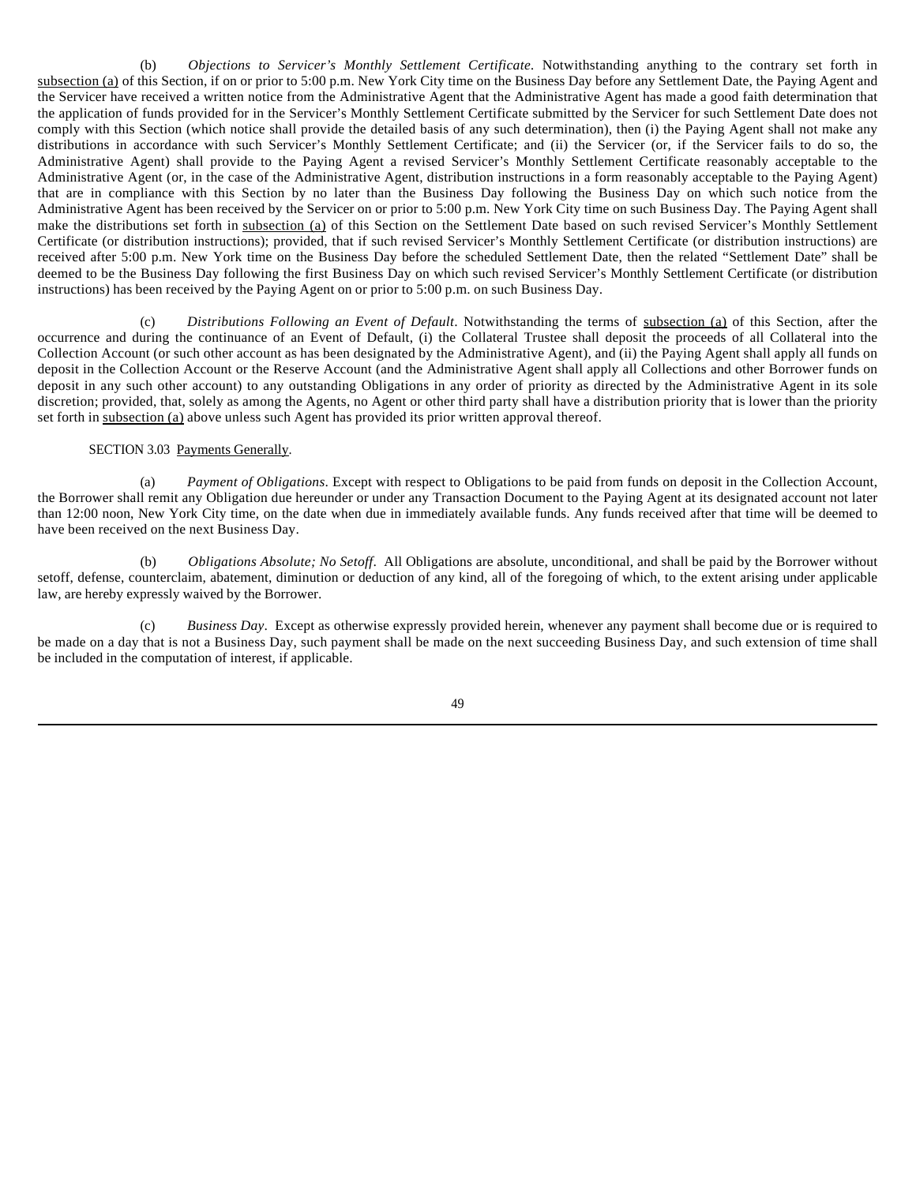(b) *Objections to Servicer's Monthly Settlement Certificate*. Notwithstanding anything to the contrary set forth in subsection (a) of this Section, if on or prior to 5:00 p.m. New York City time on the Business Day before any Settlement Date, the Paying Agent and the Servicer have received a written notice from the Administrative Agent that the Administrative Agent has made a good faith determination that the application of funds provided for in the Servicer's Monthly Settlement Certificate submitted by the Servicer for such Settlement Date does not comply with this Section (which notice shall provide the detailed basis of any such determination), then (i) the Paying Agent shall not make any distributions in accordance with such Servicer's Monthly Settlement Certificate; and (ii) the Servicer (or, if the Servicer fails to do so, the Administrative Agent) shall provide to the Paying Agent a revised Servicer's Monthly Settlement Certificate reasonably acceptable to the Administrative Agent (or, in the case of the Administrative Agent, distribution instructions in a form reasonably acceptable to the Paying Agent) that are in compliance with this Section by no later than the Business Day following the Business Day on which such notice from the Administrative Agent has been received by the Servicer on or prior to 5:00 p.m. New York City time on such Business Day. The Paying Agent shall make the distributions set forth in subsection (a) of this Section on the Settlement Date based on such revised Servicer's Monthly Settlement Certificate (or distribution instructions); provided, that if such revised Servicer's Monthly Settlement Certificate (or distribution instructions) are received after 5:00 p.m. New York time on the Business Day before the scheduled Settlement Date, then the related "Settlement Date" shall be deemed to be the Business Day following the first Business Day on which such revised Servicer's Monthly Settlement Certificate (or distribution instructions) has been received by the Paying Agent on or prior to 5:00 p.m. on such Business Day.

(c) *Distributions Following an Event of Default*. Notwithstanding the terms of subsection (a) of this Section, after the occurrence and during the continuance of an Event of Default, (i) the Collateral Trustee shall deposit the proceeds of all Collateral into the Collection Account (or such other account as has been designated by the Administrative Agent), and (ii) the Paying Agent shall apply all funds on deposit in the Collection Account or the Reserve Account (and the Administrative Agent shall apply all Collections and other Borrower funds on deposit in any such other account) to any outstanding Obligations in any order of priority as directed by the Administrative Agent in its sole discretion; provided, that, solely as among the Agents, no Agent or other third party shall have a distribution priority that is lower than the priority set forth in subsection (a) above unless such Agent has provided its prior written approval thereof.

SECTION 3.03 Payments Generally.

(a) *Payment of Obligations*. Except with respect to Obligations to be paid from funds on deposit in the Collection Account, the Borrower shall remit any Obligation due hereunder or under any Transaction Document to the Paying Agent at its designated account not later than 12:00 noon, New York City time, on the date when due in immediately available funds. Any funds received after that time will be deemed to have been received on the next Business Day.

(b) *Obligations Absolute; No Setoff*. All Obligations are absolute, unconditional, and shall be paid by the Borrower without setoff, defense, counterclaim, abatement, diminution or deduction of any kind, all of the foregoing of which, to the extent arising under applicable law, are hereby expressly waived by the Borrower.

(c) *Business Day*. Except as otherwise expressly provided herein, whenever any payment shall become due or is required to be made on a day that is not a Business Day, such payment shall be made on the next succeeding Business Day, and such extension of time shall be included in the computation of interest, if applicable.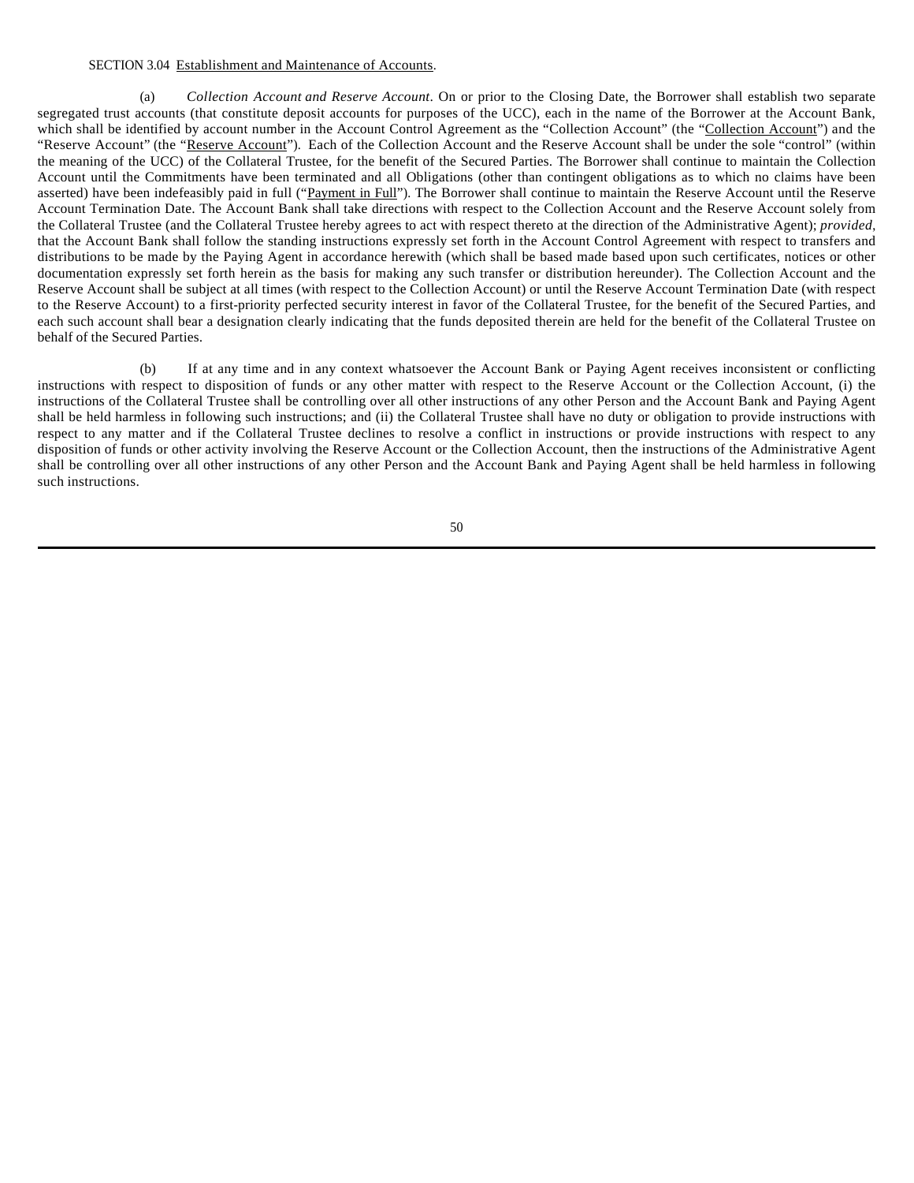SECTION 3.04 Establishment and Maintenance of Accounts.

(a) *Collection Account and Reserve Account*. On or prior to the Closing Date, the Borrower shall establish two separate segregated trust accounts (that constitute deposit accounts for purposes of the UCC), each in the name of the Borrower at the Account Bank, which shall be identified by account number in the Account Control Agreement as the "Collection Account" (the "Collection Account") and the "Reserve Account" (the "Reserve Account"). Each of the Collection Account and the Reserve Account shall be under the sole "control" (within the meaning of the UCC) of the Collateral Trustee, for the benefit of the Secured Parties. The Borrower shall continue to maintain the Collection Account until the Commitments have been terminated and all Obligations (other than contingent obligations as to which no claims have been asserted) have been indefeasibly paid in full ("Payment in Full"). The Borrower shall continue to maintain the Reserve Account until the Reserve Account Termination Date. The Account Bank shall take directions with respect to the Collection Account and the Reserve Account solely from the Collateral Trustee (and the Collateral Trustee hereby agrees to act with respect thereto at the direction of the Administrative Agent); *provided*, that the Account Bank shall follow the standing instructions expressly set forth in the Account Control Agreement with respect to transfers and distributions to be made by the Paying Agent in accordance herewith (which shall be based made based upon such certificates, notices or other documentation expressly set forth herein as the basis for making any such transfer or distribution hereunder). The Collection Account and the Reserve Account shall be subject at all times (with respect to the Collection Account) or until the Reserve Account Termination Date (with respect to the Reserve Account) to a first-priority perfected security interest in favor of the Collateral Trustee, for the benefit of the Secured Parties, and each such account shall bear a designation clearly indicating that the funds deposited therein are held for the benefit of the Collateral Trustee on behalf of the Secured Parties.

(b) If at any time and in any context whatsoever the Account Bank or Paying Agent receives inconsistent or conflicting instructions with respect to disposition of funds or any other matter with respect to the Reserve Account or the Collection Account, (i) the instructions of the Collateral Trustee shall be controlling over all other instructions of any other Person and the Account Bank and Paying Agent shall be held harmless in following such instructions; and (ii) the Collateral Trustee shall have no duty or obligation to provide instructions with respect to any matter and if the Collateral Trustee declines to resolve a conflict in instructions or provide instructions with respect to any disposition of funds or other activity involving the Reserve Account or the Collection Account, then the instructions of the Administrative Agent shall be controlling over all other instructions of any other Person and the Account Bank and Paying Agent shall be held harmless in following such instructions.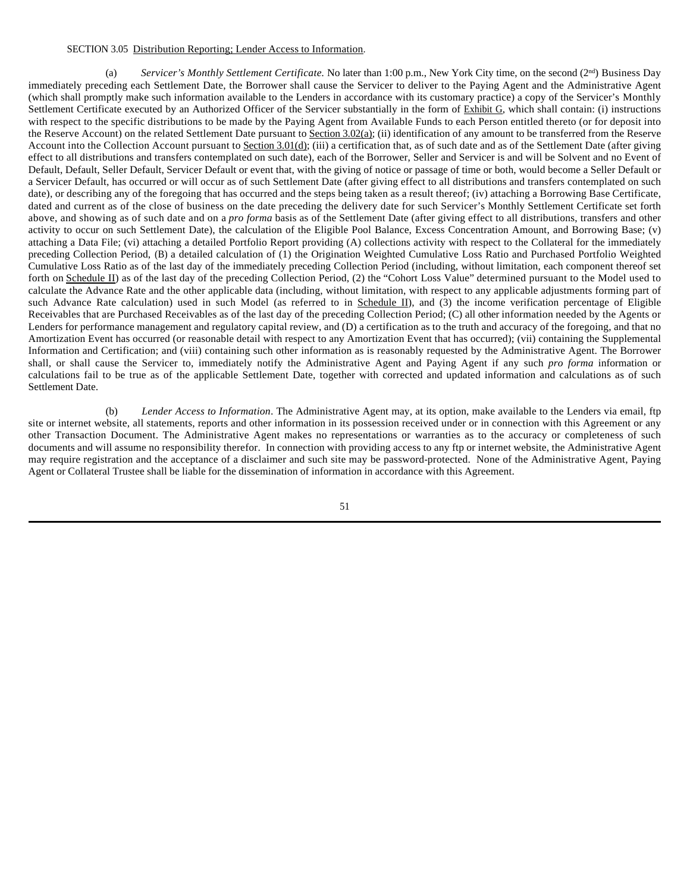SECTION 3.05 Distribution Reporting; Lender Access to Information.

(a) *Servicer's Monthly Settlement Certificate.* No later than 1:00 p.m., New York City time, on the second (2nd) Business Day immediately preceding each Settlement Date, the Borrower shall cause the Servicer to deliver to the Paying Agent and the Administrative Agent (which shall promptly make such information available to the Lenders in accordance with its customary practice) a copy of the Servicer's Monthly Settlement Certificate executed by an Authorized Officer of the Servicer substantially in the form of Exhibit G, which shall contain: (i) instructions with respect to the specific distributions to be made by the Paying Agent from Available Funds to each Person entitled thereto (or for deposit into the Reserve Account) on the related Settlement Date pursuant to Section 3.02(a); (ii) identification of any amount to be transferred from the Reserve Account into the Collection Account pursuant to Section 3.01(d); (iii) a certification that, as of such date and as of the Settlement Date (after giving effect to all distributions and transfers contemplated on such date), each of the Borrower, Seller and Servicer is and will be Solvent and no Event of Default, Default, Seller Default, Servicer Default or event that, with the giving of notice or passage of time or both, would become a Seller Default or a Servicer Default, has occurred or will occur as of such Settlement Date (after giving effect to all distributions and transfers contemplated on such date), or describing any of the foregoing that has occurred and the steps being taken as a result thereof; (iv) attaching a Borrowing Base Certificate, dated and current as of the close of business on the date preceding the delivery date for such Servicer's Monthly Settlement Certificate set forth above, and showing as of such date and on a *pro forma* basis as of the Settlement Date (after giving effect to all distributions, transfers and other activity to occur on such Settlement Date), the calculation of the Eligible Pool Balance, Excess Concentration Amount, and Borrowing Base; (v) attaching a Data File; (vi) attaching a detailed Portfolio Report providing (A) collections activity with respect to the Collateral for the immediately preceding Collection Period, (B) a detailed calculation of (1) the Origination Weighted Cumulative Loss Ratio and Purchased Portfolio Weighted Cumulative Loss Ratio as of the last day of the immediately preceding Collection Period (including, without limitation, each component thereof set forth on Schedule II) as of the last day of the preceding Collection Period, (2) the "Cohort Loss Value" determined pursuant to the Model used to calculate the Advance Rate and the other applicable data (including, without limitation, with respect to any applicable adjustments forming part of such Advance Rate calculation) used in such Model (as referred to in Schedule II), and (3) the income verification percentage of Eligible Receivables that are Purchased Receivables as of the last day of the preceding Collection Period; (C) all other information needed by the Agents or Lenders for performance management and regulatory capital review, and (D) a certification as to the truth and accuracy of the foregoing, and that no Amortization Event has occurred (or reasonable detail with respect to any Amortization Event that has occurred); (vii) containing the Supplemental Information and Certification; and (viii) containing such other information as is reasonably requested by the Administrative Agent. The Borrower shall, or shall cause the Servicer to, immediately notify the Administrative Agent and Paying Agent if any such *pro forma* information or calculations fail to be true as of the applicable Settlement Date, together with corrected and updated information and calculations as of such Settlement Date.

(b) *Lender Access to Information*. The Administrative Agent may, at its option, make available to the Lenders via email, ftp site or internet website, all statements, reports and other information in its possession received under or in connection with this Agreement or any other Transaction Document. The Administrative Agent makes no representations or warranties as to the accuracy or completeness of such documents and will assume no responsibility therefor. In connection with providing access to any ftp or internet website, the Administrative Agent may require registration and the acceptance of a disclaimer and such site may be password-protected. None of the Administrative Agent, Paying Agent or Collateral Trustee shall be liable for the dissemination of information in accordance with this Agreement.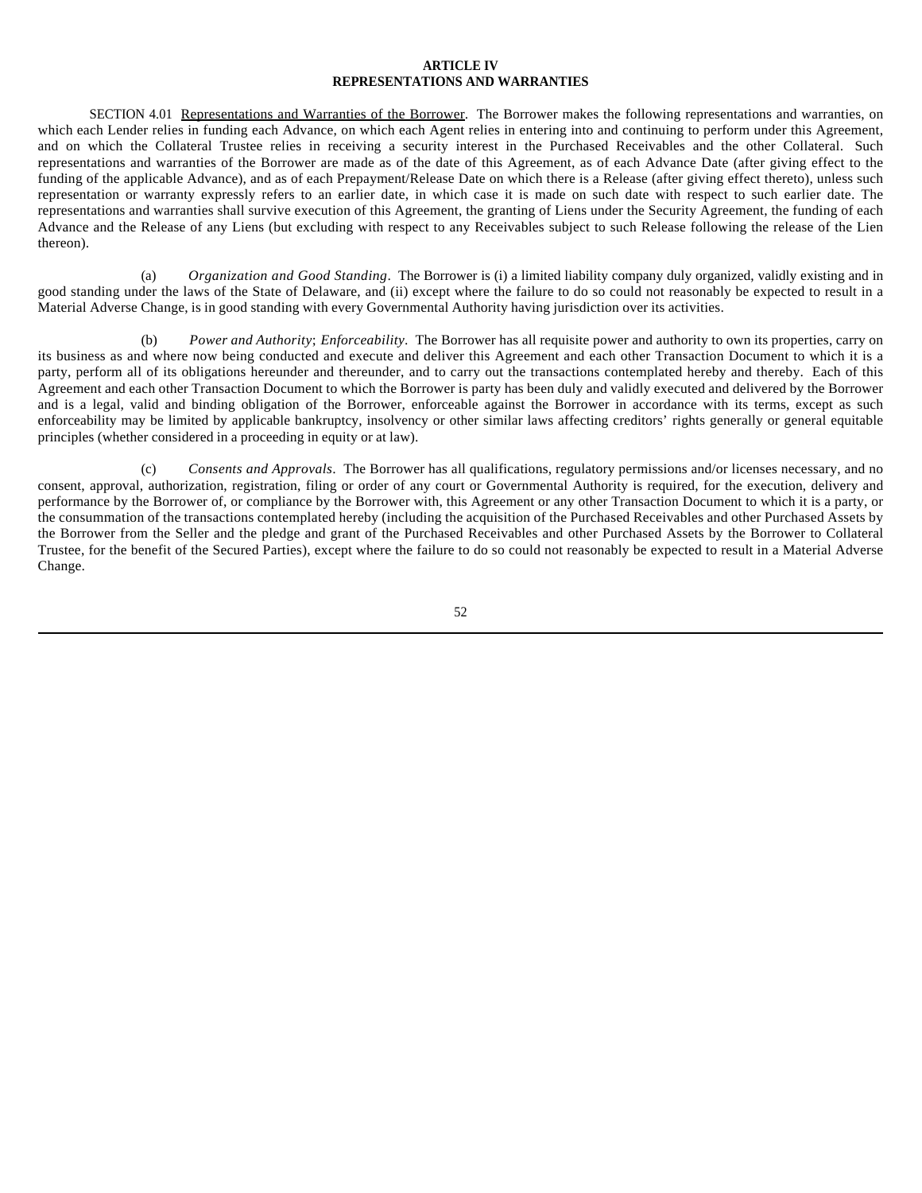## ARTICLE IV
## REPRESENTATIONS AND WARRANTIES

SECTION 4.01 Representations and Warranties of the Borrower. The Borrower makes the following representations and warranties, on which each Lender relies in funding each Advance, on which each Agent relies in entering into and continuing to perform under this Agreement, and on which the Collateral Trustee relies in receiving a security interest in the Purchased Receivables and the other Collateral. Such representations and warranties of the Borrower are made as of the date of this Agreement, as of each Advance Date (after giving effect to the funding of the applicable Advance), and as of each Prepayment/Release Date on which there is a Release (after giving effect thereto), unless such representation or warranty expressly refers to an earlier date, in which case it is made on such date with respect to such earlier date. The representations and warranties shall survive execution of this Agreement, the granting of Liens under the Security Agreement, the funding of each Advance and the Release of any Liens (but excluding with respect to any Receivables subject to such Release following the release of the Lien thereon).

(a) *Organization and Good Standing*. The Borrower is (i) a limited liability company duly organized, validly existing and in good standing under the laws of the State of Delaware, and (ii) except where the failure to do so could not reasonably be expected to result in a Material Adverse Change, is in good standing with every Governmental Authority having jurisdiction over its activities.

(b) *Power and Authority*; *Enforceability*. The Borrower has all requisite power and authority to own its properties, carry on its business as and where now being conducted and execute and deliver this Agreement and each other Transaction Document to which it is a party, perform all of its obligations hereunder and thereunder, and to carry out the transactions contemplated hereby and thereby. Each of this Agreement and each other Transaction Document to which the Borrower is party has been duly and validly executed and delivered by the Borrower and is a legal, valid and binding obligation of the Borrower, enforceable against the Borrower in accordance with its terms, except as such enforceability may be limited by applicable bankruptcy, insolvency or other similar laws affecting creditors' rights generally or general equitable principles (whether considered in a proceeding in equity or at law).

(c) *Consents and Approvals*. The Borrower has all qualifications, regulatory permissions and/or licenses necessary, and no consent, approval, authorization, registration, filing or order of any court or Governmental Authority is required, for the execution, delivery and performance by the Borrower of, or compliance by the Borrower with, this Agreement or any other Transaction Document to which it is a party, or the consummation of the transactions contemplated hereby (including the acquisition of the Purchased Receivables and other Purchased Assets by the Borrower from the Seller and the pledge and grant of the Purchased Receivables and other Purchased Assets by the Borrower to Collateral Trustee, for the benefit of the Secured Parties), except where the failure to do so could not reasonably be expected to result in a Material Adverse Change.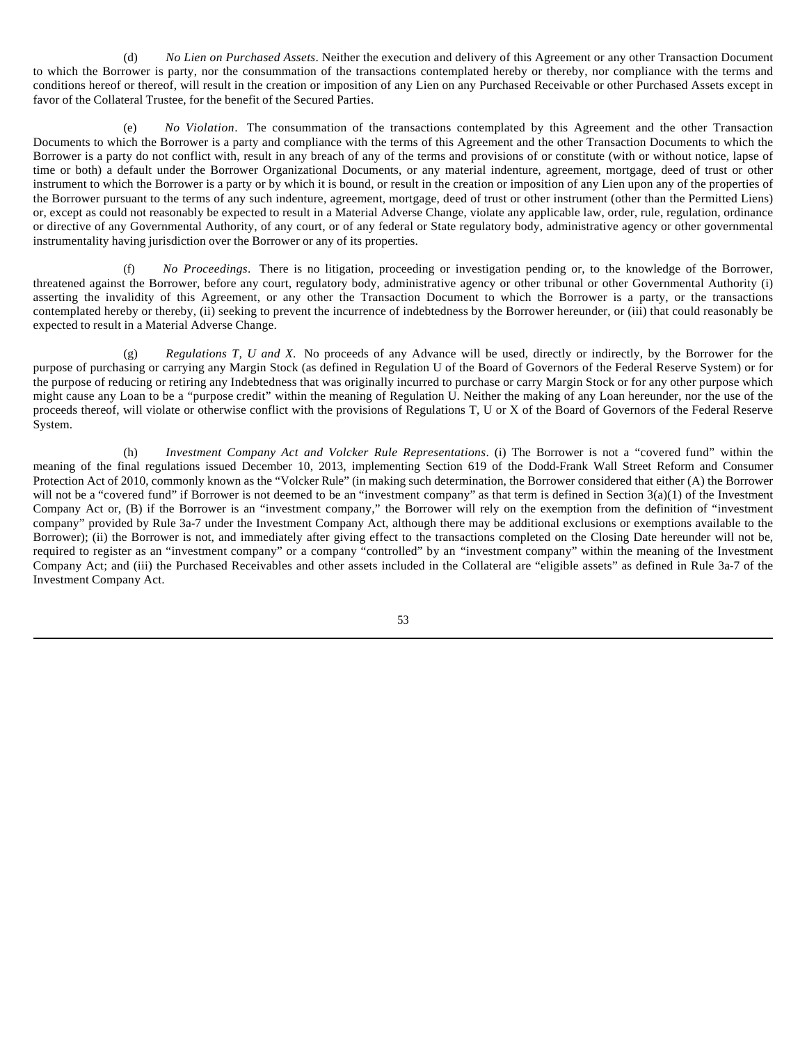(d) *No Lien on Purchased Assets*. Neither the execution and delivery of this Agreement or any other Transaction Document to which the Borrower is party, nor the consummation of the transactions contemplated hereby or thereby, nor compliance with the terms and conditions hereof or thereof, will result in the creation or imposition of any Lien on any Purchased Receivable or other Purchased Assets except in favor of the Collateral Trustee, for the benefit of the Secured Parties.

(e) *No Violation*. The consummation of the transactions contemplated by this Agreement and the other Transaction Documents to which the Borrower is a party and compliance with the terms of this Agreement and the other Transaction Documents to which the Borrower is a party do not conflict with, result in any breach of any of the terms and provisions of or constitute (with or without notice, lapse of time or both) a default under the Borrower Organizational Documents, or any material indenture, agreement, mortgage, deed of trust or other instrument to which the Borrower is a party or by which it is bound, or result in the creation or imposition of any Lien upon any of the properties of the Borrower pursuant to the terms of any such indenture, agreement, mortgage, deed of trust or other instrument (other than the Permitted Liens) or, except as could not reasonably be expected to result in a Material Adverse Change, violate any applicable law, order, rule, regulation, ordinance or directive of any Governmental Authority, of any court, or of any federal or State regulatory body, administrative agency or other governmental instrumentality having jurisdiction over the Borrower or any of its properties.

(f) *No Proceedings*. There is no litigation, proceeding or investigation pending or, to the knowledge of the Borrower, threatened against the Borrower, before any court, regulatory body, administrative agency or other tribunal or other Governmental Authority (i) asserting the invalidity of this Agreement, or any other the Transaction Document to which the Borrower is a party, or the transactions contemplated hereby or thereby, (ii) seeking to prevent the incurrence of indebtedness by the Borrower hereunder, or (iii) that could reasonably be expected to result in a Material Adverse Change.

(g) *Regulations T, U and X*. No proceeds of any Advance will be used, directly or indirectly, by the Borrower for the purpose of purchasing or carrying any Margin Stock (as defined in Regulation U of the Board of Governors of the Federal Reserve System) or for the purpose of reducing or retiring any Indebtedness that was originally incurred to purchase or carry Margin Stock or for any other purpose which might cause any Loan to be a "purpose credit" within the meaning of Regulation U. Neither the making of any Loan hereunder, nor the use of the proceeds thereof, will violate or otherwise conflict with the provisions of Regulations T, U or X of the Board of Governors of the Federal Reserve System.

(h) *Investment Company Act and Volcker Rule Representations*. (i) The Borrower is not a "covered fund" within the meaning of the final regulations issued December 10, 2013, implementing Section 619 of the Dodd-Frank Wall Street Reform and Consumer Protection Act of 2010, commonly known as the "Volcker Rule" (in making such determination, the Borrower considered that either (A) the Borrower will not be a "covered fund" if Borrower is not deemed to be an "investment company" as that term is defined in Section 3(a)(1) of the Investment Company Act or, (B) if the Borrower is an "investment company," the Borrower will rely on the exemption from the definition of "investment company" provided by Rule 3a-7 under the Investment Company Act, although there may be additional exclusions or exemptions available to the Borrower); (ii) the Borrower is not, and immediately after giving effect to the transactions completed on the Closing Date hereunder will not be, required to register as an "investment company" or a company "controlled" by an "investment company" within the meaning of the Investment Company Act; and (iii) the Purchased Receivables and other assets included in the Collateral are "eligible assets" as defined in Rule 3a-7 of the Investment Company Act.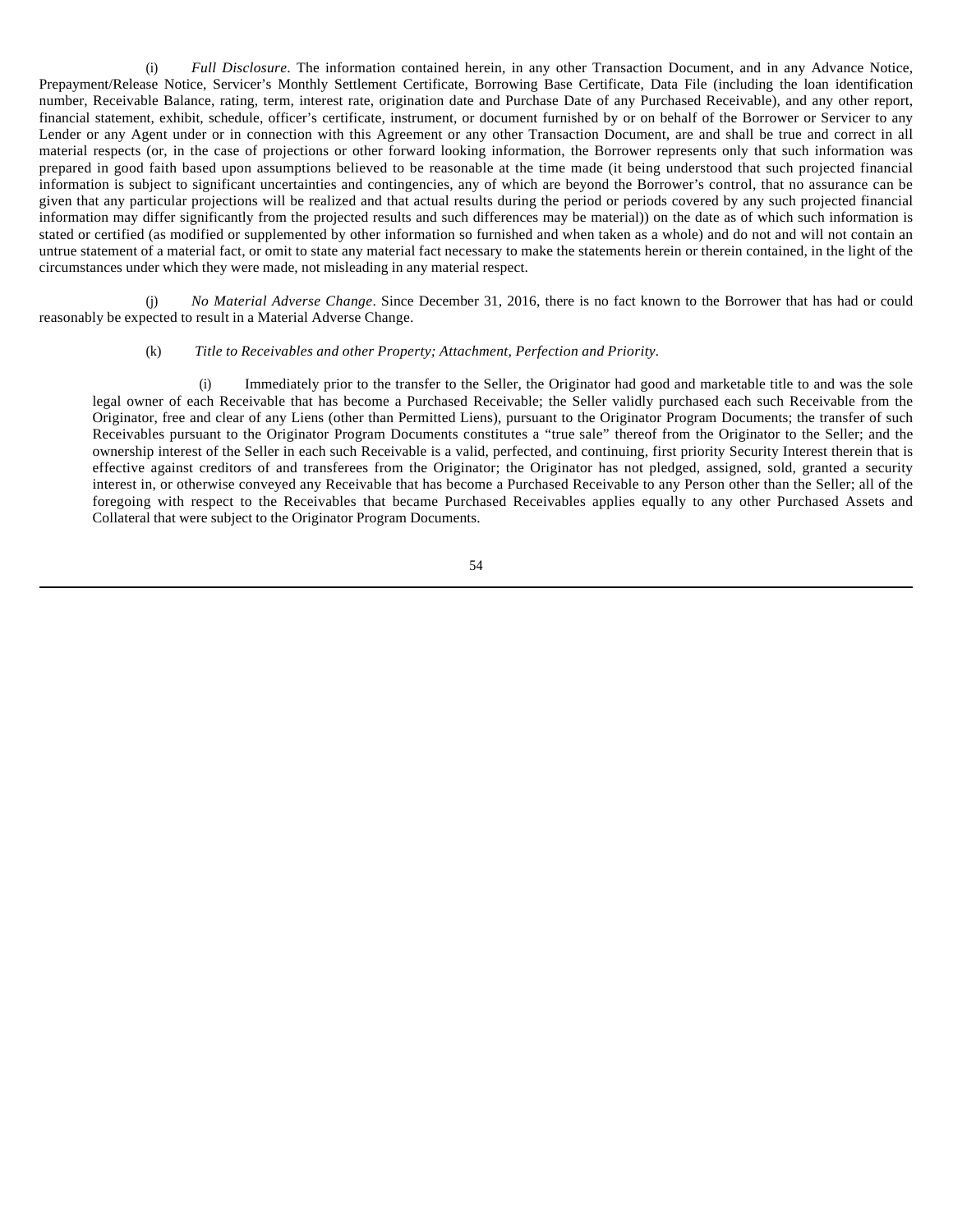(i) *Full Disclosure*. The information contained herein, in any other Transaction Document, and in any Advance Notice, Prepayment/Release Notice, Servicer's Monthly Settlement Certificate, Borrowing Base Certificate, Data File (including the loan identification number, Receivable Balance, rating, term, interest rate, origination date and Purchase Date of any Purchased Receivable), and any other report, financial statement, exhibit, schedule, officer's certificate, instrument, or document furnished by or on behalf of the Borrower or Servicer to any Lender or any Agent under or in connection with this Agreement or any other Transaction Document, are and shall be true and correct in all material respects (or, in the case of projections or other forward looking information, the Borrower represents only that such information was prepared in good faith based upon assumptions believed to be reasonable at the time made (it being understood that such projected financial information is subject to significant uncertainties and contingencies, any of which are beyond the Borrower's control, that no assurance can be given that any particular projections will be realized and that actual results during the period or periods covered by any such projected financial information may differ significantly from the projected results and such differences may be material)) on the date as of which such information is stated or certified (as modified or supplemented by other information so furnished and when taken as a whole) and do not and will not contain an untrue statement of a material fact, or omit to state any material fact necessary to make the statements herein or therein contained, in the light of the circumstances under which they were made, not misleading in any material respect.

(j) *No Material Adverse Change*. Since December 31, 2016, there is no fact known to the Borrower that has had or could reasonably be expected to result in a Material Adverse Change.

(k) *Title to Receivables and other Property; Attachment, Perfection and Priority*.

(i) Immediately prior to the transfer to the Seller, the Originator had good and marketable title to and was the sole legal owner of each Receivable that has become a Purchased Receivable; the Seller validly purchased each such Receivable from the Originator, free and clear of any Liens (other than Permitted Liens), pursuant to the Originator Program Documents; the transfer of such Receivables pursuant to the Originator Program Documents constitutes a "true sale" thereof from the Originator to the Seller; and the ownership interest of the Seller in each such Receivable is a valid, perfected, and continuing, first priority Security Interest therein that is effective against creditors of and transferees from the Originator; the Originator has not pledged, assigned, sold, granted a security interest in, or otherwise conveyed any Receivable that has become a Purchased Receivable to any Person other than the Seller; all of the foregoing with respect to the Receivables that became Purchased Receivables applies equally to any other Purchased Assets and Collateral that were subject to the Originator Program Documents.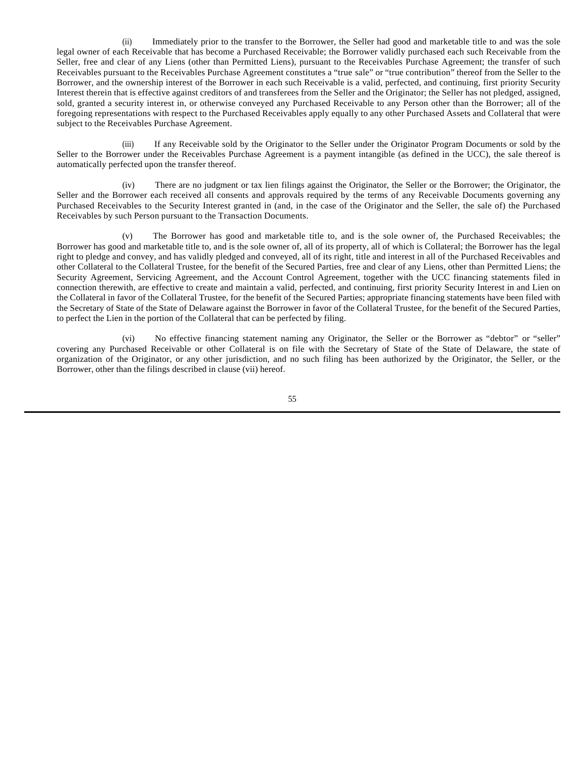(ii) Immediately prior to the transfer to the Borrower, the Seller had good and marketable title to and was the sole legal owner of each Receivable that has become a Purchased Receivable; the Borrower validly purchased each such Receivable from the Seller, free and clear of any Liens (other than Permitted Liens), pursuant to the Receivables Purchase Agreement; the transfer of such Receivables pursuant to the Receivables Purchase Agreement constitutes a "true sale" or "true contribution" thereof from the Seller to the Borrower, and the ownership interest of the Borrower in each such Receivable is a valid, perfected, and continuing, first priority Security Interest therein that is effective against creditors of and transferees from the Seller and the Originator; the Seller has not pledged, assigned, sold, granted a security interest in, or otherwise conveyed any Purchased Receivable to any Person other than the Borrower; all of the foregoing representations with respect to the Purchased Receivables apply equally to any other Purchased Assets and Collateral that were subject to the Receivables Purchase Agreement.

(iii) If any Receivable sold by the Originator to the Seller under the Originator Program Documents or sold by the Seller to the Borrower under the Receivables Purchase Agreement is a payment intangible (as defined in the UCC), the sale thereof is automatically perfected upon the transfer thereof.

(iv) There are no judgment or tax lien filings against the Originator, the Seller or the Borrower; the Originator, the Seller and the Borrower each received all consents and approvals required by the terms of any Receivable Documents governing any Purchased Receivables to the Security Interest granted in (and, in the case of the Originator and the Seller, the sale of) the Purchased Receivables by such Person pursuant to the Transaction Documents.

(v) The Borrower has good and marketable title to, and is the sole owner of, the Purchased Receivables; the Borrower has good and marketable title to, and is the sole owner of, all of its property, all of which is Collateral; the Borrower has the legal right to pledge and convey, and has validly pledged and conveyed, all of its right, title and interest in all of the Purchased Receivables and other Collateral to the Collateral Trustee, for the benefit of the Secured Parties, free and clear of any Liens, other than Permitted Liens; the Security Agreement, Servicing Agreement, and the Account Control Agreement, together with the UCC financing statements filed in connection therewith, are effective to create and maintain a valid, perfected, and continuing, first priority Security Interest in and Lien on the Collateral in favor of the Collateral Trustee, for the benefit of the Secured Parties; appropriate financing statements have been filed with the Secretary of State of the State of Delaware against the Borrower in favor of the Collateral Trustee, for the benefit of the Secured Parties, to perfect the Lien in the portion of the Collateral that can be perfected by filing.

(vi) No effective financing statement naming any Originator, the Seller or the Borrower as "debtor" or "seller" covering any Purchased Receivable or other Collateral is on file with the Secretary of State of the State of Delaware, the state of organization of the Originator, or any other jurisdiction, and no such filing has been authorized by the Originator, the Seller, or the Borrower, other than the filings described in clause (vii) hereof.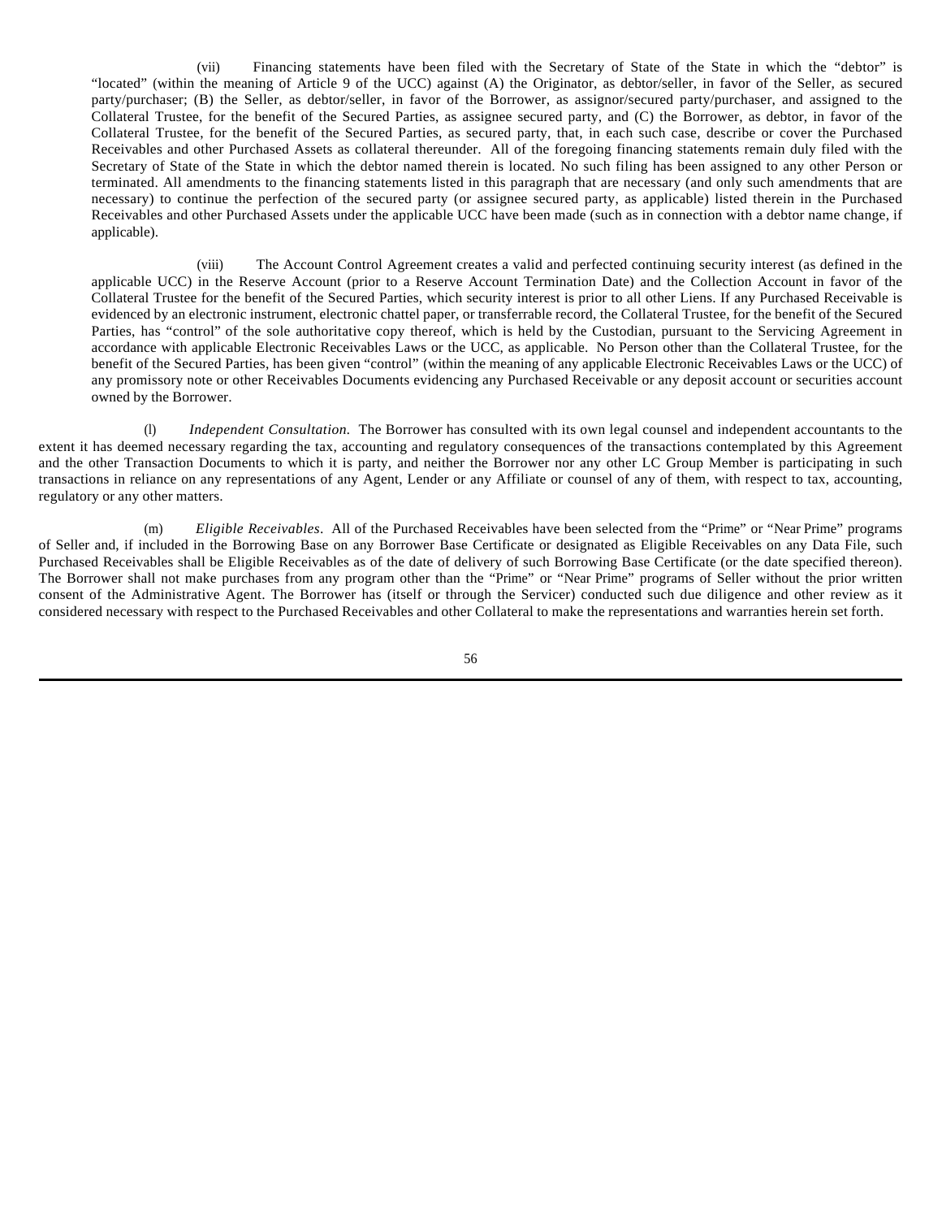(vii) Financing statements have been filed with the Secretary of State of the State in which the "debtor" is "located" (within the meaning of Article 9 of the UCC) against (A) the Originator, as debtor/seller, in favor of the Seller, as secured party/purchaser; (B) the Seller, as debtor/seller, in favor of the Borrower, as assignor/secured party/purchaser, and assigned to the Collateral Trustee, for the benefit of the Secured Parties, as assignee secured party, and (C) the Borrower, as debtor, in favor of the Collateral Trustee, for the benefit of the Secured Parties, as secured party, that, in each such case, describe or cover the Purchased Receivables and other Purchased Assets as collateral thereunder. All of the foregoing financing statements remain duly filed with the Secretary of State of the State in which the debtor named therein is located. No such filing has been assigned to any other Person or terminated. All amendments to the financing statements listed in this paragraph that are necessary (and only such amendments that are necessary) to continue the perfection of the secured party (or assignee secured party, as applicable) listed therein in the Purchased Receivables and other Purchased Assets under the applicable UCC have been made (such as in connection with a debtor name change, if applicable).

(viii) The Account Control Agreement creates a valid and perfected continuing security interest (as defined in the applicable UCC) in the Reserve Account (prior to a Reserve Account Termination Date) and the Collection Account in favor of the Collateral Trustee for the benefit of the Secured Parties, which security interest is prior to all other Liens. If any Purchased Receivable is evidenced by an electronic instrument, electronic chattel paper, or transferrable record, the Collateral Trustee, for the benefit of the Secured Parties, has "control" of the sole authoritative copy thereof, which is held by the Custodian, pursuant to the Servicing Agreement in accordance with applicable Electronic Receivables Laws or the UCC, as applicable. No Person other than the Collateral Trustee, for the benefit of the Secured Parties, has been given "control" (within the meaning of any applicable Electronic Receivables Laws or the UCC) of any promissory note or other Receivables Documents evidencing any Purchased Receivable or any deposit account or securities account owned by the Borrower.

(l) *Independent Consultation.* The Borrower has consulted with its own legal counsel and independent accountants to the extent it has deemed necessary regarding the tax, accounting and regulatory consequences of the transactions contemplated by this Agreement and the other Transaction Documents to which it is party, and neither the Borrower nor any other LC Group Member is participating in such transactions in reliance on any representations of any Agent, Lender or any Affiliate or counsel of any of them, with respect to tax, accounting, regulatory or any other matters.

(m) *Eligible Receivables*. All of the Purchased Receivables have been selected from the "Prime" or "Near Prime" programs of Seller and, if included in the Borrowing Base on any Borrower Base Certificate or designated as Eligible Receivables on any Data File, such Purchased Receivables shall be Eligible Receivables as of the date of delivery of such Borrowing Base Certificate (or the date specified thereon). The Borrower shall not make purchases from any program other than the "Prime" or "Near Prime" programs of Seller without the prior written consent of the Administrative Agent. The Borrower has (itself or through the Servicer) conducted such due diligence and other review as it considered necessary with respect to the Purchased Receivables and other Collateral to make the representations and warranties herein set forth.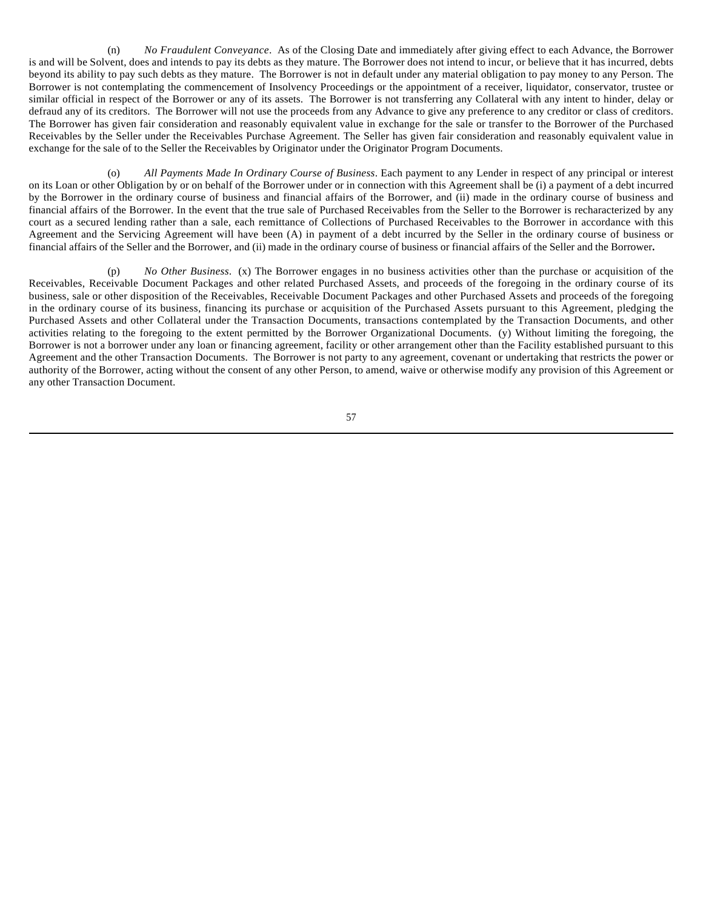(n) *No Fraudulent Conveyance*. As of the Closing Date and immediately after giving effect to each Advance, the Borrower is and will be Solvent, does and intends to pay its debts as they mature. The Borrower does not intend to incur, or believe that it has incurred, debts beyond its ability to pay such debts as they mature. The Borrower is not in default under any material obligation to pay money to any Person. The Borrower is not contemplating the commencement of Insolvency Proceedings or the appointment of a receiver, liquidator, conservator, trustee or similar official in respect of the Borrower or any of its assets. The Borrower is not transferring any Collateral with any intent to hinder, delay or defraud any of its creditors. The Borrower will not use the proceeds from any Advance to give any preference to any creditor or class of creditors. The Borrower has given fair consideration and reasonably equivalent value in exchange for the sale or transfer to the Borrower of the Purchased Receivables by the Seller under the Receivables Purchase Agreement. The Seller has given fair consideration and reasonably equivalent value in exchange for the sale of to the Seller the Receivables by Originator under the Originator Program Documents.

(o) *All Payments Made In Ordinary Course of Business*. Each payment to any Lender in respect of any principal or interest on its Loan or other Obligation by or on behalf of the Borrower under or in connection with this Agreement shall be (i) a payment of a debt incurred by the Borrower in the ordinary course of business and financial affairs of the Borrower, and (ii) made in the ordinary course of business and financial affairs of the Borrower. In the event that the true sale of Purchased Receivables from the Seller to the Borrower is recharacterized by any court as a secured lending rather than a sale, each remittance of Collections of Purchased Receivables to the Borrower in accordance with this Agreement and the Servicing Agreement will have been (A) in payment of a debt incurred by the Seller in the ordinary course of business or financial affairs of the Seller and the Borrower, and (ii) made in the ordinary course of business or financial affairs of the Seller and the Borrower**.**

(p) *No Other Business*. (x) The Borrower engages in no business activities other than the purchase or acquisition of the Receivables, Receivable Document Packages and other related Purchased Assets, and proceeds of the foregoing in the ordinary course of its business, sale or other disposition of the Receivables, Receivable Document Packages and other Purchased Assets and proceeds of the foregoing in the ordinary course of its business, financing its purchase or acquisition of the Purchased Assets pursuant to this Agreement, pledging the Purchased Assets and other Collateral under the Transaction Documents, transactions contemplated by the Transaction Documents, and other activities relating to the foregoing to the extent permitted by the Borrower Organizational Documents. (y) Without limiting the foregoing, the Borrower is not a borrower under any loan or financing agreement, facility or other arrangement other than the Facility established pursuant to this Agreement and the other Transaction Documents. The Borrower is not party to any agreement, covenant or undertaking that restricts the power or authority of the Borrower, acting without the consent of any other Person, to amend, waive or otherwise modify any provision of this Agreement or any other Transaction Document.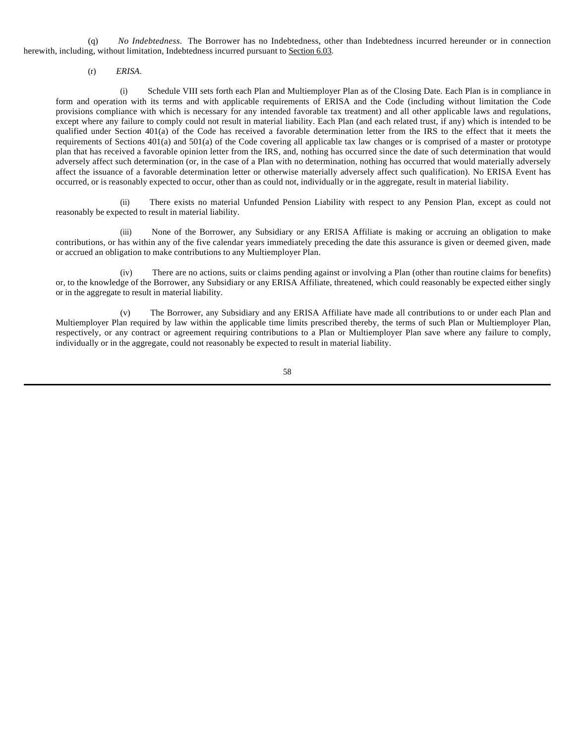(q) *No Indebtedness*. The Borrower has no Indebtedness, other than Indebtedness incurred hereunder or in connection herewith, including, without limitation, Indebtedness incurred pursuant to Section 6.03.

(r) *ERISA*.

(i) Schedule VIII sets forth each Plan and Multiemployer Plan as of the Closing Date. Each Plan is in compliance in form and operation with its terms and with applicable requirements of ERISA and the Code (including without limitation the Code provisions compliance with which is necessary for any intended favorable tax treatment) and all other applicable laws and regulations, except where any failure to comply could not result in material liability. Each Plan (and each related trust, if any) which is intended to be qualified under Section 401(a) of the Code has received a favorable determination letter from the IRS to the effect that it meets the requirements of Sections 401(a) and 501(a) of the Code covering all applicable tax law changes or is comprised of a master or prototype plan that has received a favorable opinion letter from the IRS, and, nothing has occurred since the date of such determination that would adversely affect such determination (or, in the case of a Plan with no determination, nothing has occurred that would materially adversely affect the issuance of a favorable determination letter or otherwise materially adversely affect such qualification). No ERISA Event has occurred, or is reasonably expected to occur, other than as could not, individually or in the aggregate, result in material liability.

(ii) There exists no material Unfunded Pension Liability with respect to any Pension Plan, except as could not reasonably be expected to result in material liability.

(iii) None of the Borrower, any Subsidiary or any ERISA Affiliate is making or accruing an obligation to make contributions, or has within any of the five calendar years immediately preceding the date this assurance is given or deemed given, made or accrued an obligation to make contributions to any Multiemployer Plan.

(iv) There are no actions, suits or claims pending against or involving a Plan (other than routine claims for benefits) or, to the knowledge of the Borrower, any Subsidiary or any ERISA Affiliate, threatened, which could reasonably be expected either singly or in the aggregate to result in material liability.

(v) The Borrower, any Subsidiary and any ERISA Affiliate have made all contributions to or under each Plan and Multiemployer Plan required by law within the applicable time limits prescribed thereby, the terms of such Plan or Multiemployer Plan, respectively, or any contract or agreement requiring contributions to a Plan or Multiemployer Plan save where any failure to comply, individually or in the aggregate, could not reasonably be expected to result in material liability.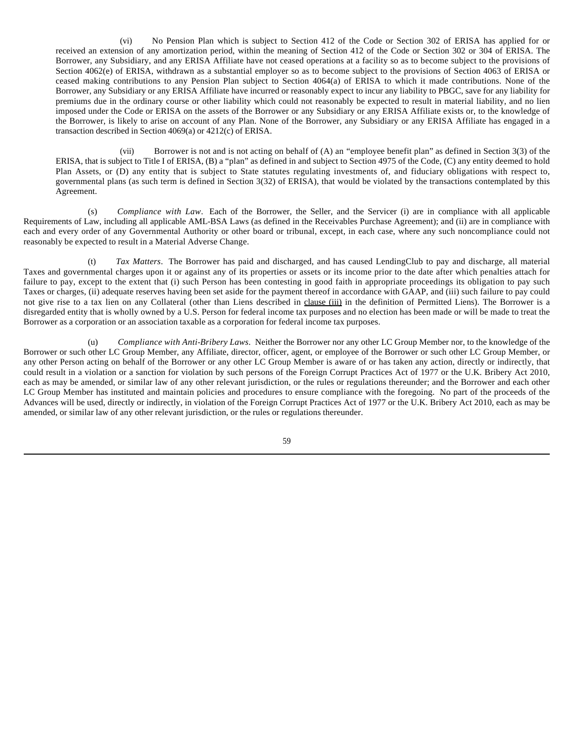(vi) No Pension Plan which is subject to Section 412 of the Code or Section 302 of ERISA has applied for or received an extension of any amortization period, within the meaning of Section 412 of the Code or Section 302 or 304 of ERISA. The Borrower, any Subsidiary, and any ERISA Affiliate have not ceased operations at a facility so as to become subject to the provisions of Section 4062(e) of ERISA, withdrawn as a substantial employer so as to become subject to the provisions of Section 4063 of ERISA or ceased making contributions to any Pension Plan subject to Section 4064(a) of ERISA to which it made contributions. None of the Borrower, any Subsidiary or any ERISA Affiliate have incurred or reasonably expect to incur any liability to PBGC, save for any liability for premiums due in the ordinary course or other liability which could not reasonably be expected to result in material liability, and no lien imposed under the Code or ERISA on the assets of the Borrower or any Subsidiary or any ERISA Affiliate exists or, to the knowledge of the Borrower, is likely to arise on account of any Plan. None of the Borrower, any Subsidiary or any ERISA Affiliate has engaged in a transaction described in Section 4069(a) or 4212(c) of ERISA.

(vii) Borrower is not and is not acting on behalf of (A) an "employee benefit plan" as defined in Section 3(3) of the ERISA, that is subject to Title I of ERISA, (B) a "plan" as defined in and subject to Section 4975 of the Code, (C) any entity deemed to hold Plan Assets, or (D) any entity that is subject to State statutes regulating investments of, and fiduciary obligations with respect to, governmental plans (as such term is defined in Section 3(32) of ERISA), that would be violated by the transactions contemplated by this Agreement.

(s) *Compliance with Law*. Each of the Borrower, the Seller, and the Servicer (i) are in compliance with all applicable Requirements of Law, including all applicable AML-BSA Laws (as defined in the Receivables Purchase Agreement); and (ii) are in compliance with each and every order of any Governmental Authority or other board or tribunal, except, in each case, where any such noncompliance could not reasonably be expected to result in a Material Adverse Change.

(t) *Tax Matters*. The Borrower has paid and discharged, and has caused LendingClub to pay and discharge, all material Taxes and governmental charges upon it or against any of its properties or assets or its income prior to the date after which penalties attach for failure to pay, except to the extent that (i) such Person has been contesting in good faith in appropriate proceedings its obligation to pay such Taxes or charges, (ii) adequate reserves having been set aside for the payment thereof in accordance with GAAP, and (iii) such failure to pay could not give rise to a tax lien on any Collateral (other than Liens described in clause (iii) in the definition of Permitted Liens). The Borrower is a disregarded entity that is wholly owned by a U.S. Person for federal income tax purposes and no election has been made or will be made to treat the Borrower as a corporation or an association taxable as a corporation for federal income tax purposes.

(u) *Compliance with Anti-Bribery Laws*. Neither the Borrower nor any other LC Group Member nor, to the knowledge of the Borrower or such other LC Group Member, any Affiliate, director, officer, agent, or employee of the Borrower or such other LC Group Member, or any other Person acting on behalf of the Borrower or any other LC Group Member is aware of or has taken any action, directly or indirectly, that could result in a violation or a sanction for violation by such persons of the Foreign Corrupt Practices Act of 1977 or the U.K. Bribery Act 2010, each as may be amended, or similar law of any other relevant jurisdiction, or the rules or regulations thereunder; and the Borrower and each other LC Group Member has instituted and maintain policies and procedures to ensure compliance with the foregoing. No part of the proceeds of the Advances will be used, directly or indirectly, in violation of the Foreign Corrupt Practices Act of 1977 or the U.K. Bribery Act 2010, each as may be amended, or similar law of any other relevant jurisdiction, or the rules or regulations thereunder.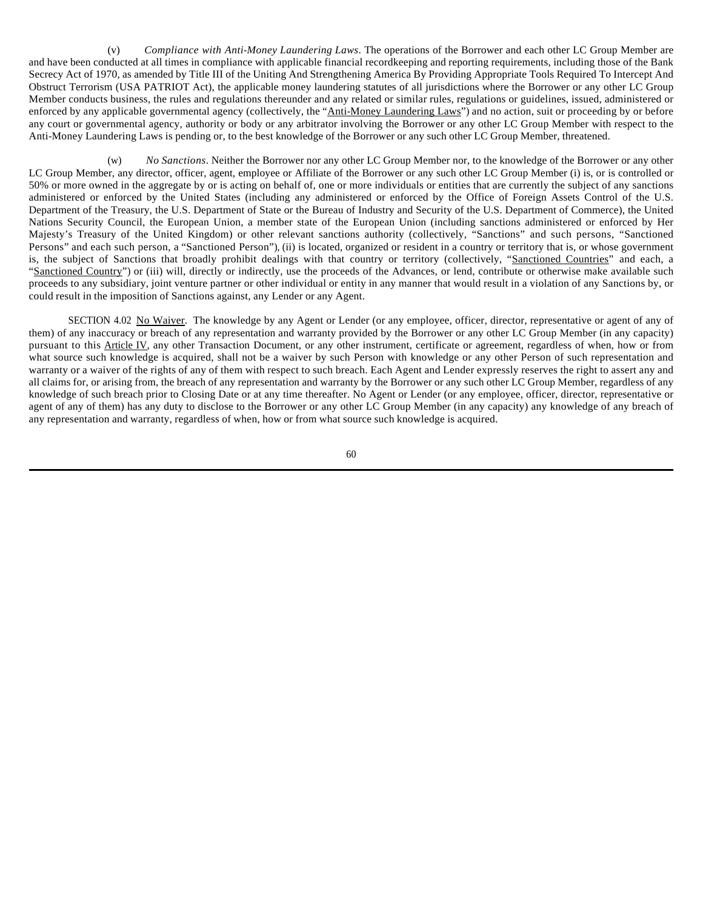(v) *Compliance with Anti-Money Laundering Laws*. The operations of the Borrower and each other LC Group Member are and have been conducted at all times in compliance with applicable financial recordkeeping and reporting requirements, including those of the Bank Secrecy Act of 1970, as amended by Title III of the Uniting And Strengthening America By Providing Appropriate Tools Required To Intercept And Obstruct Terrorism (USA PATRIOT Act), the applicable money laundering statutes of all jurisdictions where the Borrower or any other LC Group Member conducts business, the rules and regulations thereunder and any related or similar rules, regulations or guidelines, issued, administered or enforced by any applicable governmental agency (collectively, the "Anti-Money Laundering Laws") and no action, suit or proceeding by or before any court or governmental agency, authority or body or any arbitrator involving the Borrower or any other LC Group Member with respect to the Anti-Money Laundering Laws is pending or, to the best knowledge of the Borrower or any such other LC Group Member, threatened.

(w) *No Sanctions*. Neither the Borrower nor any other LC Group Member nor, to the knowledge of the Borrower or any other LC Group Member, any director, officer, agent, employee or Affiliate of the Borrower or any such other LC Group Member (i) is, or is controlled or 50% or more owned in the aggregate by or is acting on behalf of, one or more individuals or entities that are currently the subject of any sanctions administered or enforced by the United States (including any administered or enforced by the Office of Foreign Assets Control of the U.S. Department of the Treasury, the U.S. Department of State or the Bureau of Industry and Security of the U.S. Department of Commerce), the United Nations Security Council, the European Union, a member state of the European Union (including sanctions administered or enforced by Her Majesty's Treasury of the United Kingdom) or other relevant sanctions authority (collectively, "Sanctions" and such persons, "Sanctioned Persons" and each such person, a "Sanctioned Person"), (ii) is located, organized or resident in a country or territory that is, or whose government is, the subject of Sanctions that broadly prohibit dealings with that country or territory (collectively, "Sanctioned Countries" and each, a "Sanctioned Country") or (iii) will, directly or indirectly, use the proceeds of the Advances, or lend, contribute or otherwise make available such proceeds to any subsidiary, joint venture partner or other individual or entity in any manner that would result in a violation of any Sanctions by, or could result in the imposition of Sanctions against, any Lender or any Agent.

SECTION 4.02 No Waiver. The knowledge by any Agent or Lender (or any employee, officer, director, representative or agent of any of them) of any inaccuracy or breach of any representation and warranty provided by the Borrower or any other LC Group Member (in any capacity) pursuant to this Article IV, any other Transaction Document, or any other instrument, certificate or agreement, regardless of when, how or from what source such knowledge is acquired, shall not be a waiver by such Person with knowledge or any other Person of such representation and warranty or a waiver of the rights of any of them with respect to such breach. Each Agent and Lender expressly reserves the right to assert any and all claims for, or arising from, the breach of any representation and warranty by the Borrower or any such other LC Group Member, regardless of any knowledge of such breach prior to Closing Date or at any time thereafter. No Agent or Lender (or any employee, officer, director, representative or agent of any of them) has any duty to disclose to the Borrower or any other LC Group Member (in any capacity) any knowledge of any breach of any representation and warranty, regardless of when, how or from what source such knowledge is acquired.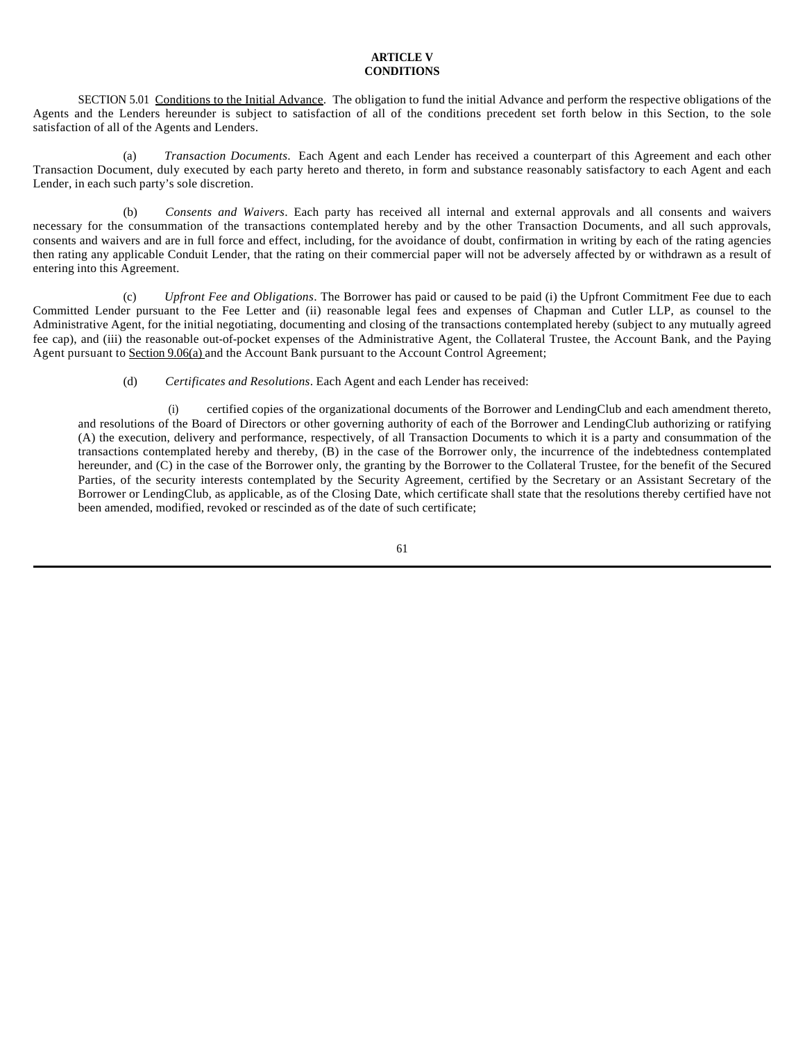**ARTICLE V**
**CONDITIONS**

SECTION 5.01 Conditions to the Initial Advance. The obligation to fund the initial Advance and perform the respective obligations of the Agents and the Lenders hereunder is subject to satisfaction of all of the conditions precedent set forth below in this Section, to the sole satisfaction of all of the Agents and Lenders.

(a) *Transaction Documents*. Each Agent and each Lender has received a counterpart of this Agreement and each other Transaction Document, duly executed by each party hereto and thereto, in form and substance reasonably satisfactory to each Agent and each Lender, in each such party's sole discretion.

(b) *Consents and Waivers*. Each party has received all internal and external approvals and all consents and waivers necessary for the consummation of the transactions contemplated hereby and by the other Transaction Documents, and all such approvals, consents and waivers and are in full force and effect, including, for the avoidance of doubt, confirmation in writing by each of the rating agencies then rating any applicable Conduit Lender, that the rating on their commercial paper will not be adversely affected by or withdrawn as a result of entering into this Agreement.

(c) *Upfront Fee and Obligations*. The Borrower has paid or caused to be paid (i) the Upfront Commitment Fee due to each Committed Lender pursuant to the Fee Letter and (ii) reasonable legal fees and expenses of Chapman and Cutler LLP, as counsel to the Administrative Agent, for the initial negotiating, documenting and closing of the transactions contemplated hereby (subject to any mutually agreed fee cap), and (iii) the reasonable out-of-pocket expenses of the Administrative Agent, the Collateral Trustee, the Account Bank, and the Paying Agent pursuant to Section 9.06(a) and the Account Bank pursuant to the Account Control Agreement;

(d) *Certificates and Resolutions*. Each Agent and each Lender has received:

(i) certified copies of the organizational documents of the Borrower and LendingClub and each amendment thereto, and resolutions of the Board of Directors or other governing authority of each of the Borrower and LendingClub authorizing or ratifying (A) the execution, delivery and performance, respectively, of all Transaction Documents to which it is a party and consummation of the transactions contemplated hereby and thereby, (B) in the case of the Borrower only, the incurrence of the indebtedness contemplated hereunder, and (C) in the case of the Borrower only, the granting by the Borrower to the Collateral Trustee, for the benefit of the Secured Parties, of the security interests contemplated by the Security Agreement, certified by the Secretary or an Assistant Secretary of the Borrower or LendingClub, as applicable, as of the Closing Date, which certificate shall state that the resolutions thereby certified have not been amended, modified, revoked or rescinded as of the date of such certificate;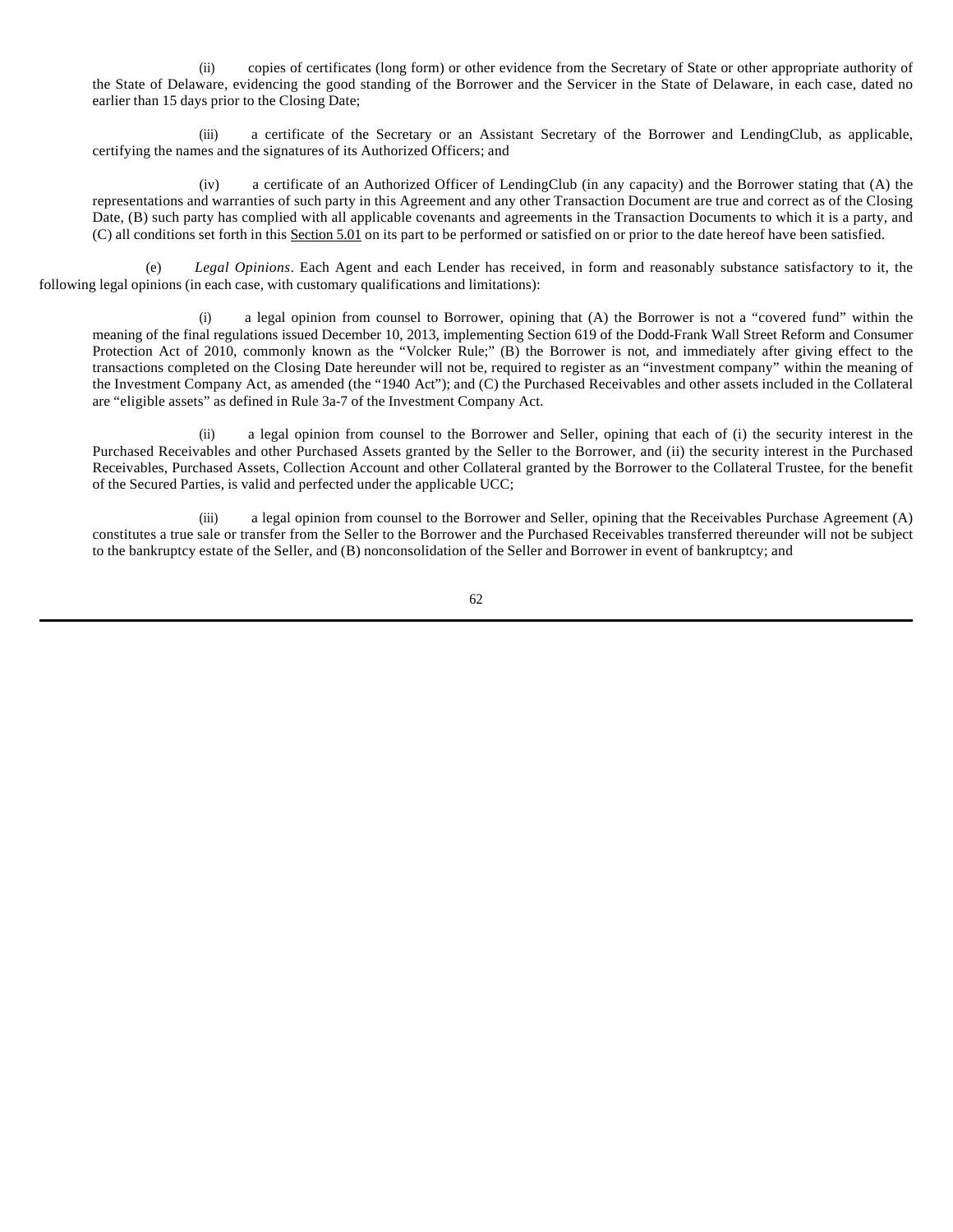(ii) copies of certificates (long form) or other evidence from the Secretary of State or other appropriate authority of the State of Delaware, evidencing the good standing of the Borrower and the Servicer in the State of Delaware, in each case, dated no earlier than 15 days prior to the Closing Date;

(iii) a certificate of the Secretary or an Assistant Secretary of the Borrower and LendingClub, as applicable, certifying the names and the signatures of its Authorized Officers; and

(iv) a certificate of an Authorized Officer of LendingClub (in any capacity) and the Borrower stating that (A) the representations and warranties of such party in this Agreement and any other Transaction Document are true and correct as of the Closing Date, (B) such party has complied with all applicable covenants and agreements in the Transaction Documents to which it is a party, and (C) all conditions set forth in this Section 5.01 on its part to be performed or satisfied on or prior to the date hereof have been satisfied.

(e) *Legal Opinions*. Each Agent and each Lender has received, in form and reasonably substance satisfactory to it, the following legal opinions (in each case, with customary qualifications and limitations):

(i) a legal opinion from counsel to Borrower, opining that (A) the Borrower is not a "covered fund" within the meaning of the final regulations issued December 10, 2013, implementing Section 619 of the Dodd-Frank Wall Street Reform and Consumer Protection Act of 2010, commonly known as the "Volcker Rule;" (B) the Borrower is not, and immediately after giving effect to the transactions completed on the Closing Date hereunder will not be, required to register as an "investment company" within the meaning of the Investment Company Act, as amended (the "1940 Act"); and (C) the Purchased Receivables and other assets included in the Collateral are "eligible assets" as defined in Rule 3a-7 of the Investment Company Act.

(ii) a legal opinion from counsel to the Borrower and Seller, opining that each of (i) the security interest in the Purchased Receivables and other Purchased Assets granted by the Seller to the Borrower, and (ii) the security interest in the Purchased Receivables, Purchased Assets, Collection Account and other Collateral granted by the Borrower to the Collateral Trustee, for the benefit of the Secured Parties, is valid and perfected under the applicable UCC;

(iii) a legal opinion from counsel to the Borrower and Seller, opining that the Receivables Purchase Agreement (A) constitutes a true sale or transfer from the Seller to the Borrower and the Purchased Receivables transferred thereunder will not be subject to the bankruptcy estate of the Seller, and (B) nonconsolidation of the Seller and Borrower in event of bankruptcy; and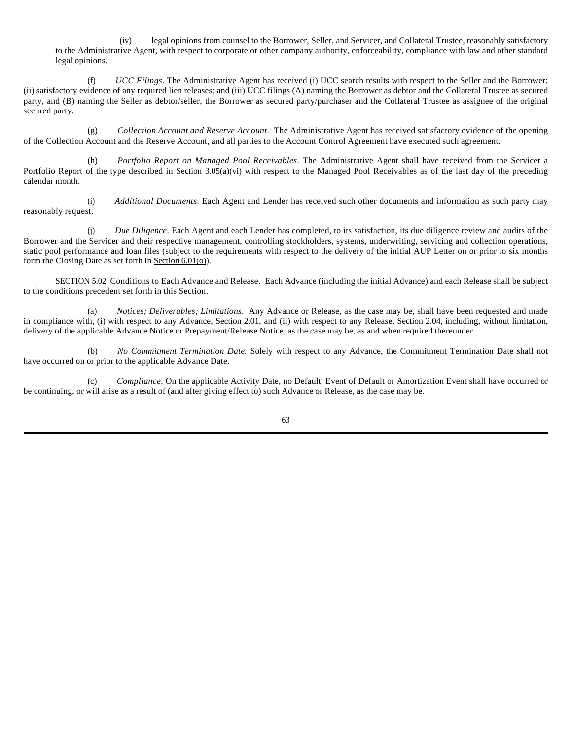(iv) legal opinions from counsel to the Borrower, Seller, and Servicer, and Collateral Trustee, reasonably satisfactory to the Administrative Agent, with respect to corporate or other company authority, enforceability, compliance with law and other standard legal opinions.

(f) *UCC Filings*. The Administrative Agent has received (i) UCC search results with respect to the Seller and the Borrower; (ii) satisfactory evidence of any required lien releases; and (iii) UCC filings (A) naming the Borrower as debtor and the Collateral Trustee as secured party, and (B) naming the Seller as debtor/seller, the Borrower as secured party/purchaser and the Collateral Trustee as assignee of the original secured party.

(g) *Collection Account and Reserve Account*. The Administrative Agent has received satisfactory evidence of the opening of the Collection Account and the Reserve Account, and all parties to the Account Control Agreement have executed such agreement.

(h) *Portfolio Report on Managed Pool Receivables*. The Administrative Agent shall have received from the Servicer a Portfolio Report of the type described in Section 3.05(a)(vi) with respect to the Managed Pool Receivables as of the last day of the preceding calendar month.

(i) *Additional Documents*. Each Agent and Lender has received such other documents and information as such party may reasonably request.

(j) *Due Diligence*. Each Agent and each Lender has completed, to its satisfaction, its due diligence review and audits of the Borrower and the Servicer and their respective management, controlling stockholders, systems, underwriting, servicing and collection operations, static pool performance and loan files (subject to the requirements with respect to the delivery of the initial AUP Letter on or prior to six months form the Closing Date as set forth in Section 6.01(o)).

SECTION 5.02 Conditions to Each Advance and Release. Each Advance (including the initial Advance) and each Release shall be subject to the conditions precedent set forth in this Section.

(a) *Notices; Deliverables; Limitations*. Any Advance or Release, as the case may be, shall have been requested and made in compliance with, (i) with respect to any Advance, Section 2.01, and (ii) with respect to any Release, Section 2.04, including, without limitation, delivery of the applicable Advance Notice or Prepayment/Release Notice, as the case may be, as and when required thereunder.

(b) *No Commitment Termination Date.* Solely with respect to any Advance, the Commitment Termination Date shall not have occurred on or prior to the applicable Advance Date.

(c) *Compliance*. On the applicable Activity Date, no Default, Event of Default or Amortization Event shall have occurred or be continuing, or will arise as a result of (and after giving effect to) such Advance or Release, as the case may be.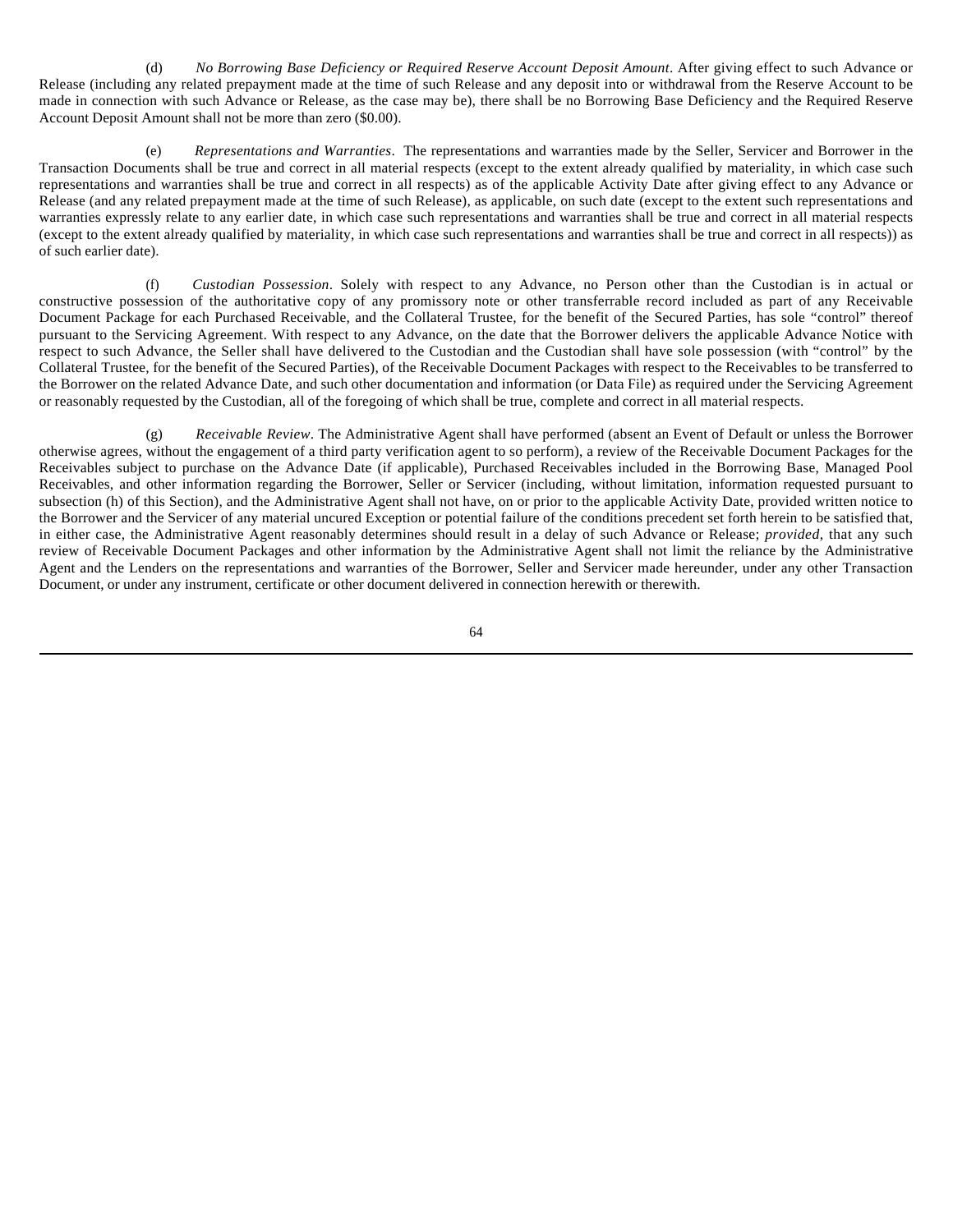(d) *No Borrowing Base Deficiency or Required Reserve Account Deposit Amount*. After giving effect to such Advance or Release (including any related prepayment made at the time of such Release and any deposit into or withdrawal from the Reserve Account to be made in connection with such Advance or Release, as the case may be), there shall be no Borrowing Base Deficiency and the Required Reserve Account Deposit Amount shall not be more than zero ($0.00).

(e) *Representations and Warranties*. The representations and warranties made by the Seller, Servicer and Borrower in the Transaction Documents shall be true and correct in all material respects (except to the extent already qualified by materiality, in which case such representations and warranties shall be true and correct in all respects) as of the applicable Activity Date after giving effect to any Advance or Release (and any related prepayment made at the time of such Release), as applicable, on such date (except to the extent such representations and warranties expressly relate to any earlier date, in which case such representations and warranties shall be true and correct in all material respects (except to the extent already qualified by materiality, in which case such representations and warranties shall be true and correct in all respects)) as of such earlier date).

(f) *Custodian Possession*. Solely with respect to any Advance, no Person other than the Custodian is in actual or constructive possession of the authoritative copy of any promissory note or other transferrable record included as part of any Receivable Document Package for each Purchased Receivable, and the Collateral Trustee, for the benefit of the Secured Parties, has sole "control" thereof pursuant to the Servicing Agreement. With respect to any Advance, on the date that the Borrower delivers the applicable Advance Notice with respect to such Advance, the Seller shall have delivered to the Custodian and the Custodian shall have sole possession (with "control" by the Collateral Trustee, for the benefit of the Secured Parties), of the Receivable Document Packages with respect to the Receivables to be transferred to the Borrower on the related Advance Date, and such other documentation and information (or Data File) as required under the Servicing Agreement or reasonably requested by the Custodian, all of the foregoing of which shall be true, complete and correct in all material respects.

(g) *Receivable Review*. The Administrative Agent shall have performed (absent an Event of Default or unless the Borrower otherwise agrees, without the engagement of a third party verification agent to so perform), a review of the Receivable Document Packages for the Receivables subject to purchase on the Advance Date (if applicable), Purchased Receivables included in the Borrowing Base, Managed Pool Receivables, and other information regarding the Borrower, Seller or Servicer (including, without limitation, information requested pursuant to subsection (h) of this Section), and the Administrative Agent shall not have, on or prior to the applicable Activity Date, provided written notice to the Borrower and the Servicer of any material uncured Exception or potential failure of the conditions precedent set forth herein to be satisfied that, in either case, the Administrative Agent reasonably determines should result in a delay of such Advance or Release; *provided*, that any such review of Receivable Document Packages and other information by the Administrative Agent shall not limit the reliance by the Administrative Agent and the Lenders on the representations and warranties of the Borrower, Seller and Servicer made hereunder, under any other Transaction Document, or under any instrument, certificate or other document delivered in connection herewith or therewith.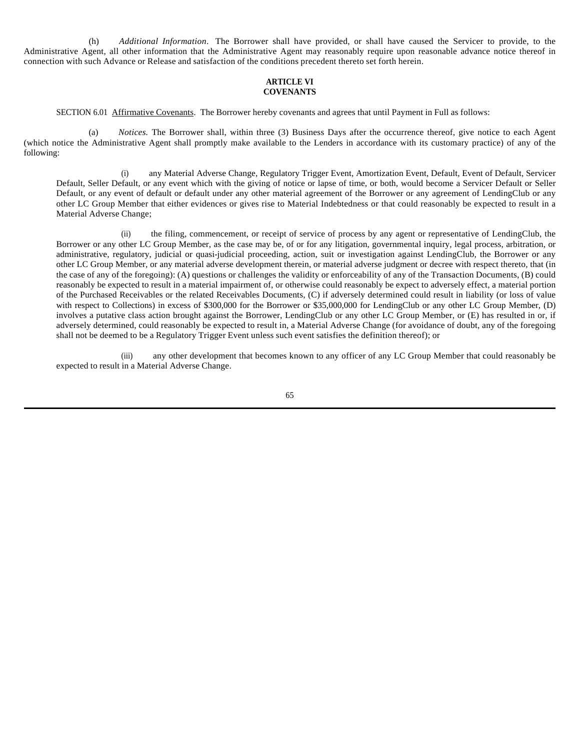(h) *Additional Information*. The Borrower shall have provided, or shall have caused the Servicer to provide, to the Administrative Agent, all other information that the Administrative Agent may reasonably require upon reasonable advance notice thereof in connection with such Advance or Release and satisfaction of the conditions precedent thereto set forth herein.

**ARTICLE VI**
**COVENANTS**

SECTION 6.01 Affirmative Covenants. The Borrower hereby covenants and agrees that until Payment in Full as follows:

(a) *Notices.* The Borrower shall, within three (3) Business Days after the occurrence thereof, give notice to each Agent (which notice the Administrative Agent shall promptly make available to the Lenders in accordance with its customary practice) of any of the following:

(i) any Material Adverse Change, Regulatory Trigger Event, Amortization Event, Default, Event of Default, Servicer Default, Seller Default, or any event which with the giving of notice or lapse of time, or both, would become a Servicer Default or Seller Default, or any event of default or default under any other material agreement of the Borrower or any agreement of LendingClub or any other LC Group Member that either evidences or gives rise to Material Indebtedness or that could reasonably be expected to result in a Material Adverse Change;

(ii) the filing, commencement, or receipt of service of process by any agent or representative of LendingClub, the Borrower or any other LC Group Member, as the case may be, of or for any litigation, governmental inquiry, legal process, arbitration, or administrative, regulatory, judicial or quasi-judicial proceeding, action, suit or investigation against LendingClub, the Borrower or any other LC Group Member, or any material adverse development therein, or material adverse judgment or decree with respect thereto, that (in the case of any of the foregoing): (A) questions or challenges the validity or enforceability of any of the Transaction Documents, (B) could reasonably be expected to result in a material impairment of, or otherwise could reasonably be expect to adversely effect, a material portion of the Purchased Receivables or the related Receivables Documents, (C) if adversely determined could result in liability (or loss of value with respect to Collections) in excess of $300,000 for the Borrower or $35,000,000 for LendingClub or any other LC Group Member, (D) involves a putative class action brought against the Borrower, LendingClub or any other LC Group Member, or (E) has resulted in or, if adversely determined, could reasonably be expected to result in, a Material Adverse Change (for avoidance of doubt, any of the foregoing shall not be deemed to be a Regulatory Trigger Event unless such event satisfies the definition thereof); or

(iii) any other development that becomes known to any officer of any LC Group Member that could reasonably be expected to result in a Material Adverse Change.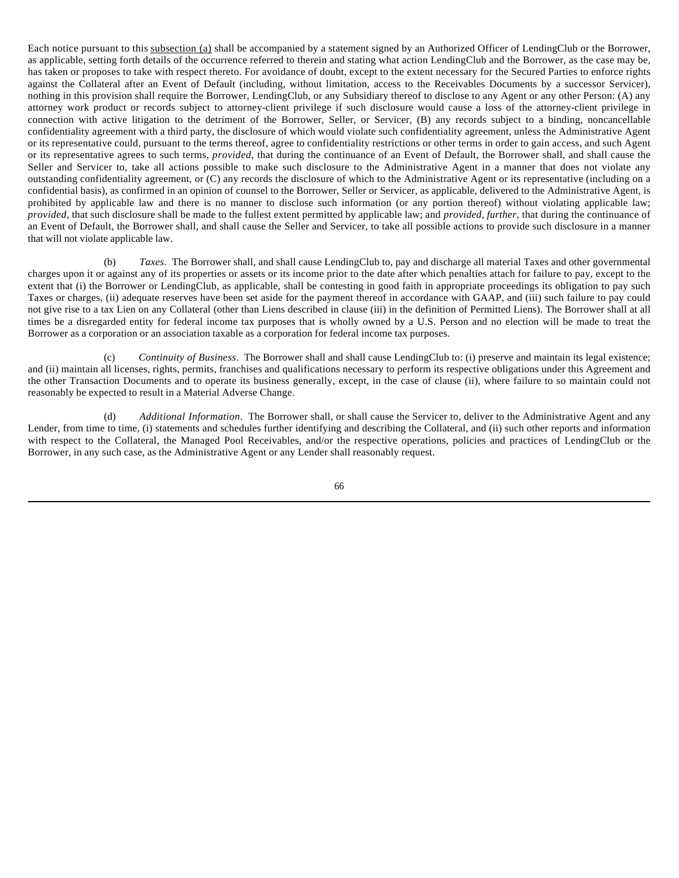Each notice pursuant to this subsection (a) shall be accompanied by a statement signed by an Authorized Officer of LendingClub or the Borrower, as applicable, setting forth details of the occurrence referred to therein and stating what action LendingClub and the Borrower, as the case may be, has taken or proposes to take with respect thereto. For avoidance of doubt, except to the extent necessary for the Secured Parties to enforce rights against the Collateral after an Event of Default (including, without limitation, access to the Receivables Documents by a successor Servicer), nothing in this provision shall require the Borrower, LendingClub, or any Subsidiary thereof to disclose to any Agent or any other Person: (A) any attorney work product or records subject to attorney-client privilege if such disclosure would cause a loss of the attorney-client privilege in connection with active litigation to the detriment of the Borrower, Seller, or Servicer, (B) any records subject to a binding, noncancellable confidentiality agreement with a third party, the disclosure of which would violate such confidentiality agreement, unless the Administrative Agent or its representative could, pursuant to the terms thereof, agree to confidentiality restrictions or other terms in order to gain access, and such Agent or its representative agrees to such terms, *provided*, that during the continuance of an Event of Default, the Borrower shall, and shall cause the Seller and Servicer to, take all actions possible to make such disclosure to the Administrative Agent in a manner that does not violate any outstanding confidentiality agreement, or (C) any records the disclosure of which to the Administrative Agent or its representative (including on a confidential basis), as confirmed in an opinion of counsel to the Borrower, Seller or Servicer, as applicable, delivered to the Administrative Agent, is prohibited by applicable law and there is no manner to disclose such information (or any portion thereof) without violating applicable law; *provided*, that such disclosure shall be made to the fullest extent permitted by applicable law; and *provided, further*, that during the continuance of an Event of Default, the Borrower shall, and shall cause the Seller and Servicer, to take all possible actions to provide such disclosure in a manner that will not violate applicable law.

(b) *Taxes*. The Borrower shall, and shall cause LendingClub to, pay and discharge all material Taxes and other governmental charges upon it or against any of its properties or assets or its income prior to the date after which penalties attach for failure to pay, except to the extent that (i) the Borrower or LendingClub, as applicable, shall be contesting in good faith in appropriate proceedings its obligation to pay such Taxes or charges, (ii) adequate reserves have been set aside for the payment thereof in accordance with GAAP, and (iii) such failure to pay could not give rise to a tax Lien on any Collateral (other than Liens described in clause (iii) in the definition of Permitted Liens). The Borrower shall at all times be a disregarded entity for federal income tax purposes that is wholly owned by a U.S. Person and no election will be made to treat the Borrower as a corporation or an association taxable as a corporation for federal income tax purposes.

(c) *Continuity of Business*. The Borrower shall and shall cause LendingClub to: (i) preserve and maintain its legal existence; and (ii) maintain all licenses, rights, permits, franchises and qualifications necessary to perform its respective obligations under this Agreement and the other Transaction Documents and to operate its business generally, except, in the case of clause (ii), where failure to so maintain could not reasonably be expected to result in a Material Adverse Change.

(d) *Additional Information*. The Borrower shall, or shall cause the Servicer to, deliver to the Administrative Agent and any Lender, from time to time, (i) statements and schedules further identifying and describing the Collateral, and (ii) such other reports and information with respect to the Collateral, the Managed Pool Receivables, and/or the respective operations, policies and practices of LendingClub or the Borrower, in any such case, as the Administrative Agent or any Lender shall reasonably request.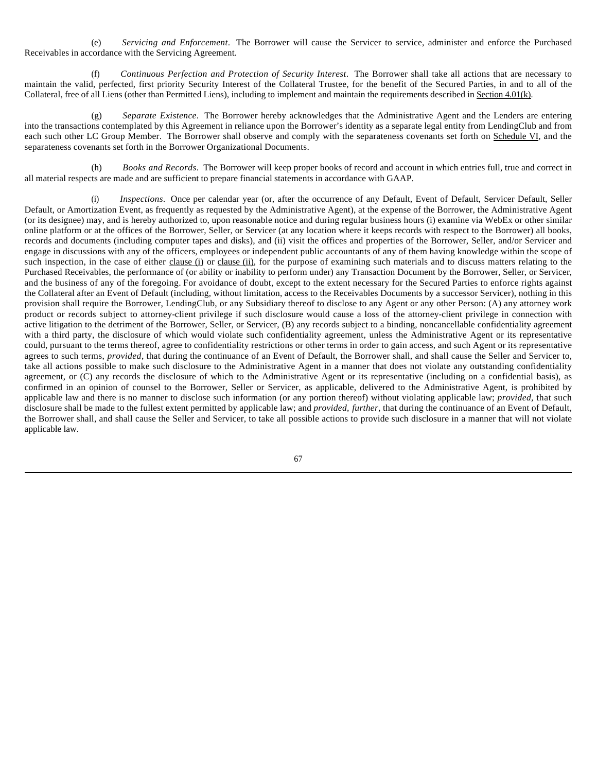(e) *Servicing and Enforcement*. The Borrower will cause the Servicer to service, administer and enforce the Purchased Receivables in accordance with the Servicing Agreement.

(f) *Continuous Perfection and Protection of Security Interest*. The Borrower shall take all actions that are necessary to maintain the valid, perfected, first priority Security Interest of the Collateral Trustee, for the benefit of the Secured Parties, in and to all of the Collateral, free of all Liens (other than Permitted Liens), including to implement and maintain the requirements described in Section 4.01(k).

(g) *Separate Existence*. The Borrower hereby acknowledges that the Administrative Agent and the Lenders are entering into the transactions contemplated by this Agreement in reliance upon the Borrower's identity as a separate legal entity from LendingClub and from each such other LC Group Member. The Borrower shall observe and comply with the separateness covenants set forth on Schedule VI, and the separateness covenants set forth in the Borrower Organizational Documents.

(h) *Books and Records*. The Borrower will keep proper books of record and account in which entries full, true and correct in all material respects are made and are sufficient to prepare financial statements in accordance with GAAP.

(i) *Inspections*. Once per calendar year (or, after the occurrence of any Default, Event of Default, Servicer Default, Seller Default, or Amortization Event, as frequently as requested by the Administrative Agent), at the expense of the Borrower, the Administrative Agent (or its designee) may, and is hereby authorized to, upon reasonable notice and during regular business hours (i) examine via WebEx or other similar online platform or at the offices of the Borrower, Seller, or Servicer (at any location where it keeps records with respect to the Borrower) all books, records and documents (including computer tapes and disks), and (ii) visit the offices and properties of the Borrower, Seller, and/or Servicer and engage in discussions with any of the officers, employees or independent public accountants of any of them having knowledge within the scope of such inspection, in the case of either clause (i) or clause (ii), for the purpose of examining such materials and to discuss matters relating to the Purchased Receivables, the performance of (or ability or inability to perform under) any Transaction Document by the Borrower, Seller, or Servicer, and the business of any of the foregoing. For avoidance of doubt, except to the extent necessary for the Secured Parties to enforce rights against the Collateral after an Event of Default (including, without limitation, access to the Receivables Documents by a successor Servicer), nothing in this provision shall require the Borrower, LendingClub, or any Subsidiary thereof to disclose to any Agent or any other Person: (A) any attorney work product or records subject to attorney-client privilege if such disclosure would cause a loss of the attorney-client privilege in connection with active litigation to the detriment of the Borrower, Seller, or Servicer, (B) any records subject to a binding, noncancellable confidentiality agreement with a third party, the disclosure of which would violate such confidentiality agreement, unless the Administrative Agent or its representative could, pursuant to the terms thereof, agree to confidentiality restrictions or other terms in order to gain access, and such Agent or its representative agrees to such terms, *provided*, that during the continuance of an Event of Default, the Borrower shall, and shall cause the Seller and Servicer to, take all actions possible to make such disclosure to the Administrative Agent in a manner that does not violate any outstanding confidentiality agreement, or (C) any records the disclosure of which to the Administrative Agent or its representative (including on a confidential basis), as confirmed in an opinion of counsel to the Borrower, Seller or Servicer, as applicable, delivered to the Administrative Agent, is prohibited by applicable law and there is no manner to disclose such information (or any portion thereof) without violating applicable law; *provided*, that such disclosure shall be made to the fullest extent permitted by applicable law; and *provided*, *further*, that during the continuance of an Event of Default, the Borrower shall, and shall cause the Seller and Servicer, to take all possible actions to provide such disclosure in a manner that will not violate applicable law.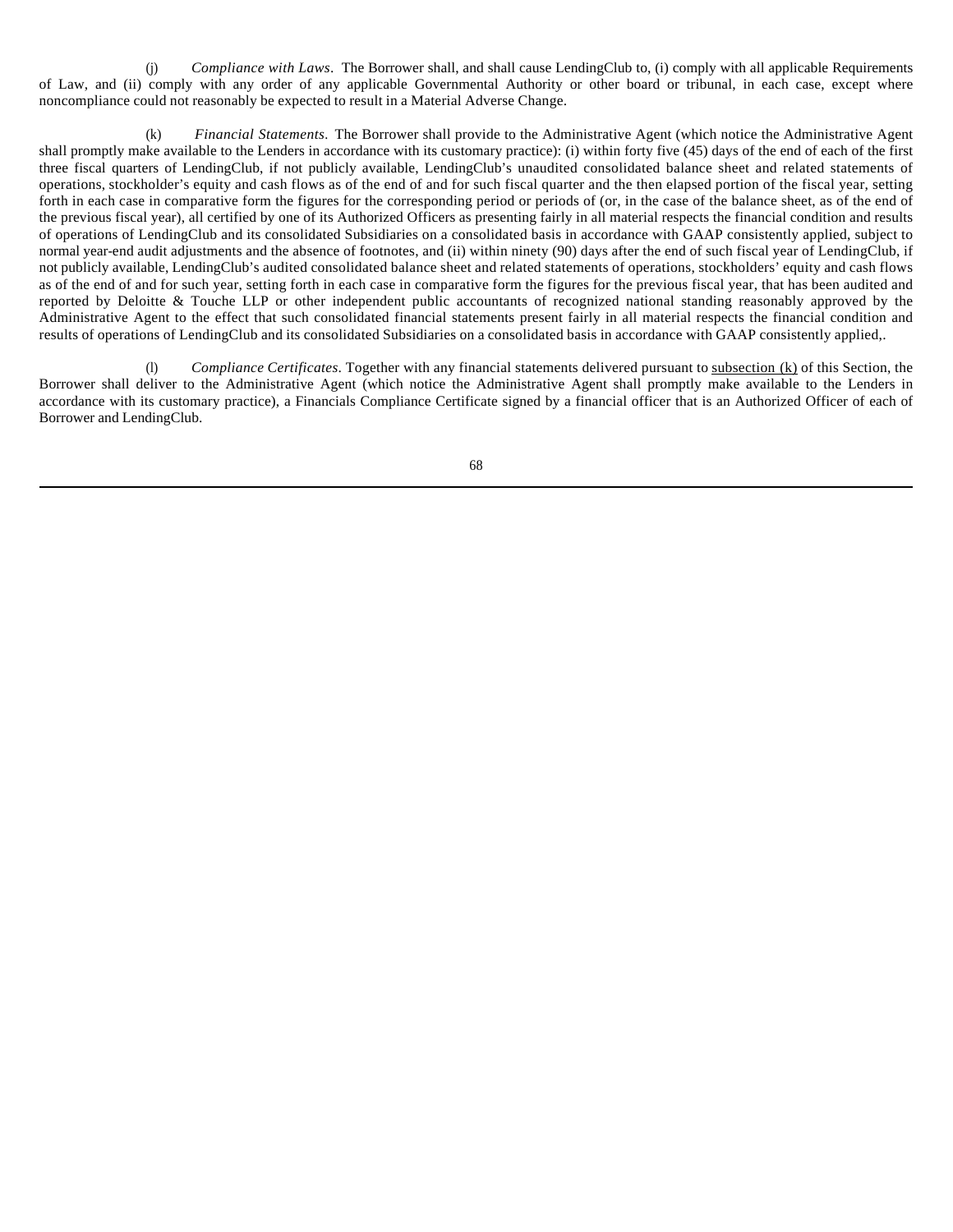(j) *Compliance with Laws*. The Borrower shall, and shall cause LendingClub to, (i) comply with all applicable Requirements of Law, and (ii) comply with any order of any applicable Governmental Authority or other board or tribunal, in each case, except where noncompliance could not reasonably be expected to result in a Material Adverse Change.

(k) *Financial Statements*. The Borrower shall provide to the Administrative Agent (which notice the Administrative Agent shall promptly make available to the Lenders in accordance with its customary practice): (i) within forty five (45) days of the end of each of the first three fiscal quarters of LendingClub, if not publicly available, LendingClub's unaudited consolidated balance sheet and related statements of operations, stockholder's equity and cash flows as of the end of and for such fiscal quarter and the then elapsed portion of the fiscal year, setting forth in each case in comparative form the figures for the corresponding period or periods of (or, in the case of the balance sheet, as of the end of the previous fiscal year), all certified by one of its Authorized Officers as presenting fairly in all material respects the financial condition and results of operations of LendingClub and its consolidated Subsidiaries on a consolidated basis in accordance with GAAP consistently applied, subject to normal year-end audit adjustments and the absence of footnotes, and (ii) within ninety (90) days after the end of such fiscal year of LendingClub, if not publicly available, LendingClub's audited consolidated balance sheet and related statements of operations, stockholders' equity and cash flows as of the end of and for such year, setting forth in each case in comparative form the figures for the previous fiscal year, that has been audited and reported by Deloitte & Touche LLP or other independent public accountants of recognized national standing reasonably approved by the Administrative Agent to the effect that such consolidated financial statements present fairly in all material respects the financial condition and results of operations of LendingClub and its consolidated Subsidiaries on a consolidated basis in accordance with GAAP consistently applied,.

(l) *Compliance Certificates*. Together with any financial statements delivered pursuant to subsection (k) of this Section, the Borrower shall deliver to the Administrative Agent (which notice the Administrative Agent shall promptly make available to the Lenders in accordance with its customary practice), a Financials Compliance Certificate signed by a financial officer that is an Authorized Officer of each of Borrower and LendingClub.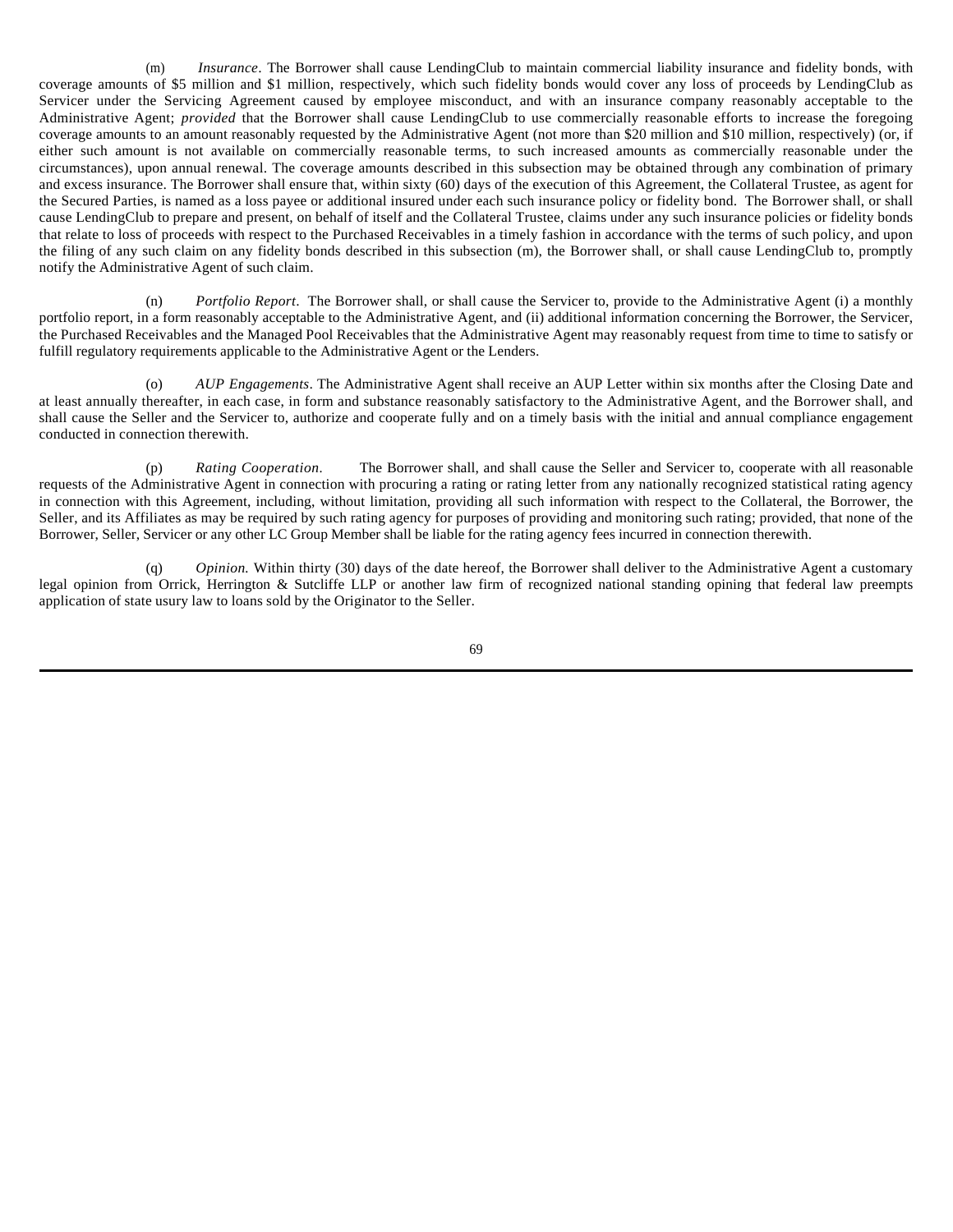(m) *Insurance*. The Borrower shall cause LendingClub to maintain commercial liability insurance and fidelity bonds, with coverage amounts of $5 million and $1 million, respectively, which such fidelity bonds would cover any loss of proceeds by LendingClub as Servicer under the Servicing Agreement caused by employee misconduct, and with an insurance company reasonably acceptable to the Administrative Agent; *provided* that the Borrower shall cause LendingClub to use commercially reasonable efforts to increase the foregoing coverage amounts to an amount reasonably requested by the Administrative Agent (not more than $20 million and $10 million, respectively) (or, if either such amount is not available on commercially reasonable terms, to such increased amounts as commercially reasonable under the circumstances), upon annual renewal. The coverage amounts described in this subsection may be obtained through any combination of primary and excess insurance. The Borrower shall ensure that, within sixty (60) days of the execution of this Agreement, the Collateral Trustee, as agent for the Secured Parties, is named as a loss payee or additional insured under each such insurance policy or fidelity bond. The Borrower shall, or shall cause LendingClub to prepare and present, on behalf of itself and the Collateral Trustee, claims under any such insurance policies or fidelity bonds that relate to loss of proceeds with respect to the Purchased Receivables in a timely fashion in accordance with the terms of such policy, and upon the filing of any such claim on any fidelity bonds described in this subsection (m), the Borrower shall, or shall cause LendingClub to, promptly notify the Administrative Agent of such claim.

(n) *Portfolio Report*. The Borrower shall, or shall cause the Servicer to, provide to the Administrative Agent (i) a monthly portfolio report, in a form reasonably acceptable to the Administrative Agent, and (ii) additional information concerning the Borrower, the Servicer, the Purchased Receivables and the Managed Pool Receivables that the Administrative Agent may reasonably request from time to time to satisfy or fulfill regulatory requirements applicable to the Administrative Agent or the Lenders.

(o) *AUP Engagements*. The Administrative Agent shall receive an AUP Letter within six months after the Closing Date and at least annually thereafter, in each case, in form and substance reasonably satisfactory to the Administrative Agent, and the Borrower shall, and shall cause the Seller and the Servicer to, authorize and cooperate fully and on a timely basis with the initial and annual compliance engagement conducted in connection therewith.

(p) *Rating Cooperation*. The Borrower shall, and shall cause the Seller and Servicer to, cooperate with all reasonable requests of the Administrative Agent in connection with procuring a rating or rating letter from any nationally recognized statistical rating agency in connection with this Agreement, including, without limitation, providing all such information with respect to the Collateral, the Borrower, the Seller, and its Affiliates as may be required by such rating agency for purposes of providing and monitoring such rating; provided, that none of the Borrower, Seller, Servicer or any other LC Group Member shall be liable for the rating agency fees incurred in connection therewith.

(q) *Opinion.* Within thirty (30) days of the date hereof, the Borrower shall deliver to the Administrative Agent a customary legal opinion from Orrick, Herrington & Sutcliffe LLP or another law firm of recognized national standing opining that federal law preempts application of state usury law to loans sold by the Originator to the Seller.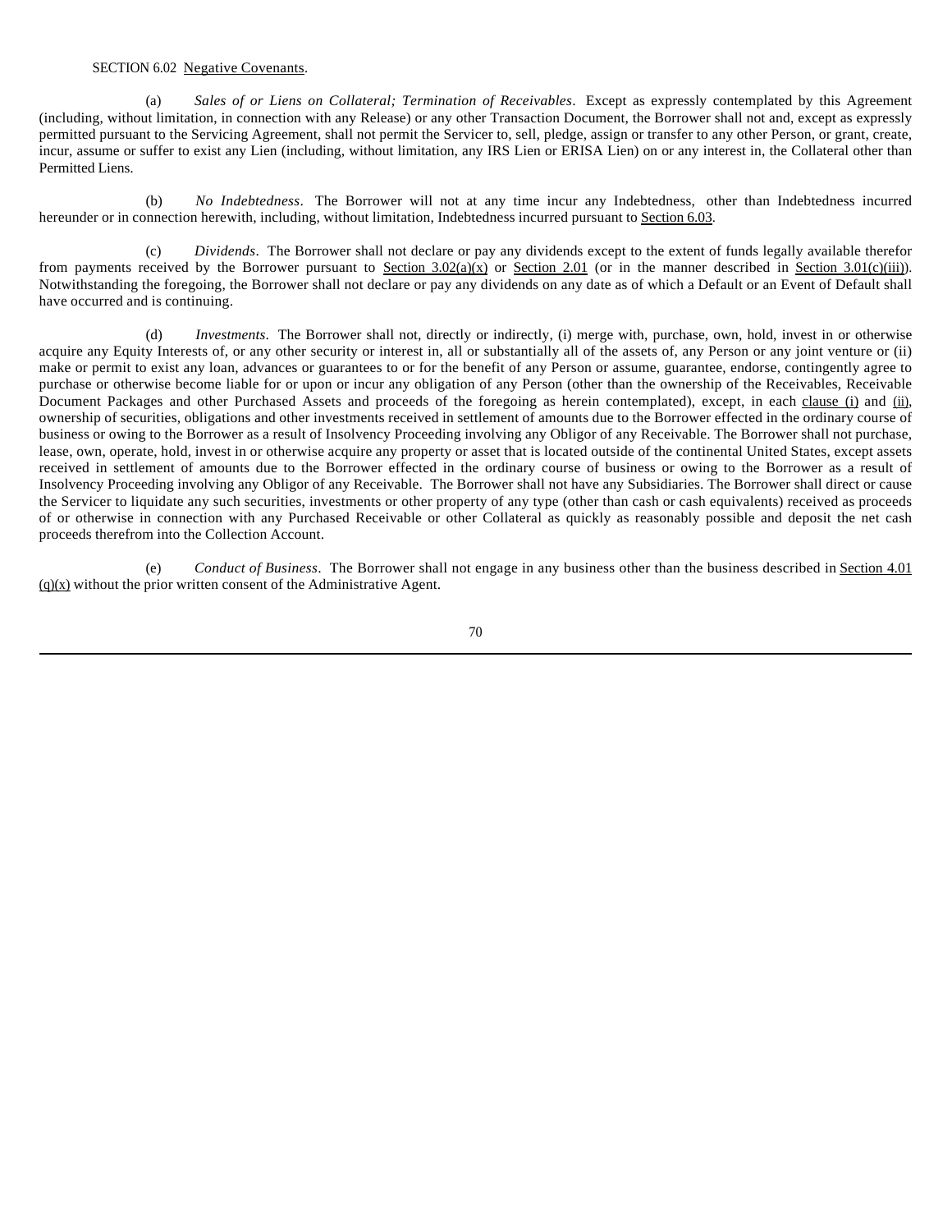SECTION 6.02 Negative Covenants.

(a) *Sales of or Liens on Collateral; Termination of Receivables*. Except as expressly contemplated by this Agreement (including, without limitation, in connection with any Release) or any other Transaction Document, the Borrower shall not and, except as expressly permitted pursuant to the Servicing Agreement, shall not permit the Servicer to, sell, pledge, assign or transfer to any other Person, or grant, create, incur, assume or suffer to exist any Lien (including, without limitation, any IRS Lien or ERISA Lien) on or any interest in, the Collateral other than Permitted Liens.

(b) *No Indebtedness*. The Borrower will not at any time incur any Indebtedness, other than Indebtedness incurred hereunder or in connection herewith, including, without limitation, Indebtedness incurred pursuant to Section 6.03.

(c) *Dividends*. The Borrower shall not declare or pay any dividends except to the extent of funds legally available therefor from payments received by the Borrower pursuant to Section 3.02(a)(x) or Section 2.01 (or in the manner described in Section 3.01(c)(iii)). Notwithstanding the foregoing, the Borrower shall not declare or pay any dividends on any date as of which a Default or an Event of Default shall have occurred and is continuing.

(d) *Investments*. The Borrower shall not, directly or indirectly, (i) merge with, purchase, own, hold, invest in or otherwise acquire any Equity Interests of, or any other security or interest in, all or substantially all of the assets of, any Person or any joint venture or (ii) make or permit to exist any loan, advances or guarantees to or for the benefit of any Person or assume, guarantee, endorse, contingently agree to purchase or otherwise become liable for or upon or incur any obligation of any Person (other than the ownership of the Receivables, Receivable Document Packages and other Purchased Assets and proceeds of the foregoing as herein contemplated), except, in each clause (i) and (ii), ownership of securities, obligations and other investments received in settlement of amounts due to the Borrower effected in the ordinary course of business or owing to the Borrower as a result of Insolvency Proceeding involving any Obligor of any Receivable. The Borrower shall not purchase, lease, own, operate, hold, invest in or otherwise acquire any property or asset that is located outside of the continental United States, except assets received in settlement of amounts due to the Borrower effected in the ordinary course of business or owing to the Borrower as a result of Insolvency Proceeding involving any Obligor of any Receivable. The Borrower shall not have any Subsidiaries. The Borrower shall direct or cause the Servicer to liquidate any such securities, investments or other property of any type (other than cash or cash equivalents) received as proceeds of or otherwise in connection with any Purchased Receivable or other Collateral as quickly as reasonably possible and deposit the net cash proceeds therefrom into the Collection Account.

(e) *Conduct of Business*. The Borrower shall not engage in any business other than the business described in Section 4.01 (q)(x) without the prior written consent of the Administrative Agent.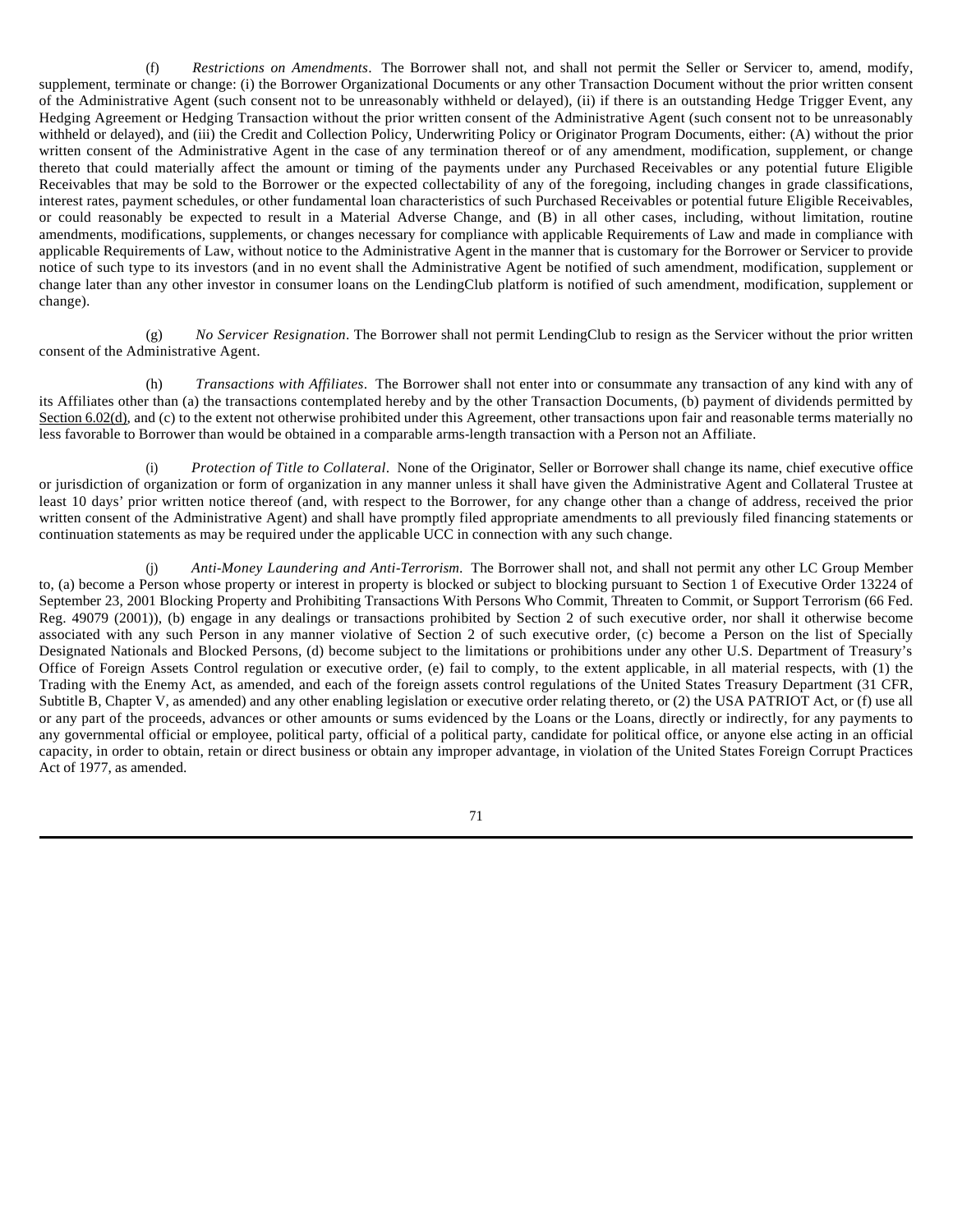(f) *Restrictions on Amendments*. The Borrower shall not, and shall not permit the Seller or Servicer to, amend, modify, supplement, terminate or change: (i) the Borrower Organizational Documents or any other Transaction Document without the prior written consent of the Administrative Agent (such consent not to be unreasonably withheld or delayed), (ii) if there is an outstanding Hedge Trigger Event, any Hedging Agreement or Hedging Transaction without the prior written consent of the Administrative Agent (such consent not to be unreasonably withheld or delayed), and (iii) the Credit and Collection Policy, Underwriting Policy or Originator Program Documents, either: (A) without the prior written consent of the Administrative Agent in the case of any termination thereof or of any amendment, modification, supplement, or change thereto that could materially affect the amount or timing of the payments under any Purchased Receivables or any potential future Eligible Receivables that may be sold to the Borrower or the expected collectability of any of the foregoing, including changes in grade classifications, interest rates, payment schedules, or other fundamental loan characteristics of such Purchased Receivables or potential future Eligible Receivables, or could reasonably be expected to result in a Material Adverse Change, and (B) in all other cases, including, without limitation, routine amendments, modifications, supplements, or changes necessary for compliance with applicable Requirements of Law and made in compliance with applicable Requirements of Law, without notice to the Administrative Agent in the manner that is customary for the Borrower or Servicer to provide notice of such type to its investors (and in no event shall the Administrative Agent be notified of such amendment, modification, supplement or change later than any other investor in consumer loans on the LendingClub platform is notified of such amendment, modification, supplement or change).

(g) *No Servicer Resignation*. The Borrower shall not permit LendingClub to resign as the Servicer without the prior written consent of the Administrative Agent.

(h) *Transactions with Affiliates*. The Borrower shall not enter into or consummate any transaction of any kind with any of its Affiliates other than (a) the transactions contemplated hereby and by the other Transaction Documents, (b) payment of dividends permitted by Section 6.02(d), and (c) to the extent not otherwise prohibited under this Agreement, other transactions upon fair and reasonable terms materially no less favorable to Borrower than would be obtained in a comparable arms-length transaction with a Person not an Affiliate.

(i) *Protection of Title to Collateral*. None of the Originator, Seller or Borrower shall change its name, chief executive office or jurisdiction of organization or form of organization in any manner unless it shall have given the Administrative Agent and Collateral Trustee at least 10 days' prior written notice thereof (and, with respect to the Borrower, for any change other than a change of address, received the prior written consent of the Administrative Agent) and shall have promptly filed appropriate amendments to all previously filed financing statements or continuation statements as may be required under the applicable UCC in connection with any such change.

(j) *Anti-Money Laundering and Anti-Terrorism*. The Borrower shall not, and shall not permit any other LC Group Member to, (a) become a Person whose property or interest in property is blocked or subject to blocking pursuant to Section 1 of Executive Order 13224 of September 23, 2001 Blocking Property and Prohibiting Transactions With Persons Who Commit, Threaten to Commit, or Support Terrorism (66 Fed. Reg. 49079 (2001)), (b) engage in any dealings or transactions prohibited by Section 2 of such executive order, nor shall it otherwise become associated with any such Person in any manner violative of Section 2 of such executive order, (c) become a Person on the list of Specially Designated Nationals and Blocked Persons, (d) become subject to the limitations or prohibitions under any other U.S. Department of Treasury's Office of Foreign Assets Control regulation or executive order, (e) fail to comply, to the extent applicable, in all material respects, with (1) the Trading with the Enemy Act, as amended, and each of the foreign assets control regulations of the United States Treasury Department (31 CFR, Subtitle B, Chapter V, as amended) and any other enabling legislation or executive order relating thereto, or (2) the USA PATRIOT Act, or (f) use all or any part of the proceeds, advances or other amounts or sums evidenced by the Loans or the Loans, directly or indirectly, for any payments to any governmental official or employee, political party, official of a political party, candidate for political office, or anyone else acting in an official capacity, in order to obtain, retain or direct business or obtain any improper advantage, in violation of the United States Foreign Corrupt Practices Act of 1977, as amended.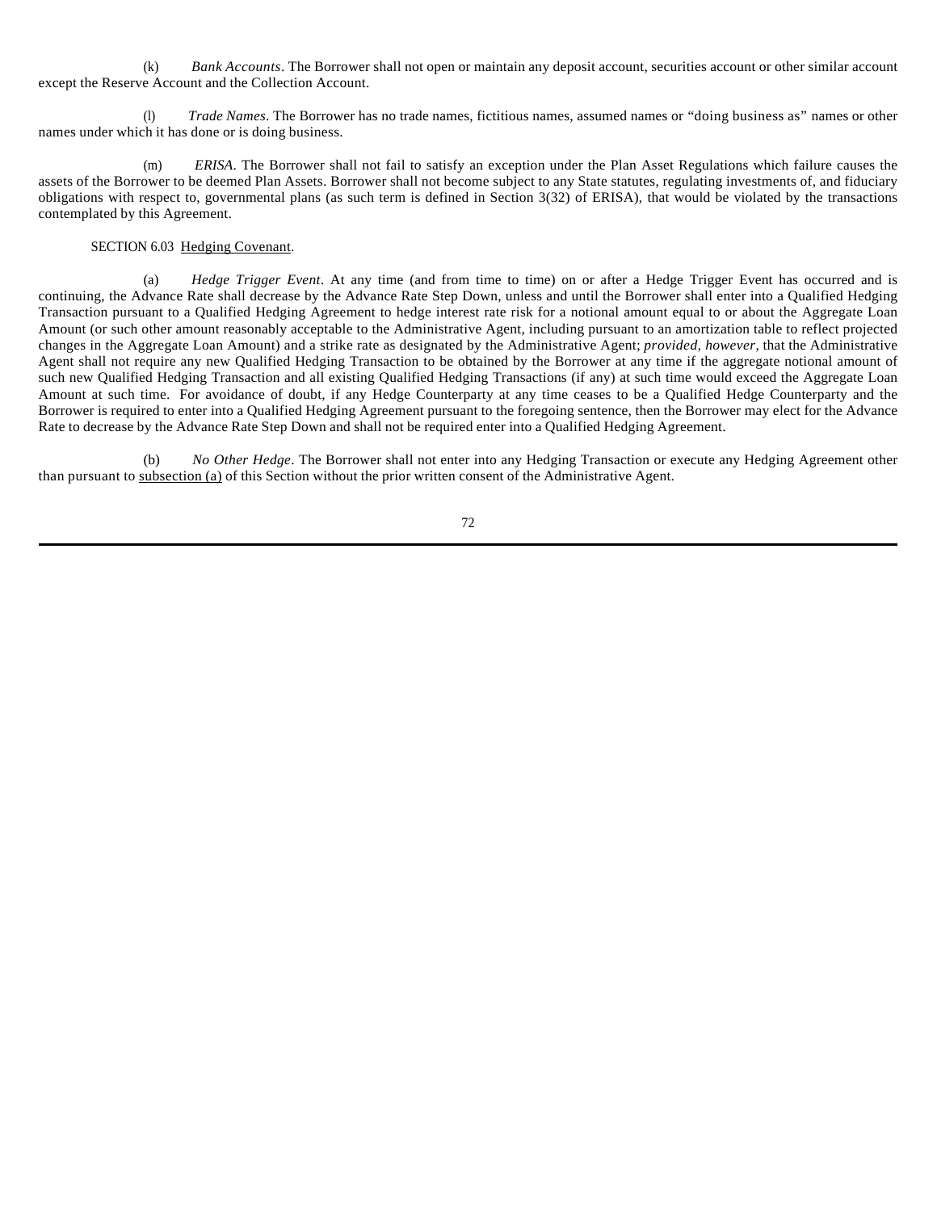(k) *Bank Accounts*. The Borrower shall not open or maintain any deposit account, securities account or other similar account except the Reserve Account and the Collection Account.

(l) *Trade Names*. The Borrower has no trade names, fictitious names, assumed names or "doing business as" names or other names under which it has done or is doing business.

(m) *ERISA*. The Borrower shall not fail to satisfy an exception under the Plan Asset Regulations which failure causes the assets of the Borrower to be deemed Plan Assets. Borrower shall not become subject to any State statutes, regulating investments of, and fiduciary obligations with respect to, governmental plans (as such term is defined in Section 3(32) of ERISA), that would be violated by the transactions contemplated by this Agreement.

SECTION 6.03 Hedging Covenant.

(a) *Hedge Trigger Event*. At any time (and from time to time) on or after a Hedge Trigger Event has occurred and is continuing, the Advance Rate shall decrease by the Advance Rate Step Down, unless and until the Borrower shall enter into a Qualified Hedging Transaction pursuant to a Qualified Hedging Agreement to hedge interest rate risk for a notional amount equal to or about the Aggregate Loan Amount (or such other amount reasonably acceptable to the Administrative Agent, including pursuant to an amortization table to reflect projected changes in the Aggregate Loan Amount) and a strike rate as designated by the Administrative Agent; *provided*, *however*, that the Administrative Agent shall not require any new Qualified Hedging Transaction to be obtained by the Borrower at any time if the aggregate notional amount of such new Qualified Hedging Transaction and all existing Qualified Hedging Transactions (if any) at such time would exceed the Aggregate Loan Amount at such time. For avoidance of doubt, if any Hedge Counterparty at any time ceases to be a Qualified Hedge Counterparty and the Borrower is required to enter into a Qualified Hedging Agreement pursuant to the foregoing sentence, then the Borrower may elect for the Advance Rate to decrease by the Advance Rate Step Down and shall not be required enter into a Qualified Hedging Agreement.

(b) *No Other Hedge*. The Borrower shall not enter into any Hedging Transaction or execute any Hedging Agreement other than pursuant to subsection (a) of this Section without the prior written consent of the Administrative Agent.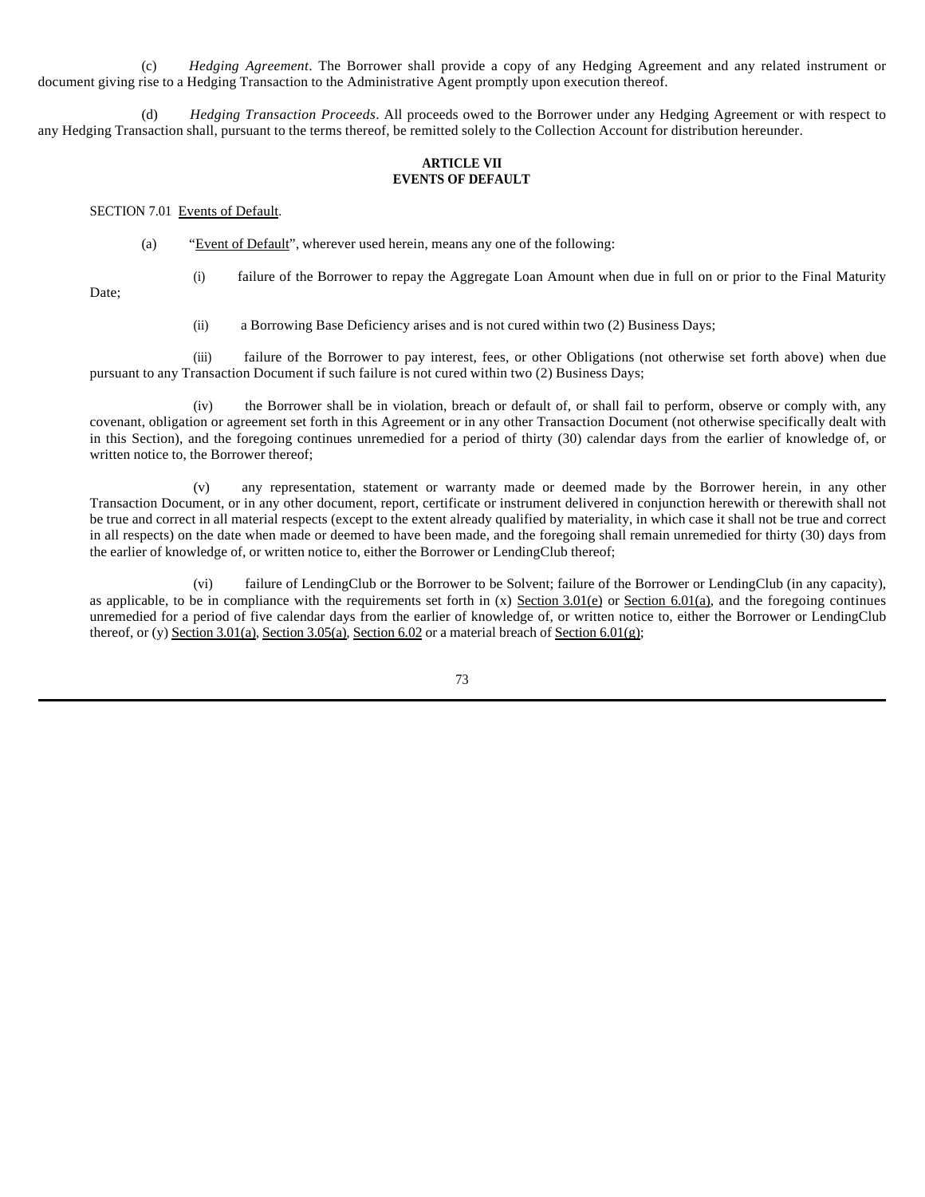(c) *Hedging Agreement*. The Borrower shall provide a copy of any Hedging Agreement and any related instrument or document giving rise to a Hedging Transaction to the Administrative Agent promptly upon execution thereof.

(d) *Hedging Transaction Proceeds*. All proceeds owed to the Borrower under any Hedging Agreement or with respect to any Hedging Transaction shall, pursuant to the terms thereof, be remitted solely to the Collection Account for distribution hereunder.

**ARTICLE VII**
**EVENTS OF DEFAULT**

SECTION 7.01 Events of Default.

(a) "Event of Default", wherever used herein, means any one of the following:

(i) failure of the Borrower to repay the Aggregate Loan Amount when due in full on or prior to the Final Maturity Date;

(ii) a Borrowing Base Deficiency arises and is not cured within two (2) Business Days;

(iii) failure of the Borrower to pay interest, fees, or other Obligations (not otherwise set forth above) when due pursuant to any Transaction Document if such failure is not cured within two (2) Business Days;

(iv) the Borrower shall be in violation, breach or default of, or shall fail to perform, observe or comply with, any covenant, obligation or agreement set forth in this Agreement or in any other Transaction Document (not otherwise specifically dealt with in this Section), and the foregoing continues unremedied for a period of thirty (30) calendar days from the earlier of knowledge of, or written notice to, the Borrower thereof;

(v) any representation, statement or warranty made or deemed made by the Borrower herein, in any other Transaction Document, or in any other document, report, certificate or instrument delivered in conjunction herewith or therewith shall not be true and correct in all material respects (except to the extent already qualified by materiality, in which case it shall not be true and correct in all respects) on the date when made or deemed to have been made, and the foregoing shall remain unremedied for thirty (30) days from the earlier of knowledge of, or written notice to, either the Borrower or LendingClub thereof;

(vi) failure of LendingClub or the Borrower to be Solvent; failure of the Borrower or LendingClub (in any capacity), as applicable, to be in compliance with the requirements set forth in (x) Section 3.01(e) or Section 6.01(a), and the foregoing continues unremedied for a period of five calendar days from the earlier of knowledge of, or written notice to, either the Borrower or LendingClub thereof, or (y) Section 3.01(a), Section 3.05(a), Section 6.02 or a material breach of Section 6.01(g);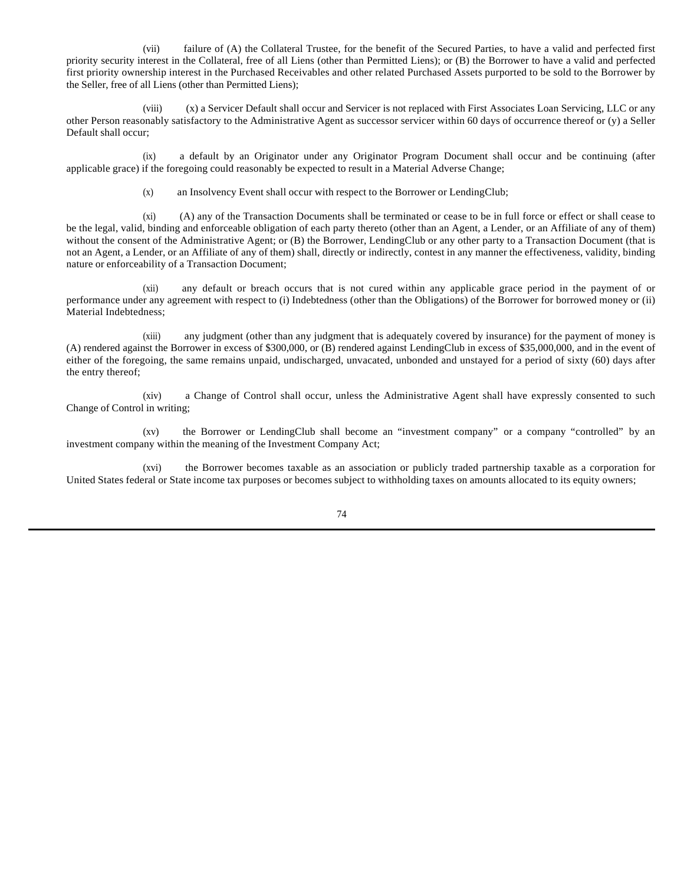(vii) failure of (A) the Collateral Trustee, for the benefit of the Secured Parties, to have a valid and perfected first priority security interest in the Collateral, free of all Liens (other than Permitted Liens); or (B) the Borrower to have a valid and perfected first priority ownership interest in the Purchased Receivables and other related Purchased Assets purported to be sold to the Borrower by the Seller, free of all Liens (other than Permitted Liens);

(viii) (x) a Servicer Default shall occur and Servicer is not replaced with First Associates Loan Servicing, LLC or any other Person reasonably satisfactory to the Administrative Agent as successor servicer within 60 days of occurrence thereof or (y) a Seller Default shall occur;

(ix) a default by an Originator under any Originator Program Document shall occur and be continuing (after applicable grace) if the foregoing could reasonably be expected to result in a Material Adverse Change;

(x) an Insolvency Event shall occur with respect to the Borrower or LendingClub;

(xi) (A) any of the Transaction Documents shall be terminated or cease to be in full force or effect or shall cease to be the legal, valid, binding and enforceable obligation of each party thereto (other than an Agent, a Lender, or an Affiliate of any of them) without the consent of the Administrative Agent; or (B) the Borrower, LendingClub or any other party to a Transaction Document (that is not an Agent, a Lender, or an Affiliate of any of them) shall, directly or indirectly, contest in any manner the effectiveness, validity, binding nature or enforceability of a Transaction Document;

(xii) any default or breach occurs that is not cured within any applicable grace period in the payment of or performance under any agreement with respect to (i) Indebtedness (other than the Obligations) of the Borrower for borrowed money or (ii) Material Indebtedness;

(xiii) any judgment (other than any judgment that is adequately covered by insurance) for the payment of money is (A) rendered against the Borrower in excess of $300,000, or (B) rendered against LendingClub in excess of $35,000,000, and in the event of either of the foregoing, the same remains unpaid, undischarged, unvacated, unbonded and unstayed for a period of sixty (60) days after the entry thereof;

(xiv) a Change of Control shall occur, unless the Administrative Agent shall have expressly consented to such Change of Control in writing;

(xv) the Borrower or LendingClub shall become an "investment company" or a company "controlled" by an investment company within the meaning of the Investment Company Act;

(xvi) the Borrower becomes taxable as an association or publicly traded partnership taxable as a corporation for United States federal or State income tax purposes or becomes subject to withholding taxes on amounts allocated to its equity owners;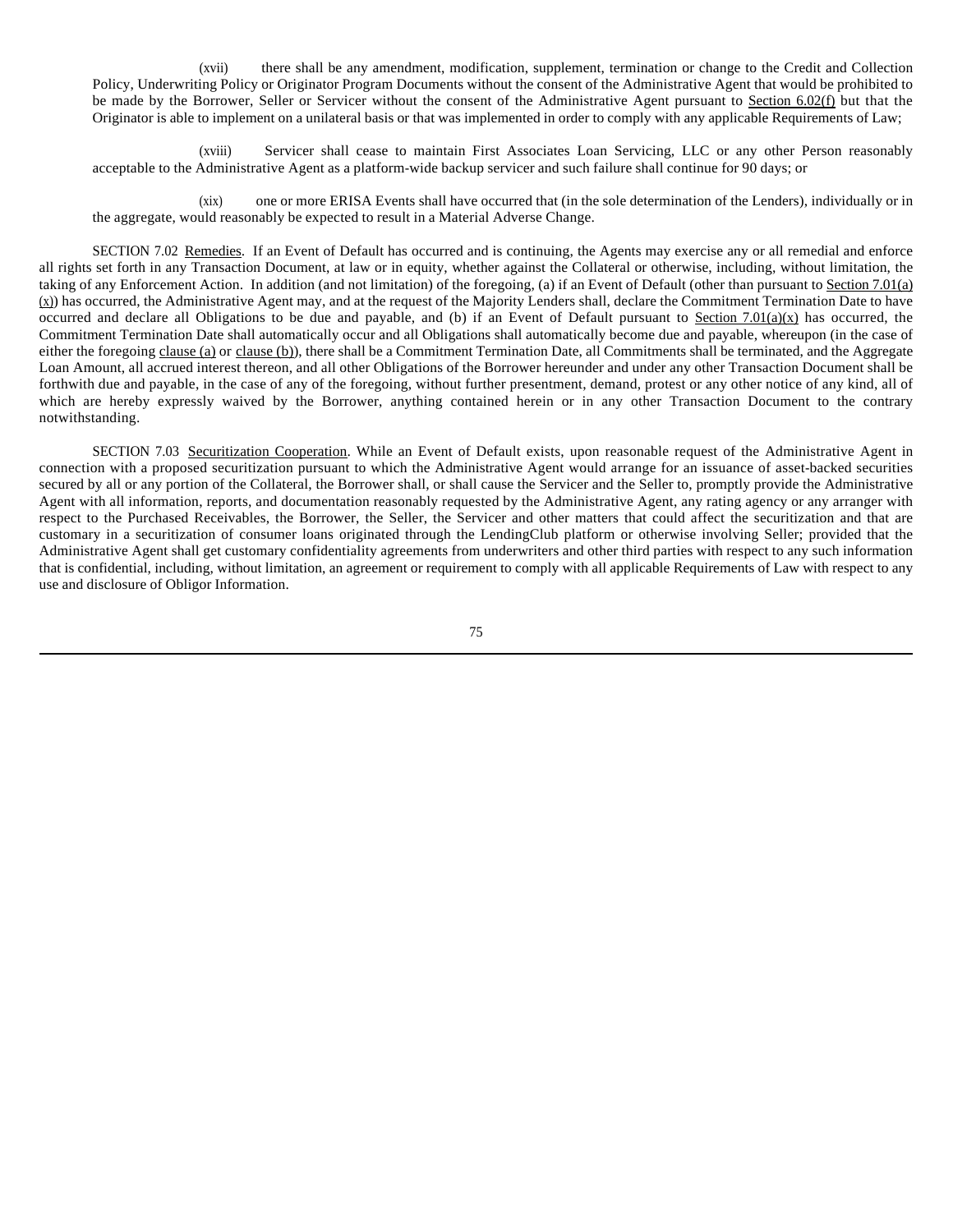(xvii) there shall be any amendment, modification, supplement, termination or change to the Credit and Collection Policy, Underwriting Policy or Originator Program Documents without the consent of the Administrative Agent that would be prohibited to be made by the Borrower, Seller or Servicer without the consent of the Administrative Agent pursuant to Section 6.02(f) but that the Originator is able to implement on a unilateral basis or that was implemented in order to comply with any applicable Requirements of Law;

(xviii) Servicer shall cease to maintain First Associates Loan Servicing, LLC or any other Person reasonably acceptable to the Administrative Agent as a platform-wide backup servicer and such failure shall continue for 90 days; or

(xix) one or more ERISA Events shall have occurred that (in the sole determination of the Lenders), individually or in the aggregate, would reasonably be expected to result in a Material Adverse Change.

SECTION 7.02 Remedies. If an Event of Default has occurred and is continuing, the Agents may exercise any or all remedial and enforce all rights set forth in any Transaction Document, at law or in equity, whether against the Collateral or otherwise, including, without limitation, the taking of any Enforcement Action. In addition (and not limitation) of the foregoing, (a) if an Event of Default (other than pursuant to Section 7.01(a)(x)) has occurred, the Administrative Agent may, and at the request of the Majority Lenders shall, declare the Commitment Termination Date to have occurred and declare all Obligations to be due and payable, and (b) if an Event of Default pursuant to Section 7.01(a)(x) has occurred, the Commitment Termination Date shall automatically occur and all Obligations shall automatically become due and payable, whereupon (in the case of either the foregoing clause (a) or clause (b)), there shall be a Commitment Termination Date, all Commitments shall be terminated, and the Aggregate Loan Amount, all accrued interest thereon, and all other Obligations of the Borrower hereunder and under any other Transaction Document shall be forthwith due and payable, in the case of any of the foregoing, without further presentment, demand, protest or any other notice of any kind, all of which are hereby expressly waived by the Borrower, anything contained herein or in any other Transaction Document to the contrary notwithstanding.

SECTION 7.03 Securitization Cooperation. While an Event of Default exists, upon reasonable request of the Administrative Agent in connection with a proposed securitization pursuant to which the Administrative Agent would arrange for an issuance of asset-backed securities secured by all or any portion of the Collateral, the Borrower shall, or shall cause the Servicer and the Seller to, promptly provide the Administrative Agent with all information, reports, and documentation reasonably requested by the Administrative Agent, any rating agency or any arranger with respect to the Purchased Receivables, the Borrower, the Seller, the Servicer and other matters that could affect the securitization and that are customary in a securitization of consumer loans originated through the LendingClub platform or otherwise involving Seller; provided that the Administrative Agent shall get customary confidentiality agreements from underwriters and other third parties with respect to any such information that is confidential, including, without limitation, an agreement or requirement to comply with all applicable Requirements of Law with respect to any use and disclosure of Obligor Information.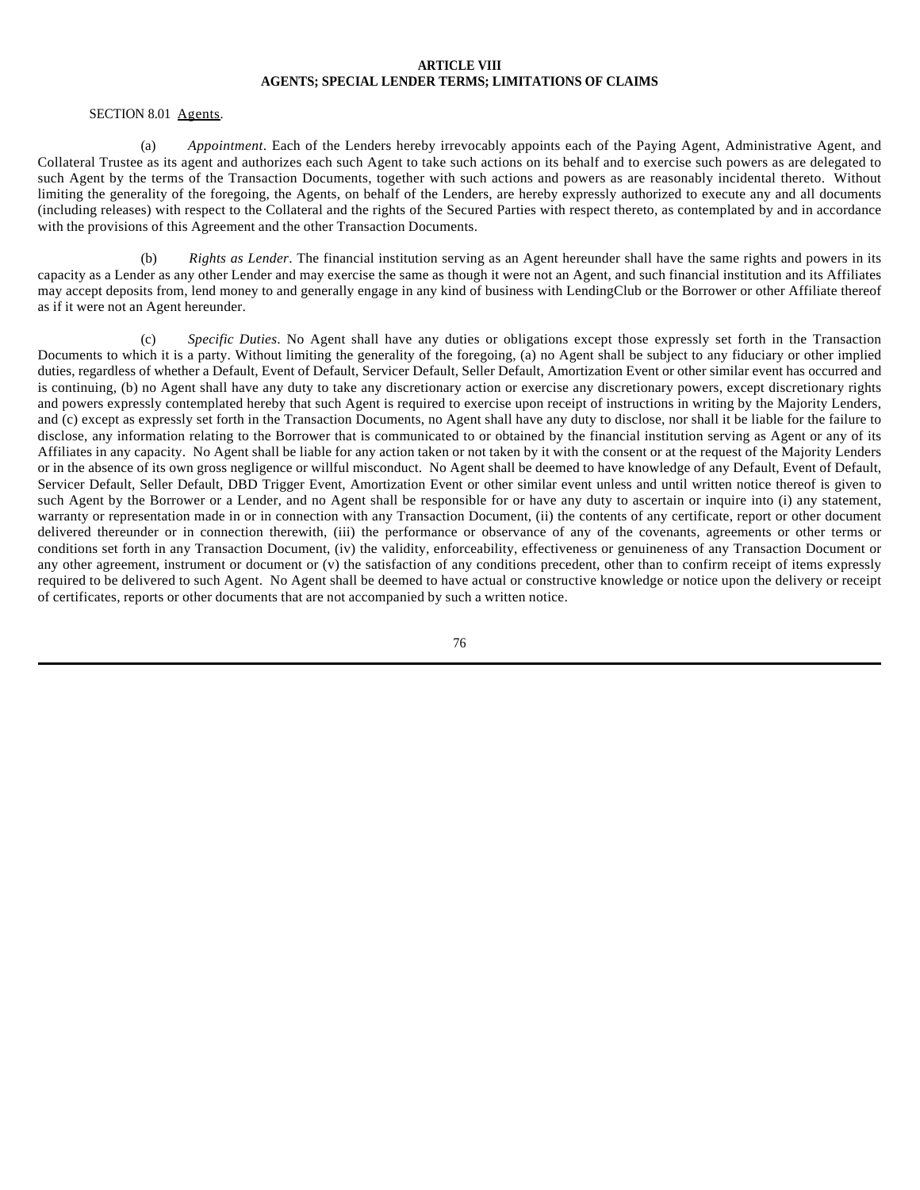**ARTICLE VIII**
**AGENTS; SPECIAL LENDER TERMS; LIMITATIONS OF CLAIMS**

SECTION 8.01 Agents.

(a) *Appointment*. Each of the Lenders hereby irrevocably appoints each of the Paying Agent, Administrative Agent, and Collateral Trustee as its agent and authorizes each such Agent to take such actions on its behalf and to exercise such powers as are delegated to such Agent by the terms of the Transaction Documents, together with such actions and powers as are reasonably incidental thereto. Without limiting the generality of the foregoing, the Agents, on behalf of the Lenders, are hereby expressly authorized to execute any and all documents (including releases) with respect to the Collateral and the rights of the Secured Parties with respect thereto, as contemplated by and in accordance with the provisions of this Agreement and the other Transaction Documents.

(b) *Rights as Lender*. The financial institution serving as an Agent hereunder shall have the same rights and powers in its capacity as a Lender as any other Lender and may exercise the same as though it were not an Agent, and such financial institution and its Affiliates may accept deposits from, lend money to and generally engage in any kind of business with LendingClub or the Borrower or other Affiliate thereof as if it were not an Agent hereunder.

(c) *Specific Duties*. No Agent shall have any duties or obligations except those expressly set forth in the Transaction Documents to which it is a party. Without limiting the generality of the foregoing, (a) no Agent shall be subject to any fiduciary or other implied duties, regardless of whether a Default, Event of Default, Servicer Default, Seller Default, Amortization Event or other similar event has occurred and is continuing, (b) no Agent shall have any duty to take any discretionary action or exercise any discretionary powers, except discretionary rights and powers expressly contemplated hereby that such Agent is required to exercise upon receipt of instructions in writing by the Majority Lenders, and (c) except as expressly set forth in the Transaction Documents, no Agent shall have any duty to disclose, nor shall it be liable for the failure to disclose, any information relating to the Borrower that is communicated to or obtained by the financial institution serving as Agent or any of its Affiliates in any capacity. No Agent shall be liable for any action taken or not taken by it with the consent or at the request of the Majority Lenders or in the absence of its own gross negligence or willful misconduct. No Agent shall be deemed to have knowledge of any Default, Event of Default, Servicer Default, Seller Default, DBD Trigger Event, Amortization Event or other similar event unless and until written notice thereof is given to such Agent by the Borrower or a Lender, and no Agent shall be responsible for or have any duty to ascertain or inquire into (i) any statement, warranty or representation made in or in connection with any Transaction Document, (ii) the contents of any certificate, report or other document delivered thereunder or in connection therewith, (iii) the performance or observance of any of the covenants, agreements or other terms or conditions set forth in any Transaction Document, (iv) the validity, enforceability, effectiveness or genuineness of any Transaction Document or any other agreement, instrument or document or (v) the satisfaction of any conditions precedent, other than to confirm receipt of items expressly required to be delivered to such Agent. No Agent shall be deemed to have actual or constructive knowledge or notice upon the delivery or receipt of certificates, reports or other documents that are not accompanied by such a written notice.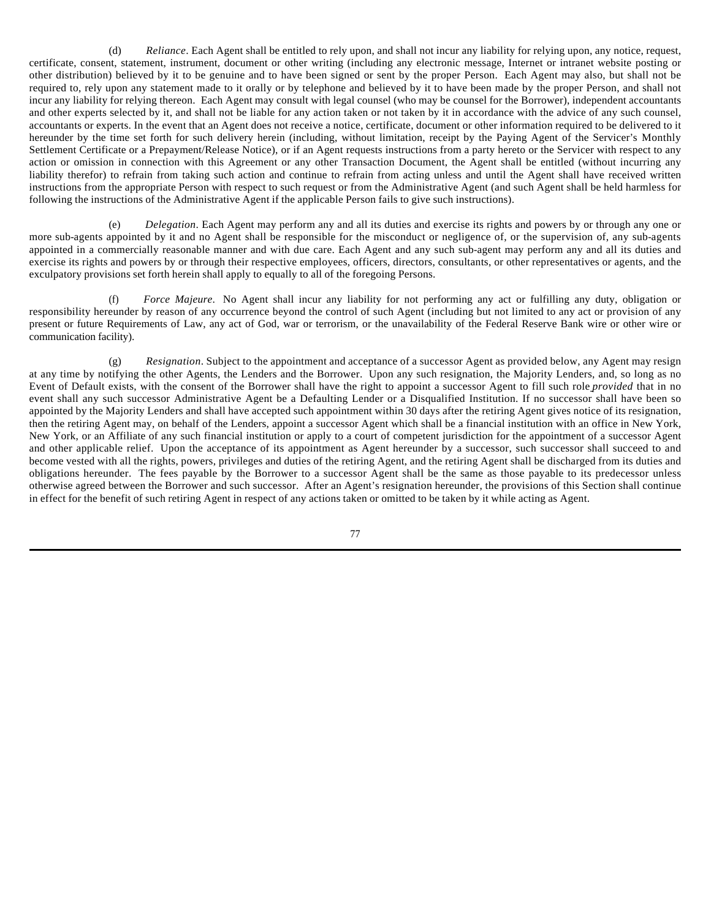(d) *Reliance*. Each Agent shall be entitled to rely upon, and shall not incur any liability for relying upon, any notice, request, certificate, consent, statement, instrument, document or other writing (including any electronic message, Internet or intranet website posting or other distribution) believed by it to be genuine and to have been signed or sent by the proper Person. Each Agent may also, but shall not be required to, rely upon any statement made to it orally or by telephone and believed by it to have been made by the proper Person, and shall not incur any liability for relying thereon. Each Agent may consult with legal counsel (who may be counsel for the Borrower), independent accountants and other experts selected by it, and shall not be liable for any action taken or not taken by it in accordance with the advice of any such counsel, accountants or experts. In the event that an Agent does not receive a notice, certificate, document or other information required to be delivered to it hereunder by the time set forth for such delivery herein (including, without limitation, receipt by the Paying Agent of the Servicer's Monthly Settlement Certificate or a Prepayment/Release Notice), or if an Agent requests instructions from a party hereto or the Servicer with respect to any action or omission in connection with this Agreement or any other Transaction Document, the Agent shall be entitled (without incurring any liability therefor) to refrain from taking such action and continue to refrain from acting unless and until the Agent shall have received written instructions from the appropriate Person with respect to such request or from the Administrative Agent (and such Agent shall be held harmless for following the instructions of the Administrative Agent if the applicable Person fails to give such instructions).

(e) *Delegation*. Each Agent may perform any and all its duties and exercise its rights and powers by or through any one or more sub-agents appointed by it and no Agent shall be responsible for the misconduct or negligence of, or the supervision of, any sub-agents appointed in a commercially reasonable manner and with due care. Each Agent and any such sub-agent may perform any and all its duties and exercise its rights and powers by or through their respective employees, officers, directors, consultants, or other representatives or agents, and the exculpatory provisions set forth herein shall apply to equally to all of the foregoing Persons.

(f) *Force Majeure*. No Agent shall incur any liability for not performing any act or fulfilling any duty, obligation or responsibility hereunder by reason of any occurrence beyond the control of such Agent (including but not limited to any act or provision of any present or future Requirements of Law, any act of God, war or terrorism, or the unavailability of the Federal Reserve Bank wire or other wire or communication facility).

(g) *Resignation*. Subject to the appointment and acceptance of a successor Agent as provided below, any Agent may resign at any time by notifying the other Agents, the Lenders and the Borrower. Upon any such resignation, the Majority Lenders, and, so long as no Event of Default exists, with the consent of the Borrower shall have the right to appoint a successor Agent to fill such role *provided* that in no event shall any such successor Administrative Agent be a Defaulting Lender or a Disqualified Institution. If no successor shall have been so appointed by the Majority Lenders and shall have accepted such appointment within 30 days after the retiring Agent gives notice of its resignation, then the retiring Agent may, on behalf of the Lenders, appoint a successor Agent which shall be a financial institution with an office in New York, New York, or an Affiliate of any such financial institution or apply to a court of competent jurisdiction for the appointment of a successor Agent and other applicable relief. Upon the acceptance of its appointment as Agent hereunder by a successor, such successor shall succeed to and become vested with all the rights, powers, privileges and duties of the retiring Agent, and the retiring Agent shall be discharged from its duties and obligations hereunder. The fees payable by the Borrower to a successor Agent shall be the same as those payable to its predecessor unless otherwise agreed between the Borrower and such successor. After an Agent's resignation hereunder, the provisions of this Section shall continue in effect for the benefit of such retiring Agent in respect of any actions taken or omitted to be taken by it while acting as Agent.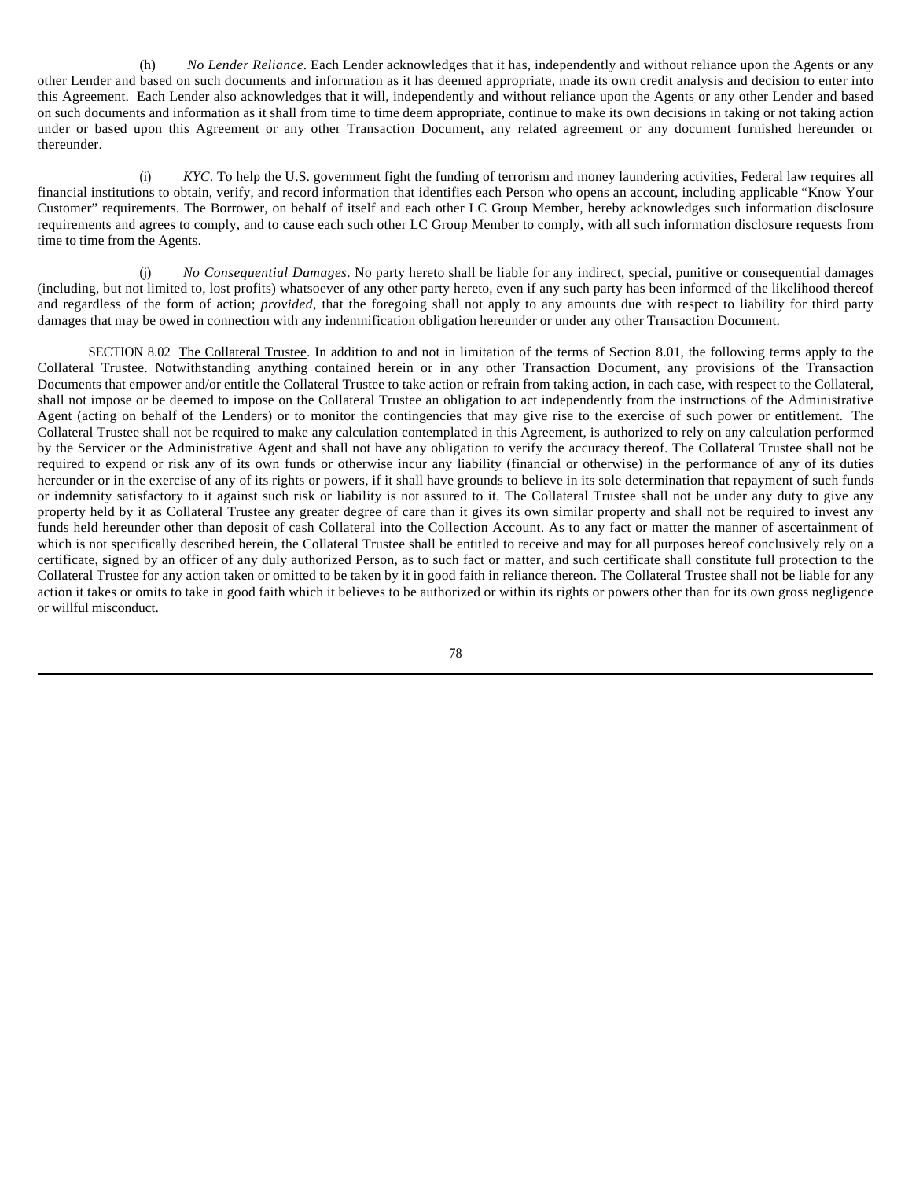(h) *No Lender Reliance*. Each Lender acknowledges that it has, independently and without reliance upon the Agents or any other Lender and based on such documents and information as it has deemed appropriate, made its own credit analysis and decision to enter into this Agreement. Each Lender also acknowledges that it will, independently and without reliance upon the Agents or any other Lender and based on such documents and information as it shall from time to time deem appropriate, continue to make its own decisions in taking or not taking action under or based upon this Agreement or any other Transaction Document, any related agreement or any document furnished hereunder or thereunder.

(i) *KYC*. To help the U.S. government fight the funding of terrorism and money laundering activities, Federal law requires all financial institutions to obtain, verify, and record information that identifies each Person who opens an account, including applicable "Know Your Customer" requirements. The Borrower, on behalf of itself and each other LC Group Member, hereby acknowledges such information disclosure requirements and agrees to comply, and to cause each such other LC Group Member to comply, with all such information disclosure requests from time to time from the Agents.

(j) *No Consequential Damages*. No party hereto shall be liable for any indirect, special, punitive or consequential damages (including, but not limited to, lost profits) whatsoever of any other party hereto, even if any such party has been informed of the likelihood thereof and regardless of the form of action; *provided*, that the foregoing shall not apply to any amounts due with respect to liability for third party damages that may be owed in connection with any indemnification obligation hereunder or under any other Transaction Document.

SECTION 8.02 The Collateral Trustee. In addition to and not in limitation of the terms of Section 8.01, the following terms apply to the Collateral Trustee. Notwithstanding anything contained herein or in any other Transaction Document, any provisions of the Transaction Documents that empower and/or entitle the Collateral Trustee to take action or refrain from taking action, in each case, with respect to the Collateral, shall not impose or be deemed to impose on the Collateral Trustee an obligation to act independently from the instructions of the Administrative Agent (acting on behalf of the Lenders) or to monitor the contingencies that may give rise to the exercise of such power or entitlement. The Collateral Trustee shall not be required to make any calculation contemplated in this Agreement, is authorized to rely on any calculation performed by the Servicer or the Administrative Agent and shall not have any obligation to verify the accuracy thereof. The Collateral Trustee shall not be required to expend or risk any of its own funds or otherwise incur any liability (financial or otherwise) in the performance of any of its duties hereunder or in the exercise of any of its rights or powers, if it shall have grounds to believe in its sole determination that repayment of such funds or indemnity satisfactory to it against such risk or liability is not assured to it. The Collateral Trustee shall not be under any duty to give any property held by it as Collateral Trustee any greater degree of care than it gives its own similar property and shall not be required to invest any funds held hereunder other than deposit of cash Collateral into the Collection Account. As to any fact or matter the manner of ascertainment of which is not specifically described herein, the Collateral Trustee shall be entitled to receive and may for all purposes hereof conclusively rely on a certificate, signed by an officer of any duly authorized Person, as to such fact or matter, and such certificate shall constitute full protection to the Collateral Trustee for any action taken or omitted to be taken by it in good faith in reliance thereon. The Collateral Trustee shall not be liable for any action it takes or omits to take in good faith which it believes to be authorized or within its rights or powers other than for its own gross negligence or willful misconduct.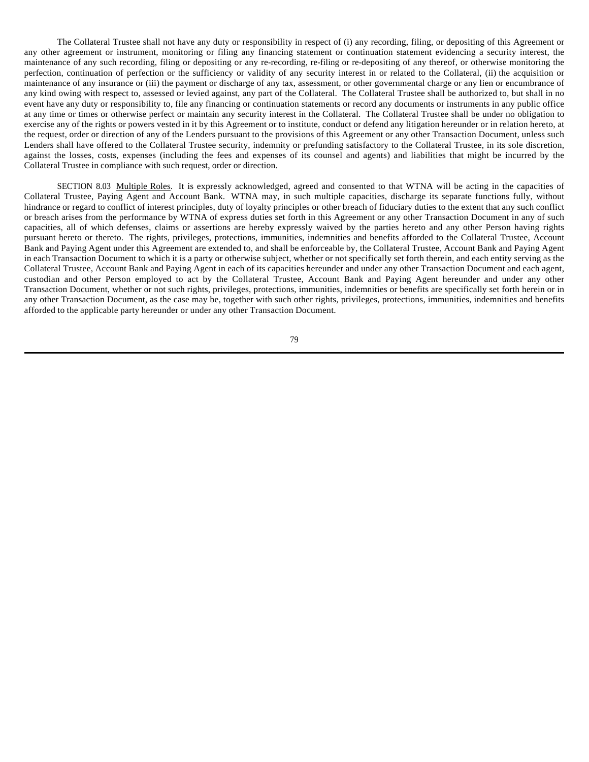The Collateral Trustee shall not have any duty or responsibility in respect of (i) any recording, filing, or depositing of this Agreement or any other agreement or instrument, monitoring or filing any financing statement or continuation statement evidencing a security interest, the maintenance of any such recording, filing or depositing or any re-recording, re-filing or re-depositing of any thereof, or otherwise monitoring the perfection, continuation of perfection or the sufficiency or validity of any security interest in or related to the Collateral, (ii) the acquisition or maintenance of any insurance or (iii) the payment or discharge of any tax, assessment, or other governmental charge or any lien or encumbrance of any kind owing with respect to, assessed or levied against, any part of the Collateral. The Collateral Trustee shall be authorized to, but shall in no event have any duty or responsibility to, file any financing or continuation statements or record any documents or instruments in any public office at any time or times or otherwise perfect or maintain any security interest in the Collateral. The Collateral Trustee shall be under no obligation to exercise any of the rights or powers vested in it by this Agreement or to institute, conduct or defend any litigation hereunder or in relation hereto, at the request, order or direction of any of the Lenders pursuant to the provisions of this Agreement or any other Transaction Document, unless such Lenders shall have offered to the Collateral Trustee security, indemnity or prefunding satisfactory to the Collateral Trustee, in its sole discretion, against the losses, costs, expenses (including the fees and expenses of its counsel and agents) and liabilities that might be incurred by the Collateral Trustee in compliance with such request, order or direction.

SECTION 8.03 Multiple Roles. It is expressly acknowledged, agreed and consented to that WTNA will be acting in the capacities of Collateral Trustee, Paying Agent and Account Bank. WTNA may, in such multiple capacities, discharge its separate functions fully, without hindrance or regard to conflict of interest principles, duty of loyalty principles or other breach of fiduciary duties to the extent that any such conflict or breach arises from the performance by WTNA of express duties set forth in this Agreement or any other Transaction Document in any of such capacities, all of which defenses, claims or assertions are hereby expressly waived by the parties hereto and any other Person having rights pursuant hereto or thereto. The rights, privileges, protections, immunities, indemnities and benefits afforded to the Collateral Trustee, Account Bank and Paying Agent under this Agreement are extended to, and shall be enforceable by, the Collateral Trustee, Account Bank and Paying Agent in each Transaction Document to which it is a party or otherwise subject, whether or not specifically set forth therein, and each entity serving as the Collateral Trustee, Account Bank and Paying Agent in each of its capacities hereunder and under any other Transaction Document and each agent, custodian and other Person employed to act by the Collateral Trustee, Account Bank and Paying Agent hereunder and under any other Transaction Document, whether or not such rights, privileges, protections, immunities, indemnities or benefits are specifically set forth herein or in any other Transaction Document, as the case may be, together with such other rights, privileges, protections, immunities, indemnities and benefits afforded to the applicable party hereunder or under any other Transaction Document.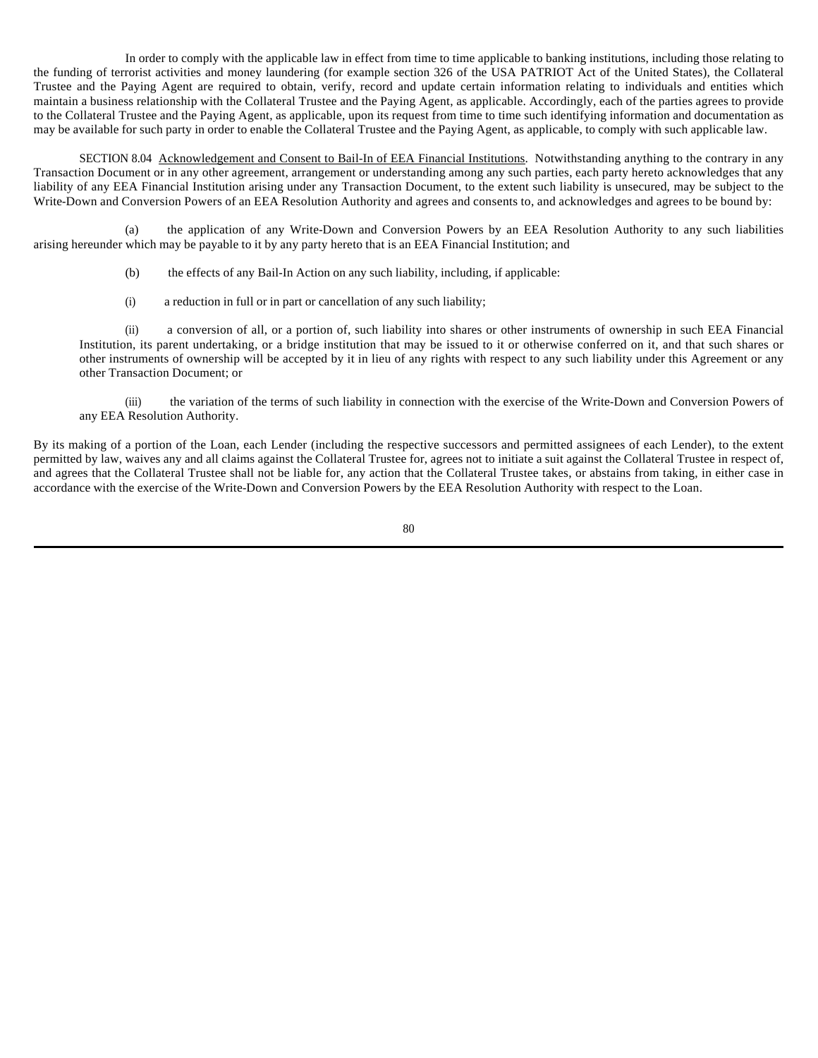In order to comply with the applicable law in effect from time to time applicable to banking institutions, including those relating to the funding of terrorist activities and money laundering (for example section 326 of the USA PATRIOT Act of the United States), the Collateral Trustee and the Paying Agent are required to obtain, verify, record and update certain information relating to individuals and entities which maintain a business relationship with the Collateral Trustee and the Paying Agent, as applicable. Accordingly, each of the parties agrees to provide to the Collateral Trustee and the Paying Agent, as applicable, upon its request from time to time such identifying information and documentation as may be available for such party in order to enable the Collateral Trustee and the Paying Agent, as applicable, to comply with such applicable law.

SECTION 8.04 Acknowledgement and Consent to Bail-In of EEA Financial Institutions. Notwithstanding anything to the contrary in any Transaction Document or in any other agreement, arrangement or understanding among any such parties, each party hereto acknowledges that any liability of any EEA Financial Institution arising under any Transaction Document, to the extent such liability is unsecured, may be subject to the Write-Down and Conversion Powers of an EEA Resolution Authority and agrees and consents to, and acknowledges and agrees to be bound by:

(a) the application of any Write-Down and Conversion Powers by an EEA Resolution Authority to any such liabilities arising hereunder which may be payable to it by any party hereto that is an EEA Financial Institution; and

(b) the effects of any Bail-In Action on any such liability, including, if applicable:

(i) a reduction in full or in part or cancellation of any such liability;

(ii) a conversion of all, or a portion of, such liability into shares or other instruments of ownership in such EEA Financial Institution, its parent undertaking, or a bridge institution that may be issued to it or otherwise conferred on it, and that such shares or other instruments of ownership will be accepted by it in lieu of any rights with respect to any such liability under this Agreement or any other Transaction Document; or

(iii) the variation of the terms of such liability in connection with the exercise of the Write-Down and Conversion Powers of any EEA Resolution Authority.

By its making of a portion of the Loan, each Lender (including the respective successors and permitted assignees of each Lender), to the extent permitted by law, waives any and all claims against the Collateral Trustee for, agrees not to initiate a suit against the Collateral Trustee in respect of, and agrees that the Collateral Trustee shall not be liable for, any action that the Collateral Trustee takes, or abstains from taking, in either case in accordance with the exercise of the Write-Down and Conversion Powers by the EEA Resolution Authority with respect to the Loan.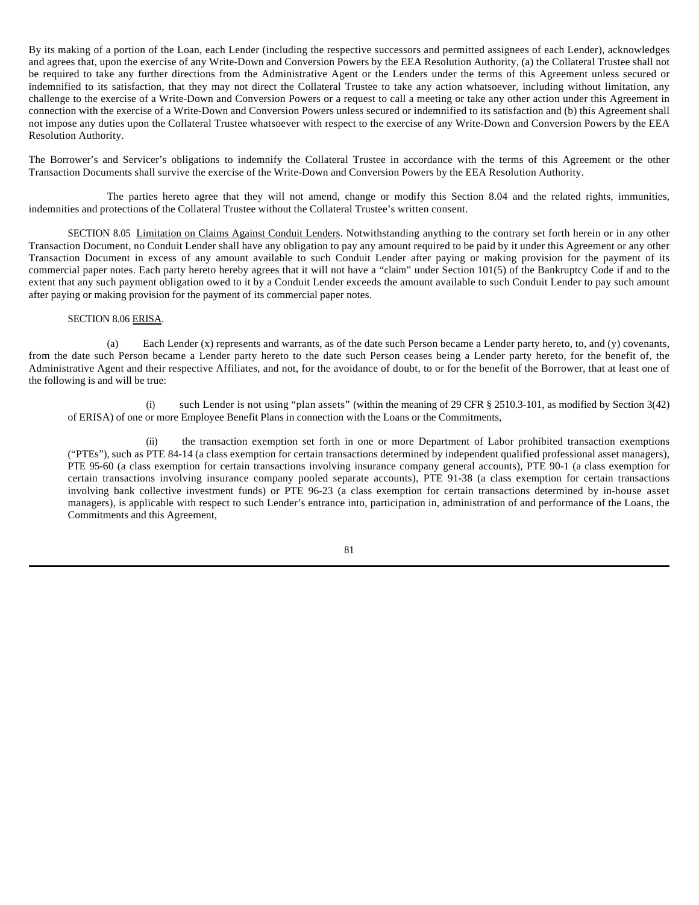By its making of a portion of the Loan, each Lender (including the respective successors and permitted assignees of each Lender), acknowledges and agrees that, upon the exercise of any Write-Down and Conversion Powers by the EEA Resolution Authority, (a) the Collateral Trustee shall not be required to take any further directions from the Administrative Agent or the Lenders under the terms of this Agreement unless secured or indemnified to its satisfaction, that they may not direct the Collateral Trustee to take any action whatsoever, including without limitation, any challenge to the exercise of a Write-Down and Conversion Powers or a request to call a meeting or take any other action under this Agreement in connection with the exercise of a Write-Down and Conversion Powers unless secured or indemnified to its satisfaction and (b) this Agreement shall not impose any duties upon the Collateral Trustee whatsoever with respect to the exercise of any Write-Down and Conversion Powers by the EEA Resolution Authority.

The Borrower's and Servicer's obligations to indemnify the Collateral Trustee in accordance with the terms of this Agreement or the other Transaction Documents shall survive the exercise of the Write-Down and Conversion Powers by the EEA Resolution Authority.

The parties hereto agree that they will not amend, change or modify this Section 8.04 and the related rights, immunities, indemnities and protections of the Collateral Trustee without the Collateral Trustee's written consent.

SECTION 8.05 Limitation on Claims Against Conduit Lenders. Notwithstanding anything to the contrary set forth herein or in any other Transaction Document, no Conduit Lender shall have any obligation to pay any amount required to be paid by it under this Agreement or any other Transaction Document in excess of any amount available to such Conduit Lender after paying or making provision for the payment of its commercial paper notes. Each party hereto hereby agrees that it will not have a "claim" under Section 101(5) of the Bankruptcy Code if and to the extent that any such payment obligation owed to it by a Conduit Lender exceeds the amount available to such Conduit Lender to pay such amount after paying or making provision for the payment of its commercial paper notes.

SECTION 8.06 ERISA.

(a) Each Lender (x) represents and warrants, as of the date such Person became a Lender party hereto, to, and (y) covenants, from the date such Person became a Lender party hereto to the date such Person ceases being a Lender party hereto, for the benefit of, the Administrative Agent and their respective Affiliates, and not, for the avoidance of doubt, to or for the benefit of the Borrower, that at least one of the following is and will be true:

(i) such Lender is not using "plan assets" (within the meaning of 29 CFR § 2510.3-101, as modified by Section 3(42) of ERISA) of one or more Employee Benefit Plans in connection with the Loans or the Commitments,

(ii) the transaction exemption set forth in one or more Department of Labor prohibited transaction exemptions ("PTEs"), such as PTE 84-14 (a class exemption for certain transactions determined by independent qualified professional asset managers), PTE 95-60 (a class exemption for certain transactions involving insurance company general accounts), PTE 90-1 (a class exemption for certain transactions involving insurance company pooled separate accounts), PTE 91-38 (a class exemption for certain transactions involving bank collective investment funds) or PTE 96-23 (a class exemption for certain transactions determined by in-house asset managers), is applicable with respect to such Lender's entrance into, participation in, administration of and performance of the Loans, the Commitments and this Agreement,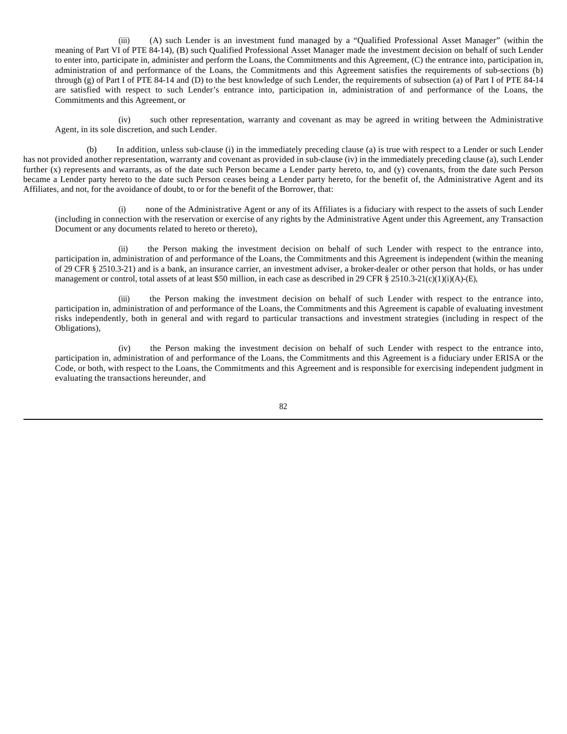(iii) (A) such Lender is an investment fund managed by a "Qualified Professional Asset Manager" (within the meaning of Part VI of PTE 84-14), (B) such Qualified Professional Asset Manager made the investment decision on behalf of such Lender to enter into, participate in, administer and perform the Loans, the Commitments and this Agreement, (C) the entrance into, participation in, administration of and performance of the Loans, the Commitments and this Agreement satisfies the requirements of sub-sections (b) through (g) of Part I of PTE 84-14 and (D) to the best knowledge of such Lender, the requirements of subsection (a) of Part I of PTE 84-14 are satisfied with respect to such Lender's entrance into, participation in, administration of and performance of the Loans, the Commitments and this Agreement, or

(iv) such other representation, warranty and covenant as may be agreed in writing between the Administrative Agent, in its sole discretion, and such Lender.

(b) In addition, unless sub-clause (i) in the immediately preceding clause (a) is true with respect to a Lender or such Lender has not provided another representation, warranty and covenant as provided in sub-clause (iv) in the immediately preceding clause (a), such Lender further (x) represents and warrants, as of the date such Person became a Lender party hereto, to, and (y) covenants, from the date such Person became a Lender party hereto to the date such Person ceases being a Lender party hereto, for the benefit of, the Administrative Agent and its Affiliates, and not, for the avoidance of doubt, to or for the benefit of the Borrower, that:

(i) none of the Administrative Agent or any of its Affiliates is a fiduciary with respect to the assets of such Lender (including in connection with the reservation or exercise of any rights by the Administrative Agent under this Agreement, any Transaction Document or any documents related to hereto or thereto),

(ii) the Person making the investment decision on behalf of such Lender with respect to the entrance into, participation in, administration of and performance of the Loans, the Commitments and this Agreement is independent (within the meaning of 29 CFR § 2510.3-21) and is a bank, an insurance carrier, an investment adviser, a broker-dealer or other person that holds, or has under management or control, total assets of at least $50 million, in each case as described in 29 CFR § 2510.3-21(c)(1)(i)(A)-(E),

(iii) the Person making the investment decision on behalf of such Lender with respect to the entrance into, participation in, administration of and performance of the Loans, the Commitments and this Agreement is capable of evaluating investment risks independently, both in general and with regard to particular transactions and investment strategies (including in respect of the Obligations),

(iv) the Person making the investment decision on behalf of such Lender with respect to the entrance into, participation in, administration of and performance of the Loans, the Commitments and this Agreement is a fiduciary under ERISA or the Code, or both, with respect to the Loans, the Commitments and this Agreement and is responsible for exercising independent judgment in evaluating the transactions hereunder, and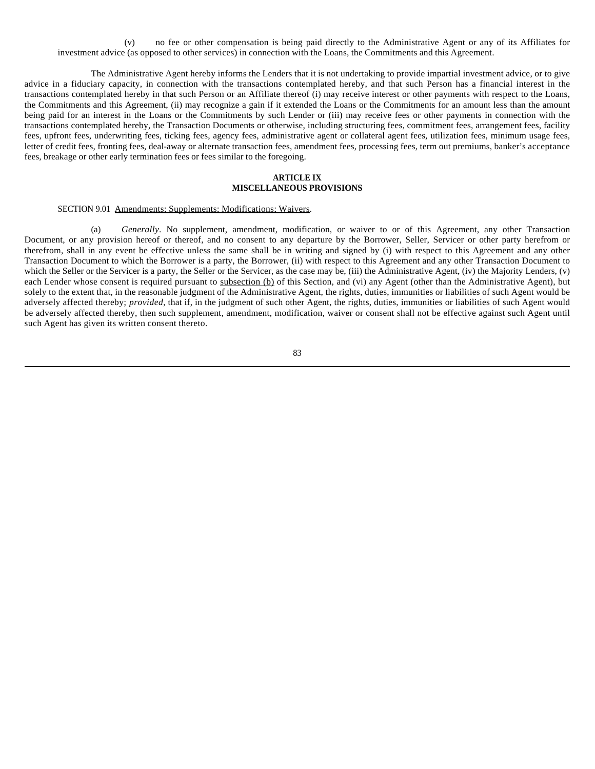(v) no fee or other compensation is being paid directly to the Administrative Agent or any of its Affiliates for investment advice (as opposed to other services) in connection with the Loans, the Commitments and this Agreement.

The Administrative Agent hereby informs the Lenders that it is not undertaking to provide impartial investment advice, or to give advice in a fiduciary capacity, in connection with the transactions contemplated hereby, and that such Person has a financial interest in the transactions contemplated hereby in that such Person or an Affiliate thereof (i) may receive interest or other payments with respect to the Loans, the Commitments and this Agreement, (ii) may recognize a gain if it extended the Loans or the Commitments for an amount less than the amount being paid for an interest in the Loans or the Commitments by such Lender or (iii) may receive fees or other payments in connection with the transactions contemplated hereby, the Transaction Documents or otherwise, including structuring fees, commitment fees, arrangement fees, facility fees, upfront fees, underwriting fees, ticking fees, agency fees, administrative agent or collateral agent fees, utilization fees, minimum usage fees, letter of credit fees, fronting fees, deal-away or alternate transaction fees, amendment fees, processing fees, term out premiums, banker's acceptance fees, breakage or other early termination fees or fees similar to the foregoing.

## ARTICLE IX
## MISCELLANEOUS PROVISIONS

SECTION 9.01 Amendments; Supplements; Modifications; Waivers.

(a) *Generally*. No supplement, amendment, modification, or waiver to or of this Agreement, any other Transaction Document, or any provision hereof or thereof, and no consent to any departure by the Borrower, Seller, Servicer or other party herefrom or therefrom, shall in any event be effective unless the same shall be in writing and signed by (i) with respect to this Agreement and any other Transaction Document to which the Borrower is a party, the Borrower, (ii) with respect to this Agreement and any other Transaction Document to which the Seller or the Servicer is a party, the Seller or the Servicer, as the case may be, (iii) the Administrative Agent, (iv) the Majority Lenders, (v) each Lender whose consent is required pursuant to subsection (b) of this Section, and (vi) any Agent (other than the Administrative Agent), but solely to the extent that, in the reasonable judgment of the Administrative Agent, the rights, duties, immunities or liabilities of such Agent would be adversely affected thereby; *provided*, that if, in the judgment of such other Agent, the rights, duties, immunities or liabilities of such Agent would be adversely affected thereby, then such supplement, amendment, modification, waiver or consent shall not be effective against such Agent until such Agent has given its written consent thereto.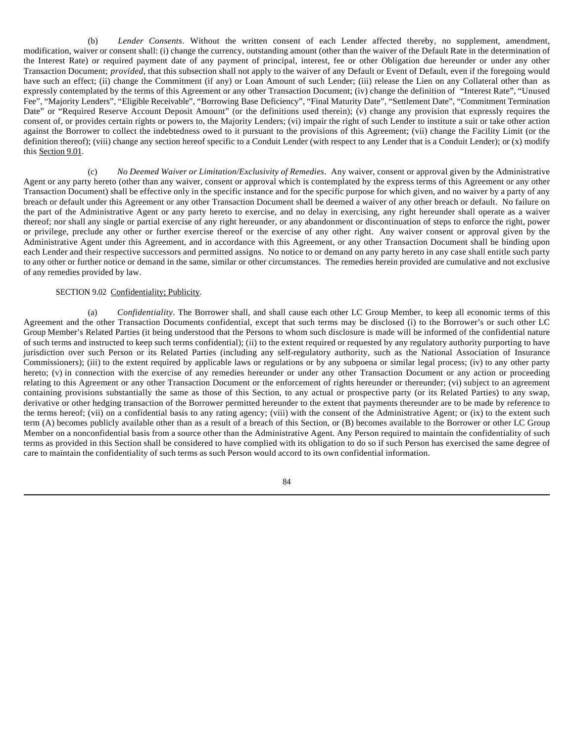(b) *Lender Consents*. Without the written consent of each Lender affected thereby, no supplement, amendment, modification, waiver or consent shall: (i) change the currency, outstanding amount (other than the waiver of the Default Rate in the determination of the Interest Rate) or required payment date of any payment of principal, interest, fee or other Obligation due hereunder or under any other Transaction Document; *provided*, that this subsection shall not apply to the waiver of any Default or Event of Default, even if the foregoing would have such an effect; (ii) change the Commitment (if any) or Loan Amount of such Lender; (iii) release the Lien on any Collateral other than as expressly contemplated by the terms of this Agreement or any other Transaction Document; (iv) change the definition of "Interest Rate", "Unused Fee", "Majority Lenders", "Eligible Receivable", "Borrowing Base Deficiency", "Final Maturity Date", "Settlement Date", "Commitment Termination Date" or "Required Reserve Account Deposit Amount" (or the definitions used therein); (v) change any provision that expressly requires the consent of, or provides certain rights or powers to, the Majority Lenders; (vi) impair the right of such Lender to institute a suit or take other action against the Borrower to collect the indebtedness owed to it pursuant to the provisions of this Agreement; (vii) change the Facility Limit (or the definition thereof); (viii) change any section hereof specific to a Conduit Lender (with respect to any Lender that is a Conduit Lender); or (x) modify this Section 9.01.

(c) *No Deemed Waiver or Limitation/Exclusivity of Remedies*. Any waiver, consent or approval given by the Administrative Agent or any party hereto (other than any waiver, consent or approval which is contemplated by the express terms of this Agreement or any other Transaction Document) shall be effective only in the specific instance and for the specific purpose for which given, and no waiver by a party of any breach or default under this Agreement or any other Transaction Document shall be deemed a waiver of any other breach or default. No failure on the part of the Administrative Agent or any party hereto to exercise, and no delay in exercising, any right hereunder shall operate as a waiver thereof; nor shall any single or partial exercise of any right hereunder, or any abandonment or discontinuation of steps to enforce the right, power or privilege, preclude any other or further exercise thereof or the exercise of any other right. Any waiver consent or approval given by the Administrative Agent under this Agreement, and in accordance with this Agreement, or any other Transaction Document shall be binding upon each Lender and their respective successors and permitted assigns. No notice to or demand on any party hereto in any case shall entitle such party to any other or further notice or demand in the same, similar or other circumstances. The remedies herein provided are cumulative and not exclusive of any remedies provided by law.

SECTION 9.02 Confidentiality; Publicity.

(a) *Confidentiality*. The Borrower shall, and shall cause each other LC Group Member, to keep all economic terms of this Agreement and the other Transaction Documents confidential, except that such terms may be disclosed (i) to the Borrower's or such other LC Group Member's Related Parties (it being understood that the Persons to whom such disclosure is made will be informed of the confidential nature of such terms and instructed to keep such terms confidential); (ii) to the extent required or requested by any regulatory authority purporting to have jurisdiction over such Person or its Related Parties (including any self-regulatory authority, such as the National Association of Insurance Commissioners); (iii) to the extent required by applicable laws or regulations or by any subpoena or similar legal process; (iv) to any other party hereto; (v) in connection with the exercise of any remedies hereunder or under any other Transaction Document or any action or proceeding relating to this Agreement or any other Transaction Document or the enforcement of rights hereunder or thereunder; (vi) subject to an agreement containing provisions substantially the same as those of this Section, to any actual or prospective party (or its Related Parties) to any swap, derivative or other hedging transaction of the Borrower permitted hereunder to the extent that payments thereunder are to be made by reference to the terms hereof; (vii) on a confidential basis to any rating agency; (viii) with the consent of the Administrative Agent; or (ix) to the extent such term (A) becomes publicly available other than as a result of a breach of this Section, or (B) becomes available to the Borrower or other LC Group Member on a nonconfidential basis from a source other than the Administrative Agent. Any Person required to maintain the confidentiality of such terms as provided in this Section shall be considered to have complied with its obligation to do so if such Person has exercised the same degree of care to maintain the confidentiality of such terms as such Person would accord to its own confidential information.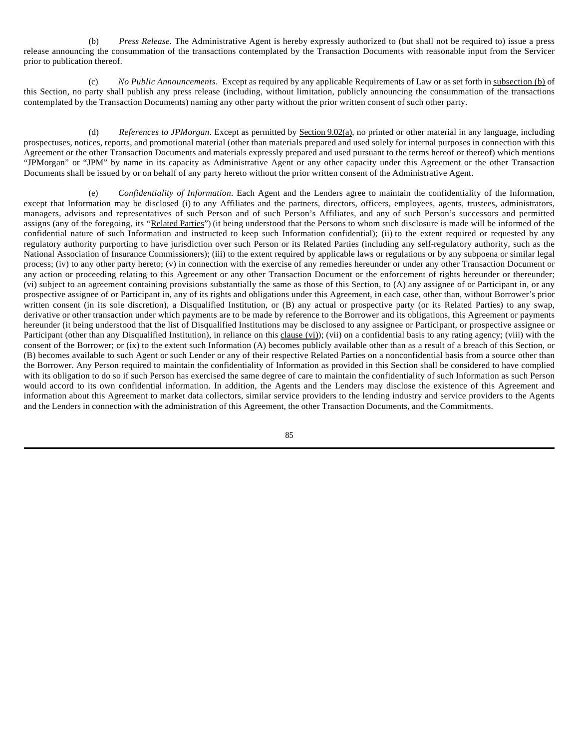(b) *Press Release*. The Administrative Agent is hereby expressly authorized to (but shall not be required to) issue a press release announcing the consummation of the transactions contemplated by the Transaction Documents with reasonable input from the Servicer prior to publication thereof.

(c) *No Public Announcements*. Except as required by any applicable Requirements of Law or as set forth in subsection (b) of this Section, no party shall publish any press release (including, without limitation, publicly announcing the consummation of the transactions contemplated by the Transaction Documents) naming any other party without the prior written consent of such other party.

(d) *References to JPMorgan*. Except as permitted by Section 9.02(a), no printed or other material in any language, including prospectuses, notices, reports, and promotional material (other than materials prepared and used solely for internal purposes in connection with this Agreement or the other Transaction Documents and materials expressly prepared and used pursuant to the terms hereof or thereof) which mentions "JPMorgan" or "JPM" by name in its capacity as Administrative Agent or any other capacity under this Agreement or the other Transaction Documents shall be issued by or on behalf of any party hereto without the prior written consent of the Administrative Agent.

(e) *Confidentiality of Information*. Each Agent and the Lenders agree to maintain the confidentiality of the Information, except that Information may be disclosed (i) to any Affiliates and the partners, directors, officers, employees, agents, trustees, administrators, managers, advisors and representatives of such Person and of such Person's Affiliates, and any of such Person's successors and permitted assigns (any of the foregoing, its "Related Parties") (it being understood that the Persons to whom such disclosure is made will be informed of the confidential nature of such Information and instructed to keep such Information confidential); (ii) to the extent required or requested by any regulatory authority purporting to have jurisdiction over such Person or its Related Parties (including any self-regulatory authority, such as the National Association of Insurance Commissioners); (iii) to the extent required by applicable laws or regulations or by any subpoena or similar legal process; (iv) to any other party hereto; (v) in connection with the exercise of any remedies hereunder or under any other Transaction Document or any action or proceeding relating to this Agreement or any other Transaction Document or the enforcement of rights hereunder or thereunder; (vi) subject to an agreement containing provisions substantially the same as those of this Section, to (A) any assignee of or Participant in, or any prospective assignee of or Participant in, any of its rights and obligations under this Agreement, in each case, other than, without Borrower's prior written consent (in its sole discretion), a Disqualified Institution, or (B) any actual or prospective party (or its Related Parties) to any swap, derivative or other transaction under which payments are to be made by reference to the Borrower and its obligations, this Agreement or payments hereunder (it being understood that the list of Disqualified Institutions may be disclosed to any assignee or Participant, or prospective assignee or Participant (other than any Disqualified Institution), in reliance on this clause (vi)); (vii) on a confidential basis to any rating agency; (viii) with the consent of the Borrower; or (ix) to the extent such Information (A) becomes publicly available other than as a result of a breach of this Section, or (B) becomes available to such Agent or such Lender or any of their respective Related Parties on a nonconfidential basis from a source other than the Borrower. Any Person required to maintain the confidentiality of Information as provided in this Section shall be considered to have complied with its obligation to do so if such Person has exercised the same degree of care to maintain the confidentiality of such Information as such Person would accord to its own confidential information. In addition, the Agents and the Lenders may disclose the existence of this Agreement and information about this Agreement to market data collectors, similar service providers to the lending industry and service providers to the Agents and the Lenders in connection with the administration of this Agreement, the other Transaction Documents, and the Commitments.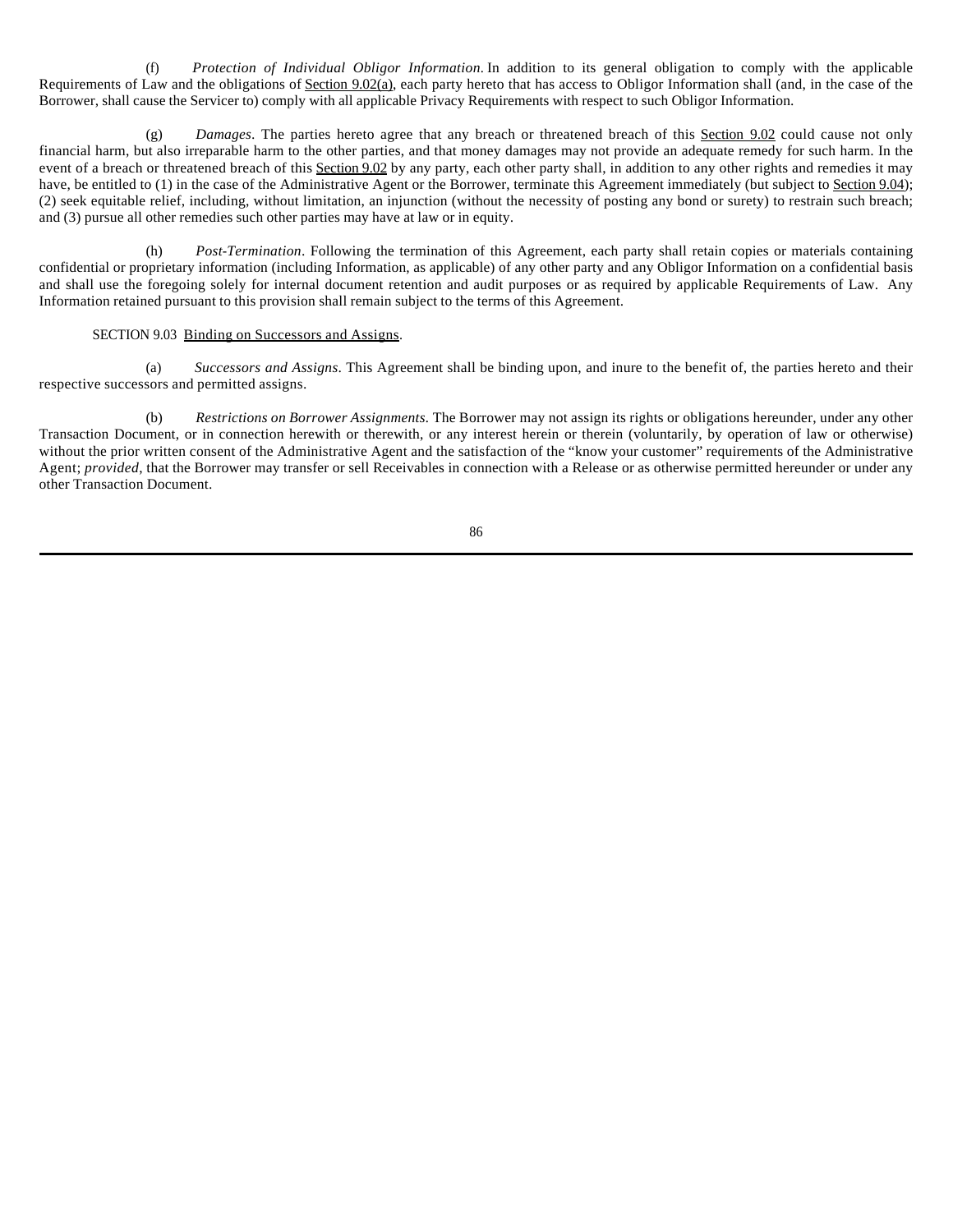(f) *Protection of Individual Obligor Information*. In addition to its general obligation to comply with the applicable Requirements of Law and the obligations of Section 9.02(a), each party hereto that has access to Obligor Information shall (and, in the case of the Borrower, shall cause the Servicer to) comply with all applicable Privacy Requirements with respect to such Obligor Information.

(g) *Damages*. The parties hereto agree that any breach or threatened breach of this Section 9.02 could cause not only financial harm, but also irreparable harm to the other parties, and that money damages may not provide an adequate remedy for such harm. In the event of a breach or threatened breach of this Section 9.02 by any party, each other party shall, in addition to any other rights and remedies it may have, be entitled to (1) in the case of the Administrative Agent or the Borrower, terminate this Agreement immediately (but subject to Section 9.04); (2) seek equitable relief, including, without limitation, an injunction (without the necessity of posting any bond or surety) to restrain such breach; and (3) pursue all other remedies such other parties may have at law or in equity.

(h) *Post-Termination*. Following the termination of this Agreement, each party shall retain copies or materials containing confidential or proprietary information (including Information, as applicable) of any other party and any Obligor Information on a confidential basis and shall use the foregoing solely for internal document retention and audit purposes or as required by applicable Requirements of Law. Any Information retained pursuant to this provision shall remain subject to the terms of this Agreement.

SECTION 9.03 Binding on Successors and Assigns.

(a) *Successors and Assigns*. This Agreement shall be binding upon, and inure to the benefit of, the parties hereto and their respective successors and permitted assigns.

(b) *Restrictions on Borrower Assignments.* The Borrower may not assign its rights or obligations hereunder, under any other Transaction Document, or in connection herewith or therewith, or any interest herein or therein (voluntarily, by operation of law or otherwise) without the prior written consent of the Administrative Agent and the satisfaction of the "know your customer" requirements of the Administrative Agent; *provided*, that the Borrower may transfer or sell Receivables in connection with a Release or as otherwise permitted hereunder or under any other Transaction Document.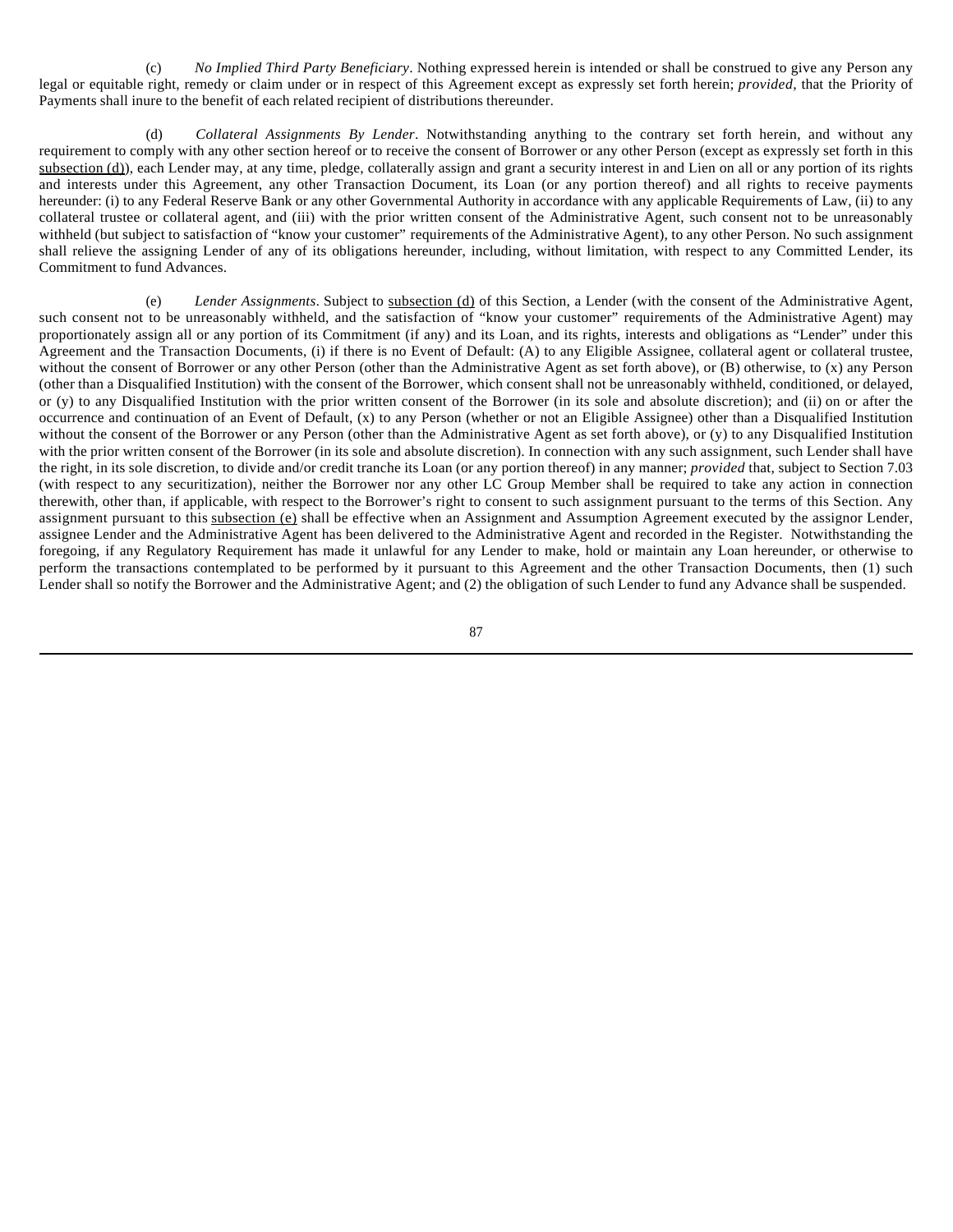(c) *No Implied Third Party Beneficiary*. Nothing expressed herein is intended or shall be construed to give any Person any legal or equitable right, remedy or claim under or in respect of this Agreement except as expressly set forth herein; *provided*, that the Priority of Payments shall inure to the benefit of each related recipient of distributions thereunder.

(d) *Collateral Assignments By Lender*. Notwithstanding anything to the contrary set forth herein, and without any requirement to comply with any other section hereof or to receive the consent of Borrower or any other Person (except as expressly set forth in this subsection (d)), each Lender may, at any time, pledge, collaterally assign and grant a security interest in and Lien on all or any portion of its rights and interests under this Agreement, any other Transaction Document, its Loan (or any portion thereof) and all rights to receive payments hereunder: (i) to any Federal Reserve Bank or any other Governmental Authority in accordance with any applicable Requirements of Law, (ii) to any collateral trustee or collateral agent, and (iii) with the prior written consent of the Administrative Agent, such consent not to be unreasonably withheld (but subject to satisfaction of "know your customer" requirements of the Administrative Agent), to any other Person. No such assignment shall relieve the assigning Lender of any of its obligations hereunder, including, without limitation, with respect to any Committed Lender, its Commitment to fund Advances.

(e) *Lender Assignments*. Subject to subsection (d) of this Section, a Lender (with the consent of the Administrative Agent, such consent not to be unreasonably withheld, and the satisfaction of "know your customer" requirements of the Administrative Agent) may proportionately assign all or any portion of its Commitment (if any) and its Loan, and its rights, interests and obligations as "Lender" under this Agreement and the Transaction Documents, (i) if there is no Event of Default: (A) to any Eligible Assignee, collateral agent or collateral trustee, without the consent of Borrower or any other Person (other than the Administrative Agent as set forth above), or (B) otherwise, to (x) any Person (other than a Disqualified Institution) with the consent of the Borrower, which consent shall not be unreasonably withheld, conditioned, or delayed, or (y) to any Disqualified Institution with the prior written consent of the Borrower (in its sole and absolute discretion); and (ii) on or after the occurrence and continuation of an Event of Default, (x) to any Person (whether or not an Eligible Assignee) other than a Disqualified Institution without the consent of the Borrower or any Person (other than the Administrative Agent as set forth above), or (y) to any Disqualified Institution with the prior written consent of the Borrower (in its sole and absolute discretion). In connection with any such assignment, such Lender shall have the right, in its sole discretion, to divide and/or credit tranche its Loan (or any portion thereof) in any manner; *provided* that, subject to Section 7.03 (with respect to any securitization), neither the Borrower nor any other LC Group Member shall be required to take any action in connection therewith, other than, if applicable, with respect to the Borrower's right to consent to such assignment pursuant to the terms of this Section. Any assignment pursuant to this subsection (e) shall be effective when an Assignment and Assumption Agreement executed by the assignor Lender, assignee Lender and the Administrative Agent has been delivered to the Administrative Agent and recorded in the Register. Notwithstanding the foregoing, if any Regulatory Requirement has made it unlawful for any Lender to make, hold or maintain any Loan hereunder, or otherwise to perform the transactions contemplated to be performed by it pursuant to this Agreement and the other Transaction Documents, then (1) such Lender shall so notify the Borrower and the Administrative Agent; and (2) the obligation of such Lender to fund any Advance shall be suspended.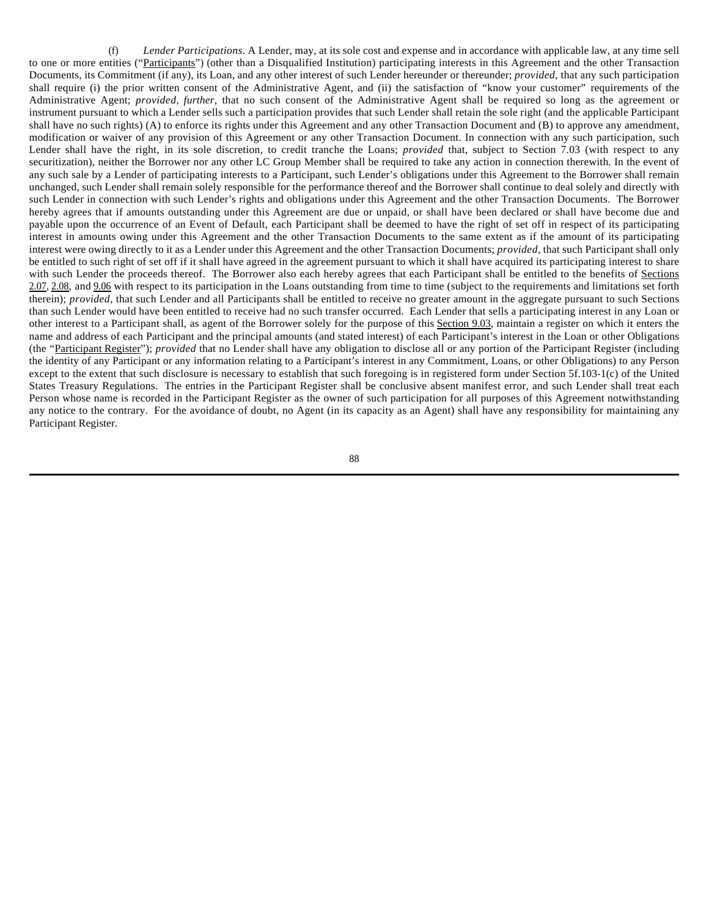(f) *Lender Participations*. A Lender, may, at its sole cost and expense and in accordance with applicable law, at any time sell to one or more entities ("Participants") (other than a Disqualified Institution) participating interests in this Agreement and the other Transaction Documents, its Commitment (if any), its Loan, and any other interest of such Lender hereunder or thereunder; *provided*, that any such participation shall require (i) the prior written consent of the Administrative Agent, and (ii) the satisfaction of "know your customer" requirements of the Administrative Agent; *provided*, *further*, that no such consent of the Administrative Agent shall be required so long as the agreement or instrument pursuant to which a Lender sells such a participation provides that such Lender shall retain the sole right (and the applicable Participant shall have no such rights) (A) to enforce its rights under this Agreement and any other Transaction Document and (B) to approve any amendment, modification or waiver of any provision of this Agreement or any other Transaction Document. In connection with any such participation, such Lender shall have the right, in its sole discretion, to credit tranche the Loans; *provided* that, subject to Section 7.03 (with respect to any securitization), neither the Borrower nor any other LC Group Member shall be required to take any action in connection therewith. In the event of any such sale by a Lender of participating interests to a Participant, such Lender's obligations under this Agreement to the Borrower shall remain unchanged, such Lender shall remain solely responsible for the performance thereof and the Borrower shall continue to deal solely and directly with such Lender in connection with such Lender's rights and obligations under this Agreement and the other Transaction Documents. The Borrower hereby agrees that if amounts outstanding under this Agreement are due or unpaid, or shall have been declared or shall have become due and payable upon the occurrence of an Event of Default, each Participant shall be deemed to have the right of set off in respect of its participating interest in amounts owing under this Agreement and the other Transaction Documents to the same extent as if the amount of its participating interest were owing directly to it as a Lender under this Agreement and the other Transaction Documents; *provided*, that such Participant shall only be entitled to such right of set off if it shall have agreed in the agreement pursuant to which it shall have acquired its participating interest to share with such Lender the proceeds thereof. The Borrower also each hereby agrees that each Participant shall be entitled to the benefits of Sections 2.07, 2.08, and 9.06 with respect to its participation in the Loans outstanding from time to time (subject to the requirements and limitations set forth therein); *provided*, that such Lender and all Participants shall be entitled to receive no greater amount in the aggregate pursuant to such Sections than such Lender would have been entitled to receive had no such transfer occurred. Each Lender that sells a participating interest in any Loan or other interest to a Participant shall, as agent of the Borrower solely for the purpose of this Section 9.03, maintain a register on which it enters the name and address of each Participant and the principal amounts (and stated interest) of each Participant's interest in the Loan or other Obligations (the "Participant Register"); *provided* that no Lender shall have any obligation to disclose all or any portion of the Participant Register (including the identity of any Participant or any information relating to a Participant's interest in any Commitment, Loans, or other Obligations) to any Person except to the extent that such disclosure is necessary to establish that such foregoing is in registered form under Section 5f.103-1(c) of the United States Treasury Regulations. The entries in the Participant Register shall be conclusive absent manifest error, and such Lender shall treat each Person whose name is recorded in the Participant Register as the owner of such participation for all purposes of this Agreement notwithstanding any notice to the contrary. For the avoidance of doubt, no Agent (in its capacity as an Agent) shall have any responsibility for maintaining any Participant Register.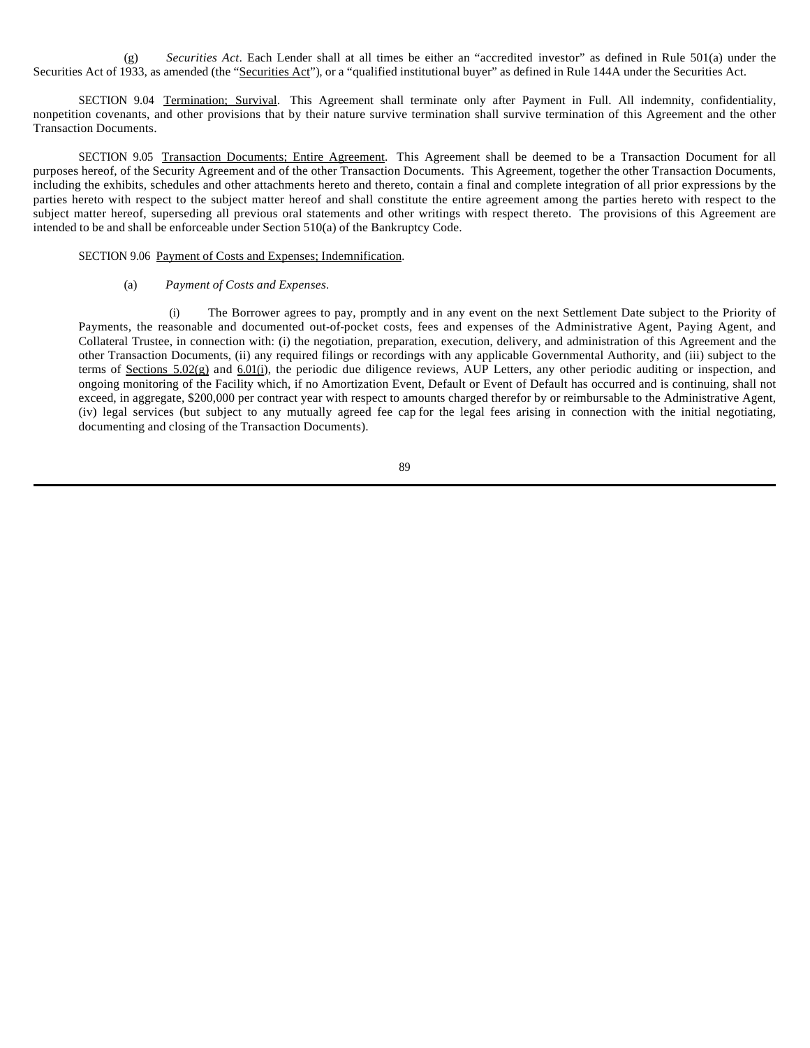(g) *Securities Act*. Each Lender shall at all times be either an "accredited investor" as defined in Rule 501(a) under the Securities Act of 1933, as amended (the "Securities Act"), or a "qualified institutional buyer" as defined in Rule 144A under the Securities Act.

SECTION 9.04 Termination; Survival. This Agreement shall terminate only after Payment in Full. All indemnity, confidentiality, nonpetition covenants, and other provisions that by their nature survive termination shall survive termination of this Agreement and the other Transaction Documents.

SECTION 9.05 Transaction Documents; Entire Agreement. This Agreement shall be deemed to be a Transaction Document for all purposes hereof, of the Security Agreement and of the other Transaction Documents. This Agreement, together the other Transaction Documents, including the exhibits, schedules and other attachments hereto and thereto, contain a final and complete integration of all prior expressions by the parties hereto with respect to the subject matter hereof and shall constitute the entire agreement among the parties hereto with respect to the subject matter hereof, superseding all previous oral statements and other writings with respect thereto. The provisions of this Agreement are intended to be and shall be enforceable under Section 510(a) of the Bankruptcy Code.

SECTION 9.06 Payment of Costs and Expenses; Indemnification.

(a) *Payment of Costs and Expenses*.

(i) The Borrower agrees to pay, promptly and in any event on the next Settlement Date subject to the Priority of Payments, the reasonable and documented out-of-pocket costs, fees and expenses of the Administrative Agent, Paying Agent, and Collateral Trustee, in connection with: (i) the negotiation, preparation, execution, delivery, and administration of this Agreement and the other Transaction Documents, (ii) any required filings or recordings with any applicable Governmental Authority, and (iii) subject to the terms of Sections 5.02(g) and 6.01(i), the periodic due diligence reviews, AUP Letters, any other periodic auditing or inspection, and ongoing monitoring of the Facility which, if no Amortization Event, Default or Event of Default has occurred and is continuing, shall not exceed, in aggregate, $200,000 per contract year with respect to amounts charged therefor by or reimbursable to the Administrative Agent, (iv) legal services (but subject to any mutually agreed fee cap for the legal fees arising in connection with the initial negotiating, documenting and closing of the Transaction Documents).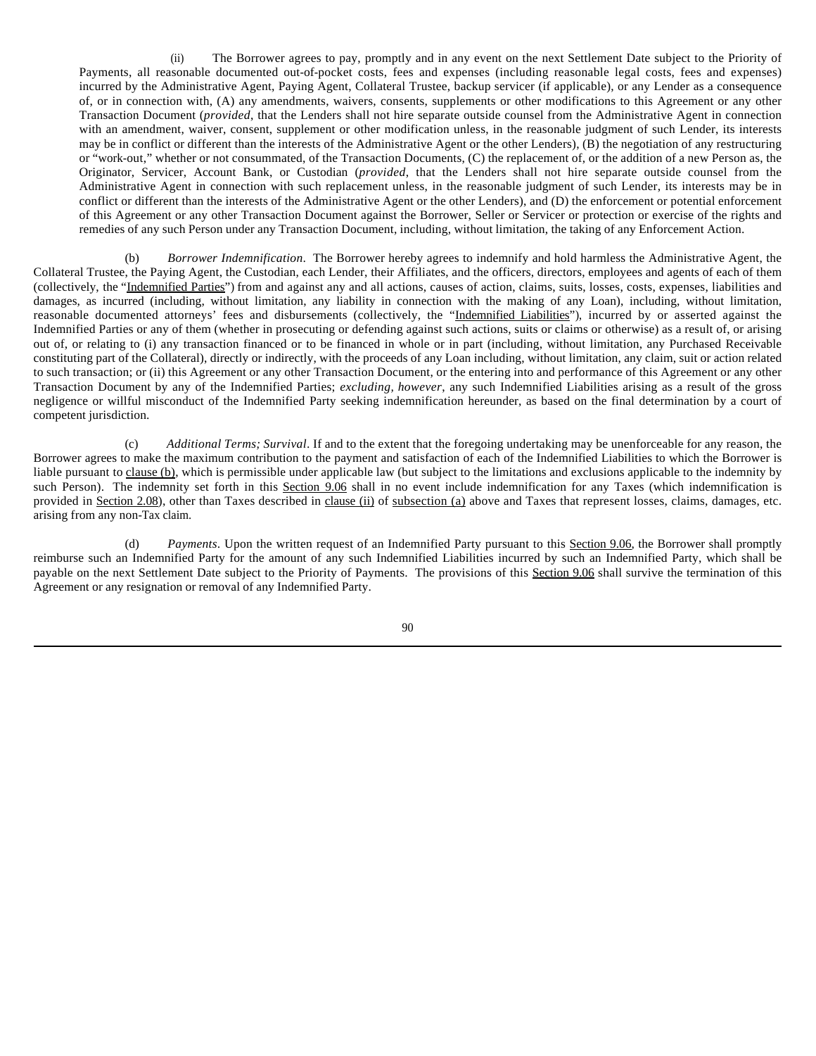(ii) The Borrower agrees to pay, promptly and in any event on the next Settlement Date subject to the Priority of Payments, all reasonable documented out-of-pocket costs, fees and expenses (including reasonable legal costs, fees and expenses) incurred by the Administrative Agent, Paying Agent, Collateral Trustee, backup servicer (if applicable), or any Lender as a consequence of, or in connection with, (A) any amendments, waivers, consents, supplements or other modifications to this Agreement or any other Transaction Document (*provided*, that the Lenders shall not hire separate outside counsel from the Administrative Agent in connection with an amendment, waiver, consent, supplement or other modification unless, in the reasonable judgment of such Lender, its interests may be in conflict or different than the interests of the Administrative Agent or the other Lenders), (B) the negotiation of any restructuring or "work-out," whether or not consummated, of the Transaction Documents, (C) the replacement of, or the addition of a new Person as, the Originator, Servicer, Account Bank, or Custodian (*provided*, that the Lenders shall not hire separate outside counsel from the Administrative Agent in connection with such replacement unless, in the reasonable judgment of such Lender, its interests may be in conflict or different than the interests of the Administrative Agent or the other Lenders), and (D) the enforcement or potential enforcement of this Agreement or any other Transaction Document against the Borrower, Seller or Servicer or protection or exercise of the rights and remedies of any such Person under any Transaction Document, including, without limitation, the taking of any Enforcement Action.

(b) *Borrower Indemnification*. The Borrower hereby agrees to indemnify and hold harmless the Administrative Agent, the Collateral Trustee, the Paying Agent, the Custodian, each Lender, their Affiliates, and the officers, directors, employees and agents of each of them (collectively, the "Indemnified Parties") from and against any and all actions, causes of action, claims, suits, losses, costs, expenses, liabilities and damages, as incurred (including, without limitation, any liability in connection with the making of any Loan), including, without limitation, reasonable documented attorneys' fees and disbursements (collectively, the "Indemnified Liabilities"), incurred by or asserted against the Indemnified Parties or any of them (whether in prosecuting or defending against such actions, suits or claims or otherwise) as a result of, or arising out of, or relating to (i) any transaction financed or to be financed in whole or in part (including, without limitation, any Purchased Receivable constituting part of the Collateral), directly or indirectly, with the proceeds of any Loan including, without limitation, any claim, suit or action related to such transaction; or (ii) this Agreement or any other Transaction Document, or the entering into and performance of this Agreement or any other Transaction Document by any of the Indemnified Parties; *excluding, however*, any such Indemnified Liabilities arising as a result of the gross negligence or willful misconduct of the Indemnified Party seeking indemnification hereunder, as based on the final determination by a court of competent jurisdiction.

(c) *Additional Terms; Survival*. If and to the extent that the foregoing undertaking may be unenforceable for any reason, the Borrower agrees to make the maximum contribution to the payment and satisfaction of each of the Indemnified Liabilities to which the Borrower is liable pursuant to clause (b), which is permissible under applicable law (but subject to the limitations and exclusions applicable to the indemnity by such Person). The indemnity set forth in this Section 9.06 shall in no event include indemnification for any Taxes (which indemnification is provided in Section 2.08), other than Taxes described in clause (ii) of subsection (a) above and Taxes that represent losses, claims, damages, etc. arising from any non-Tax claim.

(d) *Payments*. Upon the written request of an Indemnified Party pursuant to this Section 9.06, the Borrower shall promptly reimburse such an Indemnified Party for the amount of any such Indemnified Liabilities incurred by such an Indemnified Party, which shall be payable on the next Settlement Date subject to the Priority of Payments. The provisions of this Section 9.06 shall survive the termination of this Agreement or any resignation or removal of any Indemnified Party.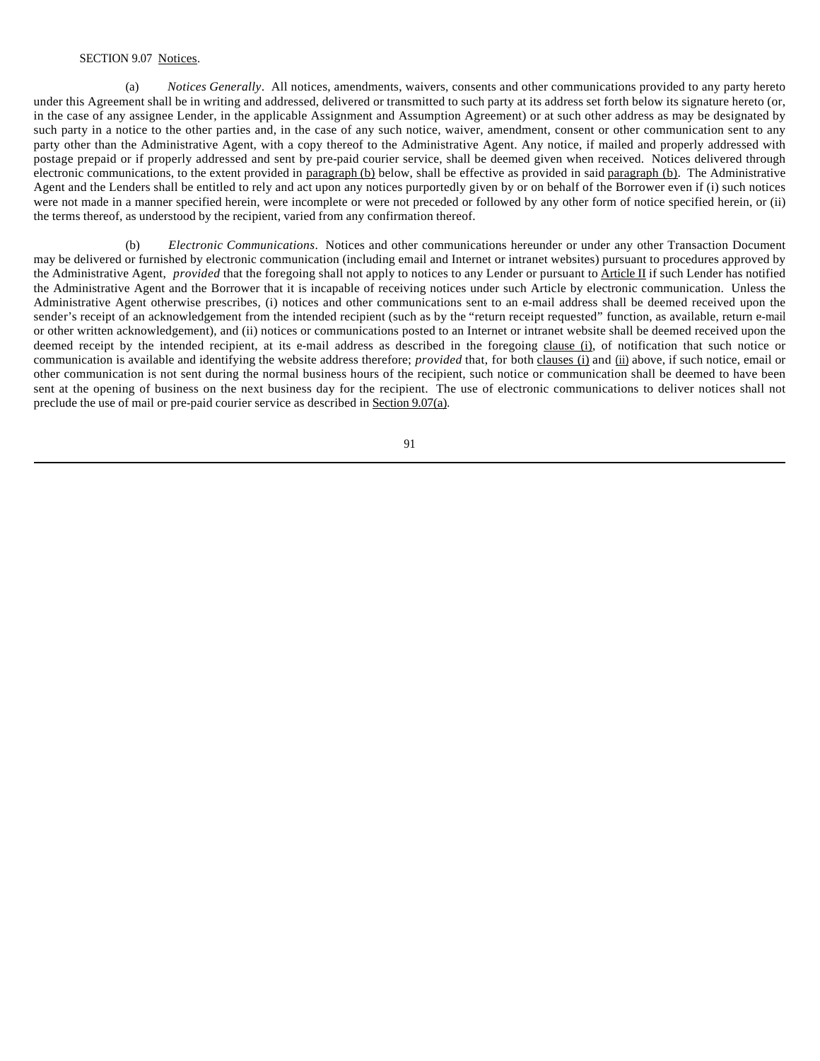SECTION 9.07 Notices.

(a) *Notices Generally*. All notices, amendments, waivers, consents and other communications provided to any party hereto under this Agreement shall be in writing and addressed, delivered or transmitted to such party at its address set forth below its signature hereto (or, in the case of any assignee Lender, in the applicable Assignment and Assumption Agreement) or at such other address as may be designated by such party in a notice to the other parties and, in the case of any such notice, waiver, amendment, consent or other communication sent to any party other than the Administrative Agent, with a copy thereof to the Administrative Agent. Any notice, if mailed and properly addressed with postage prepaid or if properly addressed and sent by pre-paid courier service, shall be deemed given when received. Notices delivered through electronic communications, to the extent provided in paragraph (b) below, shall be effective as provided in said paragraph (b). The Administrative Agent and the Lenders shall be entitled to rely and act upon any notices purportedly given by or on behalf of the Borrower even if (i) such notices were not made in a manner specified herein, were incomplete or were not preceded or followed by any other form of notice specified herein, or (ii) the terms thereof, as understood by the recipient, varied from any confirmation thereof.

(b) *Electronic Communications*. Notices and other communications hereunder or under any other Transaction Document may be delivered or furnished by electronic communication (including email and Internet or intranet websites) pursuant to procedures approved by the Administrative Agent, *provided* that the foregoing shall not apply to notices to any Lender or pursuant to Article II if such Lender has notified the Administrative Agent and the Borrower that it is incapable of receiving notices under such Article by electronic communication. Unless the Administrative Agent otherwise prescribes, (i) notices and other communications sent to an e-mail address shall be deemed received upon the sender's receipt of an acknowledgement from the intended recipient (such as by the "return receipt requested" function, as available, return e-mail or other written acknowledgement), and (ii) notices or communications posted to an Internet or intranet website shall be deemed received upon the deemed receipt by the intended recipient, at its e-mail address as described in the foregoing clause (i), of notification that such notice or communication is available and identifying the website address therefore; *provided* that, for both clauses (i) and (ii) above, if such notice, email or other communication is not sent during the normal business hours of the recipient, such notice or communication shall be deemed to have been sent at the opening of business on the next business day for the recipient. The use of electronic communications to deliver notices shall not preclude the use of mail or pre-paid courier service as described in Section 9.07(a).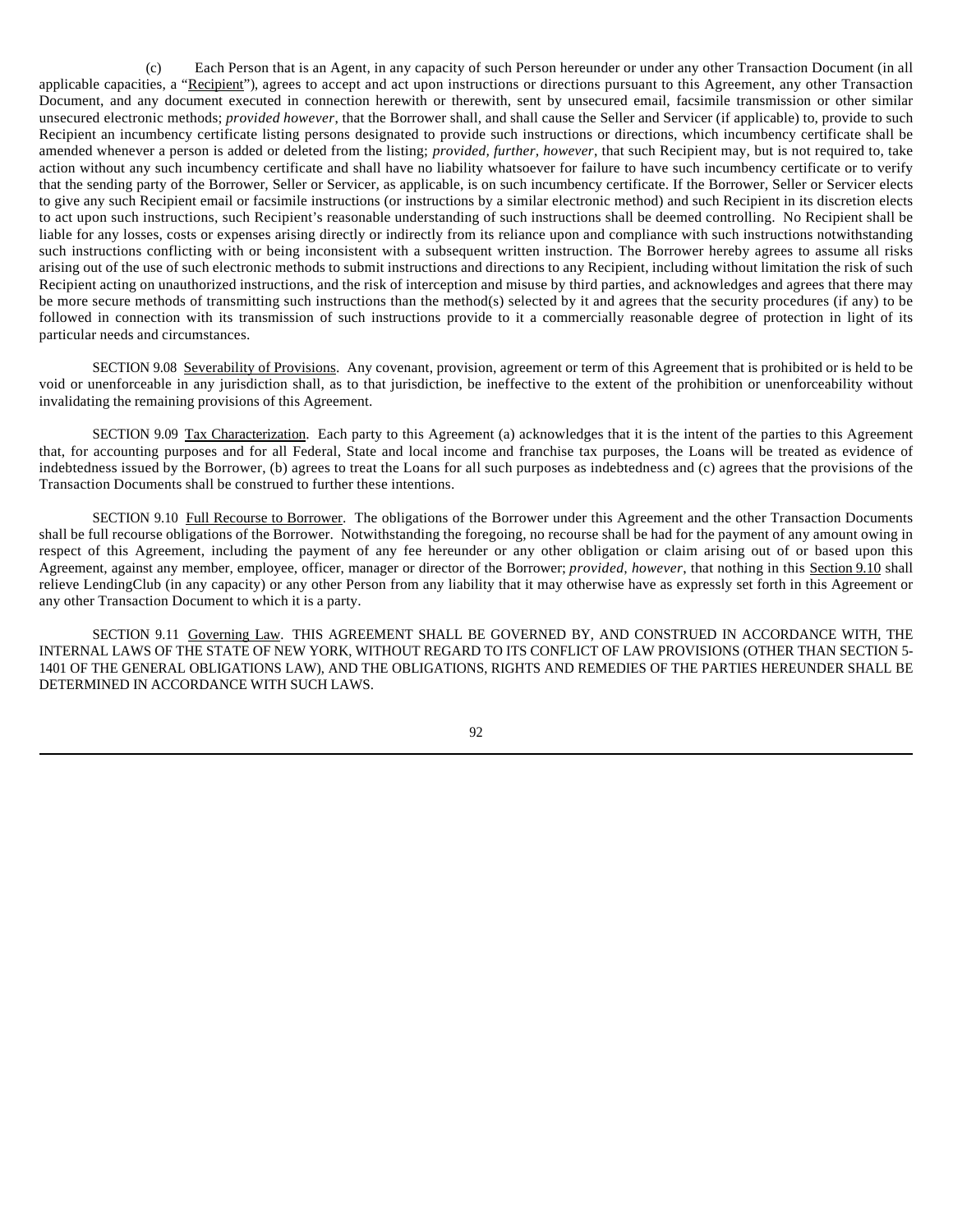(c) Each Person that is an Agent, in any capacity of such Person hereunder or under any other Transaction Document (in all applicable capacities, a "Recipient"), agrees to accept and act upon instructions or directions pursuant to this Agreement, any other Transaction Document, and any document executed in connection herewith or therewith, sent by unsecured email, facsimile transmission or other similar unsecured electronic methods; *provided however*, that the Borrower shall, and shall cause the Seller and Servicer (if applicable) to, provide to such Recipient an incumbency certificate listing persons designated to provide such instructions or directions, which incumbency certificate shall be amended whenever a person is added or deleted from the listing; *provided, further, however*, that such Recipient may, but is not required to, take action without any such incumbency certificate and shall have no liability whatsoever for failure to have such incumbency certificate or to verify that the sending party of the Borrower, Seller or Servicer, as applicable, is on such incumbency certificate. If the Borrower, Seller or Servicer elects to give any such Recipient email or facsimile instructions (or instructions by a similar electronic method) and such Recipient in its discretion elects to act upon such instructions, such Recipient's reasonable understanding of such instructions shall be deemed controlling. No Recipient shall be liable for any losses, costs or expenses arising directly or indirectly from its reliance upon and compliance with such instructions notwithstanding such instructions conflicting with or being inconsistent with a subsequent written instruction. The Borrower hereby agrees to assume all risks arising out of the use of such electronic methods to submit instructions and directions to any Recipient, including without limitation the risk of such Recipient acting on unauthorized instructions, and the risk of interception and misuse by third parties, and acknowledges and agrees that there may be more secure methods of transmitting such instructions than the method(s) selected by it and agrees that the security procedures (if any) to be followed in connection with its transmission of such instructions provide to it a commercially reasonable degree of protection in light of its particular needs and circumstances.

SECTION 9.08 Severability of Provisions. Any covenant, provision, agreement or term of this Agreement that is prohibited or is held to be void or unenforceable in any jurisdiction shall, as to that jurisdiction, be ineffective to the extent of the prohibition or unenforceability without invalidating the remaining provisions of this Agreement.

SECTION 9.09 Tax Characterization. Each party to this Agreement (a) acknowledges that it is the intent of the parties to this Agreement that, for accounting purposes and for all Federal, State and local income and franchise tax purposes, the Loans will be treated as evidence of indebtedness issued by the Borrower, (b) agrees to treat the Loans for all such purposes as indebtedness and (c) agrees that the provisions of the Transaction Documents shall be construed to further these intentions.

SECTION 9.10 Full Recourse to Borrower. The obligations of the Borrower under this Agreement and the other Transaction Documents shall be full recourse obligations of the Borrower. Notwithstanding the foregoing, no recourse shall be had for the payment of any amount owing in respect of this Agreement, including the payment of any fee hereunder or any other obligation or claim arising out of or based upon this Agreement, against any member, employee, officer, manager or director of the Borrower; *provided*, *however*, that nothing in this Section 9.10 shall relieve LendingClub (in any capacity) or any other Person from any liability that it may otherwise have as expressly set forth in this Agreement or any other Transaction Document to which it is a party.

SECTION 9.11 Governing Law. THIS AGREEMENT SHALL BE GOVERNED BY, AND CONSTRUED IN ACCORDANCE WITH, THE INTERNAL LAWS OF THE STATE OF NEW YORK, WITHOUT REGARD TO ITS CONFLICT OF LAW PROVISIONS (OTHER THAN SECTION 5-1401 OF THE GENERAL OBLIGATIONS LAW), AND THE OBLIGATIONS, RIGHTS AND REMEDIES OF THE PARTIES HEREUNDER SHALL BE DETERMINED IN ACCORDANCE WITH SUCH LAWS.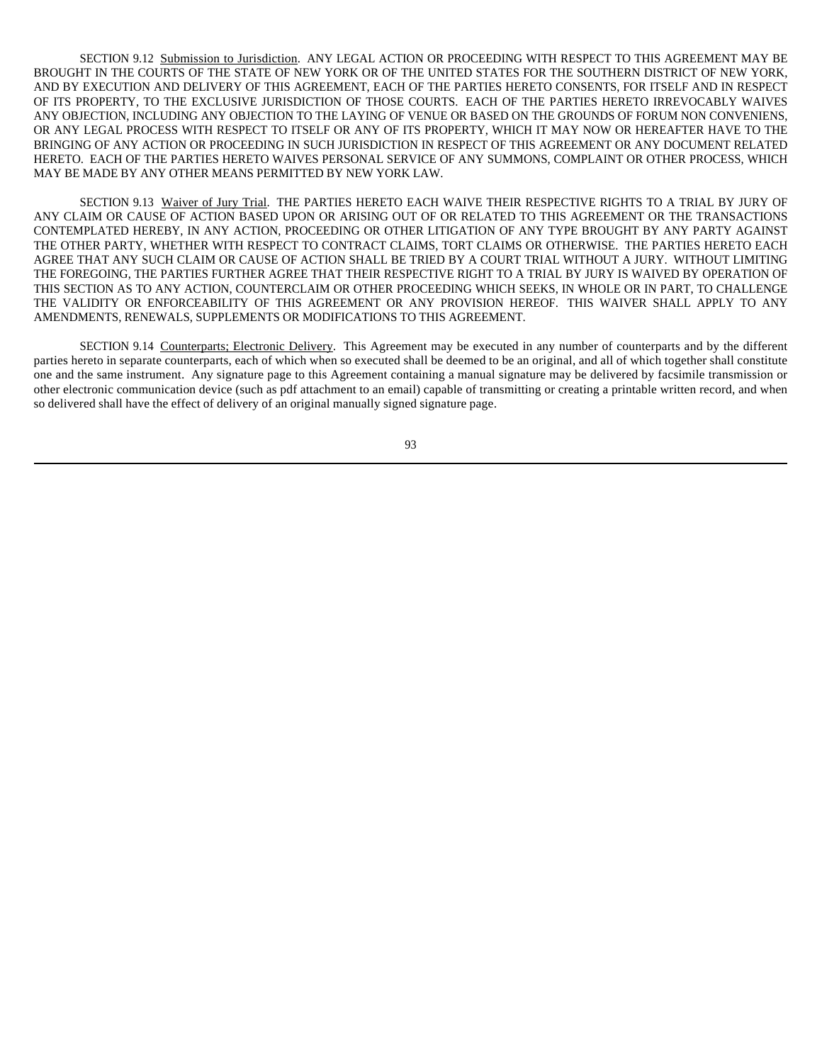SECTION 9.12 Submission to Jurisdiction. ANY LEGAL ACTION OR PROCEEDING WITH RESPECT TO THIS AGREEMENT MAY BE BROUGHT IN THE COURTS OF THE STATE OF NEW YORK OR OF THE UNITED STATES FOR THE SOUTHERN DISTRICT OF NEW YORK, AND BY EXECUTION AND DELIVERY OF THIS AGREEMENT, EACH OF THE PARTIES HERETO CONSENTS, FOR ITSELF AND IN RESPECT OF ITS PROPERTY, TO THE EXCLUSIVE JURISDICTION OF THOSE COURTS. EACH OF THE PARTIES HERETO IRREVOCABLY WAIVES ANY OBJECTION, INCLUDING ANY OBJECTION TO THE LAYING OF VENUE OR BASED ON THE GROUNDS OF FORUM NON CONVENIENS, OR ANY LEGAL PROCESS WITH RESPECT TO ITSELF OR ANY OF ITS PROPERTY, WHICH IT MAY NOW OR HEREAFTER HAVE TO THE BRINGING OF ANY ACTION OR PROCEEDING IN SUCH JURISDICTION IN RESPECT OF THIS AGREEMENT OR ANY DOCUMENT RELATED HERETO. EACH OF THE PARTIES HERETO WAIVES PERSONAL SERVICE OF ANY SUMMONS, COMPLAINT OR OTHER PROCESS, WHICH MAY BE MADE BY ANY OTHER MEANS PERMITTED BY NEW YORK LAW.

SECTION 9.13 Waiver of Jury Trial. THE PARTIES HERETO EACH WAIVE THEIR RESPECTIVE RIGHTS TO A TRIAL BY JURY OF ANY CLAIM OR CAUSE OF ACTION BASED UPON OR ARISING OUT OF OR RELATED TO THIS AGREEMENT OR THE TRANSACTIONS CONTEMPLATED HEREBY, IN ANY ACTION, PROCEEDING OR OTHER LITIGATION OF ANY TYPE BROUGHT BY ANY PARTY AGAINST THE OTHER PARTY, WHETHER WITH RESPECT TO CONTRACT CLAIMS, TORT CLAIMS OR OTHERWISE. THE PARTIES HERETO EACH AGREE THAT ANY SUCH CLAIM OR CAUSE OF ACTION SHALL BE TRIED BY A COURT TRIAL WITHOUT A JURY. WITHOUT LIMITING THE FOREGOING, THE PARTIES FURTHER AGREE THAT THEIR RESPECTIVE RIGHT TO A TRIAL BY JURY IS WAIVED BY OPERATION OF THIS SECTION AS TO ANY ACTION, COUNTERCLAIM OR OTHER PROCEEDING WHICH SEEKS, IN WHOLE OR IN PART, TO CHALLENGE THE VALIDITY OR ENFORCEABILITY OF THIS AGREEMENT OR ANY PROVISION HEREOF. THIS WAIVER SHALL APPLY TO ANY AMENDMENTS, RENEWALS, SUPPLEMENTS OR MODIFICATIONS TO THIS AGREEMENT.

SECTION 9.14 Counterparts; Electronic Delivery. This Agreement may be executed in any number of counterparts and by the different parties hereto in separate counterparts, each of which when so executed shall be deemed to be an original, and all of which together shall constitute one and the same instrument. Any signature page to this Agreement containing a manual signature may be delivered by facsimile transmission or other electronic communication device (such as pdf attachment to an email) capable of transmitting or creating a printable written record, and when so delivered shall have the effect of delivery of an original manually signed signature page.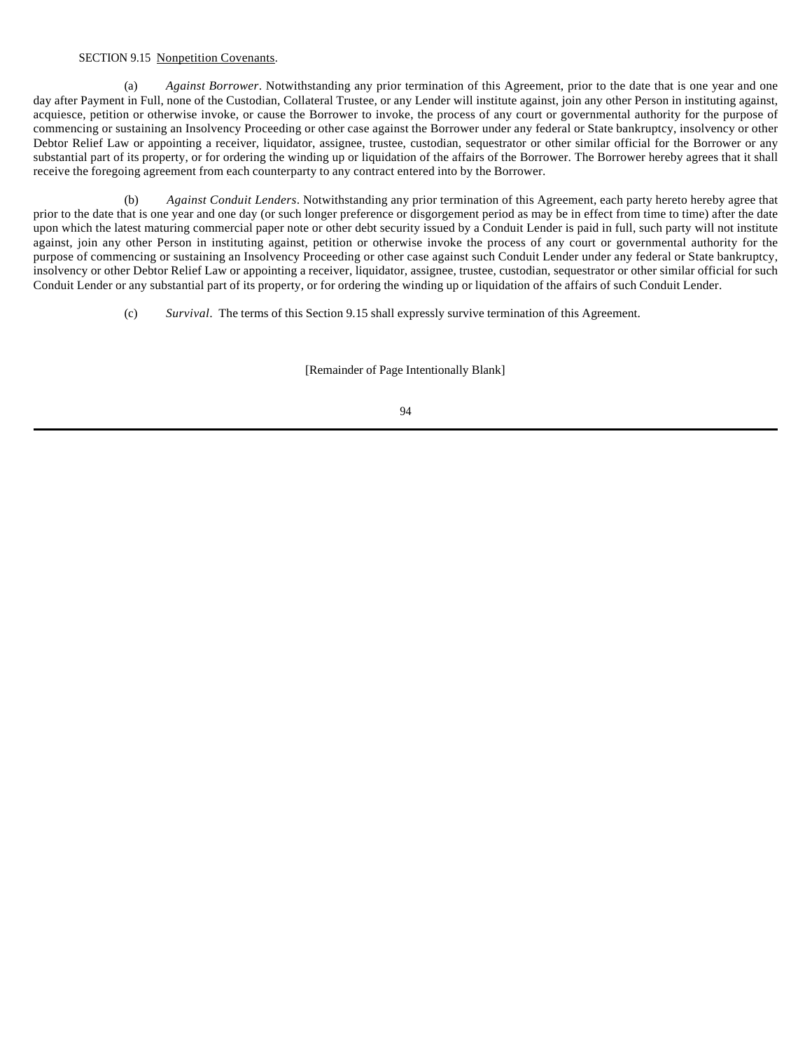SECTION 9.15 Nonpetition Covenants.

(a) *Against Borrower*. Notwithstanding any prior termination of this Agreement, prior to the date that is one year and one day after Payment in Full, none of the Custodian, Collateral Trustee, or any Lender will institute against, join any other Person in instituting against, acquiesce, petition or otherwise invoke, or cause the Borrower to invoke, the process of any court or governmental authority for the purpose of commencing or sustaining an Insolvency Proceeding or other case against the Borrower under any federal or State bankruptcy, insolvency or other Debtor Relief Law or appointing a receiver, liquidator, assignee, trustee, custodian, sequestrator or other similar official for the Borrower or any substantial part of its property, or for ordering the winding up or liquidation of the affairs of the Borrower. The Borrower hereby agrees that it shall receive the foregoing agreement from each counterparty to any contract entered into by the Borrower.

(b) *Against Conduit Lenders*. Notwithstanding any prior termination of this Agreement, each party hereto hereby agree that prior to the date that is one year and one day (or such longer preference or disgorgement period as may be in effect from time to time) after the date upon which the latest maturing commercial paper note or other debt security issued by a Conduit Lender is paid in full, such party will not institute against, join any other Person in instituting against, petition or otherwise invoke the process of any court or governmental authority for the purpose of commencing or sustaining an Insolvency Proceeding or other case against such Conduit Lender under any federal or State bankruptcy, insolvency or other Debtor Relief Law or appointing a receiver, liquidator, assignee, trustee, custodian, sequestrator or other similar official for such Conduit Lender or any substantial part of its property, or for ordering the winding up or liquidation of the affairs of such Conduit Lender.

(c) *Survival*. The terms of this Section 9.15 shall expressly survive termination of this Agreement.

[Remainder of Page Intentionally Blank]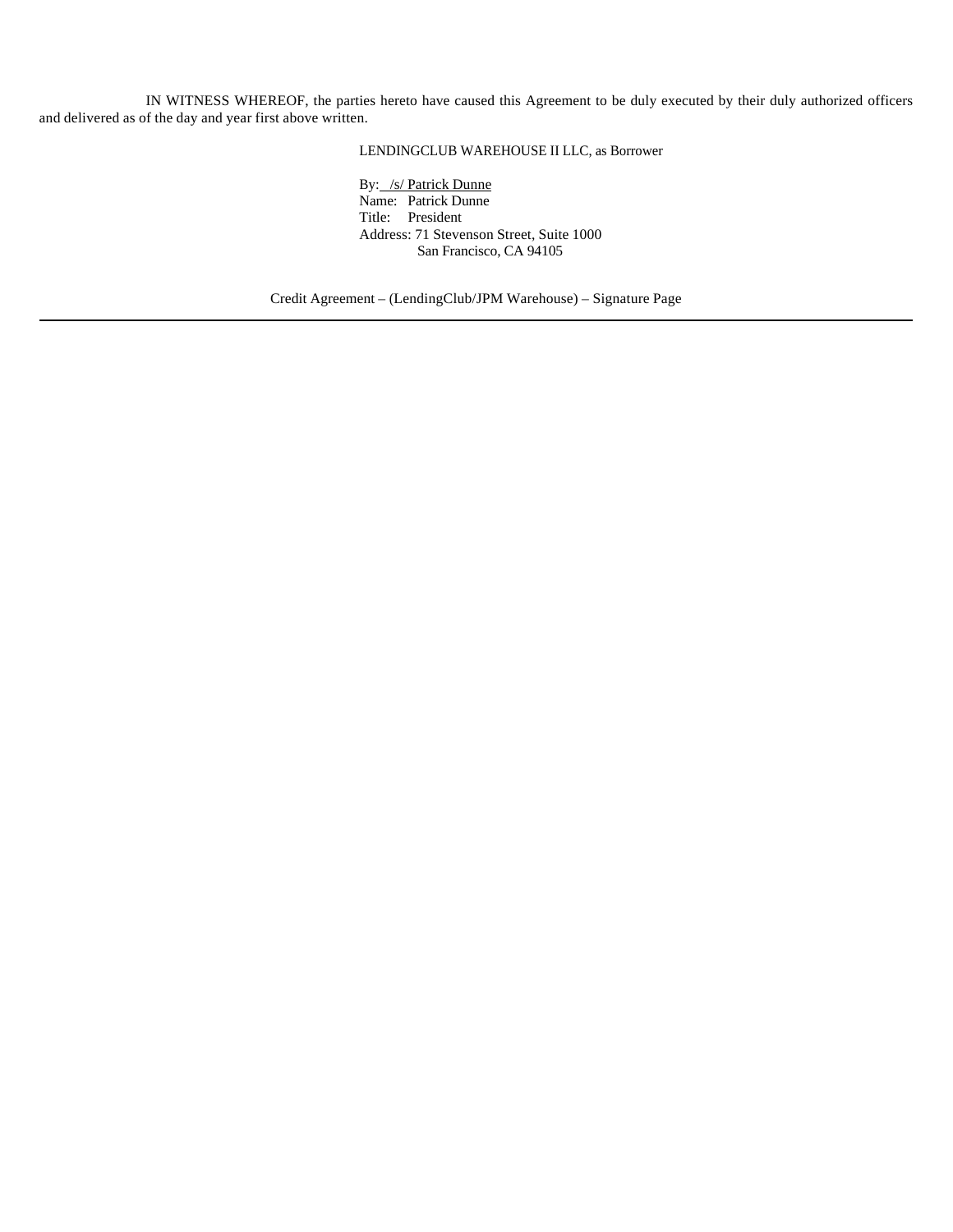IN WITNESS WHEREOF, the parties hereto have caused this Agreement to be duly executed by their duly authorized officers and delivered as of the day and year first above written.

LENDINGCLUB WAREHOUSE II LLC, as Borrower

By: /s/ Patrick Dunne
Name: Patrick Dunne
Title: President
Address: 71 Stevenson Street, Suite 1000
San Francisco, CA 94105

Credit Agreement – (LendingClub/JPM Warehouse) – Signature Page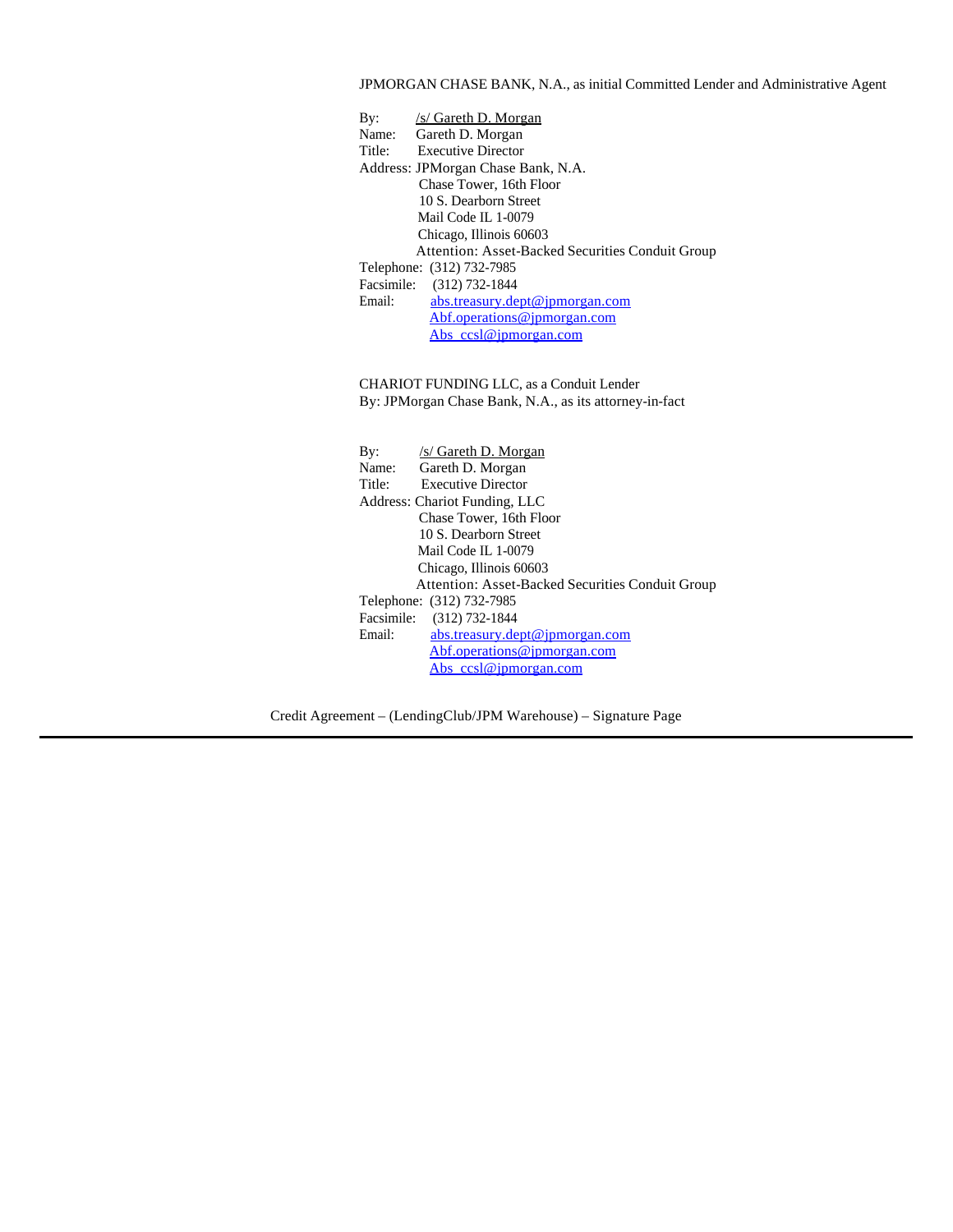JPMORGAN CHASE BANK, N.A., as initial Committed Lender and Administrative Agent

By: /s/ Gareth D. Morgan
Name: Gareth D. Morgan
Title: Executive Director
Address: JPMorgan Chase Bank, N.A.
Chase Tower, 16th Floor
10 S. Dearborn Street
Mail Code IL 1-0079
Chicago, Illinois 60603
Attention: Asset-Backed Securities Conduit Group
Telephone: (312) 732-7985
Facsimile: (312) 732-1844
Email: abs.treasury.dept@jpmorgan.com
Abf.operations@jpmorgan.com
Abs_ccsl@jpmorgan.com

CHARIOT FUNDING LLC, as a Conduit Lender
By: JPMorgan Chase Bank, N.A., as its attorney-in-fact

By: /s/ Gareth D. Morgan
Name: Gareth D. Morgan
Title: Executive Director
Address: Chariot Funding, LLC
Chase Tower, 16th Floor
10 S. Dearborn Street
Mail Code IL 1-0079
Chicago, Illinois 60603
Attention: Asset-Backed Securities Conduit Group
Telephone: (312) 732-7985
Facsimile: (312) 732-1844
Email: abs.treasury.dept@jpmorgan.com
Abf.operations@jpmorgan.com
Abs_ccsl@jpmorgan.com

Credit Agreement – (LendingClub/JPM Warehouse) – Signature Page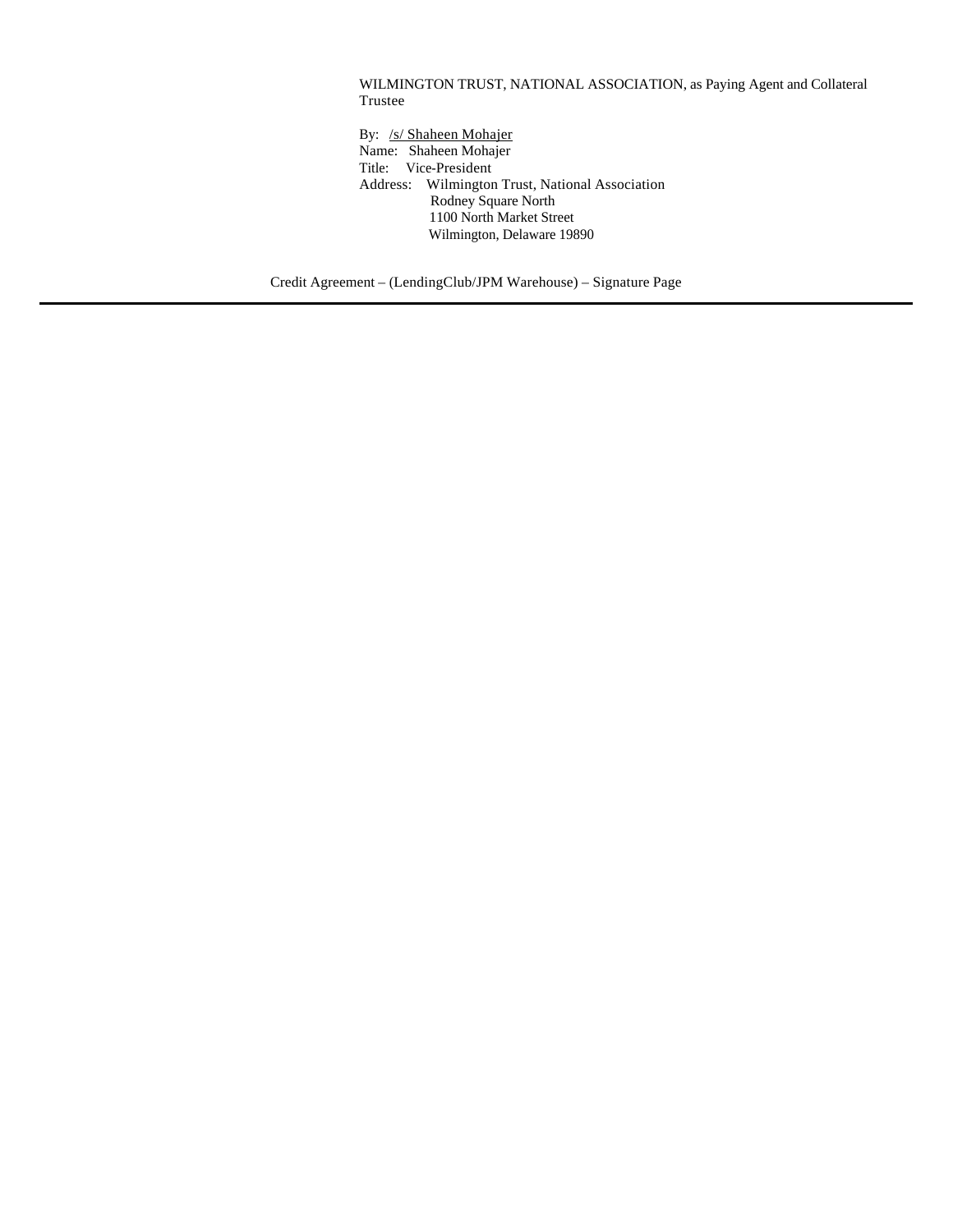WILMINGTON TRUST, NATIONAL ASSOCIATION, as Paying Agent and Collateral Trustee

By: /s/ Shaheen Mohajer
Name: Shaheen Mohajer
Title: Vice-President
Address: Wilmington Trust, National Association
Rodney Square North
1100 North Market Street
Wilmington, Delaware 19890

Credit Agreement – (LendingClub/JPM Warehouse) – Signature Page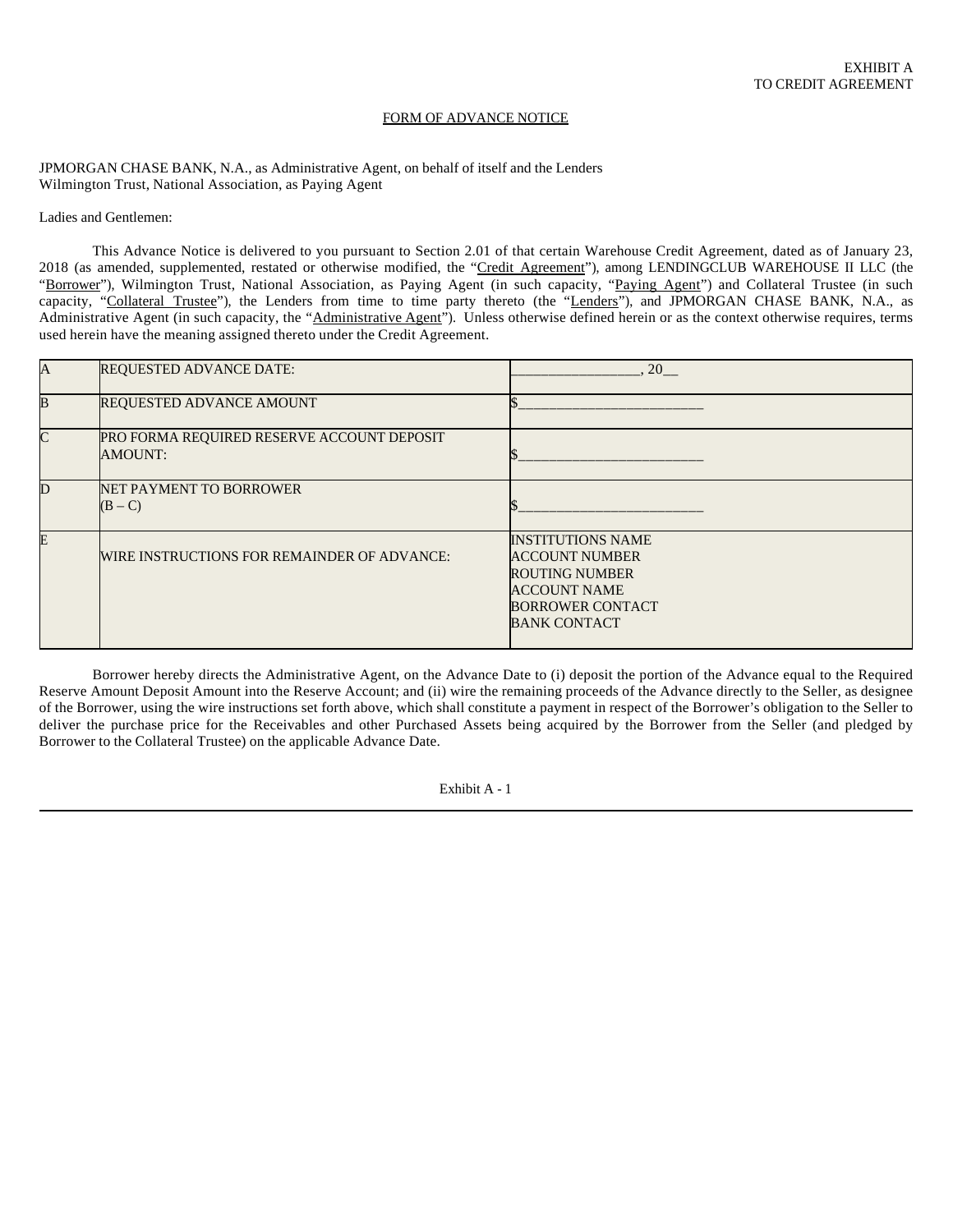EXHIBIT A
TO CREDIT AGREEMENT

FORM OF ADVANCE NOTICE

JPMORGAN CHASE BANK, N.A., as Administrative Agent, on behalf of itself and the Lenders
Wilmington Trust, National Association, as Paying Agent

Ladies and Gentlemen:

This Advance Notice is delivered to you pursuant to Section 2.01 of that certain Warehouse Credit Agreement, dated as of January 23, 2018 (as amended, supplemented, restated or otherwise modified, the "Credit Agreement"), among LENDINGCLUB WAREHOUSE II LLC (the "Borrower"), Wilmington Trust, National Association, as Paying Agent (in such capacity, "Paying Agent") and Collateral Trustee (in such capacity, "Collateral Trustee"), the Lenders from time to time party thereto (the "Lenders"), and JPMORGAN CHASE BANK, N.A., as Administrative Agent (in such capacity, the "Administrative Agent"). Unless otherwise defined herein or as the context otherwise requires, terms used herein have the meaning assigned thereto under the Credit Agreement.

| | | |
|---|---|---|
| A | REQUESTED ADVANCE DATE: | _________________, 20__ |
| B | REQUESTED ADVANCE AMOUNT | $________________________ |
| C | PRO FORMA REQUIRED RESERVE ACCOUNT DEPOSIT AMOUNT: | $________________________ |
| D | NET PAYMENT TO BORROWER (B – C) | $________________________ |
| E | WIRE INSTRUCTIONS FOR REMAINDER OF ADVANCE: | INSTITUTIONS NAME<br>ACCOUNT NUMBER<br>ROUTING NUMBER<br>ACCOUNT NAME<br>BORROWER CONTACT<br>BANK CONTACT |

Borrower hereby directs the Administrative Agent, on the Advance Date to (i) deposit the portion of the Advance equal to the Required Reserve Amount Deposit Amount into the Reserve Account; and (ii) wire the remaining proceeds of the Advance directly to the Seller, as designee of the Borrower, using the wire instructions set forth above, which shall constitute a payment in respect of the Borrower's obligation to the Seller to deliver the purchase price for the Receivables and other Purchased Assets being acquired by the Borrower from the Seller (and pledged by Borrower to the Collateral Trustee) on the applicable Advance Date.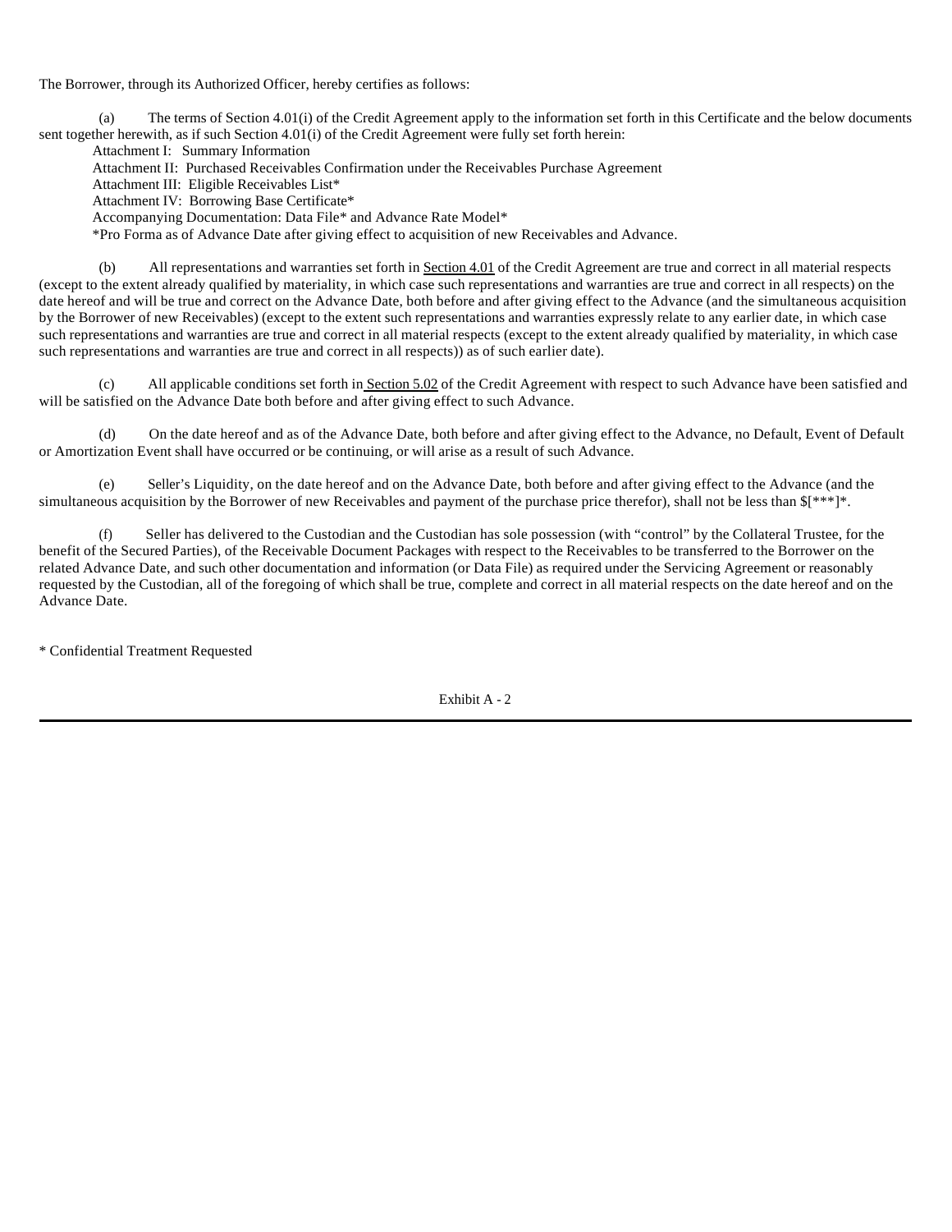The Borrower, through its Authorized Officer, hereby certifies as follows:

(a) The terms of Section 4.01(i) of the Credit Agreement apply to the information set forth in this Certificate and the below documents sent together herewith, as if such Section 4.01(i) of the Credit Agreement were fully set forth herein:

Attachment I: Summary Information

Attachment II: Purchased Receivables Confirmation under the Receivables Purchase Agreement

Attachment III: Eligible Receivables List*

Attachment IV: Borrowing Base Certificate*

Accompanying Documentation: Data File* and Advance Rate Model*

*Pro Forma as of Advance Date after giving effect to acquisition of new Receivables and Advance.

(b) All representations and warranties set forth in Section 4.01 of the Credit Agreement are true and correct in all material respects (except to the extent already qualified by materiality, in which case such representations and warranties are true and correct in all respects) on the date hereof and will be true and correct on the Advance Date, both before and after giving effect to the Advance (and the simultaneous acquisition by the Borrower of new Receivables) (except to the extent such representations and warranties expressly relate to any earlier date, in which case such representations and warranties are true and correct in all material respects (except to the extent already qualified by materiality, in which case such representations and warranties are true and correct in all respects)) as of such earlier date).

(c) All applicable conditions set forth in Section 5.02 of the Credit Agreement with respect to such Advance have been satisfied and will be satisfied on the Advance Date both before and after giving effect to such Advance.

(d) On the date hereof and as of the Advance Date, both before and after giving effect to the Advance, no Default, Event of Default or Amortization Event shall have occurred or be continuing, or will arise as a result of such Advance.

(e) Seller's Liquidity, on the date hereof and on the Advance Date, both before and after giving effect to the Advance (and the simultaneous acquisition by the Borrower of new Receivables and payment of the purchase price therefor), shall not be less than $[***]*.

(f) Seller has delivered to the Custodian and the Custodian has sole possession (with "control" by the Collateral Trustee, for the benefit of the Secured Parties), of the Receivable Document Packages with respect to the Receivables to be transferred to the Borrower on the related Advance Date, and such other documentation and information (or Data File) as required under the Servicing Agreement or reasonably requested by the Custodian, all of the foregoing of which shall be true, complete and correct in all material respects on the date hereof and on the Advance Date.

\* Confidential Treatment Requested

Exhibit A - 2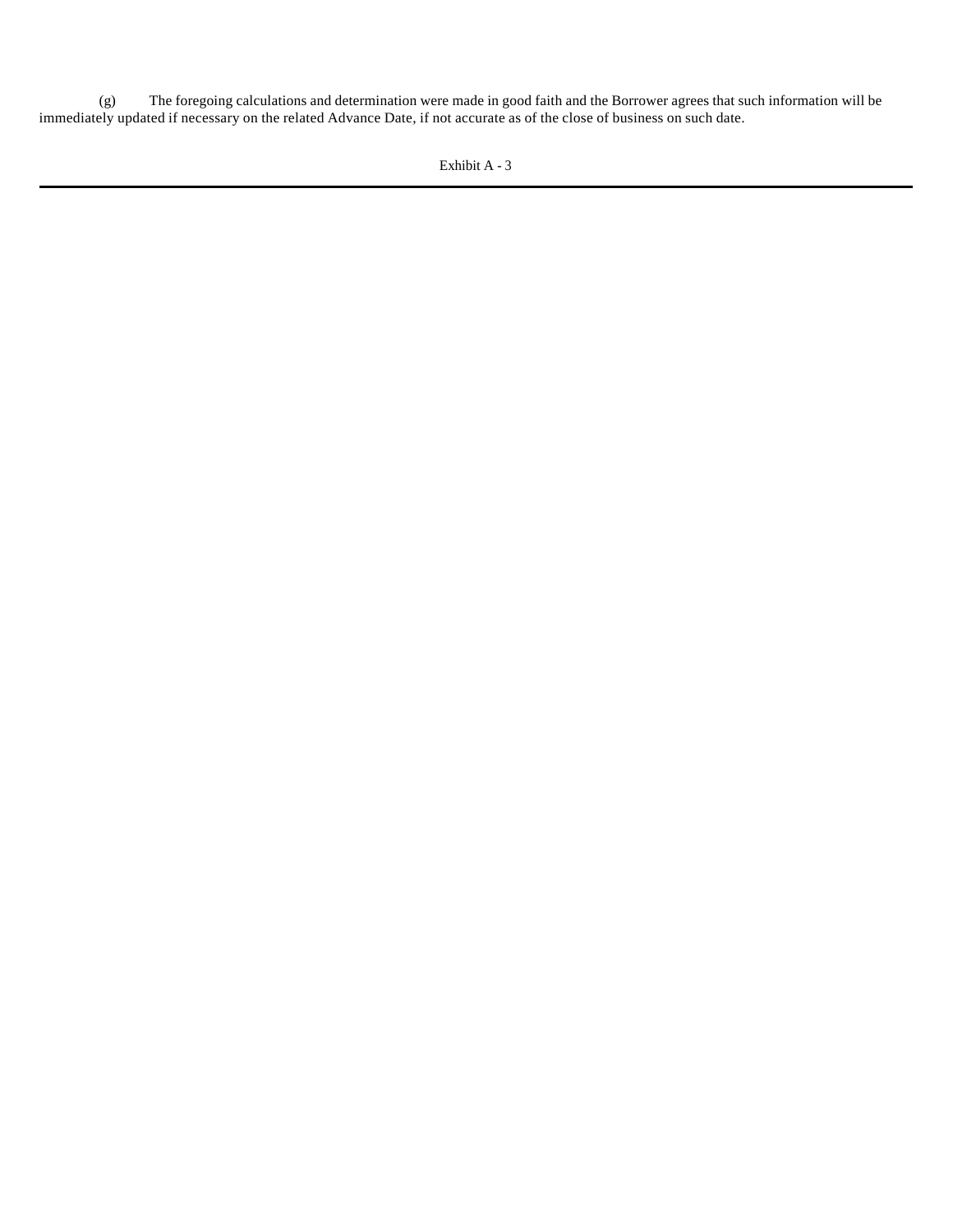(g) The foregoing calculations and determination were made in good faith and the Borrower agrees that such information will be immediately updated if necessary on the related Advance Date, if not accurate as of the close of business on such date.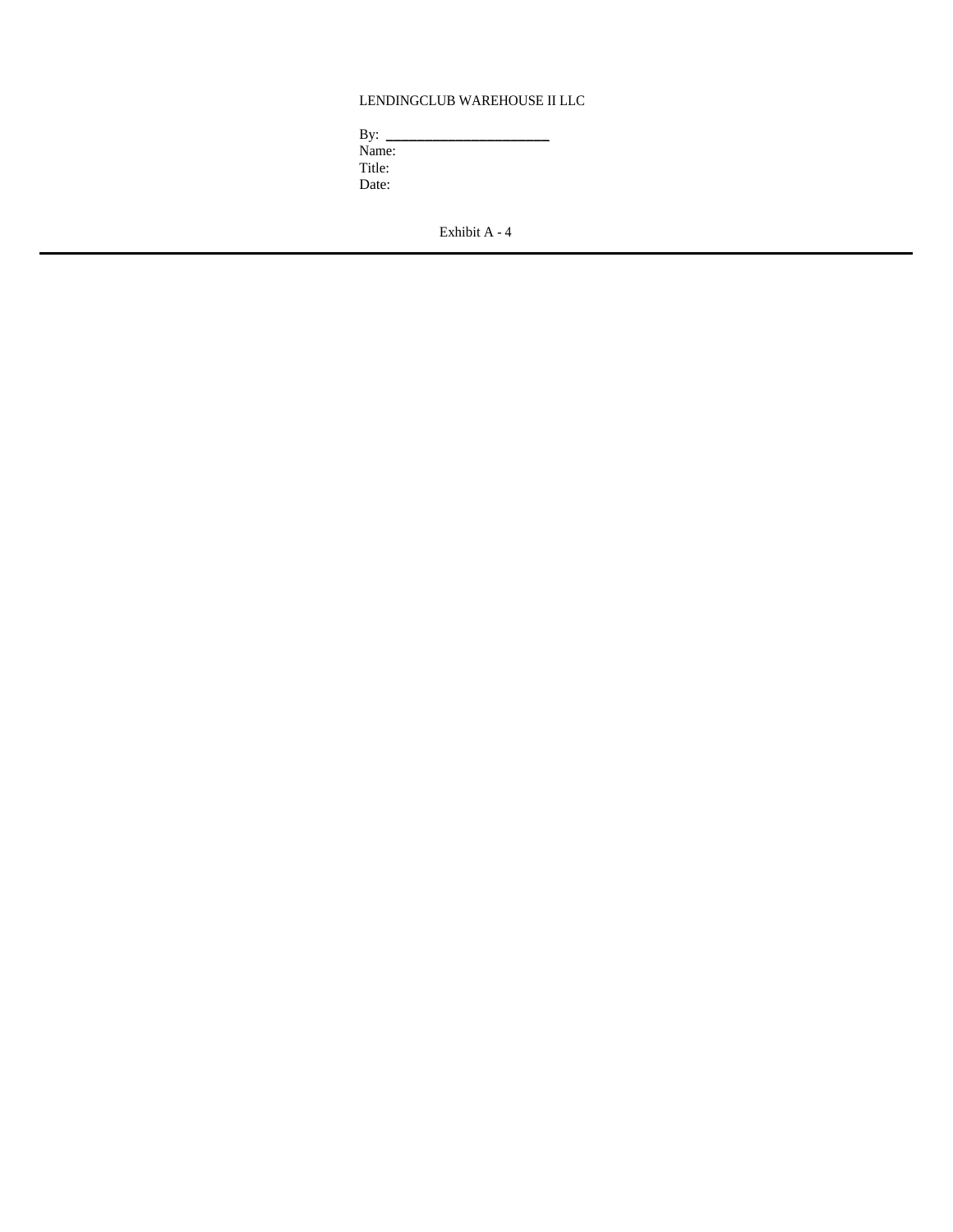LENDINGCLUB WAREHOUSE II LLC

By: \_\_\_\_\_\_\_\_\_\_\_\_\_\_\_\_\_\_\_\_\_\_\_
Name:
Title:
Date:

Exhibit A - 4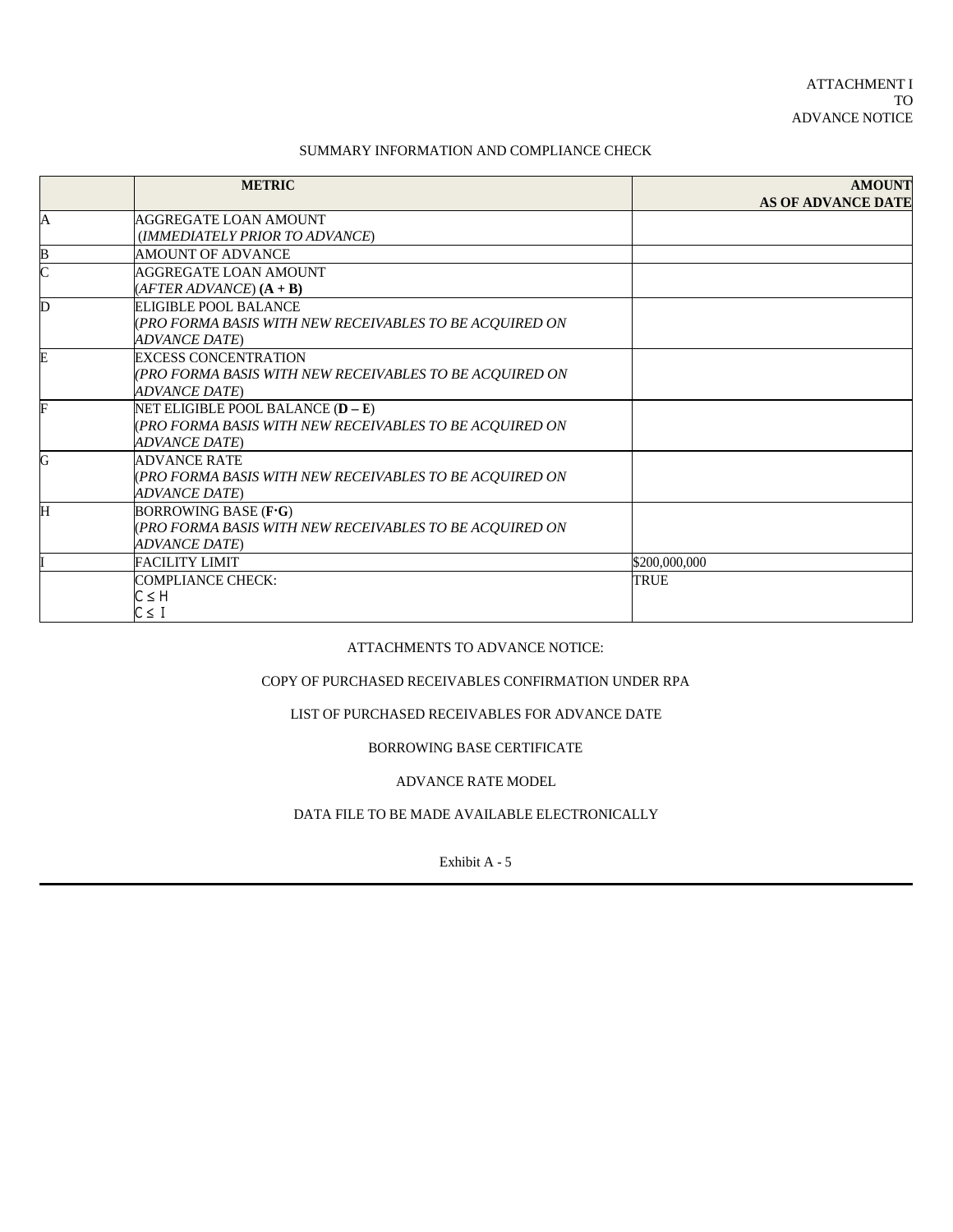ATTACHMENT I
TO
ADVANCE NOTICE

SUMMARY INFORMATION AND COMPLIANCE CHECK

| | **METRIC** | **AMOUNT AS OF ADVANCE DATE** |
|---|---|---|
| A | AGGREGATE LOAN AMOUNT (*IMMEDIATELY PRIOR TO ADVANCE*) | |
| B | AMOUNT OF ADVANCE | |
| C | AGGREGATE LOAN AMOUNT (*AFTER ADVANCE*) **(A + B)** | |
| D | ELIGIBLE POOL BALANCE (*PRO FORMA BASIS WITH NEW RECEIVABLES TO BE ACQUIRED ON ADVANCE DATE*) | |
| E | EXCESS CONCENTRATION (*PRO FORMA BASIS WITH NEW RECEIVABLES TO BE ACQUIRED ON ADVANCE DATE*) | |
| F | NET ELIGIBLE POOL BALANCE (**D – E**) (*PRO FORMA BASIS WITH NEW RECEIVABLES TO BE ACQUIRED ON ADVANCE DATE*) | |
| G | ADVANCE RATE (*PRO FORMA BASIS WITH NEW RECEIVABLES TO BE ACQUIRED ON ADVANCE DATE*) | |
| H | BORROWING BASE (**F·G**) (*PRO FORMA BASIS WITH NEW RECEIVABLES TO BE ACQUIRED ON ADVANCE DATE*) | |
| I | FACILITY LIMIT | \$200,000,000 |
| | COMPLIANCE CHECK: $C \leq H$ $C \leq I$ | TRUE |

ATTACHMENTS TO ADVANCE NOTICE:

COPY OF PURCHASED RECEIVABLES CONFIRMATION UNDER RPA

LIST OF PURCHASED RECEIVABLES FOR ADVANCE DATE

BORROWING BASE CERTIFICATE

ADVANCE RATE MODEL

DATA FILE TO BE MADE AVAILABLE ELECTRONICALLY

Exhibit A - 5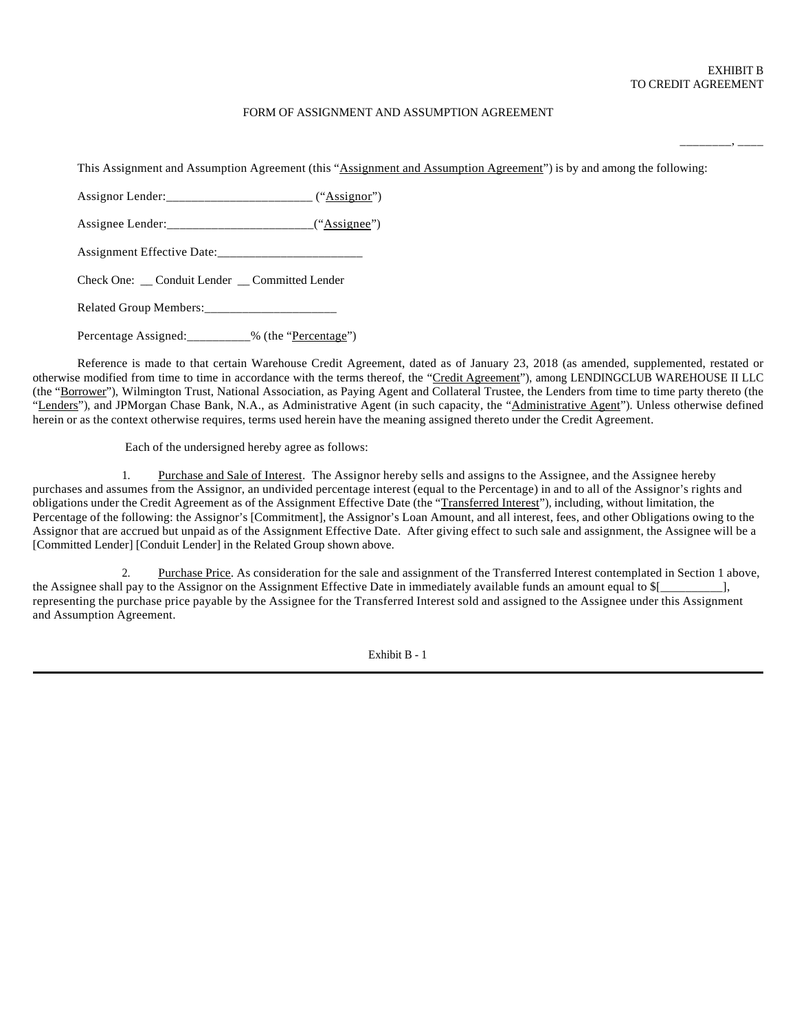EXHIBIT B
TO CREDIT AGREEMENT

FORM OF ASSIGNMENT AND ASSUMPTION AGREEMENT

________, ____

This Assignment and Assumption Agreement (this "Assignment and Assumption Agreement") is by and among the following:

Assignor Lender:_______________________ ("Assignor")

Assignee Lender:_______________________("Assignee")

Assignment Effective Date:_______________________

Check One: __ Conduit Lender __ Committed Lender

Related Group Members:_____________________

Percentage Assigned:__________% (the "Percentage")

Reference is made to that certain Warehouse Credit Agreement, dated as of January 23, 2018 (as amended, supplemented, restated or otherwise modified from time to time in accordance with the terms thereof, the "Credit Agreement"), among LENDINGCLUB WAREHOUSE II LLC (the "Borrower"), Wilmington Trust, National Association, as Paying Agent and Collateral Trustee, the Lenders from time to time party thereto (the "Lenders"), and JPMorgan Chase Bank, N.A., as Administrative Agent (in such capacity, the "Administrative Agent"). Unless otherwise defined herein or as the context otherwise requires, terms used herein have the meaning assigned thereto under the Credit Agreement.

Each of the undersigned hereby agree as follows:

1. Purchase and Sale of Interest. The Assignor hereby sells and assigns to the Assignee, and the Assignee hereby purchases and assumes from the Assignor, an undivided percentage interest (equal to the Percentage) in and to all of the Assignor's rights and obligations under the Credit Agreement as of the Assignment Effective Date (the "Transferred Interest"), including, without limitation, the Percentage of the following: the Assignor's [Commitment], the Assignor's Loan Amount, and all interest, fees, and other Obligations owing to the Assignor that are accrued but unpaid as of the Assignment Effective Date. After giving effect to such sale and assignment, the Assignee will be a [Committed Lender] [Conduit Lender] in the Related Group shown above.

2. Purchase Price. As consideration for the sale and assignment of the Transferred Interest contemplated in Section 1 above, the Assignee shall pay to the Assignor on the Assignment Effective Date in immediately available funds an amount equal to $[__________], representing the purchase price payable by the Assignee for the Transferred Interest sold and assigned to the Assignee under this Assignment and Assumption Agreement.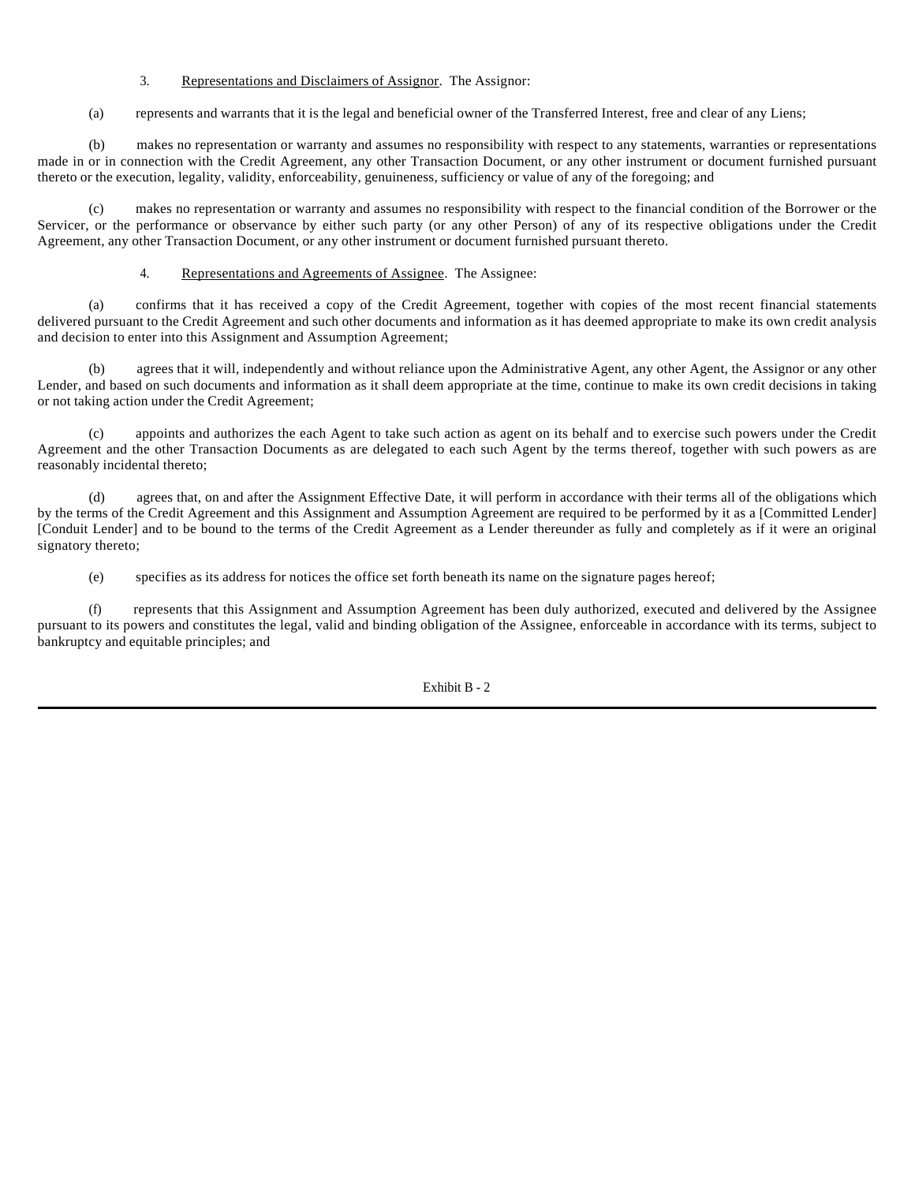3. Representations and Disclaimers of Assignor. The Assignor:

(a) represents and warrants that it is the legal and beneficial owner of the Transferred Interest, free and clear of any Liens;

(b) makes no representation or warranty and assumes no responsibility with respect to any statements, warranties or representations made in or in connection with the Credit Agreement, any other Transaction Document, or any other instrument or document furnished pursuant thereto or the execution, legality, validity, enforceability, genuineness, sufficiency or value of any of the foregoing; and

(c) makes no representation or warranty and assumes no responsibility with respect to the financial condition of the Borrower or the Servicer, or the performance or observance by either such party (or any other Person) of any of its respective obligations under the Credit Agreement, any other Transaction Document, or any other instrument or document furnished pursuant thereto.

4. Representations and Agreements of Assignee. The Assignee:

(a) confirms that it has received a copy of the Credit Agreement, together with copies of the most recent financial statements delivered pursuant to the Credit Agreement and such other documents and information as it has deemed appropriate to make its own credit analysis and decision to enter into this Assignment and Assumption Agreement;

(b) agrees that it will, independently and without reliance upon the Administrative Agent, any other Agent, the Assignor or any other Lender, and based on such documents and information as it shall deem appropriate at the time, continue to make its own credit decisions in taking or not taking action under the Credit Agreement;

(c) appoints and authorizes the each Agent to take such action as agent on its behalf and to exercise such powers under the Credit Agreement and the other Transaction Documents as are delegated to each such Agent by the terms thereof, together with such powers as are reasonably incidental thereto;

(d) agrees that, on and after the Assignment Effective Date, it will perform in accordance with their terms all of the obligations which by the terms of the Credit Agreement and this Assignment and Assumption Agreement are required to be performed by it as a [Committed Lender] [Conduit Lender] and to be bound to the terms of the Credit Agreement as a Lender thereunder as fully and completely as if it were an original signatory thereto;

(e) specifies as its address for notices the office set forth beneath its name on the signature pages hereof;

(f) represents that this Assignment and Assumption Agreement has been duly authorized, executed and delivered by the Assignee pursuant to its powers and constitutes the legal, valid and binding obligation of the Assignee, enforceable in accordance with its terms, subject to bankruptcy and equitable principles; and

Exhibit B - 2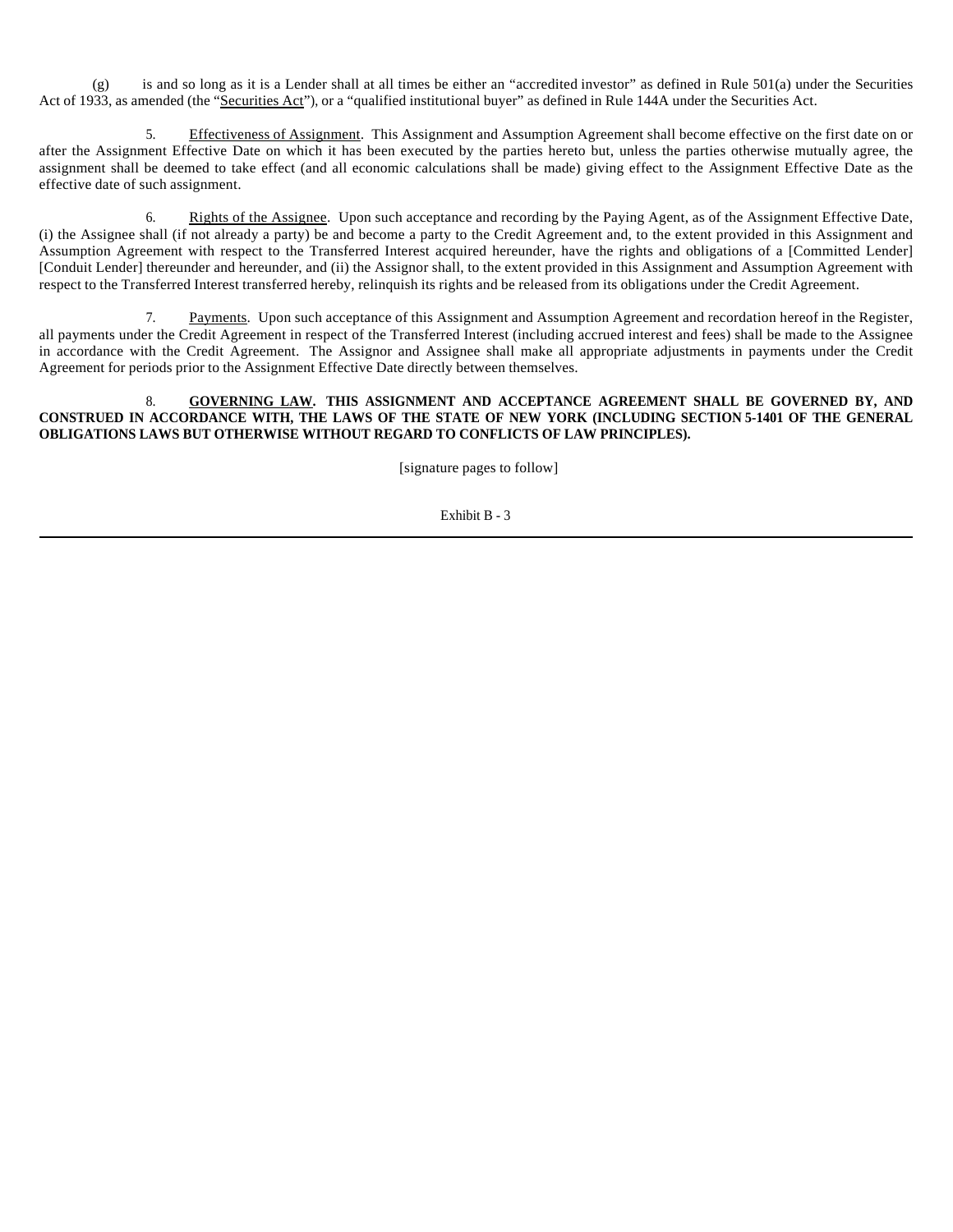(g) is and so long as it is a Lender shall at all times be either an "accredited investor" as defined in Rule 501(a) under the Securities Act of 1933, as amended (the "Securities Act"), or a "qualified institutional buyer" as defined in Rule 144A under the Securities Act.

5. Effectiveness of Assignment. This Assignment and Assumption Agreement shall become effective on the first date on or after the Assignment Effective Date on which it has been executed by the parties hereto but, unless the parties otherwise mutually agree, the assignment shall be deemed to take effect (and all economic calculations shall be made) giving effect to the Assignment Effective Date as the effective date of such assignment.

6. Rights of the Assignee. Upon such acceptance and recording by the Paying Agent, as of the Assignment Effective Date, (i) the Assignee shall (if not already a party) be and become a party to the Credit Agreement and, to the extent provided in this Assignment and Assumption Agreement with respect to the Transferred Interest acquired hereunder, have the rights and obligations of a [Committed Lender] [Conduit Lender] thereunder and hereunder, and (ii) the Assignor shall, to the extent provided in this Assignment and Assumption Agreement with respect to the Transferred Interest transferred hereby, relinquish its rights and be released from its obligations under the Credit Agreement.

7. Payments. Upon such acceptance of this Assignment and Assumption Agreement and recordation hereof in the Register, all payments under the Credit Agreement in respect of the Transferred Interest (including accrued interest and fees) shall be made to the Assignee in accordance with the Credit Agreement. The Assignor and Assignee shall make all appropriate adjustments in payments under the Credit Agreement for periods prior to the Assignment Effective Date directly between themselves.

**8. GOVERNING LAW. THIS ASSIGNMENT AND ACCEPTANCE AGREEMENT SHALL BE GOVERNED BY, AND CONSTRUED IN ACCORDANCE WITH, THE LAWS OF THE STATE OF NEW YORK (INCLUDING SECTION 5-1401 OF THE GENERAL OBLIGATIONS LAWS BUT OTHERWISE WITHOUT REGARD TO CONFLICTS OF LAW PRINCIPLES).**

[signature pages to follow]

Exhibit B - 3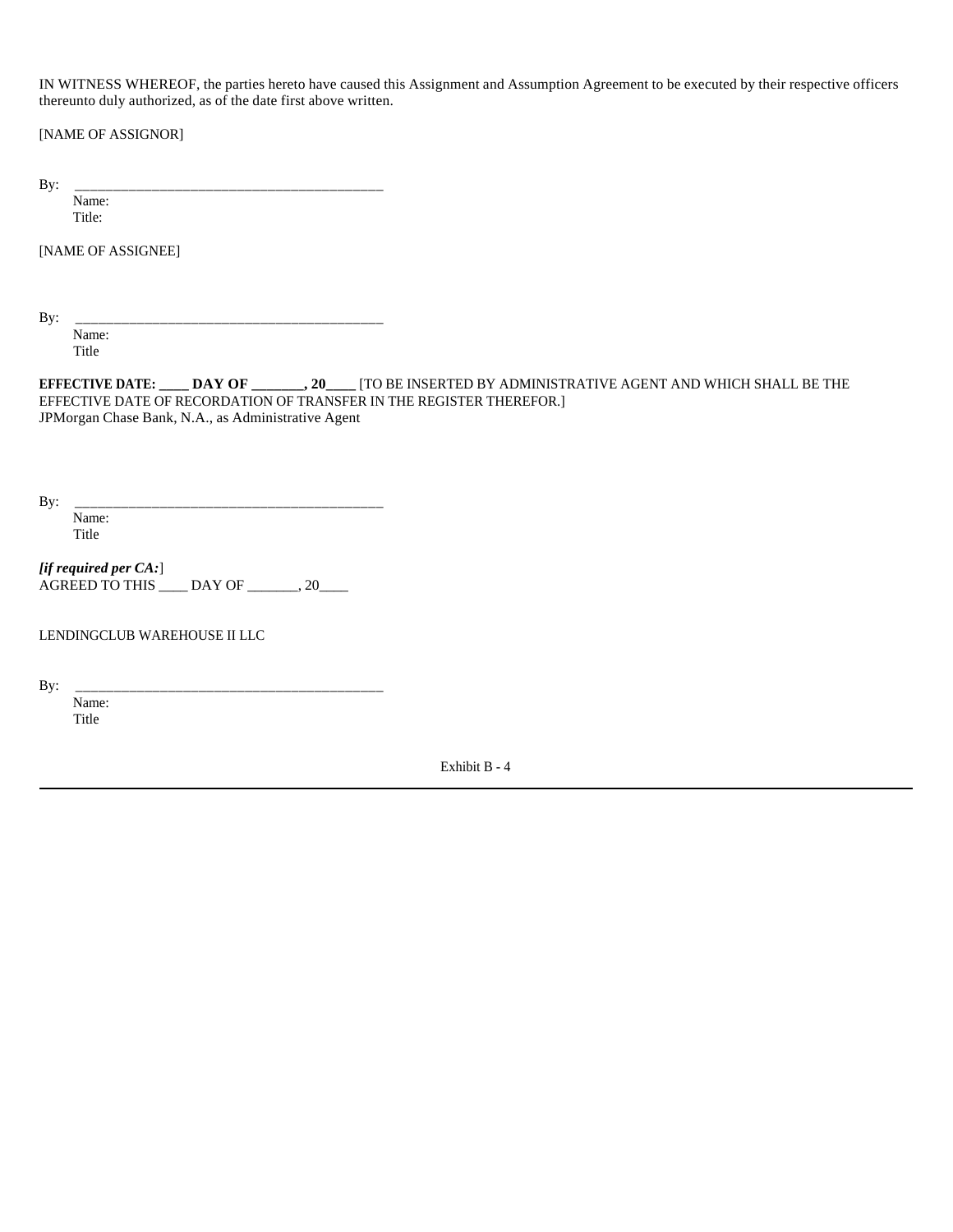IN WITNESS WHEREOF, the parties hereto have caused this Assignment and Assumption Agreement to be executed by their respective officers thereunto duly authorized, as of the date first above written.

[NAME OF ASSIGNOR]

By: \_\_\_\_\_\_\_\_\_\_\_\_\_\_\_\_\_\_\_\_\_\_\_\_\_\_\_\_\_\_\_\_\_\_\_\_\_\_\_\_\_\_\_\_
Name:
Title:

[NAME OF ASSIGNEE]

By: \_\_\_\_\_\_\_\_\_\_\_\_\_\_\_\_\_\_\_\_\_\_\_\_\_\_\_\_\_\_\_\_\_\_\_\_\_\_\_\_\_\_\_\_
Name:
Title

**EFFECTIVE DATE: \_\_\_\_ DAY OF \_\_\_\_\_\_\_, 20\_\_\_\_** [TO BE INSERTED BY ADMINISTRATIVE AGENT AND WHICH SHALL BE THE EFFECTIVE DATE OF RECORDATION OF TRANSFER IN THE REGISTER THEREFOR.]
JPMorgan Chase Bank, N.A., as Administrative Agent

By: \_\_\_\_\_\_\_\_\_\_\_\_\_\_\_\_\_\_\_\_\_\_\_\_\_\_\_\_\_\_\_\_\_\_\_\_\_\_\_\_\_\_\_\_
Name:
Title

***[if required per CA:***]
AGREED TO THIS \_\_\_\_ DAY OF \_\_\_\_\_\_\_, 20\_\_\_\_

LENDINGCLUB WAREHOUSE II LLC

By: \_\_\_\_\_\_\_\_\_\_\_\_\_\_\_\_\_\_\_\_\_\_\_\_\_\_\_\_\_\_\_\_\_\_\_\_\_\_\_\_\_\_\_\_
Name:
Title

Exhibit B - 4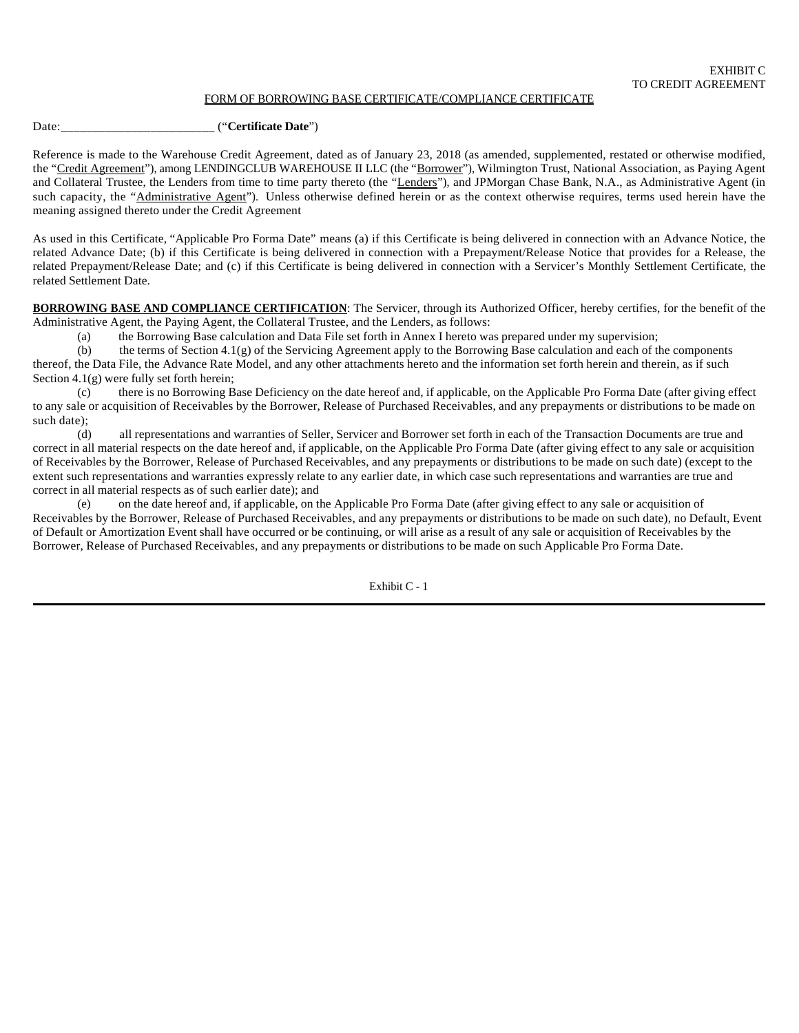EXHIBIT C
TO CREDIT AGREEMENT

FORM OF BORROWING BASE CERTIFICATE/COMPLIANCE CERTIFICATE

Date:________________________ (“**Certificate Date**”)

Reference is made to the Warehouse Credit Agreement, dated as of January 23, 2018 (as amended, supplemented, restated or otherwise modified, the “Credit Agreement”), among LENDINGCLUB WAREHOUSE II LLC (the “Borrower”), Wilmington Trust, National Association, as Paying Agent and Collateral Trustee, the Lenders from time to time party thereto (the “Lenders”), and JPMorgan Chase Bank, N.A., as Administrative Agent (in such capacity, the “Administrative Agent”). Unless otherwise defined herein or as the context otherwise requires, terms used herein have the meaning assigned thereto under the Credit Agreement

As used in this Certificate, “Applicable Pro Forma Date” means (a) if this Certificate is being delivered in connection with an Advance Notice, the related Advance Date; (b) if this Certificate is being delivered in connection with a Prepayment/Release Notice that provides for a Release, the related Prepayment/Release Date; and (c) if this Certificate is being delivered in connection with a Servicer’s Monthly Settlement Certificate, the related Settlement Date.

**BORROWING BASE AND COMPLIANCE CERTIFICATION**: The Servicer, through its Authorized Officer, hereby certifies, for the benefit of the Administrative Agent, the Paying Agent, the Collateral Trustee, and the Lenders, as follows:

(a) the Borrowing Base calculation and Data File set forth in Annex I hereto was prepared under my supervision;

(b) the terms of Section 4.1(g) of the Servicing Agreement apply to the Borrowing Base calculation and each of the components thereof, the Data File, the Advance Rate Model, and any other attachments hereto and the information set forth herein and therein, as if such Section 4.1(g) were fully set forth herein;

(c) there is no Borrowing Base Deficiency on the date hereof and, if applicable, on the Applicable Pro Forma Date (after giving effect to any sale or acquisition of Receivables by the Borrower, Release of Purchased Receivables, and any prepayments or distributions to be made on such date);

(d) all representations and warranties of Seller, Servicer and Borrower set forth in each of the Transaction Documents are true and correct in all material respects on the date hereof and, if applicable, on the Applicable Pro Forma Date (after giving effect to any sale or acquisition of Receivables by the Borrower, Release of Purchased Receivables, and any prepayments or distributions to be made on such date) (except to the extent such representations and warranties expressly relate to any earlier date, in which case such representations and warranties are true and correct in all material respects as of such earlier date); and

(e) on the date hereof and, if applicable, on the Applicable Pro Forma Date (after giving effect to any sale or acquisition of Receivables by the Borrower, Release of Purchased Receivables, and any prepayments or distributions to be made on such date), no Default, Event of Default or Amortization Event shall have occurred or be continuing, or will arise as a result of any sale or acquisition of Receivables by the Borrower, Release of Purchased Receivables, and any prepayments or distributions to be made on such Applicable Pro Forma Date.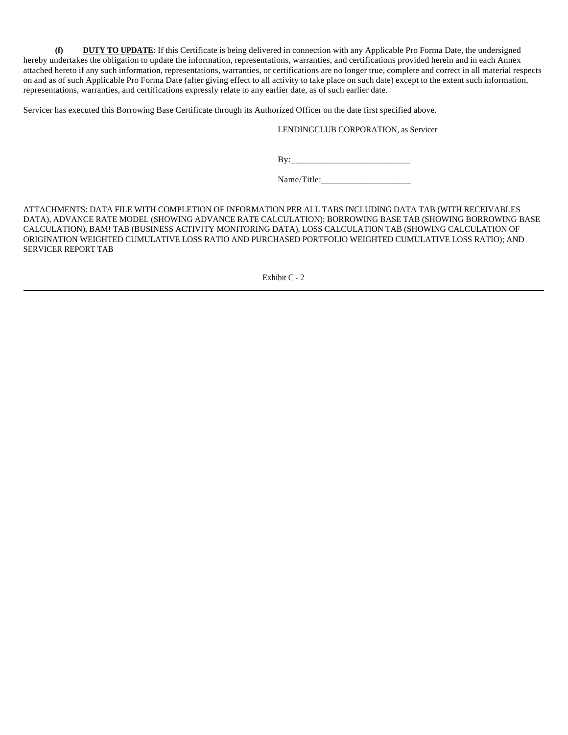**(f)** **DUTY TO UPDATE**: If this Certificate is being delivered in connection with any Applicable Pro Forma Date, the undersigned hereby undertakes the obligation to update the information, representations, warranties, and certifications provided herein and in each Annex attached hereto if any such information, representations, warranties, or certifications are no longer true, complete and correct in all material respects on and as of such Applicable Pro Forma Date (after giving effect to all activity to take place on such date) except to the extent such information, representations, warranties, and certifications expressly relate to any earlier date, as of such earlier date.

Servicer has executed this Borrowing Base Certificate through its Authorized Officer on the date first specified above.

LENDINGCLUB CORPORATION, as Servicer

By:___________________________

Name/Title:_____________________

ATTACHMENTS: DATA FILE WITH COMPLETION OF INFORMATION PER ALL TABS INCLUDING DATA TAB (WITH RECEIVABLES DATA), ADVANCE RATE MODEL (SHOWING ADVANCE RATE CALCULATION); BORROWING BASE TAB (SHOWING BORROWING BASE CALCULATION), BAM! TAB (BUSINESS ACTIVITY MONITORING DATA), LOSS CALCULATION TAB (SHOWING CALCULATION OF ORIGINATION WEIGHTED CUMULATIVE LOSS RATIO AND PURCHASED PORTFOLIO WEIGHTED CUMULATIVE LOSS RATIO); AND SERVICER REPORT TAB

Exhibit C - 2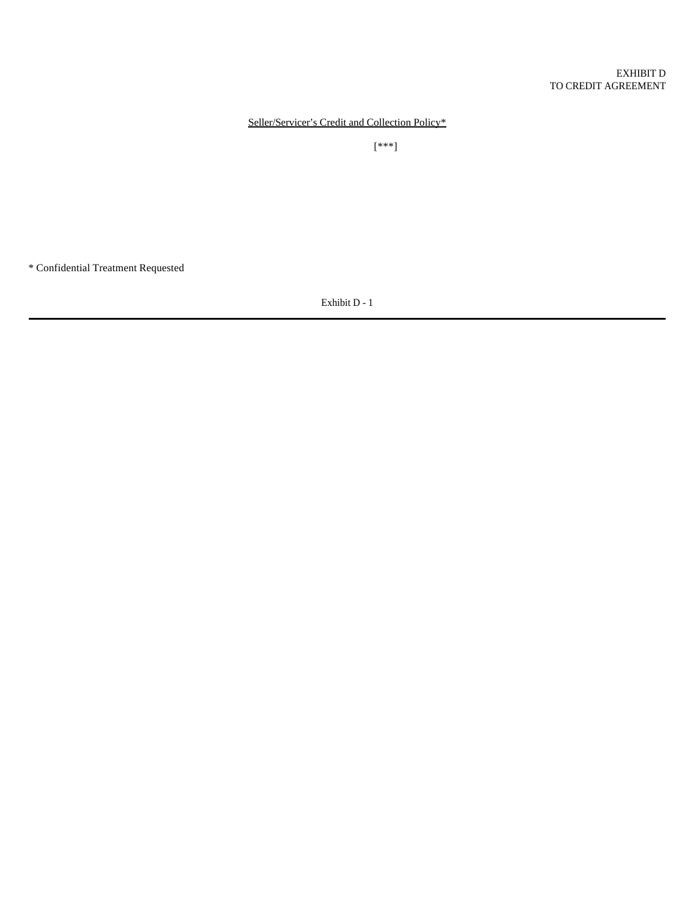EXHIBIT D
TO CREDIT AGREEMENT

Seller/Servicer's Credit and Collection Policy*

[***]

* Confidential Treatment Requested

Exhibit D - 1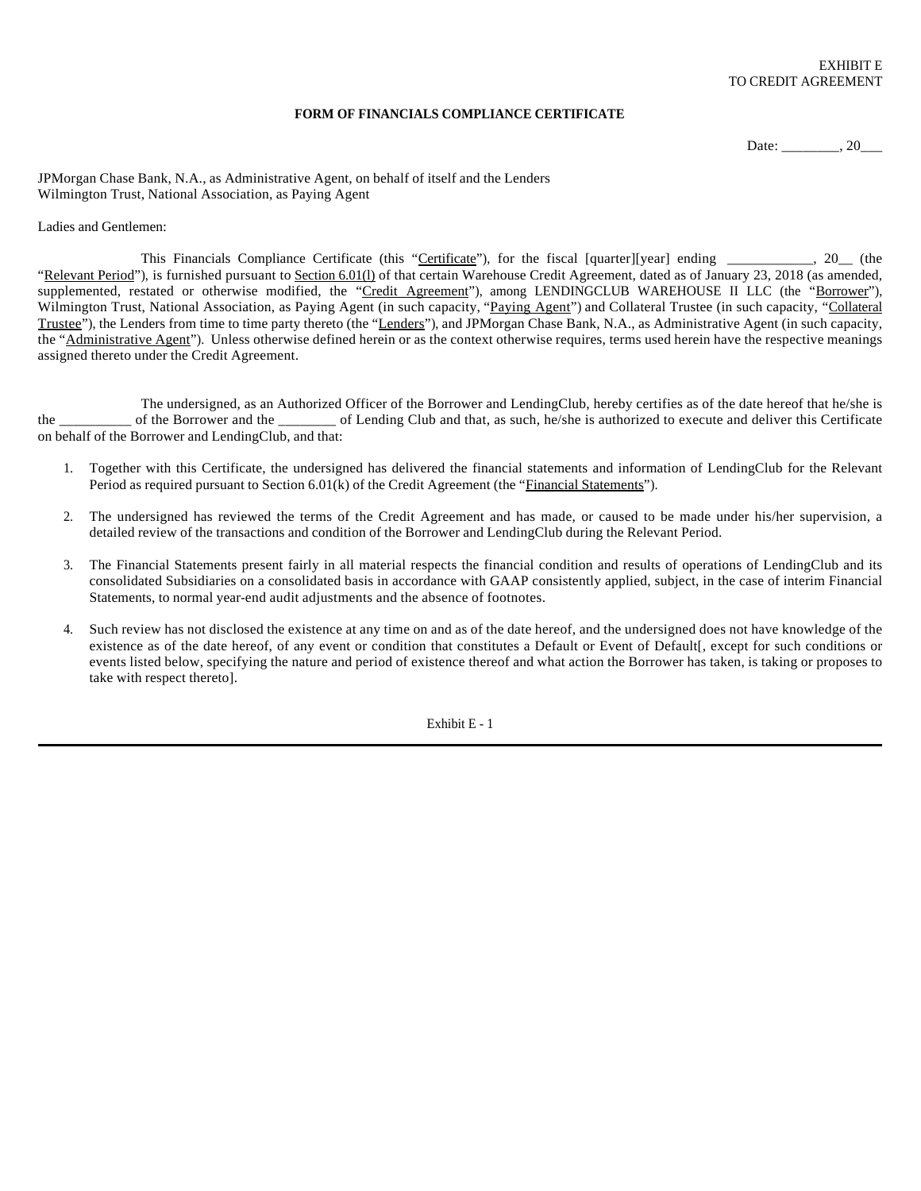EXHIBIT E
TO CREDIT AGREEMENT

**FORM OF FINANCIALS COMPLIANCE CERTIFICATE**

Date: ________, 20___

JPMorgan Chase Bank, N.A., as Administrative Agent, on behalf of itself and the Lenders
Wilmington Trust, National Association, as Paying Agent

Ladies and Gentlemen:

This Financials Compliance Certificate (this "Certificate"), for the fiscal [quarter][year] ending ____________, 20__ (the "Relevant Period"), is furnished pursuant to Section 6.01(l) of that certain Warehouse Credit Agreement, dated as of January 23, 2018 (as amended, supplemented, restated or otherwise modified, the "Credit Agreement"), among LENDINGCLUB WAREHOUSE II LLC (the "Borrower"), Wilmington Trust, National Association, as Paying Agent (in such capacity, "Paying Agent") and Collateral Trustee (in such capacity, "Collateral Trustee"), the Lenders from time to time party thereto (the "Lenders"), and JPMorgan Chase Bank, N.A., as Administrative Agent (in such capacity, the "Administrative Agent"). Unless otherwise defined herein or as the context otherwise requires, terms used herein have the respective meanings assigned thereto under the Credit Agreement.

The undersigned, as an Authorized Officer of the Borrower and LendingClub, hereby certifies as of the date hereof that he/she is the __________ of the Borrower and the ________ of Lending Club and that, as such, he/she is authorized to execute and deliver this Certificate on behalf of the Borrower and LendingClub, and that:

1. Together with this Certificate, the undersigned has delivered the financial statements and information of LendingClub for the Relevant Period as required pursuant to Section 6.01(k) of the Credit Agreement (the "Financial Statements").

2. The undersigned has reviewed the terms of the Credit Agreement and has made, or caused to be made under his/her supervision, a detailed review of the transactions and condition of the Borrower and LendingClub during the Relevant Period.

3. The Financial Statements present fairly in all material respects the financial condition and results of operations of LendingClub and its consolidated Subsidiaries on a consolidated basis in accordance with GAAP consistently applied, subject, in the case of interim Financial Statements, to normal year-end audit adjustments and the absence of footnotes.

4. Such review has not disclosed the existence at any time on and as of the date hereof, and the undersigned does not have knowledge of the existence as of the date hereof, of any event or condition that constitutes a Default or Event of Default[, except for such conditions or events listed below, specifying the nature and period of existence thereof and what action the Borrower has taken, is taking or proposes to take with respect thereto].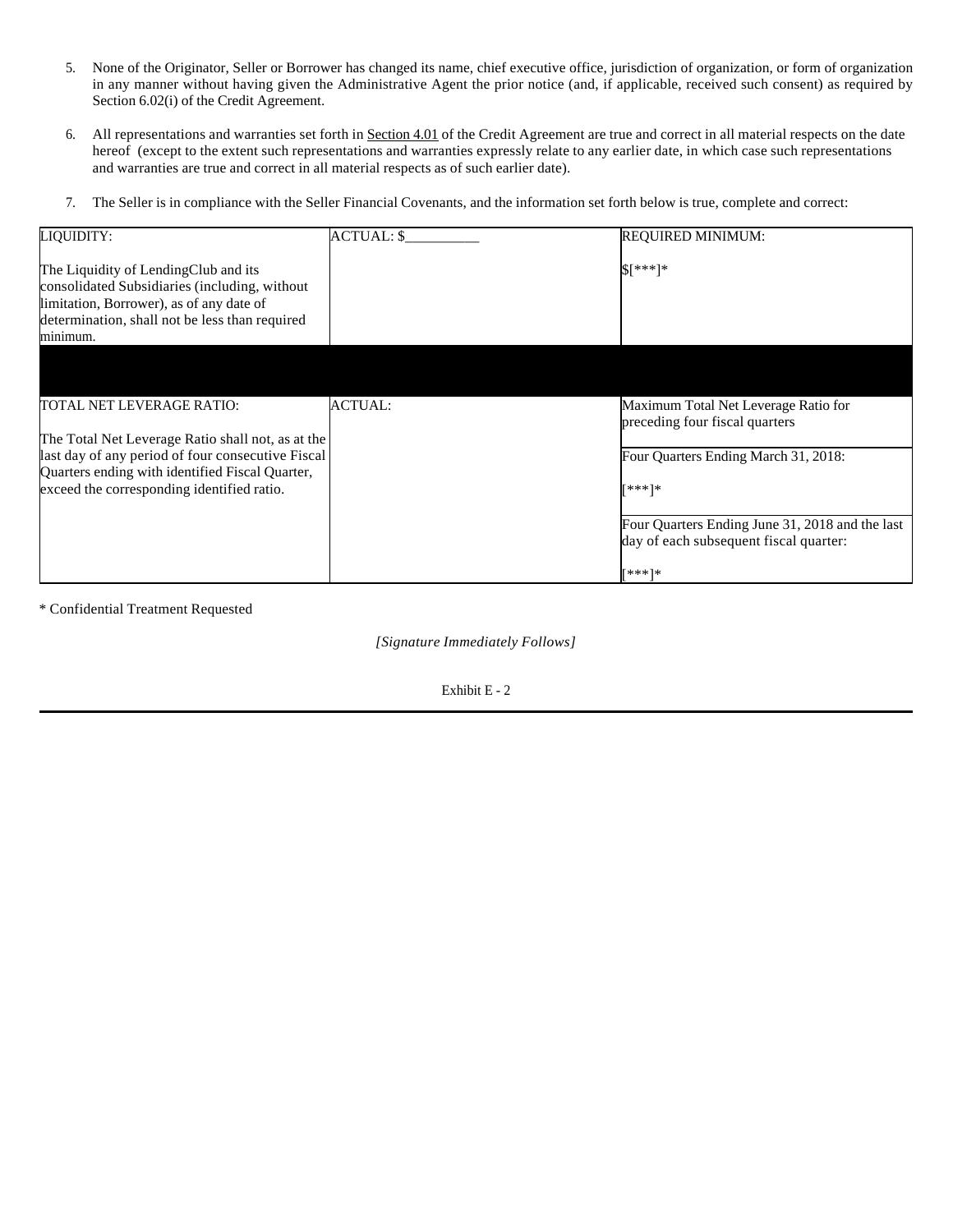5. None of the Originator, Seller or Borrower has changed its name, chief executive office, jurisdiction of organization, or form of organization in any manner without having given the Administrative Agent the prior notice (and, if applicable, received such consent) as required by Section 6.02(i) of the Credit Agreement.

6. All representations and warranties set forth in Section 4.01 of the Credit Agreement are true and correct in all material respects on the date hereof (except to the extent such representations and warranties expressly relate to any earlier date, in which case such representations and warranties are true and correct in all material respects as of such earlier date).

7. The Seller is in compliance with the Seller Financial Covenants, and the information set forth below is true, complete and correct:

| LIQUIDITY:<br><br>The Liquidity of LendingClub and its consolidated Subsidiaries (including, without limitation, Borrower), as of any date of determination, shall not be less than required minimum. | ACTUAL: $__________ | REQUIRED MINIMUM:<br><br>$[***]* |
|---|---|---|
| | | |
| TOTAL NET LEVERAGE RATIO:<br><br>The Total Net Leverage Ratio shall not, as at the last day of any period of four consecutive Fiscal Quarters ending with identified Fiscal Quarter, exceed the corresponding identified ratio. | ACTUAL: | Maximum Total Net Leverage Ratio for preceding four fiscal quarters |
| | | Four Quarters Ending March 31, 2018:<br><br>[***]* |
| | | Four Quarters Ending June 31, 2018 and the last day of each subsequent fiscal quarter:<br><br>[***]* |

* Confidential Treatment Requested

*[Signature Immediately Follows]*

Exhibit E - 2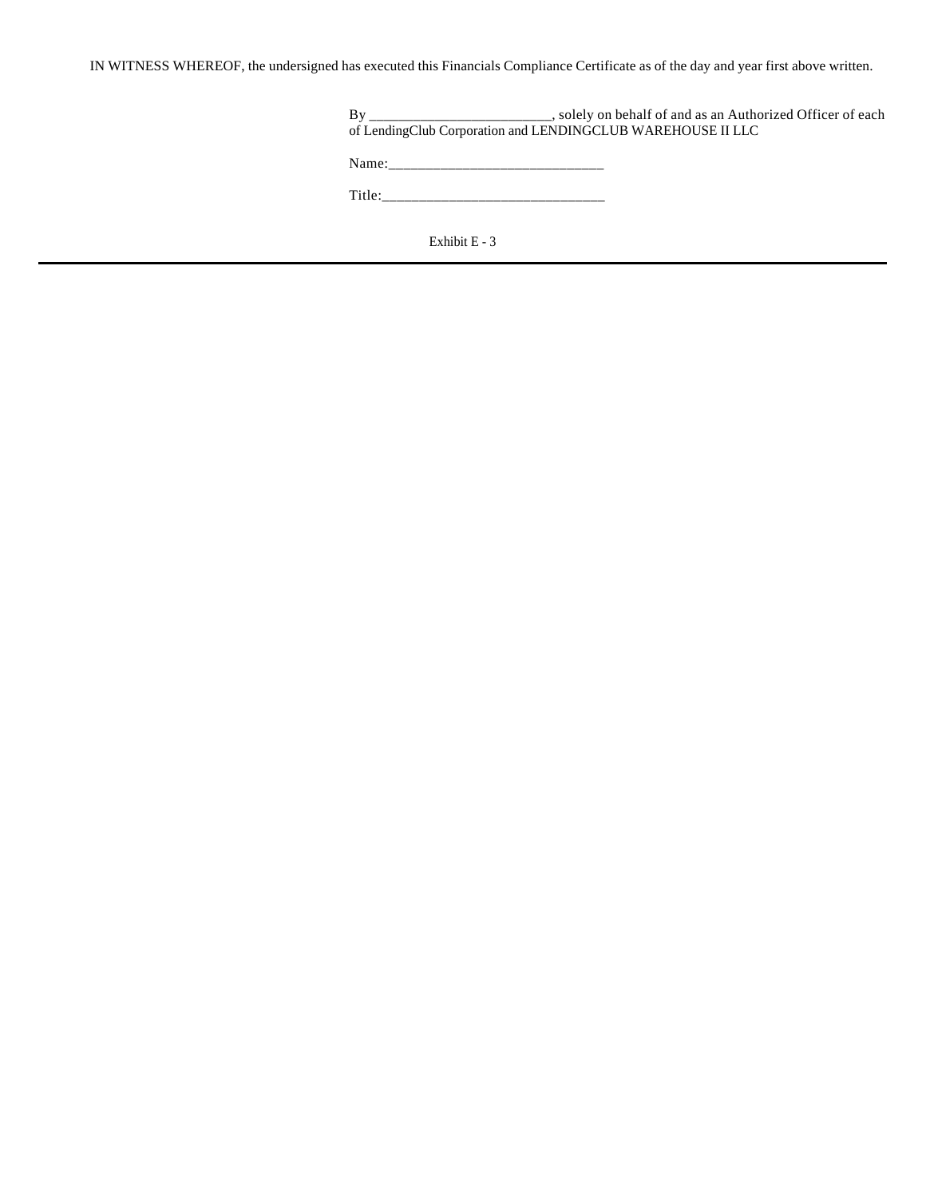IN WITNESS WHEREOF, the undersigned has executed this Financials Compliance Certificate as of the day and year first above written.

By _________________________, solely on behalf of and as an Authorized Officer of each of LendingClub Corporation and LENDINGCLUB WAREHOUSE II LLC

Name:_____________________________

Title:______________________________

Exhibit E - 3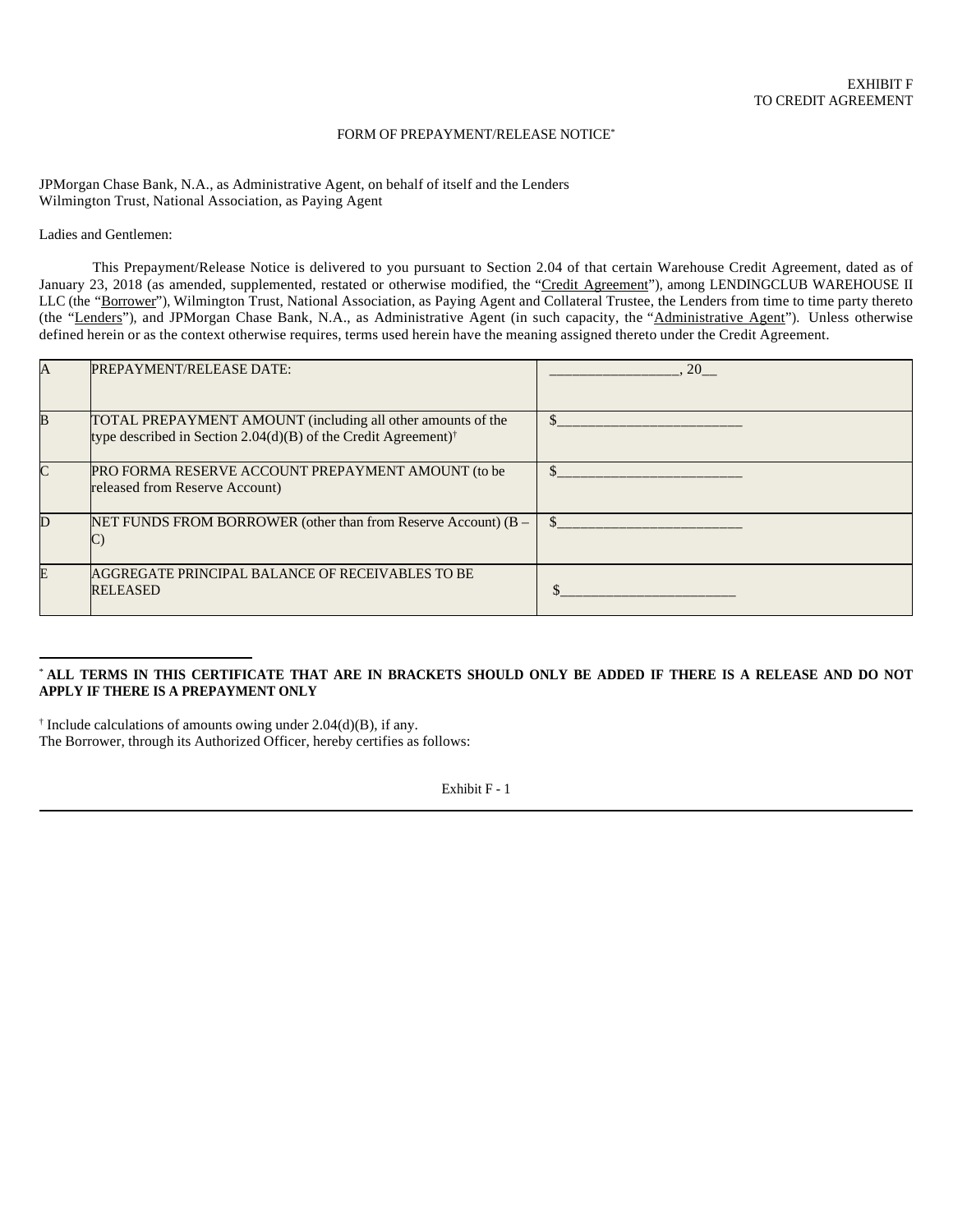EXHIBIT F
TO CREDIT AGREEMENT

FORM OF PREPAYMENT/RELEASE NOTICE[*]

JPMorgan Chase Bank, N.A., as Administrative Agent, on behalf of itself and the Lenders
Wilmington Trust, National Association, as Paying Agent

Ladies and Gentlemen:

This Prepayment/Release Notice is delivered to you pursuant to Section 2.04 of that certain Warehouse Credit Agreement, dated as of January 23, 2018 (as amended, supplemented, restated or otherwise modified, the "Credit Agreement"), among LENDINGCLUB WAREHOUSE II LLC (the "Borrower"), Wilmington Trust, National Association, as Paying Agent and Collateral Trustee, the Lenders from time to time party thereto (the "Lenders"), and JPMorgan Chase Bank, N.A., as Administrative Agent (in such capacity, the "Administrative Agent"). Unless otherwise defined herein or as the context otherwise requires, terms used herein have the meaning assigned thereto under the Credit Agreement.

| | | |
|---|---|---|
| A | PREPAYMENT/RELEASE DATE: | _________________, 20__ |
| B | TOTAL PREPAYMENT AMOUNT (including all other amounts of the type described in Section 2.04(d)(B) of the Credit Agreement)[†] | $________________________ |
| C | PRO FORMA RESERVE ACCOUNT PREPAYMENT AMOUNT (to be released from Reserve Account) | $________________________ |
| D | NET FUNDS FROM BORROWER (other than from Reserve Account) (B – C) | $________________________ |
| E | AGGREGATE PRINCIPAL BALANCE OF RECEIVABLES TO BE RELEASED | $________________________ |

[*] **ALL TERMS IN THIS CERTIFICATE THAT ARE IN BRACKETS SHOULD ONLY BE ADDED IF THERE IS A RELEASE AND DO NOT APPLY IF THERE IS A PREPAYMENT ONLY**

[†] Include calculations of amounts owing under 2.04(d)(B), if any.

The Borrower, through its Authorized Officer, hereby certifies as follows: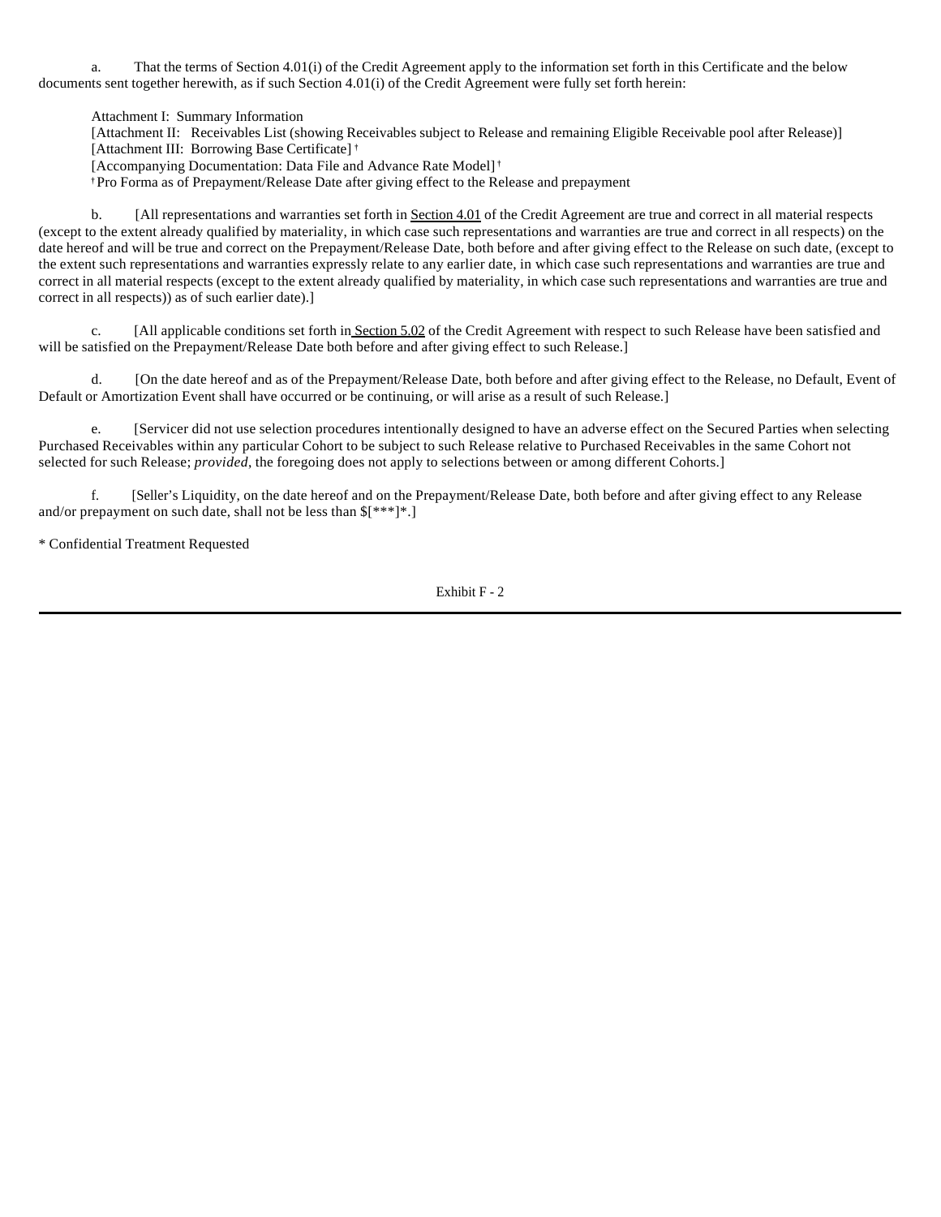a. That the terms of Section 4.01(i) of the Credit Agreement apply to the information set forth in this Certificate and the below documents sent together herewith, as if such Section 4.01(i) of the Credit Agreement were fully set forth herein:

Attachment I: Summary Information
[Attachment II: Receivables List (showing Receivables subject to Release and remaining Eligible Receivable pool after Release)]
[Attachment III: Borrowing Base Certificate] †
[Accompanying Documentation: Data File and Advance Rate Model] †
† Pro Forma as of Prepayment/Release Date after giving effect to the Release and prepayment

b. [All representations and warranties set forth in Section 4.01 of the Credit Agreement are true and correct in all material respects (except to the extent already qualified by materiality, in which case such representations and warranties are true and correct in all respects) on the date hereof and will be true and correct on the Prepayment/Release Date, both before and after giving effect to the Release on such date, (except to the extent such representations and warranties expressly relate to any earlier date, in which case such representations and warranties are true and correct in all material respects (except to the extent already qualified by materiality, in which case such representations and warranties are true and correct in all respects)) as of such earlier date).]

c. [All applicable conditions set forth in Section 5.02 of the Credit Agreement with respect to such Release have been satisfied and will be satisfied on the Prepayment/Release Date both before and after giving effect to such Release.]

d. [On the date hereof and as of the Prepayment/Release Date, both before and after giving effect to the Release, no Default, Event of Default or Amortization Event shall have occurred or be continuing, or will arise as a result of such Release.]

e. [Servicer did not use selection procedures intentionally designed to have an adverse effect on the Secured Parties when selecting Purchased Receivables within any particular Cohort to be subject to such Release relative to Purchased Receivables in the same Cohort not selected for such Release; *provided*, the foregoing does not apply to selections between or among different Cohorts.]

f. [Seller's Liquidity, on the date hereof and on the Prepayment/Release Date, both before and after giving effect to any Release and/or prepayment on such date, shall not be less than $[***]*.]

* Confidential Treatment Requested

Exhibit F - 2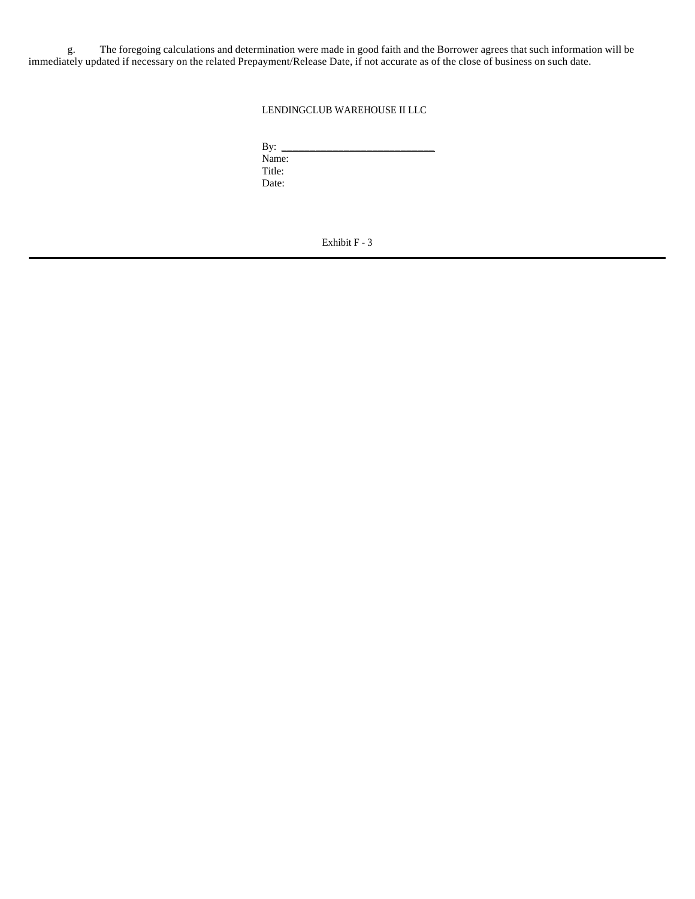g. The foregoing calculations and determination were made in good faith and the Borrower agrees that such information will be immediately updated if necessary on the related Prepayment/Release Date, if not accurate as of the close of business on such date.

LENDINGCLUB WAREHOUSE II LLC

By: ____________________________
Name:
Title:
Date:

Exhibit F - 3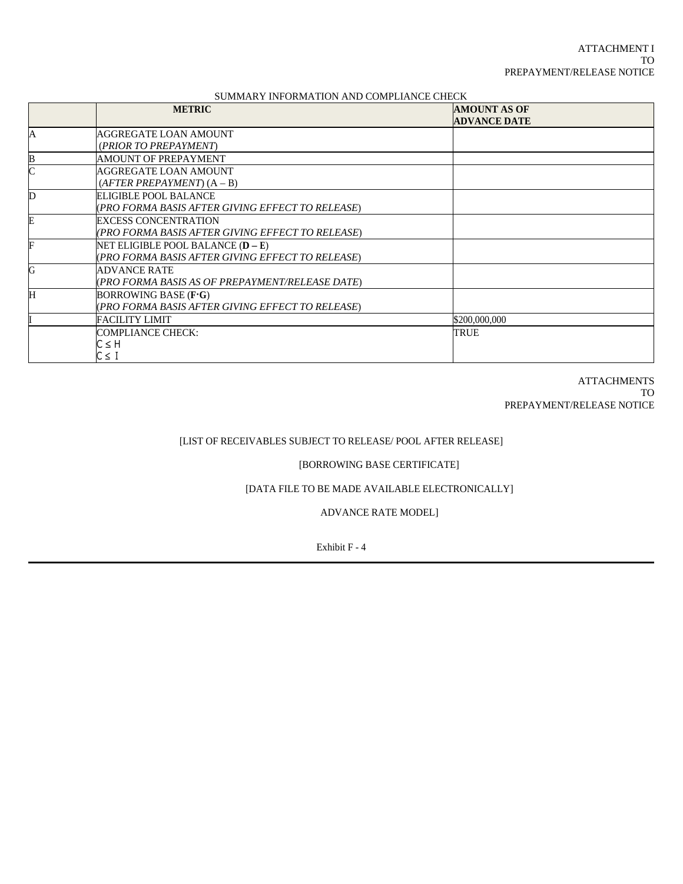ATTACHMENT I
TO
PREPAYMENT/RELEASE NOTICE

SUMMARY INFORMATION AND COMPLIANCE CHECK

| | METRIC | AMOUNT AS OF ADVANCE DATE |
|---|---|---|
| A | AGGREGATE LOAN AMOUNT (*PRIOR TO PREPAYMENT*) | |
| B | AMOUNT OF PREPAYMENT | |
| C | AGGREGATE LOAN AMOUNT (*AFTER PREPAYMENT*) (A – B) | |
| D | ELIGIBLE POOL BALANCE (*PRO FORMA BASIS AFTER GIVING EFFECT TO RELEASE*) | |
| E | EXCESS CONCENTRATION (*PRO FORMA BASIS AFTER GIVING EFFECT TO RELEASE*) | |
| F | NET ELIGIBLE POOL BALANCE (**D – E**) (*PRO FORMA BASIS AFTER GIVING EFFECT TO RELEASE*) | |
| G | ADVANCE RATE (*PRO FORMA BASIS AS OF PREPAYMENT/RELEASE DATE*) | |
| H | BORROWING BASE (**F·G**) (*PRO FORMA BASIS AFTER GIVING EFFECT TO RELEASE*) | |
| I | FACILITY LIMIT | $200,000,000 |
| | COMPLIANCE CHECK: $C \leq H$ $C \leq I$ | TRUE |

ATTACHMENTS
TO
PREPAYMENT/RELEASE NOTICE

[LIST OF RECEIVABLES SUBJECT TO RELEASE/ POOL AFTER RELEASE]

[BORROWING BASE CERTIFICATE]

[DATA FILE TO BE MADE AVAILABLE ELECTRONICALLY]

ADVANCE RATE MODEL]

Exhibit F - 4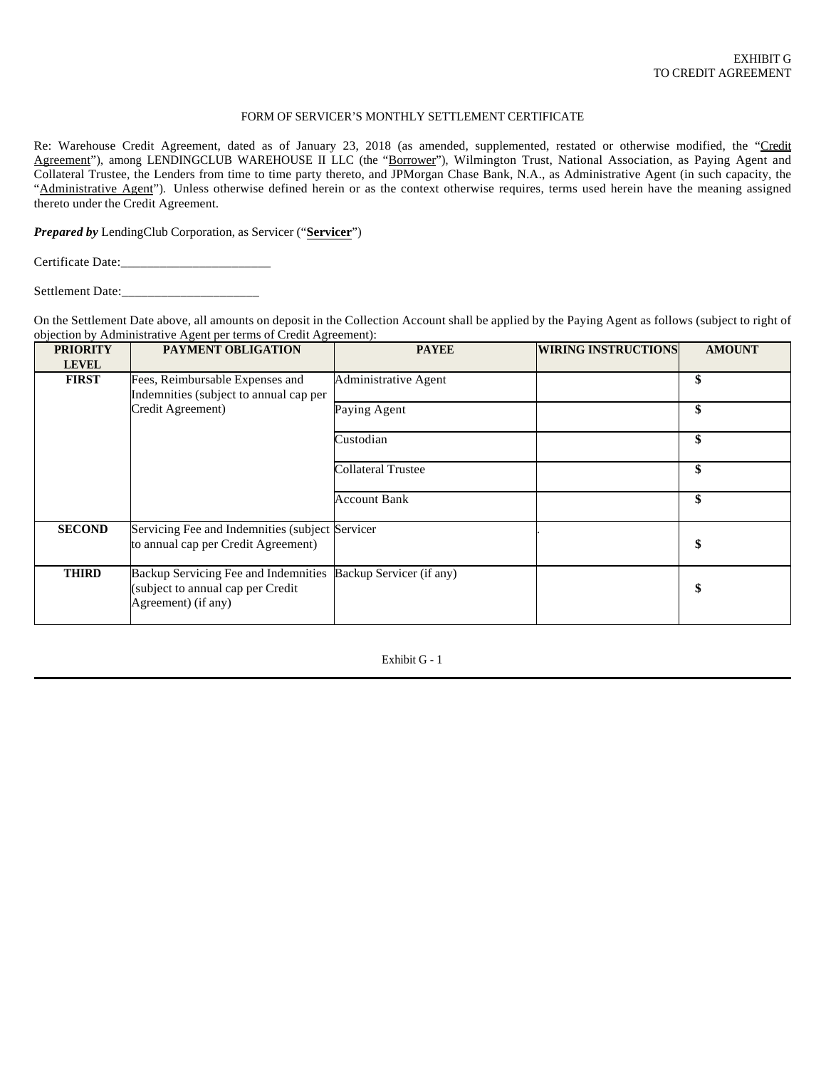EXHIBIT G
TO CREDIT AGREEMENT

FORM OF SERVICER'S MONTHLY SETTLEMENT CERTIFICATE

Re: Warehouse Credit Agreement, dated as of January 23, 2018 (as amended, supplemented, restated or otherwise modified, the "Credit Agreement"), among LENDINGCLUB WAREHOUSE II LLC (the "Borrower"), Wilmington Trust, National Association, as Paying Agent and Collateral Trustee, the Lenders from time to time party thereto, and JPMorgan Chase Bank, N.A., as Administrative Agent (in such capacity, the "Administrative Agent"). Unless otherwise defined herein or as the context otherwise requires, terms used herein have the meaning assigned thereto under the Credit Agreement.

***Prepared by*** LendingClub Corporation, as Servicer ("**Servicer**")

Certificate Date:_______________________

Settlement Date:_____________________

On the Settlement Date above, all amounts on deposit in the Collection Account shall be applied by the Paying Agent as follows (subject to right of objection by Administrative Agent per terms of Credit Agreement):

| PRIORITY LEVEL | PAYMENT OBLIGATION | PAYEE | WIRING INSTRUCTIONS | AMOUNT |
|---|---|---|---|---|
| **FIRST** | Fees, Reimbursable Expenses and Indemnities (subject to annual cap per Credit Agreement) | Administrative Agent | | **$** |
| | | Paying Agent | | **$** |
| | | Custodian | | **$** |
| | | Collateral Trustee | | **$** |
| | | Account Bank | | **$** |
| **SECOND** | Servicing Fee and Indemnities (subject to annual cap per Credit Agreement) | Servicer | . | **$** |
| **THIRD** | Backup Servicing Fee and Indemnities (subject to annual cap per Credit Agreement) (if any) | Backup Servicer (if any) | | **$** |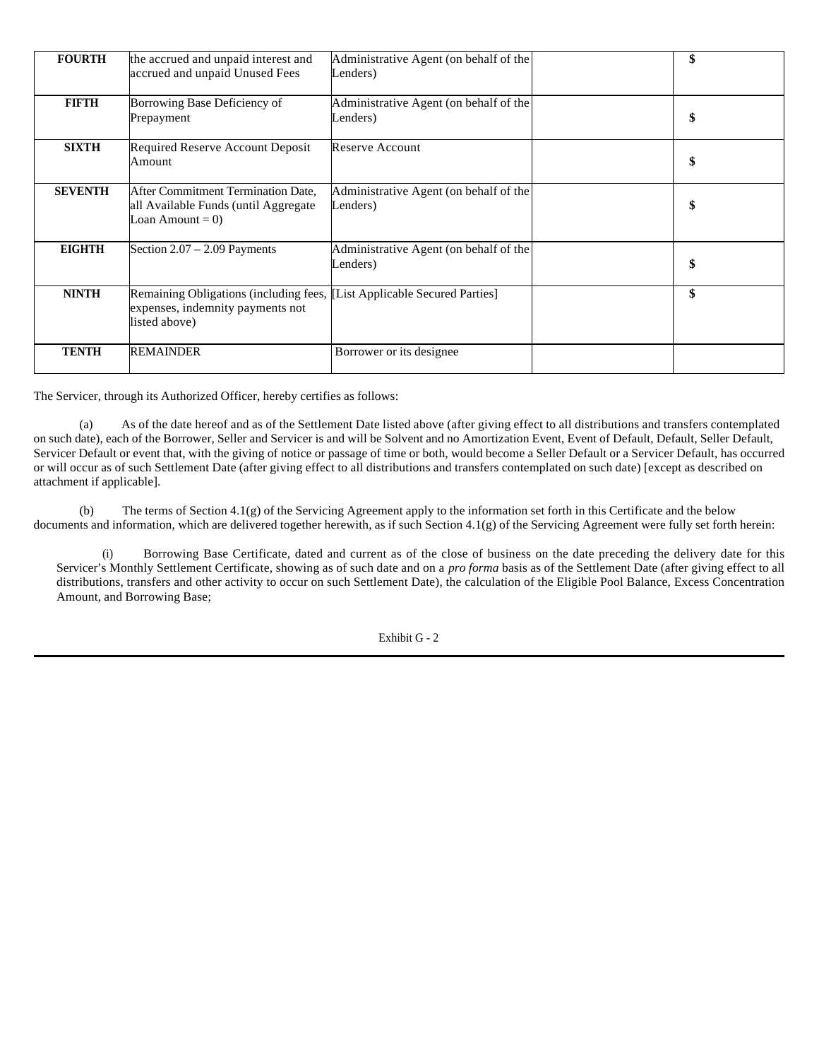| | | | | |
|---|---|---|---|---|
| **FOURTH** | the accrued and unpaid interest and accrued and unpaid Unused Fees | Administrative Agent (on behalf of the Lenders) | | **$** |
| **FIFTH** | Borrowing Base Deficiency of Prepayment | Administrative Agent (on behalf of the Lenders) | | **$** |
| **SIXTH** | Required Reserve Account Deposit Amount | Reserve Account | | **$** |
| **SEVENTH** | After Commitment Termination Date, all Available Funds (until Aggregate Loan Amount = 0) | Administrative Agent (on behalf of the Lenders) | | **$** |
| **EIGHTH** | Section 2.07 – 2.09 Payments | Administrative Agent (on behalf of the Lenders) | | **$** |
| **NINTH** | Remaining Obligations (including fees, expenses, indemnity payments not listed above) | [List Applicable Secured Parties] | | **$** |
| **TENTH** | REMAINDER | Borrower or its designee | | |

The Servicer, through its Authorized Officer, hereby certifies as follows:

(a) As of the date hereof and as of the Settlement Date listed above (after giving effect to all distributions and transfers contemplated on such date), each of the Borrower, Seller and Servicer is and will be Solvent and no Amortization Event, Event of Default, Default, Seller Default, Servicer Default or event that, with the giving of notice or passage of time or both, would become a Seller Default or a Servicer Default, has occurred or will occur as of such Settlement Date (after giving effect to all distributions and transfers contemplated on such date) [except as described on attachment if applicable].

(b) The terms of Section 4.1(g) of the Servicing Agreement apply to the information set forth in this Certificate and the below documents and information, which are delivered together herewith, as if such Section 4.1(g) of the Servicing Agreement were fully set forth herein:

(i) Borrowing Base Certificate, dated and current as of the close of business on the date preceding the delivery date for this Servicer's Monthly Settlement Certificate, showing as of such date and on a *pro forma* basis as of the Settlement Date (after giving effect to all distributions, transfers and other activity to occur on such Settlement Date), the calculation of the Eligible Pool Balance, Excess Concentration Amount, and Borrowing Base;

Exhibit G - 2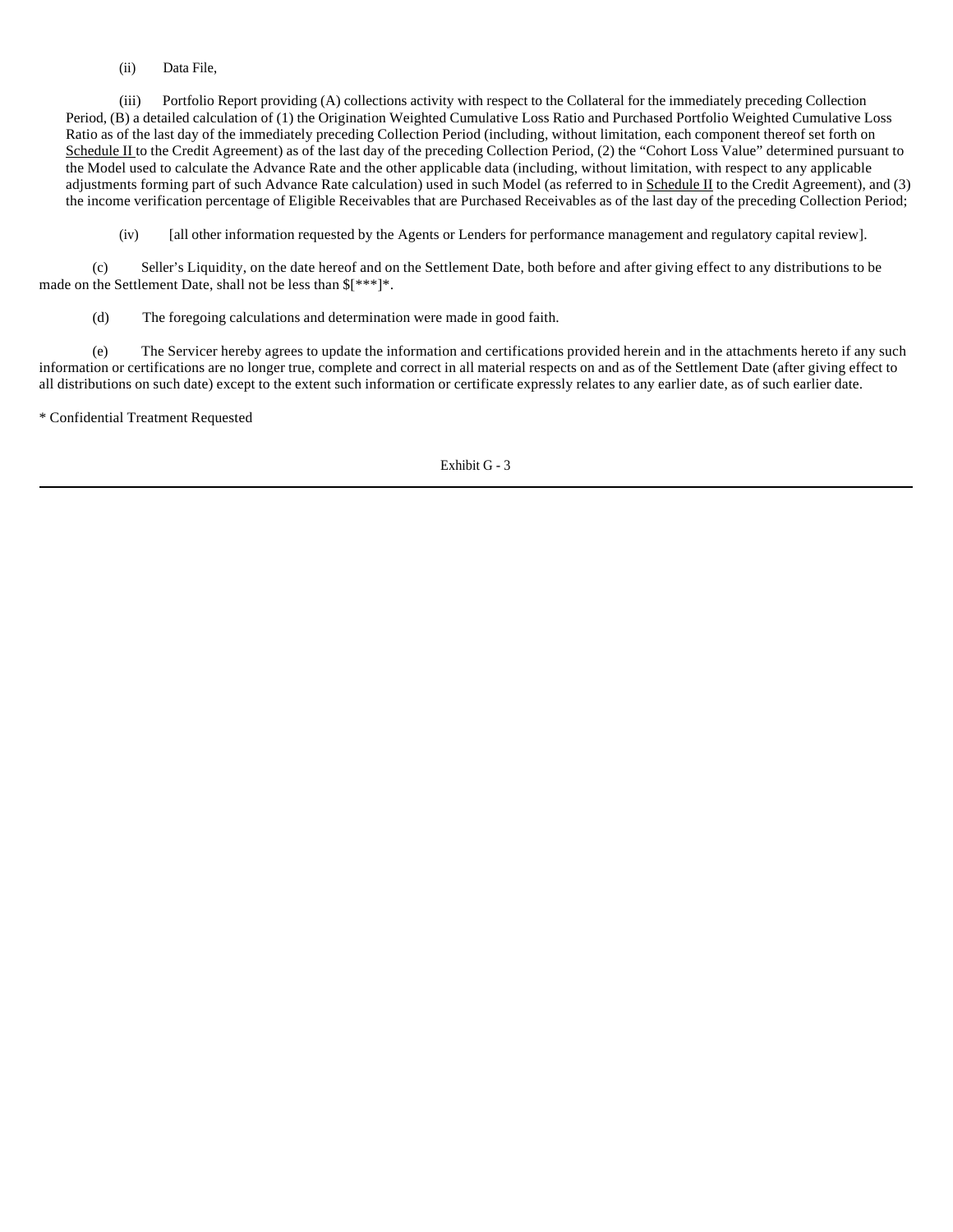(ii) Data File,

(iii) Portfolio Report providing (A) collections activity with respect to the Collateral for the immediately preceding Collection Period, (B) a detailed calculation of (1) the Origination Weighted Cumulative Loss Ratio and Purchased Portfolio Weighted Cumulative Loss Ratio as of the last day of the immediately preceding Collection Period (including, without limitation, each component thereof set forth on Schedule II to the Credit Agreement) as of the last day of the preceding Collection Period, (2) the "Cohort Loss Value" determined pursuant to the Model used to calculate the Advance Rate and the other applicable data (including, without limitation, with respect to any applicable adjustments forming part of such Advance Rate calculation) used in such Model (as referred to in Schedule II to the Credit Agreement), and (3) the income verification percentage of Eligible Receivables that are Purchased Receivables as of the last day of the preceding Collection Period;

(iv) [all other information requested by the Agents or Lenders for performance management and regulatory capital review].

(c) Seller's Liquidity, on the date hereof and on the Settlement Date, both before and after giving effect to any distributions to be made on the Settlement Date, shall not be less than $[***]*.

(d) The foregoing calculations and determination were made in good faith.

(e) The Servicer hereby agrees to update the information and certifications provided herein and in the attachments hereto if any such information or certifications are no longer true, complete and correct in all material respects on and as of the Settlement Date (after giving effect to all distributions on such date) except to the extent such information or certificate expressly relates to any earlier date, as of such earlier date.

* Confidential Treatment Requested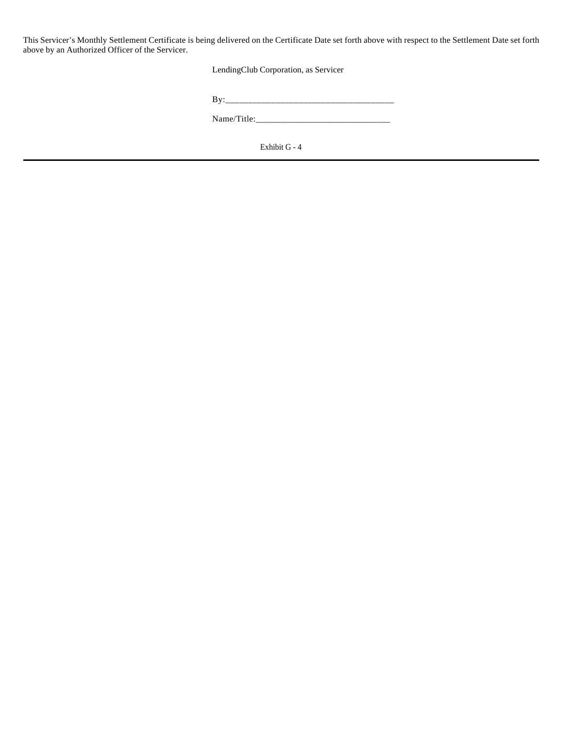This Servicer's Monthly Settlement Certificate is being delivered on the Certificate Date set forth above with respect to the Settlement Date set forth above by an Authorized Officer of the Servicer.

LendingClub Corporation, as Servicer

By:_____________________________________

Name/Title:______________________________

Exhibit G - 4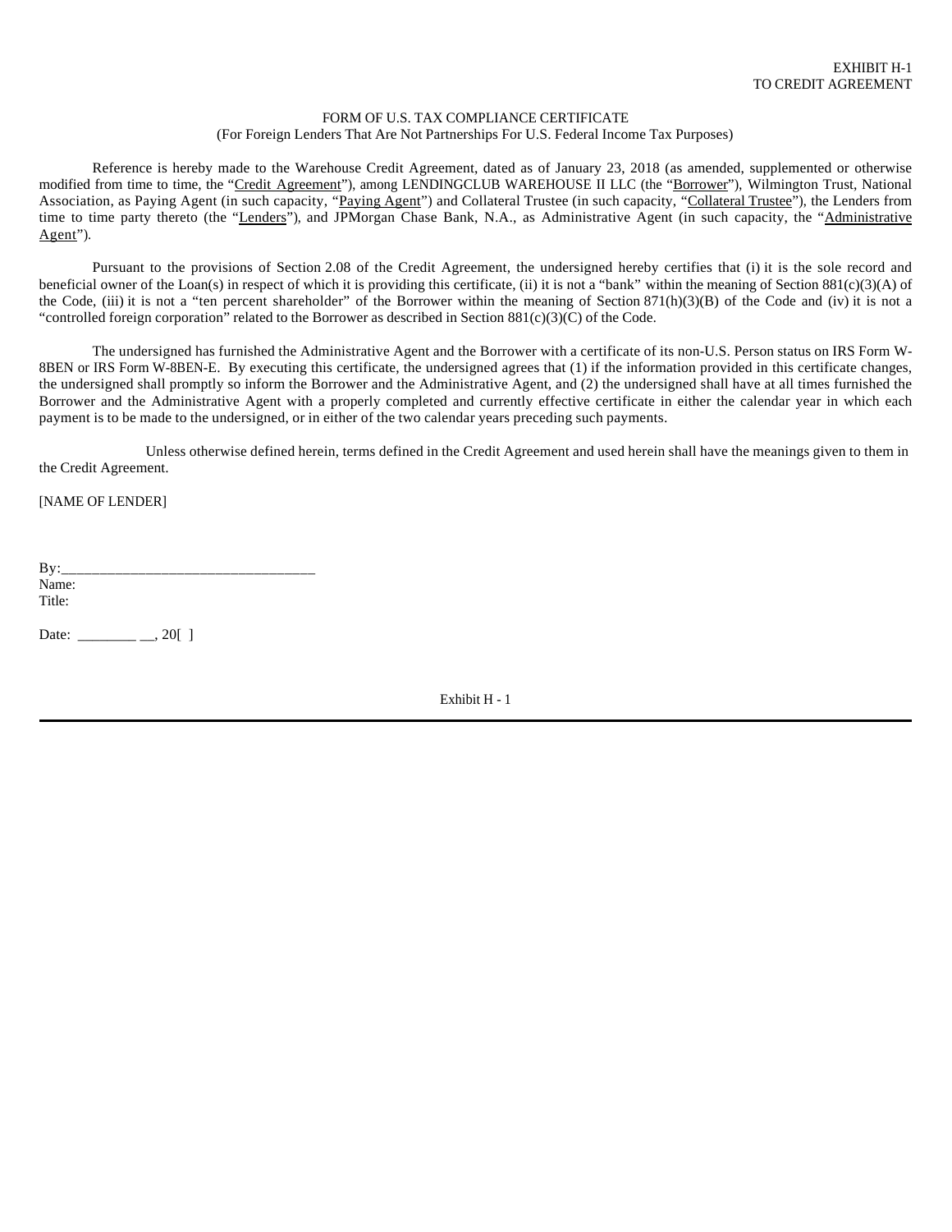EXHIBIT H-1
TO CREDIT AGREEMENT

FORM OF U.S. TAX COMPLIANCE CERTIFICATE
(For Foreign Lenders That Are Not Partnerships For U.S. Federal Income Tax Purposes)

Reference is hereby made to the Warehouse Credit Agreement, dated as of January 23, 2018 (as amended, supplemented or otherwise modified from time to time, the "Credit Agreement"), among LENDINGCLUB WAREHOUSE II LLC (the "Borrower"), Wilmington Trust, National Association, as Paying Agent (in such capacity, "Paying Agent") and Collateral Trustee (in such capacity, "Collateral Trustee"), the Lenders from time to time party thereto (the "Lenders"), and JPMorgan Chase Bank, N.A., as Administrative Agent (in such capacity, the "Administrative Agent").

Pursuant to the provisions of Section 2.08 of the Credit Agreement, the undersigned hereby certifies that (i) it is the sole record and beneficial owner of the Loan(s) in respect of which it is providing this certificate, (ii) it is not a "bank" within the meaning of Section 881(c)(3)(A) of the Code, (iii) it is not a "ten percent shareholder" of the Borrower within the meaning of Section 871(h)(3)(B) of the Code and (iv) it is not a "controlled foreign corporation" related to the Borrower as described in Section 881(c)(3)(C) of the Code.

The undersigned has furnished the Administrative Agent and the Borrower with a certificate of its non-U.S. Person status on IRS Form W-8BEN or IRS Form W-8BEN-E. By executing this certificate, the undersigned agrees that (1) if the information provided in this certificate changes, the undersigned shall promptly so inform the Borrower and the Administrative Agent, and (2) the undersigned shall have at all times furnished the Borrower and the Administrative Agent with a properly completed and currently effective certificate in either the calendar year in which each payment is to be made to the undersigned, or in either of the two calendar years preceding such payments.

Unless otherwise defined herein, terms defined in the Credit Agreement and used herein shall have the meanings given to them in the Credit Agreement.

[NAME OF LENDER]

By:_________________________________
Name:
Title:

Date: ________ __, 20[ ]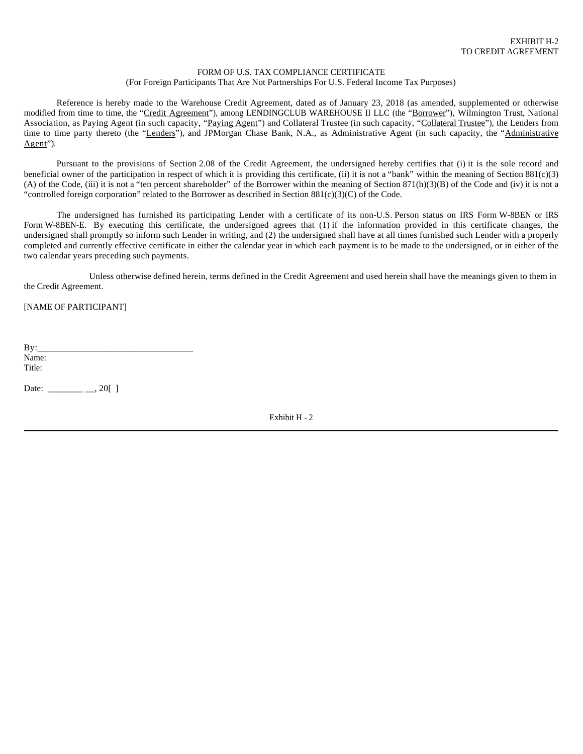EXHIBIT H-2
TO CREDIT AGREEMENT

FORM OF U.S. TAX COMPLIANCE CERTIFICATE
(For Foreign Participants That Are Not Partnerships For U.S. Federal Income Tax Purposes)

Reference is hereby made to the Warehouse Credit Agreement, dated as of January 23, 2018 (as amended, supplemented or otherwise modified from time to time, the "Credit Agreement"), among LENDINGCLUB WAREHOUSE II LLC (the "Borrower"), Wilmington Trust, National Association, as Paying Agent (in such capacity, "Paying Agent") and Collateral Trustee (in such capacity, "Collateral Trustee"), the Lenders from time to time party thereto (the "Lenders"), and JPMorgan Chase Bank, N.A., as Administrative Agent (in such capacity, the "Administrative Agent").

Pursuant to the provisions of Section 2.08 of the Credit Agreement, the undersigned hereby certifies that (i) it is the sole record and beneficial owner of the participation in respect of which it is providing this certificate, (ii) it is not a "bank" within the meaning of Section 881(c)(3)(A) of the Code, (iii) it is not a "ten percent shareholder" of the Borrower within the meaning of Section 871(h)(3)(B) of the Code and (iv) it is not a "controlled foreign corporation" related to the Borrower as described in Section 881(c)(3)(C) of the Code.

The undersigned has furnished its participating Lender with a certificate of its non-U.S. Person status on IRS Form W-8BEN or IRS Form W-8BEN-E. By executing this certificate, the undersigned agrees that (1) if the information provided in this certificate changes, the undersigned shall promptly so inform such Lender in writing, and (2) the undersigned shall have at all times furnished such Lender with a properly completed and currently effective certificate in either the calendar year in which each payment is to be made to the undersigned, or in either of the two calendar years preceding such payments.

Unless otherwise defined herein, terms defined in the Credit Agreement and used herein shall have the meanings given to them in the Credit Agreement.

[NAME OF PARTICIPANT]

By:_________________________________
Name:
Title:

Date: ________ __, 20[ ]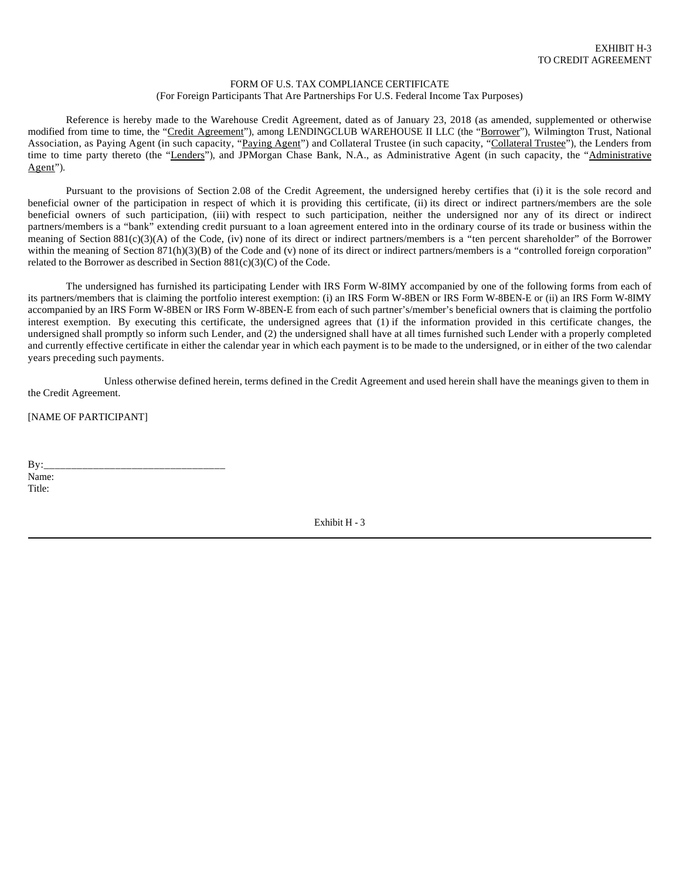EXHIBIT H-3
TO CREDIT AGREEMENT

FORM OF U.S. TAX COMPLIANCE CERTIFICATE
(For Foreign Participants That Are Partnerships For U.S. Federal Income Tax Purposes)

Reference is hereby made to the Warehouse Credit Agreement, dated as of January 23, 2018 (as amended, supplemented or otherwise modified from time to time, the "Credit Agreement"), among LENDINGCLUB WAREHOUSE II LLC (the "Borrower"), Wilmington Trust, National Association, as Paying Agent (in such capacity, "Paying Agent") and Collateral Trustee (in such capacity, "Collateral Trustee"), the Lenders from time to time party thereto (the "Lenders"), and JPMorgan Chase Bank, N.A., as Administrative Agent (in such capacity, the "Administrative Agent").

Pursuant to the provisions of Section 2.08 of the Credit Agreement, the undersigned hereby certifies that (i) it is the sole record and beneficial owner of the participation in respect of which it is providing this certificate, (ii) its direct or indirect partners/members are the sole beneficial owners of such participation, (iii) with respect to such participation, neither the undersigned nor any of its direct or indirect partners/members is a "bank" extending credit pursuant to a loan agreement entered into in the ordinary course of its trade or business within the meaning of Section 881(c)(3)(A) of the Code, (iv) none of its direct or indirect partners/members is a "ten percent shareholder" of the Borrower within the meaning of Section 871(h)(3)(B) of the Code and (v) none of its direct or indirect partners/members is a "controlled foreign corporation" related to the Borrower as described in Section 881(c)(3)(C) of the Code.

The undersigned has furnished its participating Lender with IRS Form W-8IMY accompanied by one of the following forms from each of its partners/members that is claiming the portfolio interest exemption: (i) an IRS Form W-8BEN or IRS Form W-8BEN-E or (ii) an IRS Form W-8IMY accompanied by an IRS Form W-8BEN or IRS Form W-8BEN-E from each of such partner's/member's beneficial owners that is claiming the portfolio interest exemption. By executing this certificate, the undersigned agrees that (1) if the information provided in this certificate changes, the undersigned shall promptly so inform such Lender, and (2) the undersigned shall have at all times furnished such Lender with a properly completed and currently effective certificate in either the calendar year in which each payment is to be made to the undersigned, or in either of the two calendar years preceding such payments.

Unless otherwise defined herein, terms defined in the Credit Agreement and used herein shall have the meanings given to them in the Credit Agreement.

[NAME OF PARTICIPANT]

By:___________________________________
Name:
Title: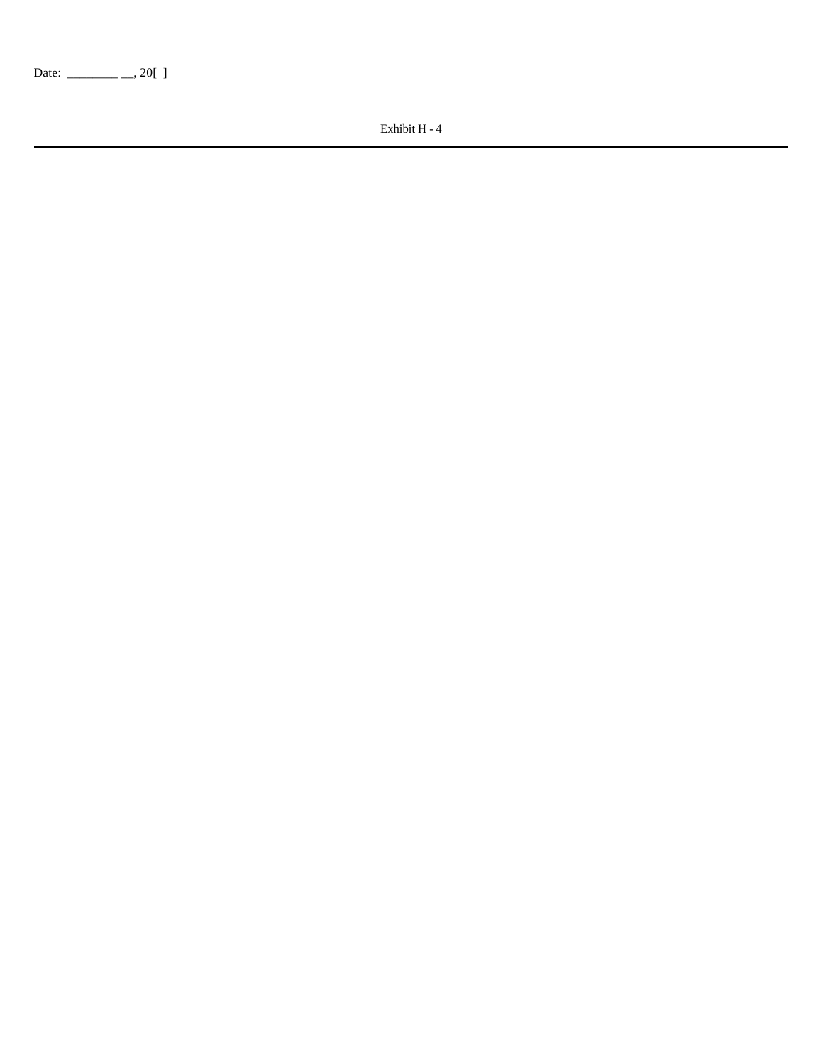Date: ________ __, 20[ ]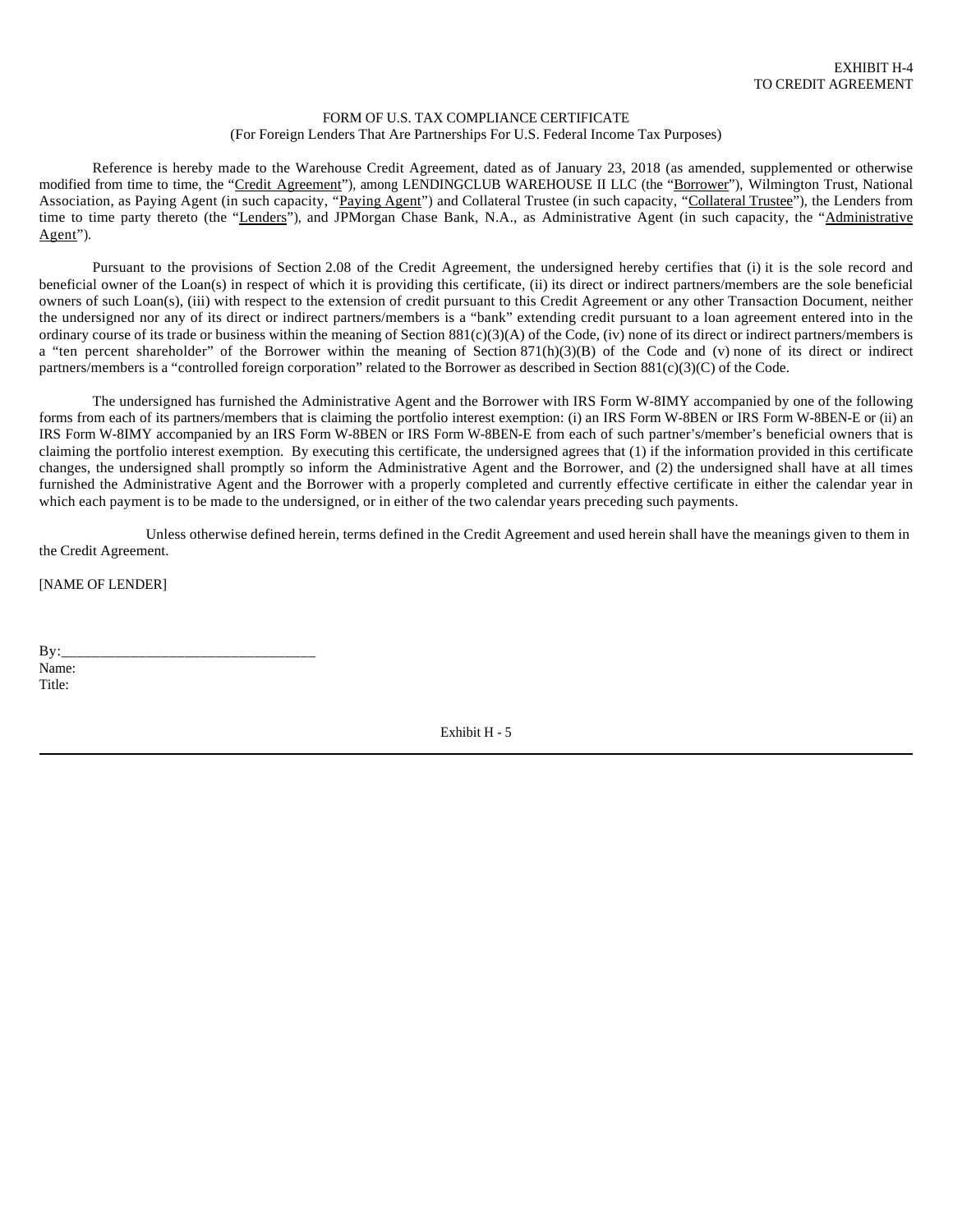EXHIBIT H-4
TO CREDIT AGREEMENT

FORM OF U.S. TAX COMPLIANCE CERTIFICATE
(For Foreign Lenders That Are Partnerships For U.S. Federal Income Tax Purposes)

Reference is hereby made to the Warehouse Credit Agreement, dated as of January 23, 2018 (as amended, supplemented or otherwise modified from time to time, the "Credit Agreement"), among LENDINGCLUB WAREHOUSE II LLC (the "Borrower"), Wilmington Trust, National Association, as Paying Agent (in such capacity, "Paying Agent") and Collateral Trustee (in such capacity, "Collateral Trustee"), the Lenders from time to time party thereto (the "Lenders"), and JPMorgan Chase Bank, N.A., as Administrative Agent (in such capacity, the "Administrative Agent").

Pursuant to the provisions of Section 2.08 of the Credit Agreement, the undersigned hereby certifies that (i) it is the sole record and beneficial owner of the Loan(s) in respect of which it is providing this certificate, (ii) its direct or indirect partners/members are the sole beneficial owners of such Loan(s), (iii) with respect to the extension of credit pursuant to this Credit Agreement or any other Transaction Document, neither the undersigned nor any of its direct or indirect partners/members is a "bank" extending credit pursuant to a loan agreement entered into in the ordinary course of its trade or business within the meaning of Section 881(c)(3)(A) of the Code, (iv) none of its direct or indirect partners/members is a "ten percent shareholder" of the Borrower within the meaning of Section 871(h)(3)(B) of the Code and (v) none of its direct or indirect partners/members is a "controlled foreign corporation" related to the Borrower as described in Section 881(c)(3)(C) of the Code.

The undersigned has furnished the Administrative Agent and the Borrower with IRS Form W-8IMY accompanied by one of the following forms from each of its partners/members that is claiming the portfolio interest exemption: (i) an IRS Form W-8BEN or IRS Form W-8BEN-E or (ii) an IRS Form W-8IMY accompanied by an IRS Form W-8BEN or IRS Form W-8BEN-E from each of such partner's/member's beneficial owners that is claiming the portfolio interest exemption. By executing this certificate, the undersigned agrees that (1) if the information provided in this certificate changes, the undersigned shall promptly so inform the Administrative Agent and the Borrower, and (2) the undersigned shall have at all times furnished the Administrative Agent and the Borrower with a properly completed and currently effective certificate in either the calendar year in which each payment is to be made to the undersigned, or in either of the two calendar years preceding such payments.

Unless otherwise defined herein, terms defined in the Credit Agreement and used herein shall have the meanings given to them in the Credit Agreement.

[NAME OF LENDER]

By:\_\_\_\_\_\_\_\_\_\_\_\_\_\_\_\_\_\_\_\_\_\_\_\_\_\_\_\_\_\_\_\_\_\_
Name:
Title: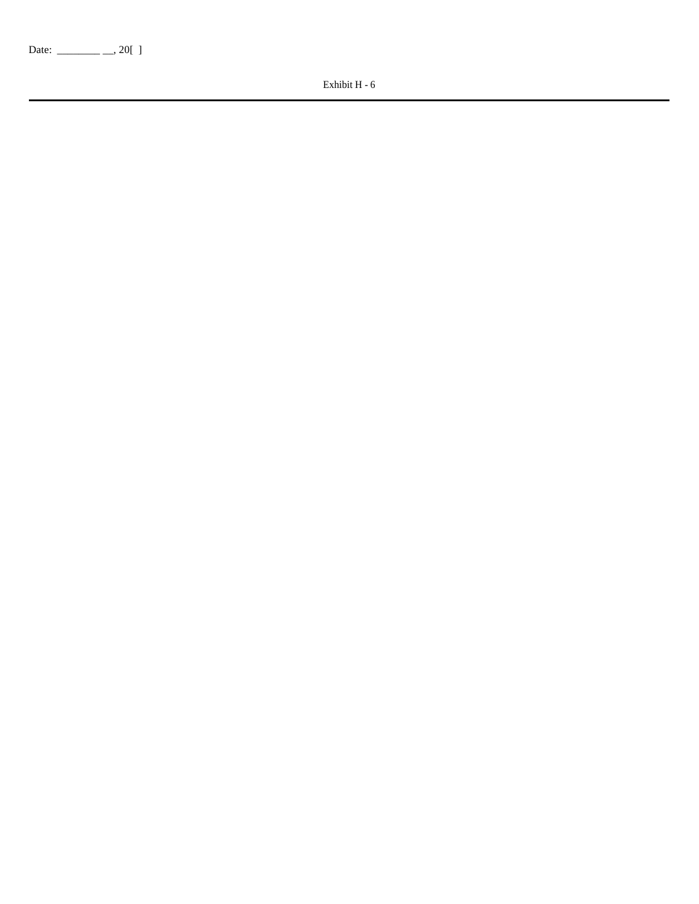Date: ________ __, 20[ ]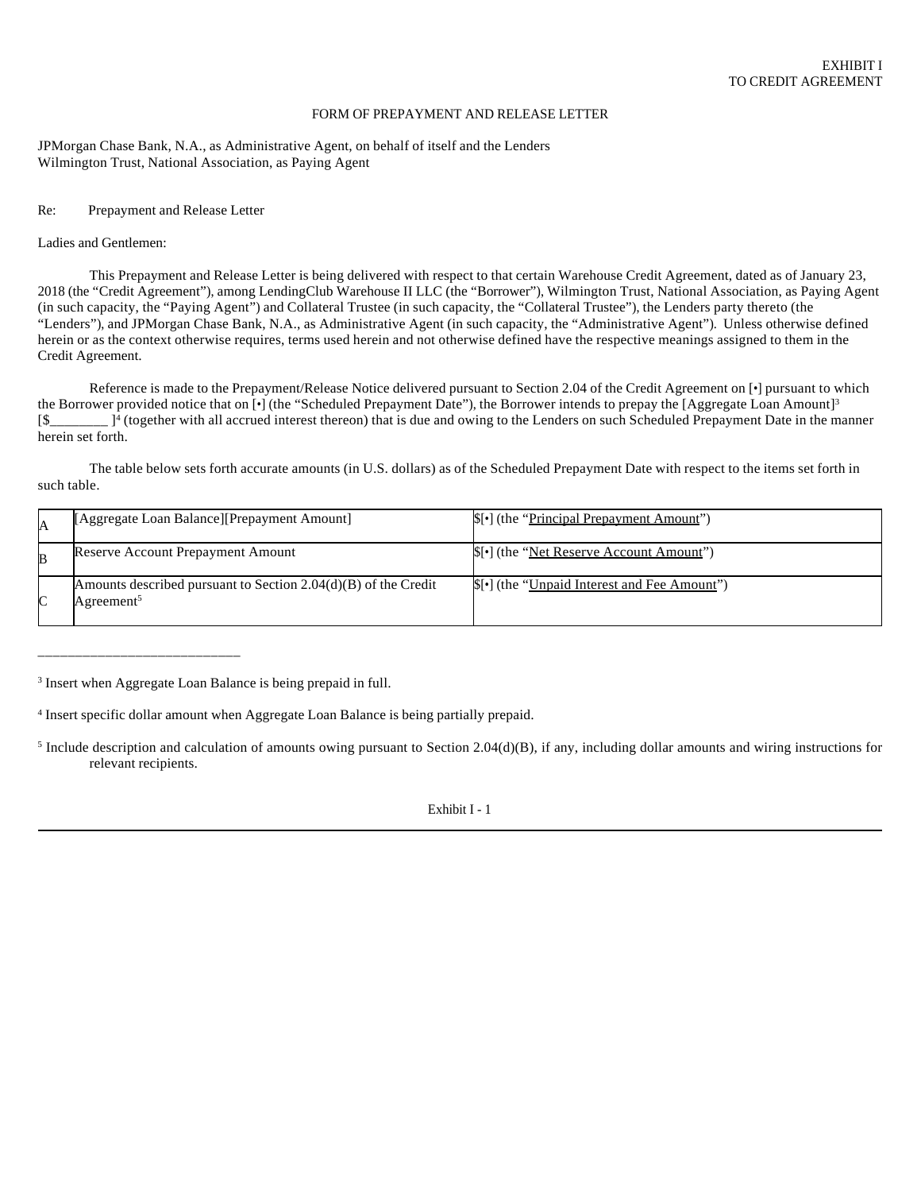EXHIBIT I
TO CREDIT AGREEMENT

FORM OF PREPAYMENT AND RELEASE LETTER

JPMorgan Chase Bank, N.A., as Administrative Agent, on behalf of itself and the Lenders
Wilmington Trust, National Association, as Paying Agent

Re: Prepayment and Release Letter

Ladies and Gentlemen:

This Prepayment and Release Letter is being delivered with respect to that certain Warehouse Credit Agreement, dated as of January 23, 2018 (the "Credit Agreement"), among LendingClub Warehouse II LLC (the "Borrower"), Wilmington Trust, National Association, as Paying Agent (in such capacity, the "Paying Agent") and Collateral Trustee (in such capacity, the "Collateral Trustee"), the Lenders party thereto (the "Lenders"), and JPMorgan Chase Bank, N.A., as Administrative Agent (in such capacity, the "Administrative Agent"). Unless otherwise defined herein or as the context otherwise requires, terms used herein and not otherwise defined have the respective meanings assigned to them in the Credit Agreement.

Reference is made to the Prepayment/Release Notice delivered pursuant to Section 2.04 of the Credit Agreement on [•] pursuant to which the Borrower provided notice that on [•] (the "Scheduled Prepayment Date"), the Borrower intends to prepay the [Aggregate Loan Amount][3] [$________ ][4] (together with all accrued interest thereon) that is due and owing to the Lenders on such Scheduled Prepayment Date in the manner herein set forth.

The table below sets forth accurate amounts (in U.S. dollars) as of the Scheduled Prepayment Date with respect to the items set forth in such table.

| | | |
|---|---|---|
| A | [Aggregate Loan Balance][Prepayment Amount] | $[•] (the "Principal Prepayment Amount") |
| B | Reserve Account Prepayment Amount | $[•] (the "Net Reserve Account Amount") |
| C | Amounts described pursuant to Section 2.04(d)(B) of the Credit Agreement[5] | $[•] (the "Unpaid Interest and Fee Amount") |

___________________________

[3] Insert when Aggregate Loan Balance is being prepaid in full.

[4] Insert specific dollar amount when Aggregate Loan Balance is being partially prepaid.

[5] Include description and calculation of amounts owing pursuant to Section 2.04(d)(B), if any, including dollar amounts and wiring instructions for relevant recipients.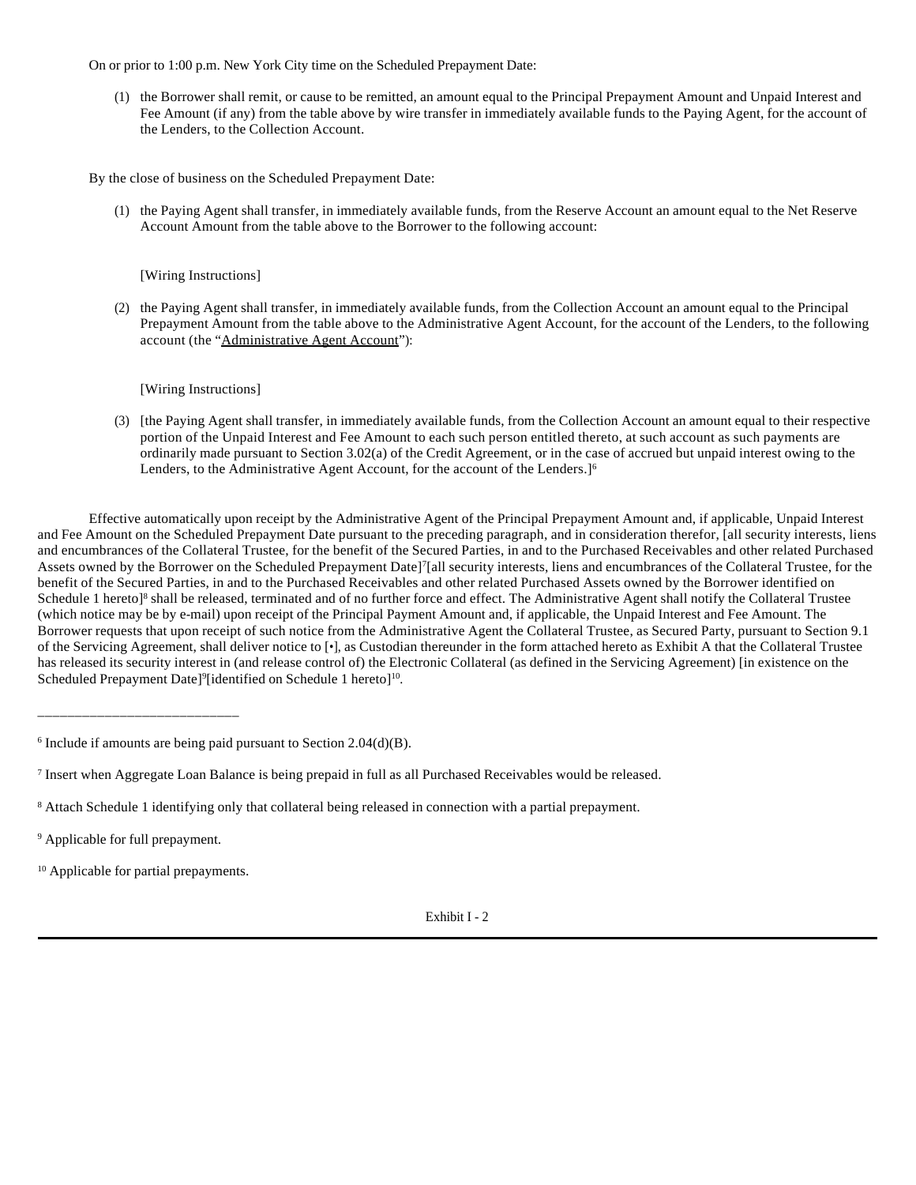On or prior to 1:00 p.m. New York City time on the Scheduled Prepayment Date:

(1) the Borrower shall remit, or cause to be remitted, an amount equal to the Principal Prepayment Amount and Unpaid Interest and Fee Amount (if any) from the table above by wire transfer in immediately available funds to the Paying Agent, for the account of the Lenders, to the Collection Account.

By the close of business on the Scheduled Prepayment Date:

(1) the Paying Agent shall transfer, in immediately available funds, from the Reserve Account an amount equal to the Net Reserve Account Amount from the table above to the Borrower to the following account:

[Wiring Instructions]

(2) the Paying Agent shall transfer, in immediately available funds, from the Collection Account an amount equal to the Principal Prepayment Amount from the table above to the Administrative Agent Account, for the account of the Lenders, to the following account (the "Administrative Agent Account"):

[Wiring Instructions]

(3) [the Paying Agent shall transfer, in immediately available funds, from the Collection Account an amount equal to their respective portion of the Unpaid Interest and Fee Amount to each such person entitled thereto, at such account as such payments are ordinarily made pursuant to Section 3.02(a) of the Credit Agreement, or in the case of accrued but unpaid interest owing to the Lenders, to the Administrative Agent Account, for the account of the Lenders.][6]

Effective automatically upon receipt by the Administrative Agent of the Principal Prepayment Amount and, if applicable, Unpaid Interest and Fee Amount on the Scheduled Prepayment Date pursuant to the preceding paragraph, and in consideration therefor, [all security interests, liens and encumbrances of the Collateral Trustee, for the benefit of the Secured Parties, in and to the Purchased Receivables and other related Purchased Assets owned by the Borrower on the Scheduled Prepayment Date][7][all security interests, liens and encumbrances of the Collateral Trustee, for the benefit of the Secured Parties, in and to the Purchased Receivables and other related Purchased Assets owned by the Borrower identified on Schedule 1 hereto][8] shall be released, terminated and of no further force and effect. The Administrative Agent shall notify the Collateral Trustee (which notice may be by e-mail) upon receipt of the Principal Payment Amount and, if applicable, the Unpaid Interest and Fee Amount. The Borrower requests that upon receipt of such notice from the Administrative Agent the Collateral Trustee, as Secured Party, pursuant to Section 9.1 of the Servicing Agreement, shall deliver notice to [•], as Custodian thereunder in the form attached hereto as Exhibit A that the Collateral Trustee has released its security interest in (and release control of) the Electronic Collateral (as defined in the Servicing Agreement) [in existence on the Scheduled Prepayment Date][9][identified on Schedule 1 hereto][10].

---

[6] Include if amounts are being paid pursuant to Section 2.04(d)(B).

[7] Insert when Aggregate Loan Balance is being prepaid in full as all Purchased Receivables would be released.

[8] Attach Schedule 1 identifying only that collateral being released in connection with a partial prepayment.

[9] Applicable for full prepayment.

[10] Applicable for partial prepayments.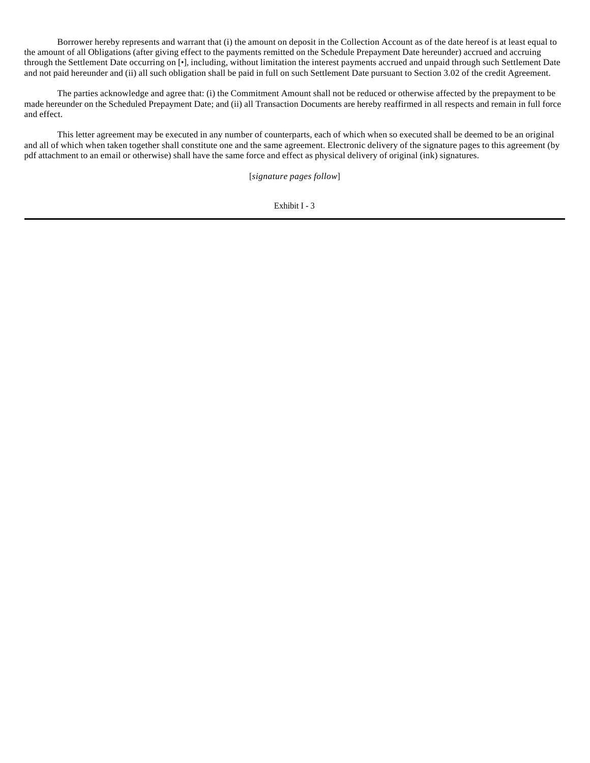Borrower hereby represents and warrant that (i) the amount on deposit in the Collection Account as of the date hereof is at least equal to the amount of all Obligations (after giving effect to the payments remitted on the Schedule Prepayment Date hereunder) accrued and accruing through the Settlement Date occurring on [•], including, without limitation the interest payments accrued and unpaid through such Settlement Date and not paid hereunder and (ii) all such obligation shall be paid in full on such Settlement Date pursuant to Section 3.02 of the credit Agreement.

The parties acknowledge and agree that: (i) the Commitment Amount shall not be reduced or otherwise affected by the prepayment to be made hereunder on the Scheduled Prepayment Date; and (ii) all Transaction Documents are hereby reaffirmed in all respects and remain in full force and effect.

This letter agreement may be executed in any number of counterparts, each of which when so executed shall be deemed to be an original and all of which when taken together shall constitute one and the same agreement. Electronic delivery of the signature pages to this agreement (by pdf attachment to an email or otherwise) shall have the same force and effect as physical delivery of original (ink) signatures.

[*signature pages follow*]

Exhibit I - 3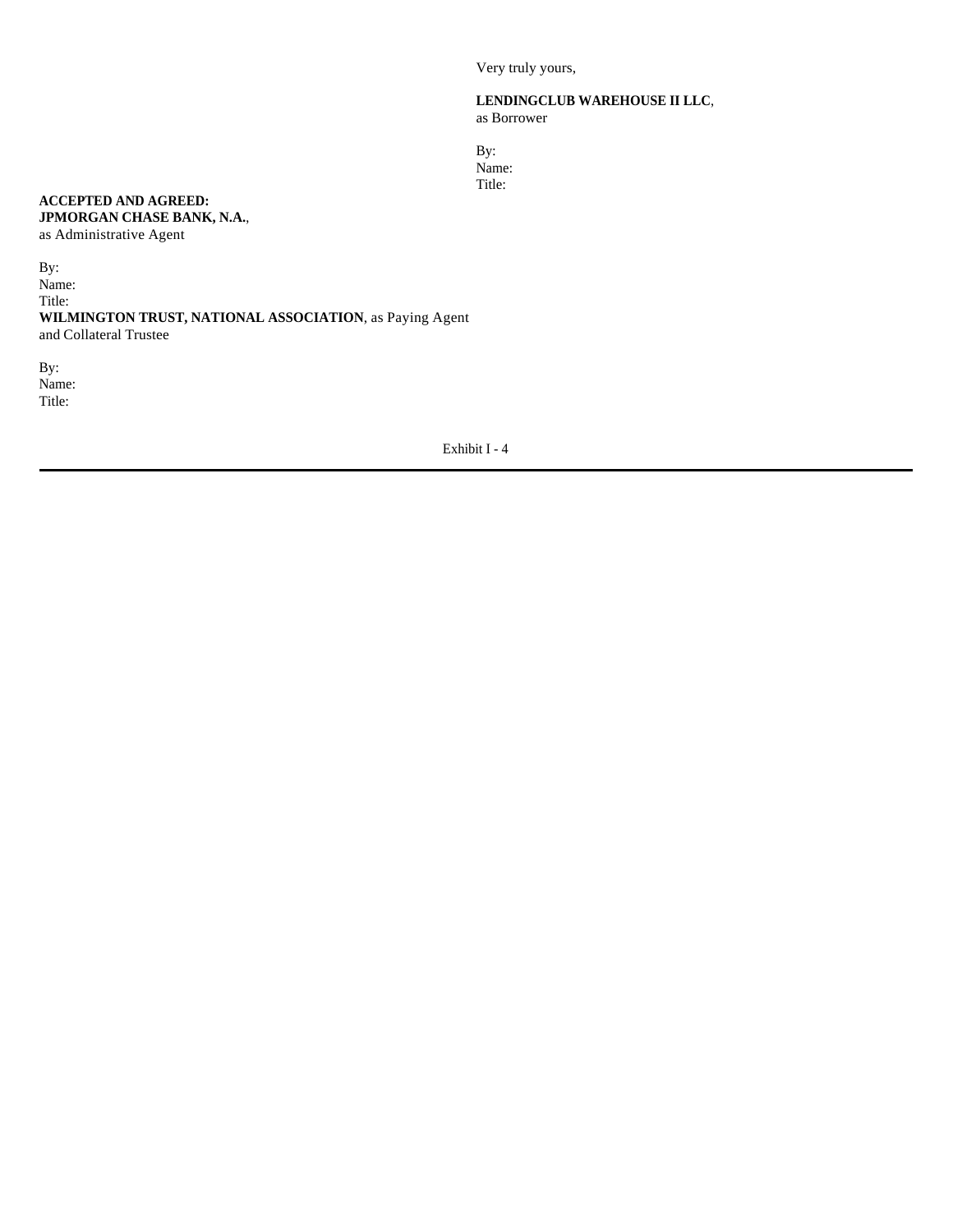Very truly yours,

**LENDINGCLUB WAREHOUSE II LLC**,
as Borrower

By:
Name:
Title:

**ACCEPTED AND AGREED:**
**JPMORGAN CHASE BANK, N.A.**,
as Administrative Agent

By:
Name:
Title:

**WILMINGTON TRUST, NATIONAL ASSOCIATION**, as Paying Agent and Collateral Trustee

By:
Name:
Title:

Exhibit I - 4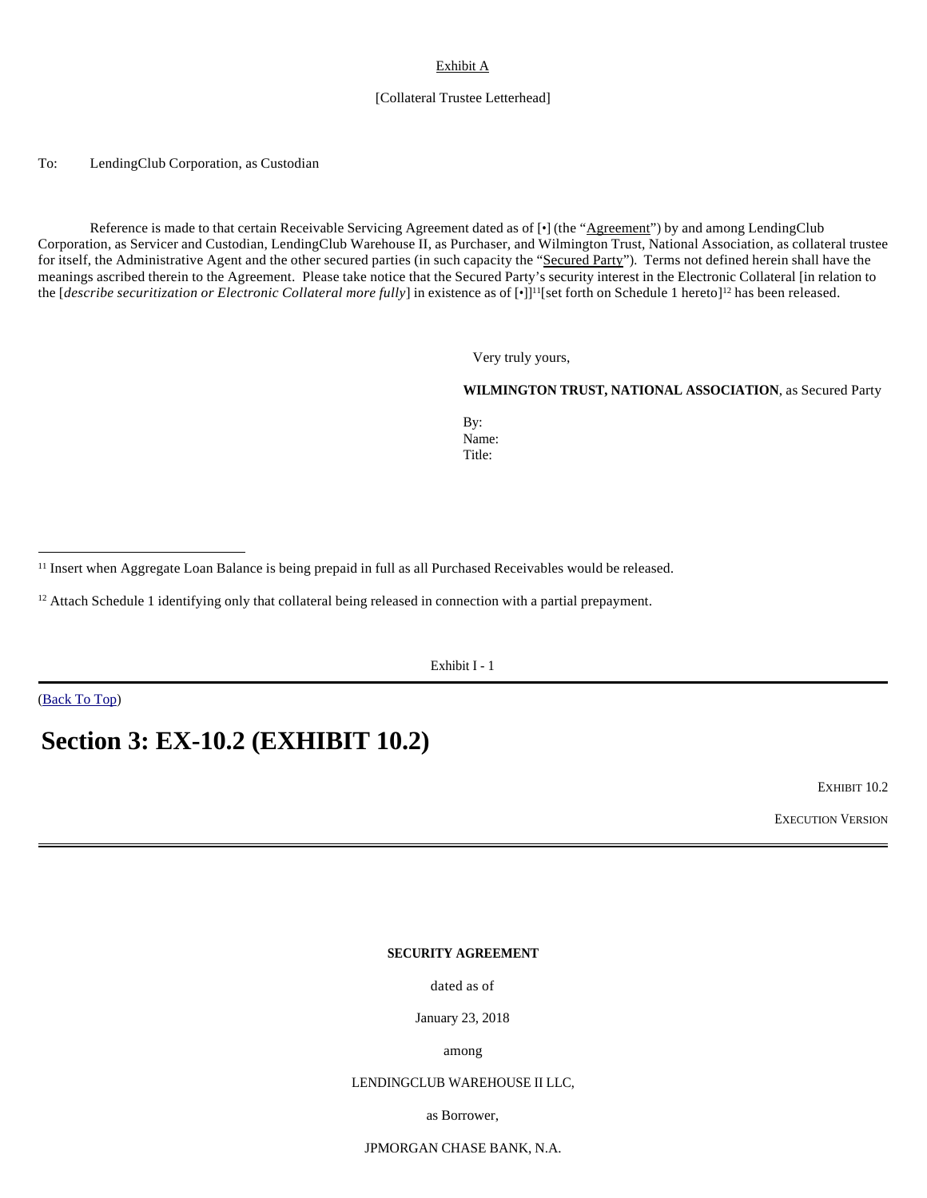Exhibit A

[Collateral Trustee Letterhead]

To: LendingClub Corporation, as Custodian

Reference is made to that certain Receivable Servicing Agreement dated as of [•] (the "Agreement") by and among LendingClub Corporation, as Servicer and Custodian, LendingClub Warehouse II, as Purchaser, and Wilmington Trust, National Association, as collateral trustee for itself, the Administrative Agent and the other secured parties (in such capacity the "Secured Party"). Terms not defined herein shall have the meanings ascribed therein to the Agreement. Please take notice that the Secured Party's security interest in the Electronic Collateral [in relation to the [*describe securitization or Electronic Collateral more fully*] in existence as of [•]][11][set forth on Schedule 1 hereto][12] has been released.

Very truly yours,

**WILMINGTON TRUST, NATIONAL ASSOCIATION**, as Secured Party

By:
Name:
Title:

---

[11] Insert when Aggregate Loan Balance is being prepaid in full as all Purchased Receivables would be released.

[12] Attach Schedule 1 identifying only that collateral being released in connection with a partial prepayment.

Exhibit I - 1

(Back To Top)

# Section 3: EX-10.2 (EXHIBIT 10.2)

EXHIBIT 10.2

EXECUTION VERSION

---

**SECURITY AGREEMENT**

dated as of

January 23, 2018

among

LENDINGCLUB WAREHOUSE II LLC,

as Borrower,

JPMORGAN CHASE BANK, N.A.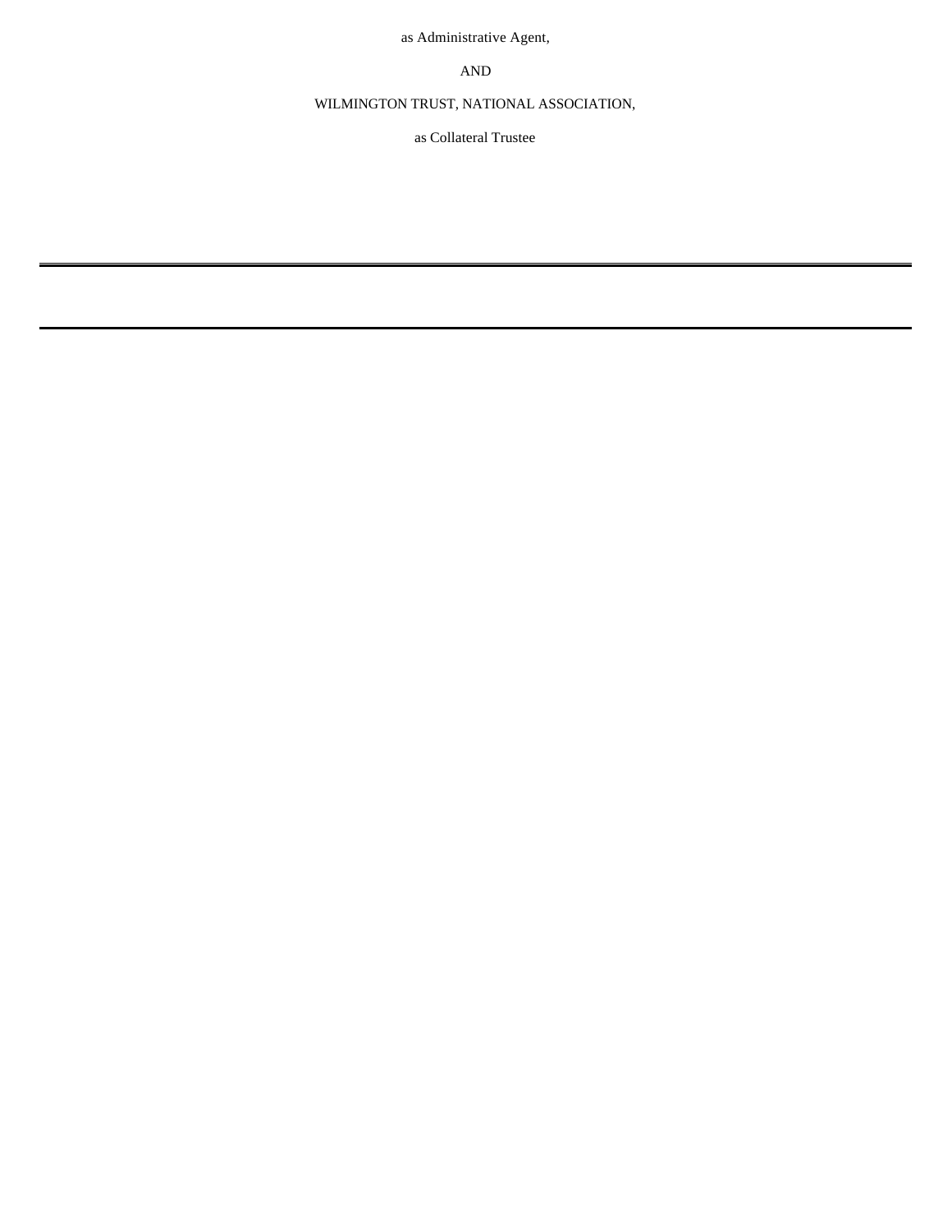as Administrative Agent,

AND

WILMINGTON TRUST, NATIONAL ASSOCIATION,

as Collateral Trustee

---

---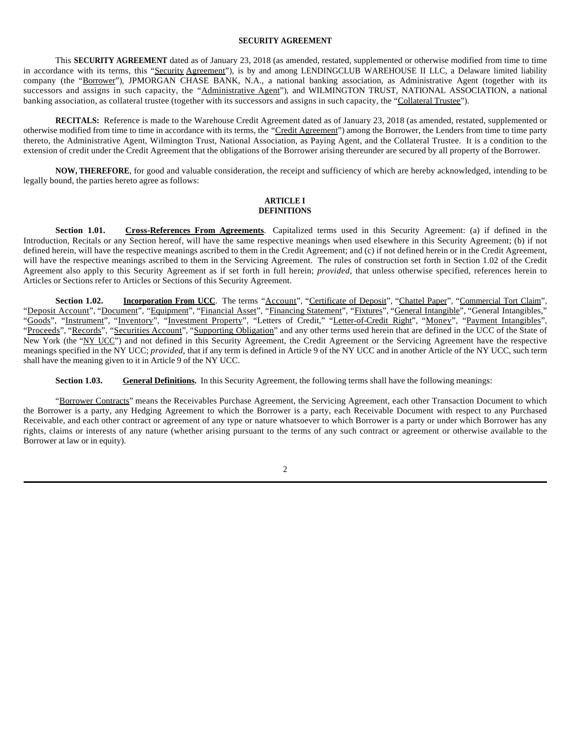**SECURITY AGREEMENT**

This **SECURITY AGREEMENT** dated as of January 23, 2018 (as amended, restated, supplemented or otherwise modified from time to time in accordance with its terms, this "Security Agreement"), is by and among LENDINGCLUB WAREHOUSE II LLC, a Delaware limited liability company (the "Borrower"), JPMORGAN CHASE BANK, N.A., a national banking association, as Administrative Agent (together with its successors and assigns in such capacity, the "Administrative Agent"), and WILMINGTON TRUST, NATIONAL ASSOCIATION, a national banking association, as collateral trustee (together with its successors and assigns in such capacity, the "Collateral Trustee").

**RECITALS:** Reference is made to the Warehouse Credit Agreement dated as of January 23, 2018 (as amended, restated, supplemented or otherwise modified from time to time in accordance with its terms, the "Credit Agreement") among the Borrower, the Lenders from time to time party thereto, the Administrative Agent, Wilmington Trust, National Association, as Paying Agent, and the Collateral Trustee. It is a condition to the extension of credit under the Credit Agreement that the obligations of the Borrower arising thereunder are secured by all property of the Borrower.

**NOW, THEREFORE**, for good and valuable consideration, the receipt and sufficiency of which are hereby acknowledged, intending to be legally bound, the parties hereto agree as follows:

## ARTICLE I
## DEFINITIONS

**Section 1.01. Cross-References From Agreements**. Capitalized terms used in this Security Agreement: (a) if defined in the Introduction, Recitals or any Section hereof, will have the same respective meanings when used elsewhere in this Security Agreement; (b) if not defined herein, will have the respective meanings ascribed to them in the Credit Agreement; and (c) if not defined herein or in the Credit Agreement, will have the respective meanings ascribed to them in the Servicing Agreement. The rules of construction set forth in Section 1.02 of the Credit Agreement also apply to this Security Agreement as if set forth in full herein; *provided*, that unless otherwise specified, references herein to Articles or Sections refer to Articles or Sections of this Security Agreement.

**Section 1.02. Incorporation From UCC**. The terms "Account", "Certificate of Deposit", "Chattel Paper", "Commercial Tort Claim", "Deposit Account", "Document", "Equipment", "Financial Asset", "Financing Statement", "Fixtures", "General Intangible", "General Intangibles," "Goods", "Instrument", "Inventory", "Investment Property", "Letters of Credit," "Letter-of-Credit Right", "Money", "Payment Intangibles", "Proceeds", "Records", "Securities Account", "Supporting Obligation" and any other terms used herein that are defined in the UCC of the State of New York (the "NY UCC") and not defined in this Security Agreement, the Credit Agreement or the Servicing Agreement have the respective meanings specified in the NY UCC; *provided,* that if any term is defined in Article 9 of the NY UCC and in another Article of the NY UCC, such term shall have the meaning given to it in Article 9 of the NY UCC.

**Section 1.03. General Definitions.** In this Security Agreement, the following terms shall have the following meanings:

"Borrower Contracts" means the Receivables Purchase Agreement, the Servicing Agreement, each other Transaction Document to which the Borrower is a party, any Hedging Agreement to which the Borrower is a party, each Receivable Document with respect to any Purchased Receivable, and each other contract or agreement of any type or nature whatsoever to which Borrower is a party or under which Borrower has any rights, claims or interests of any nature (whether arising pursuant to the terms of any such contract or agreement or otherwise available to the Borrower at law or in equity).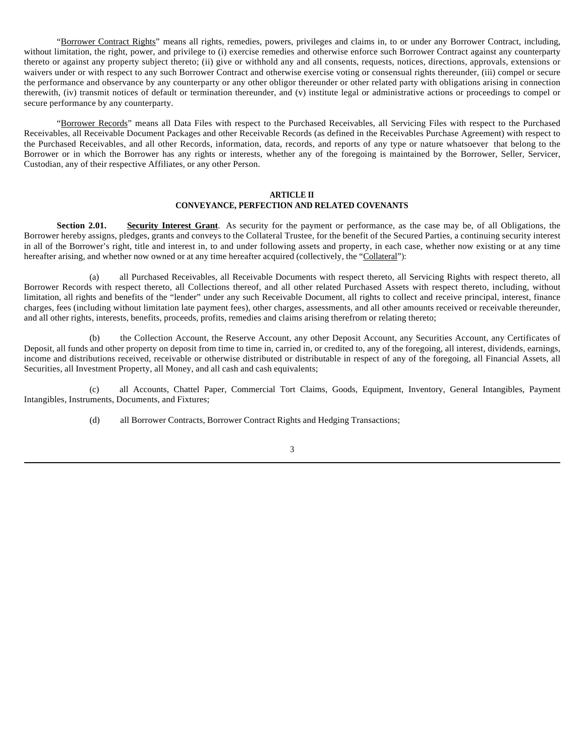"Borrower Contract Rights" means all rights, remedies, powers, privileges and claims in, to or under any Borrower Contract, including, without limitation, the right, power, and privilege to (i) exercise remedies and otherwise enforce such Borrower Contract against any counterparty thereto or against any property subject thereto; (ii) give or withhold any and all consents, requests, notices, directions, approvals, extensions or waivers under or with respect to any such Borrower Contract and otherwise exercise voting or consensual rights thereunder, (iii) compel or secure the performance and observance by any counterparty or any other obligor thereunder or other related party with obligations arising in connection therewith, (iv) transmit notices of default or termination thereunder, and (v) institute legal or administrative actions or proceedings to compel or secure performance by any counterparty.

"Borrower Records" means all Data Files with respect to the Purchased Receivables, all Servicing Files with respect to the Purchased Receivables, all Receivable Document Packages and other Receivable Records (as defined in the Receivables Purchase Agreement) with respect to the Purchased Receivables, and all other Records, information, data, records, and reports of any type or nature whatsoever that belong to the Borrower or in which the Borrower has any rights or interests, whether any of the foregoing is maintained by the Borrower, Seller, Servicer, Custodian, any of their respective Affiliates, or any other Person.

## ARTICLE II
## CONVEYANCE, PERFECTION AND RELATED COVENANTS

**Section 2.01. Security Interest Grant**. As security for the payment or performance, as the case may be, of all Obligations, the Borrower hereby assigns, pledges, grants and conveys to the Collateral Trustee, for the benefit of the Secured Parties, a continuing security interest in all of the Borrower's right, title and interest in, to and under following assets and property, in each case, whether now existing or at any time hereafter arising, and whether now owned or at any time hereafter acquired (collectively, the "Collateral"):

(a) all Purchased Receivables, all Receivable Documents with respect thereto, all Servicing Rights with respect thereto, all Borrower Records with respect thereto, all Collections thereof, and all other related Purchased Assets with respect thereto, including, without limitation, all rights and benefits of the "lender" under any such Receivable Document, all rights to collect and receive principal, interest, finance charges, fees (including without limitation late payment fees), other charges, assessments, and all other amounts received or receivable thereunder, and all other rights, interests, benefits, proceeds, profits, remedies and claims arising therefrom or relating thereto;

(b) the Collection Account, the Reserve Account, any other Deposit Account, any Securities Account, any Certificates of Deposit, all funds and other property on deposit from time to time in, carried in, or credited to, any of the foregoing, all interest, dividends, earnings, income and distributions received, receivable or otherwise distributed or distributable in respect of any of the foregoing, all Financial Assets, all Securities, all Investment Property, all Money, and all cash and cash equivalents;

(c) all Accounts, Chattel Paper, Commercial Tort Claims, Goods, Equipment, Inventory, General Intangibles, Payment Intangibles, Instruments, Documents, and Fixtures;

(d) all Borrower Contracts, Borrower Contract Rights and Hedging Transactions;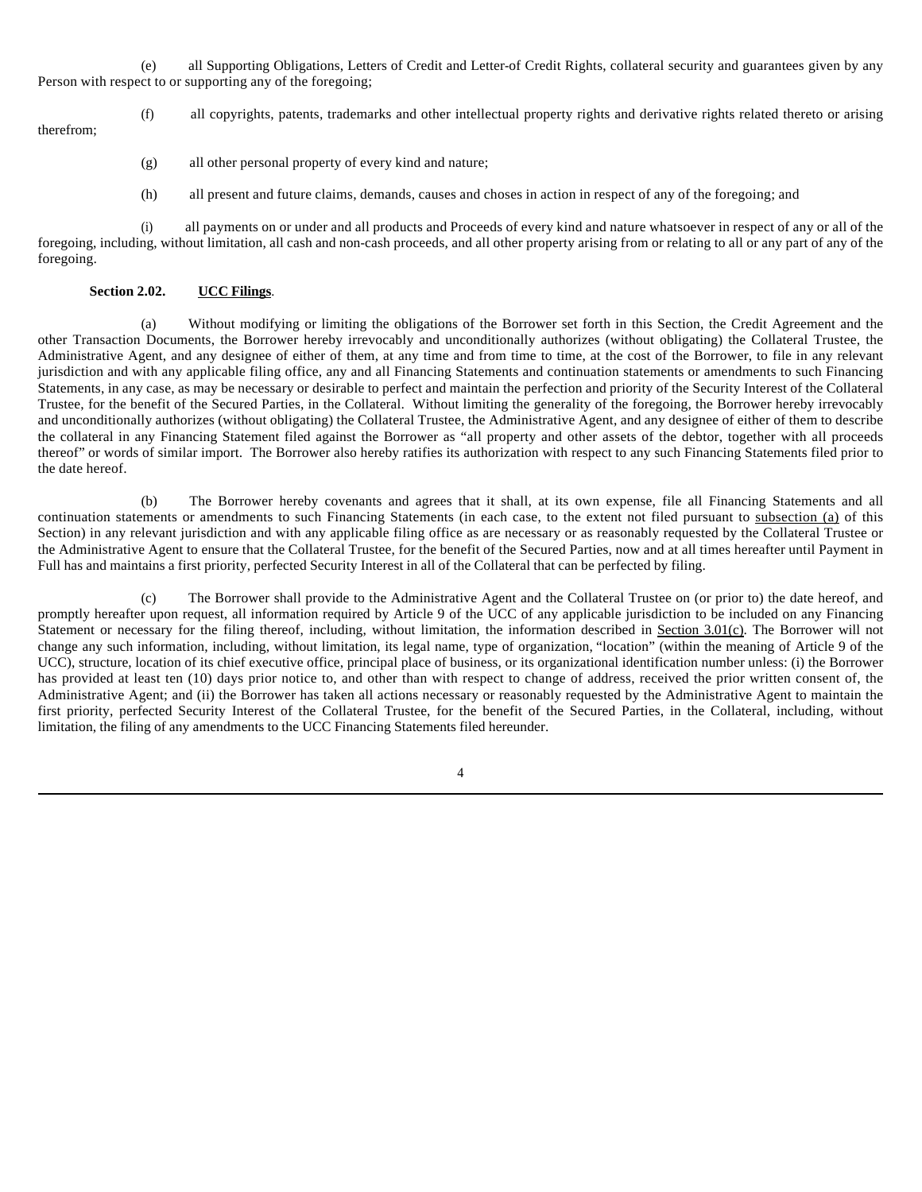(e) all Supporting Obligations, Letters of Credit and Letter-of Credit Rights, collateral security and guarantees given by any Person with respect to or supporting any of the foregoing;

(f) all copyrights, patents, trademarks and other intellectual property rights and derivative rights related thereto or arising therefrom;

(g) all other personal property of every kind and nature;

(h) all present and future claims, demands, causes and choses in action in respect of any of the foregoing; and

(i) all payments on or under and all products and Proceeds of every kind and nature whatsoever in respect of any or all of the foregoing, including, without limitation, all cash and non-cash proceeds, and all other property arising from or relating to all or any part of any of the foregoing.

**Section 2.02. UCC Filings**.

(a) Without modifying or limiting the obligations of the Borrower set forth in this Section, the Credit Agreement and the other Transaction Documents, the Borrower hereby irrevocably and unconditionally authorizes (without obligating) the Collateral Trustee, the Administrative Agent, and any designee of either of them, at any time and from time to time, at the cost of the Borrower, to file in any relevant jurisdiction and with any applicable filing office, any and all Financing Statements and continuation statements or amendments to such Financing Statements, in any case, as may be necessary or desirable to perfect and maintain the perfection and priority of the Security Interest of the Collateral Trustee, for the benefit of the Secured Parties, in the Collateral. Without limiting the generality of the foregoing, the Borrower hereby irrevocably and unconditionally authorizes (without obligating) the Collateral Trustee, the Administrative Agent, and any designee of either of them to describe the collateral in any Financing Statement filed against the Borrower as "all property and other assets of the debtor, together with all proceeds thereof" or words of similar import. The Borrower also hereby ratifies its authorization with respect to any such Financing Statements filed prior to the date hereof.

(b) The Borrower hereby covenants and agrees that it shall, at its own expense, file all Financing Statements and all continuation statements or amendments to such Financing Statements (in each case, to the extent not filed pursuant to subsection (a) of this Section) in any relevant jurisdiction and with any applicable filing office as are necessary or as reasonably requested by the Collateral Trustee or the Administrative Agent to ensure that the Collateral Trustee, for the benefit of the Secured Parties, now and at all times hereafter until Payment in Full has and maintains a first priority, perfected Security Interest in all of the Collateral that can be perfected by filing.

(c) The Borrower shall provide to the Administrative Agent and the Collateral Trustee on (or prior to) the date hereof, and promptly hereafter upon request, all information required by Article 9 of the UCC of any applicable jurisdiction to be included on any Financing Statement or necessary for the filing thereof, including, without limitation, the information described in Section 3.01(c). The Borrower will not change any such information, including, without limitation, its legal name, type of organization, "location" (within the meaning of Article 9 of the UCC), structure, location of its chief executive office, principal place of business, or its organizational identification number unless: (i) the Borrower has provided at least ten (10) days prior notice to, and other than with respect to change of address, received the prior written consent of, the Administrative Agent; and (ii) the Borrower has taken all actions necessary or reasonably requested by the Administrative Agent to maintain the first priority, perfected Security Interest of the Collateral Trustee, for the benefit of the Secured Parties, in the Collateral, including, without limitation, the filing of any amendments to the UCC Financing Statements filed hereunder.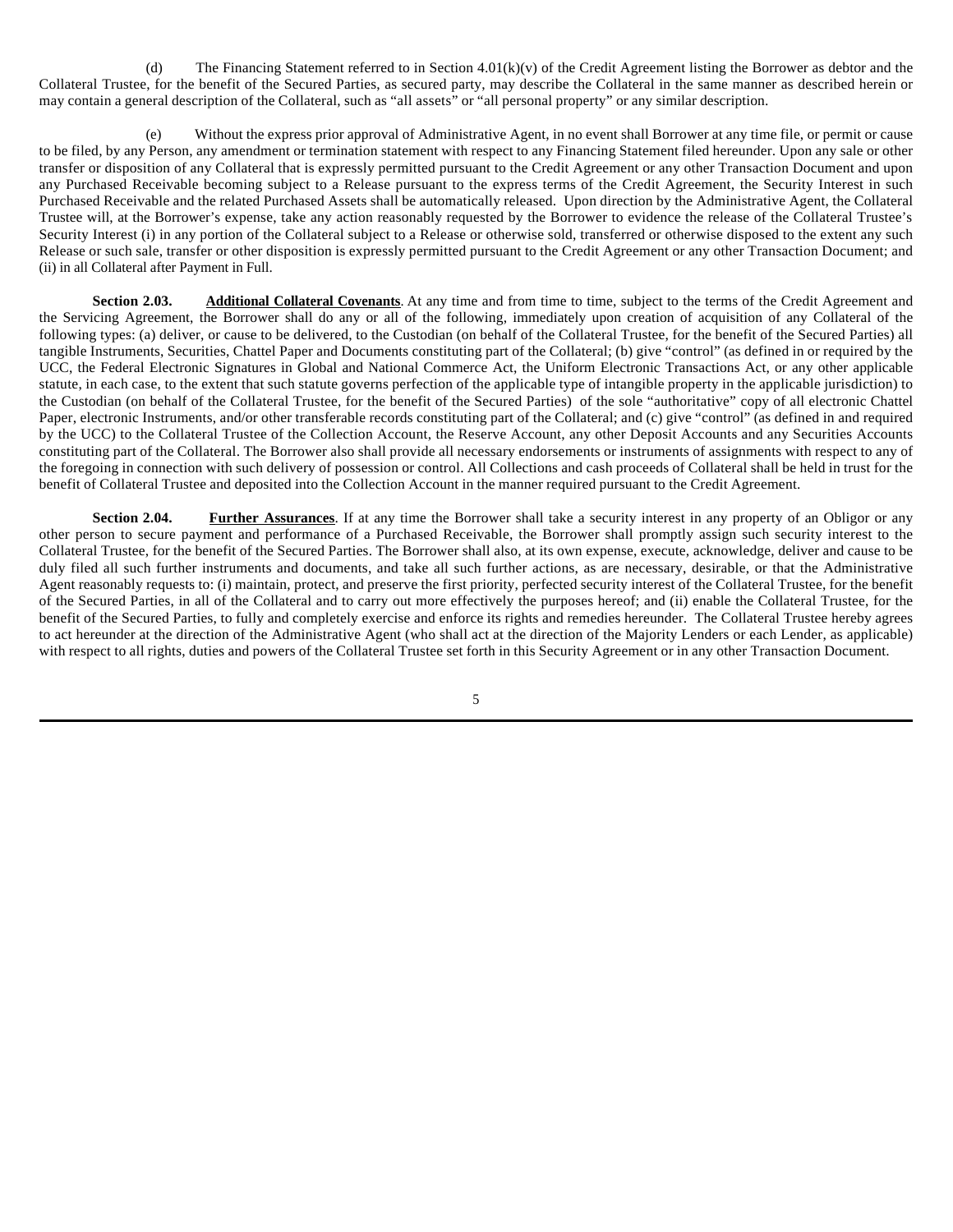(d) The Financing Statement referred to in Section 4.01(k)(v) of the Credit Agreement listing the Borrower as debtor and the Collateral Trustee, for the benefit of the Secured Parties, as secured party, may describe the Collateral in the same manner as described herein or may contain a general description of the Collateral, such as "all assets" or "all personal property" or any similar description.

(e) Without the express prior approval of Administrative Agent, in no event shall Borrower at any time file, or permit or cause to be filed, by any Person, any amendment or termination statement with respect to any Financing Statement filed hereunder. Upon any sale or other transfer or disposition of any Collateral that is expressly permitted pursuant to the Credit Agreement or any other Transaction Document and upon any Purchased Receivable becoming subject to a Release pursuant to the express terms of the Credit Agreement, the Security Interest in such Purchased Receivable and the related Purchased Assets shall be automatically released. Upon direction by the Administrative Agent, the Collateral Trustee will, at the Borrower's expense, take any action reasonably requested by the Borrower to evidence the release of the Collateral Trustee's Security Interest (i) in any portion of the Collateral subject to a Release or otherwise sold, transferred or otherwise disposed to the extent any such Release or such sale, transfer or other disposition is expressly permitted pursuant to the Credit Agreement or any other Transaction Document; and (ii) in all Collateral after Payment in Full.

**Section 2.03. Additional Collateral Covenants**. At any time and from time to time, subject to the terms of the Credit Agreement and the Servicing Agreement, the Borrower shall do any or all of the following, immediately upon creation of acquisition of any Collateral of the following types: (a) deliver, or cause to be delivered, to the Custodian (on behalf of the Collateral Trustee, for the benefit of the Secured Parties) all tangible Instruments, Securities, Chattel Paper and Documents constituting part of the Collateral; (b) give "control" (as defined in or required by the UCC, the Federal Electronic Signatures in Global and National Commerce Act, the Uniform Electronic Transactions Act, or any other applicable statute, in each case, to the extent that such statute governs perfection of the applicable type of intangible property in the applicable jurisdiction) to the Custodian (on behalf of the Collateral Trustee, for the benefit of the Secured Parties) of the sole "authoritative" copy of all electronic Chattel Paper, electronic Instruments, and/or other transferable records constituting part of the Collateral; and (c) give "control" (as defined in and required by the UCC) to the Collateral Trustee of the Collection Account, the Reserve Account, any other Deposit Accounts and any Securities Accounts constituting part of the Collateral. The Borrower also shall provide all necessary endorsements or instruments of assignments with respect to any of the foregoing in connection with such delivery of possession or control. All Collections and cash proceeds of Collateral shall be held in trust for the benefit of Collateral Trustee and deposited into the Collection Account in the manner required pursuant to the Credit Agreement.

**Section 2.04. Further Assurances**. If at any time the Borrower shall take a security interest in any property of an Obligor or any other person to secure payment and performance of a Purchased Receivable, the Borrower shall promptly assign such security interest to the Collateral Trustee, for the benefit of the Secured Parties. The Borrower shall also, at its own expense, execute, acknowledge, deliver and cause to be duly filed all such further instruments and documents, and take all such further actions, as are necessary, desirable, or that the Administrative Agent reasonably requests to: (i) maintain, protect, and preserve the first priority, perfected security interest of the Collateral Trustee, for the benefit of the Secured Parties, in all of the Collateral and to carry out more effectively the purposes hereof; and (ii) enable the Collateral Trustee, for the benefit of the Secured Parties, to fully and completely exercise and enforce its rights and remedies hereunder. The Collateral Trustee hereby agrees to act hereunder at the direction of the Administrative Agent (who shall act at the direction of the Majority Lenders or each Lender, as applicable) with respect to all rights, duties and powers of the Collateral Trustee set forth in this Security Agreement or in any other Transaction Document.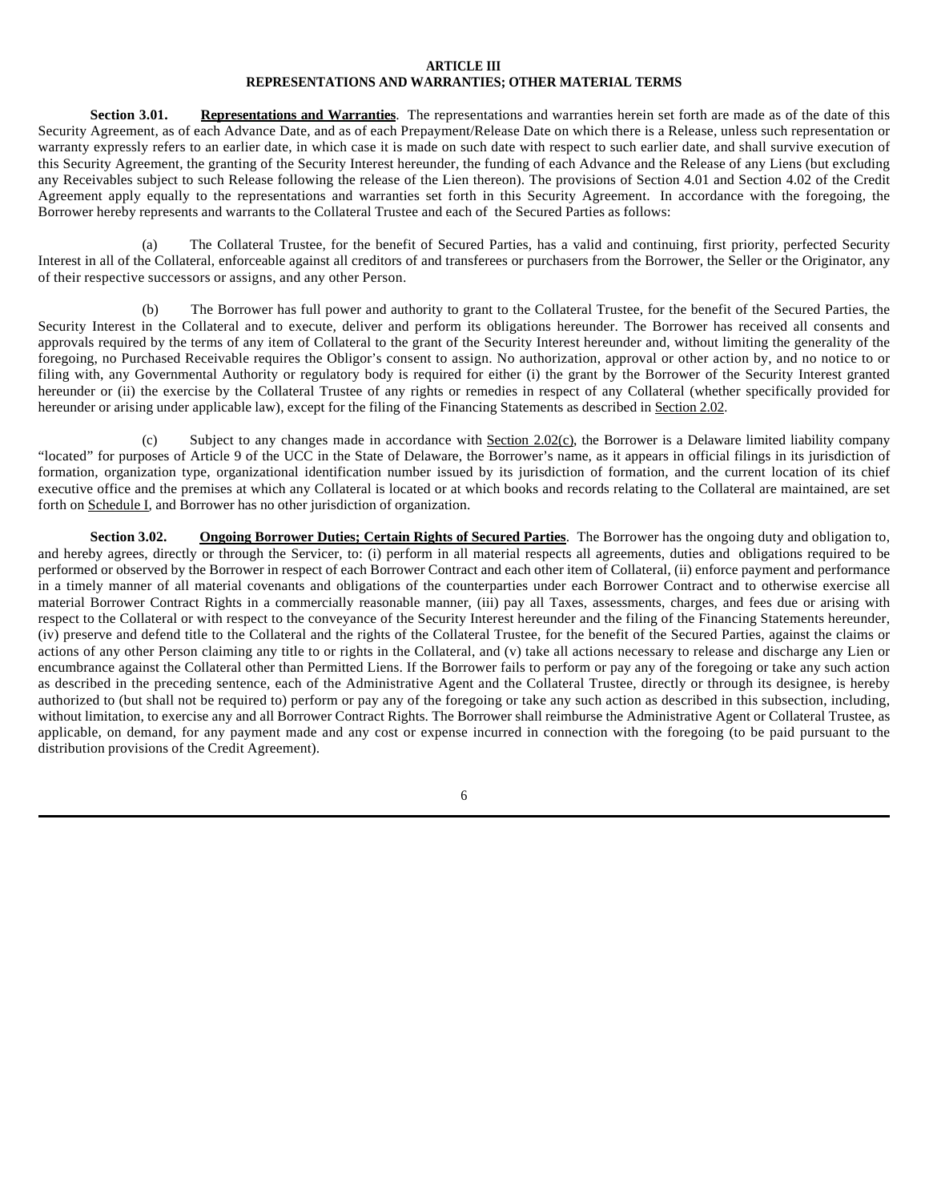## ARTICLE III
## REPRESENTATIONS AND WARRANTIES; OTHER MATERIAL TERMS

**Section 3.01. Representations and Warranties**. The representations and warranties herein set forth are made as of the date of this Security Agreement, as of each Advance Date, and as of each Prepayment/Release Date on which there is a Release, unless such representation or warranty expressly refers to an earlier date, in which case it is made on such date with respect to such earlier date, and shall survive execution of this Security Agreement, the granting of the Security Interest hereunder, the funding of each Advance and the Release of any Liens (but excluding any Receivables subject to such Release following the release of the Lien thereon). The provisions of Section 4.01 and Section 4.02 of the Credit Agreement apply equally to the representations and warranties set forth in this Security Agreement. In accordance with the foregoing, the Borrower hereby represents and warrants to the Collateral Trustee and each of the Secured Parties as follows:

(a) The Collateral Trustee, for the benefit of Secured Parties, has a valid and continuing, first priority, perfected Security Interest in all of the Collateral, enforceable against all creditors of and transferees or purchasers from the Borrower, the Seller or the Originator, any of their respective successors or assigns, and any other Person.

(b) The Borrower has full power and authority to grant to the Collateral Trustee, for the benefit of the Secured Parties, the Security Interest in the Collateral and to execute, deliver and perform its obligations hereunder. The Borrower has received all consents and approvals required by the terms of any item of Collateral to the grant of the Security Interest hereunder and, without limiting the generality of the foregoing, no Purchased Receivable requires the Obligor's consent to assign. No authorization, approval or other action by, and no notice to or filing with, any Governmental Authority or regulatory body is required for either (i) the grant by the Borrower of the Security Interest granted hereunder or (ii) the exercise by the Collateral Trustee of any rights or remedies in respect of any Collateral (whether specifically provided for hereunder or arising under applicable law), except for the filing of the Financing Statements as described in Section 2.02.

(c) Subject to any changes made in accordance with Section 2.02(c), the Borrower is a Delaware limited liability company "located" for purposes of Article 9 of the UCC in the State of Delaware, the Borrower's name, as it appears in official filings in its jurisdiction of formation, organization type, organizational identification number issued by its jurisdiction of formation, and the current location of its chief executive office and the premises at which any Collateral is located or at which books and records relating to the Collateral are maintained, are set forth on Schedule I, and Borrower has no other jurisdiction of organization.

**Section 3.02. Ongoing Borrower Duties; Certain Rights of Secured Parties**. The Borrower has the ongoing duty and obligation to, and hereby agrees, directly or through the Servicer, to: (i) perform in all material respects all agreements, duties and obligations required to be performed or observed by the Borrower in respect of each Borrower Contract and each other item of Collateral, (ii) enforce payment and performance in a timely manner of all material covenants and obligations of the counterparties under each Borrower Contract and to otherwise exercise all material Borrower Contract Rights in a commercially reasonable manner, (iii) pay all Taxes, assessments, charges, and fees due or arising with respect to the Collateral or with respect to the conveyance of the Security Interest hereunder and the filing of the Financing Statements hereunder, (iv) preserve and defend title to the Collateral and the rights of the Collateral Trustee, for the benefit of the Secured Parties, against the claims or actions of any other Person claiming any title to or rights in the Collateral, and (v) take all actions necessary to release and discharge any Lien or encumbrance against the Collateral other than Permitted Liens. If the Borrower fails to perform or pay any of the foregoing or take any such action as described in the preceding sentence, each of the Administrative Agent and the Collateral Trustee, directly or through its designee, is hereby authorized to (but shall not be required to) perform or pay any of the foregoing or take any such action as described in this subsection, including, without limitation, to exercise any and all Borrower Contract Rights. The Borrower shall reimburse the Administrative Agent or Collateral Trustee, as applicable, on demand, for any payment made and any cost or expense incurred in connection with the foregoing (to be paid pursuant to the distribution provisions of the Credit Agreement).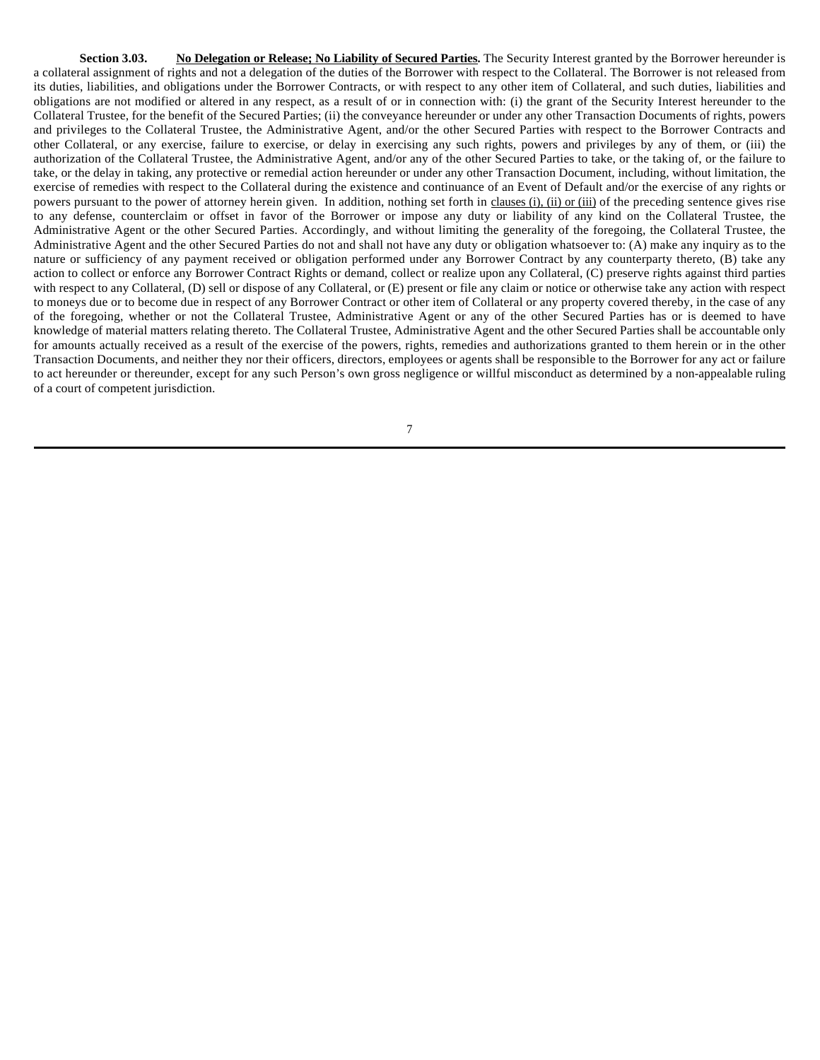**Section 3.03.** **No Delegation or Release; No Liability of Secured Parties.** The Security Interest granted by the Borrower hereunder is a collateral assignment of rights and not a delegation of the duties of the Borrower with respect to the Collateral. The Borrower is not released from its duties, liabilities, and obligations under the Borrower Contracts, or with respect to any other item of Collateral, and such duties, liabilities and obligations are not modified or altered in any respect, as a result of or in connection with: (i) the grant of the Security Interest hereunder to the Collateral Trustee, for the benefit of the Secured Parties; (ii) the conveyance hereunder or under any other Transaction Documents of rights, powers and privileges to the Collateral Trustee, the Administrative Agent, and/or the other Secured Parties with respect to the Borrower Contracts and other Collateral, or any exercise, failure to exercise, or delay in exercising any such rights, powers and privileges by any of them, or (iii) the authorization of the Collateral Trustee, the Administrative Agent, and/or any of the other Secured Parties to take, or the taking of, or the failure to take, or the delay in taking, any protective or remedial action hereunder or under any other Transaction Document, including, without limitation, the exercise of remedies with respect to the Collateral during the existence and continuance of an Event of Default and/or the exercise of any rights or powers pursuant to the power of attorney herein given. In addition, nothing set forth in clauses (i), (ii) or (iii) of the preceding sentence gives rise to any defense, counterclaim or offset in favor of the Borrower or impose any duty or liability of any kind on the Collateral Trustee, the Administrative Agent or the other Secured Parties. Accordingly, and without limiting the generality of the foregoing, the Collateral Trustee, the Administrative Agent and the other Secured Parties do not and shall not have any duty or obligation whatsoever to: (A) make any inquiry as to the nature or sufficiency of any payment received or obligation performed under any Borrower Contract by any counterparty thereto, (B) take any action to collect or enforce any Borrower Contract Rights or demand, collect or realize upon any Collateral, (C) preserve rights against third parties with respect to any Collateral, (D) sell or dispose of any Collateral, or (E) present or file any claim or notice or otherwise take any action with respect to moneys due or to become due in respect of any Borrower Contract or other item of Collateral or any property covered thereby, in the case of any of the foregoing, whether or not the Collateral Trustee, Administrative Agent or any of the other Secured Parties has or is deemed to have knowledge of material matters relating thereto. The Collateral Trustee, Administrative Agent and the other Secured Parties shall be accountable only for amounts actually received as a result of the exercise of the powers, rights, remedies and authorizations granted to them herein or in the other Transaction Documents, and neither they nor their officers, directors, employees or agents shall be responsible to the Borrower for any act or failure to act hereunder or thereunder, except for any such Person's own gross negligence or willful misconduct as determined by a non-appealable ruling of a court of competent jurisdiction.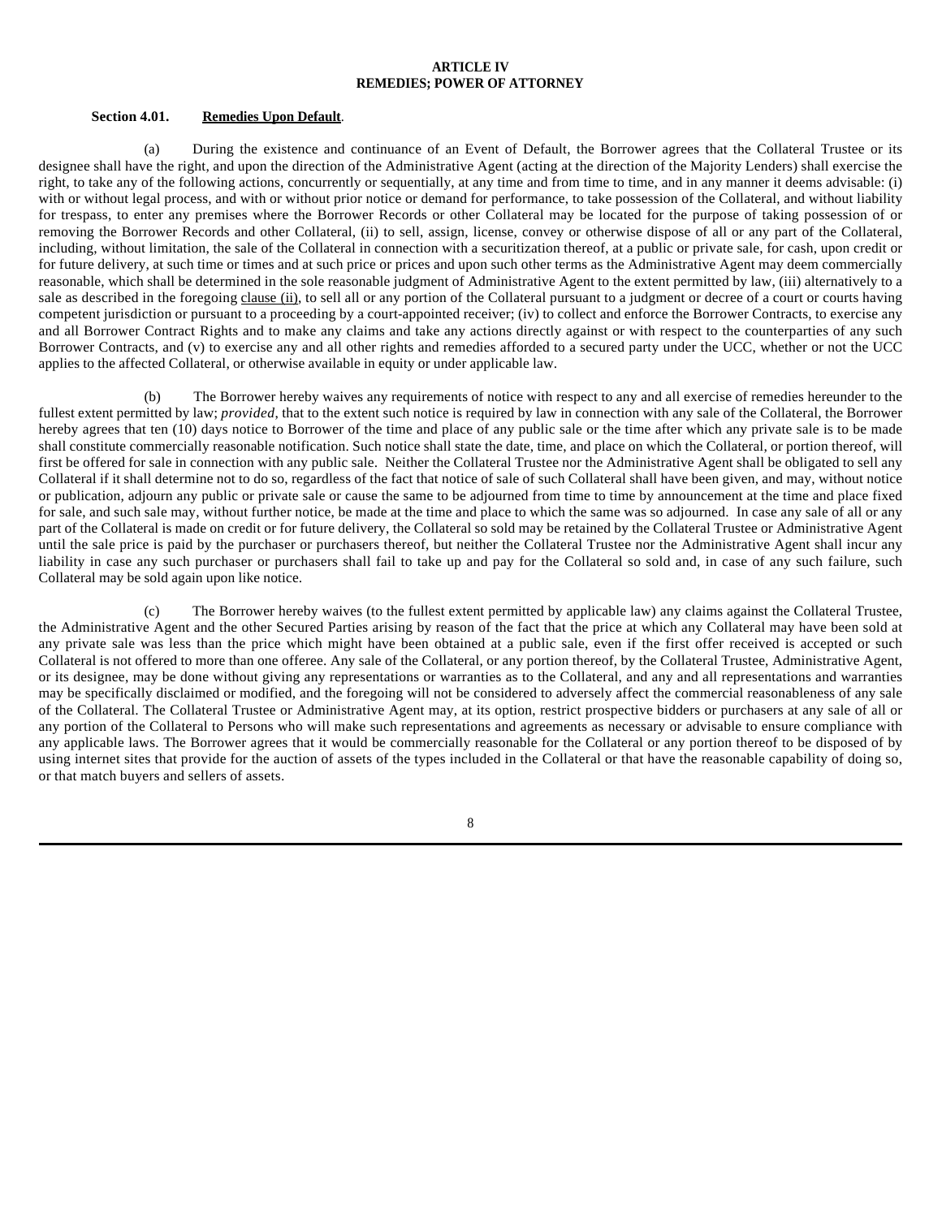# ARTICLE IV
# REMEDIES; POWER OF ATTORNEY

**Section 4.01. Remedies Upon Default**.

(a) During the existence and continuance of an Event of Default, the Borrower agrees that the Collateral Trustee or its designee shall have the right, and upon the direction of the Administrative Agent (acting at the direction of the Majority Lenders) shall exercise the right, to take any of the following actions, concurrently or sequentially, at any time and from time to time, and in any manner it deems advisable: (i) with or without legal process, and with or without prior notice or demand for performance, to take possession of the Collateral, and without liability for trespass, to enter any premises where the Borrower Records or other Collateral may be located for the purpose of taking possession of or removing the Borrower Records and other Collateral, (ii) to sell, assign, license, convey or otherwise dispose of all or any part of the Collateral, including, without limitation, the sale of the Collateral in connection with a securitization thereof, at a public or private sale, for cash, upon credit or for future delivery, at such time or times and at such price or prices and upon such other terms as the Administrative Agent may deem commercially reasonable, which shall be determined in the sole reasonable judgment of Administrative Agent to the extent permitted by law, (iii) alternatively to a sale as described in the foregoing clause (ii), to sell all or any portion of the Collateral pursuant to a judgment or decree of a court or courts having competent jurisdiction or pursuant to a proceeding by a court-appointed receiver; (iv) to collect and enforce the Borrower Contracts, to exercise any and all Borrower Contract Rights and to make any claims and take any actions directly against or with respect to the counterparties of any such Borrower Contracts, and (v) to exercise any and all other rights and remedies afforded to a secured party under the UCC, whether or not the UCC applies to the affected Collateral, or otherwise available in equity or under applicable law.

(b) The Borrower hereby waives any requirements of notice with respect to any and all exercise of remedies hereunder to the fullest extent permitted by law; *provided*, that to the extent such notice is required by law in connection with any sale of the Collateral, the Borrower hereby agrees that ten (10) days notice to Borrower of the time and place of any public sale or the time after which any private sale is to be made shall constitute commercially reasonable notification. Such notice shall state the date, time, and place on which the Collateral, or portion thereof, will first be offered for sale in connection with any public sale. Neither the Collateral Trustee nor the Administrative Agent shall be obligated to sell any Collateral if it shall determine not to do so, regardless of the fact that notice of sale of such Collateral shall have been given, and may, without notice or publication, adjourn any public or private sale or cause the same to be adjourned from time to time by announcement at the time and place fixed for sale, and such sale may, without further notice, be made at the time and place to which the same was so adjourned. In case any sale of all or any part of the Collateral is made on credit or for future delivery, the Collateral so sold may be retained by the Collateral Trustee or Administrative Agent until the sale price is paid by the purchaser or purchasers thereof, but neither the Collateral Trustee nor the Administrative Agent shall incur any liability in case any such purchaser or purchasers shall fail to take up and pay for the Collateral so sold and, in case of any such failure, such Collateral may be sold again upon like notice.

(c) The Borrower hereby waives (to the fullest extent permitted by applicable law) any claims against the Collateral Trustee, the Administrative Agent and the other Secured Parties arising by reason of the fact that the price at which any Collateral may have been sold at any private sale was less than the price which might have been obtained at a public sale, even if the first offer received is accepted or such Collateral is not offered to more than one offeree. Any sale of the Collateral, or any portion thereof, by the Collateral Trustee, Administrative Agent, or its designee, may be done without giving any representations or warranties as to the Collateral, and any and all representations and warranties may be specifically disclaimed or modified, and the foregoing will not be considered to adversely affect the commercial reasonableness of any sale of the Collateral. The Collateral Trustee or Administrative Agent may, at its option, restrict prospective bidders or purchasers at any sale of all or any portion of the Collateral to Persons who will make such representations and agreements as necessary or advisable to ensure compliance with any applicable laws. The Borrower agrees that it would be commercially reasonable for the Collateral or any portion thereof to be disposed of by using internet sites that provide for the auction of assets of the types included in the Collateral or that have the reasonable capability of doing so, or that match buyers and sellers of assets.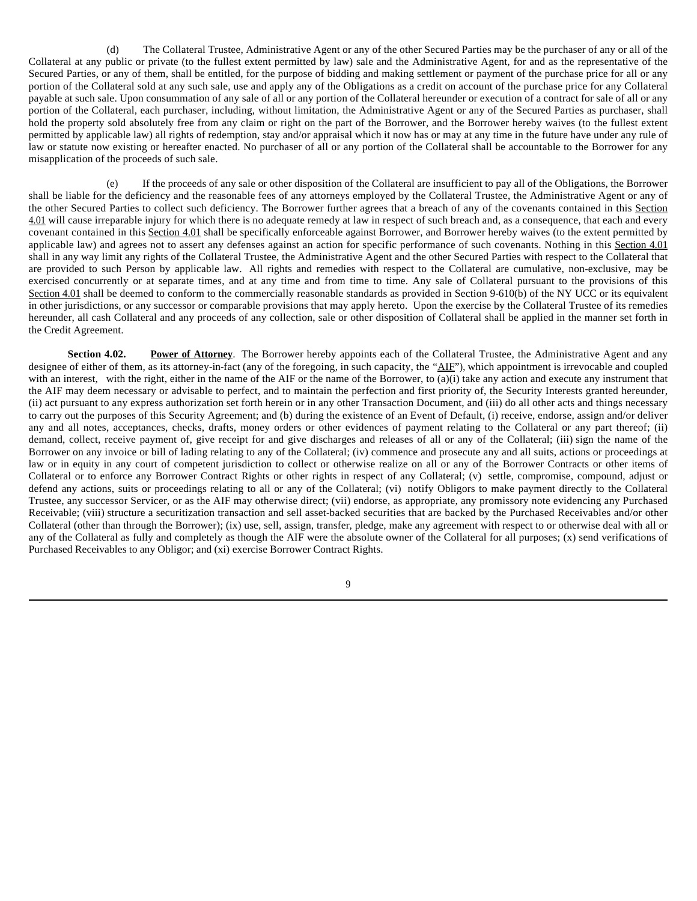(d) The Collateral Trustee, Administrative Agent or any of the other Secured Parties may be the purchaser of any or all of the Collateral at any public or private (to the fullest extent permitted by law) sale and the Administrative Agent, for and as the representative of the Secured Parties, or any of them, shall be entitled, for the purpose of bidding and making settlement or payment of the purchase price for all or any portion of the Collateral sold at any such sale, use and apply any of the Obligations as a credit on account of the purchase price for any Collateral payable at such sale. Upon consummation of any sale of all or any portion of the Collateral hereunder or execution of a contract for sale of all or any portion of the Collateral, each purchaser, including, without limitation, the Administrative Agent or any of the Secured Parties as purchaser, shall hold the property sold absolutely free from any claim or right on the part of the Borrower, and the Borrower hereby waives (to the fullest extent permitted by applicable law) all rights of redemption, stay and/or appraisal which it now has or may at any time in the future have under any rule of law or statute now existing or hereafter enacted. No purchaser of all or any portion of the Collateral shall be accountable to the Borrower for any misapplication of the proceeds of such sale.

(e) If the proceeds of any sale or other disposition of the Collateral are insufficient to pay all of the Obligations, the Borrower shall be liable for the deficiency and the reasonable fees of any attorneys employed by the Collateral Trustee, the Administrative Agent or any of the other Secured Parties to collect such deficiency. The Borrower further agrees that a breach of any of the covenants contained in this Section 4.01 will cause irreparable injury for which there is no adequate remedy at law in respect of such breach and, as a consequence, that each and every covenant contained in this Section 4.01 shall be specifically enforceable against Borrower, and Borrower hereby waives (to the extent permitted by applicable law) and agrees not to assert any defenses against an action for specific performance of such covenants. Nothing in this Section 4.01 shall in any way limit any rights of the Collateral Trustee, the Administrative Agent and the other Secured Parties with respect to the Collateral that are provided to such Person by applicable law. All rights and remedies with respect to the Collateral are cumulative, non-exclusive, may be exercised concurrently or at separate times, and at any time and from time to time. Any sale of Collateral pursuant to the provisions of this Section 4.01 shall be deemed to conform to the commercially reasonable standards as provided in Section 9-610(b) of the NY UCC or its equivalent in other jurisdictions, or any successor or comparable provisions that may apply hereto. Upon the exercise by the Collateral Trustee of its remedies hereunder, all cash Collateral and any proceeds of any collection, sale or other disposition of Collateral shall be applied in the manner set forth in the Credit Agreement.

**Section 4.02. Power of Attorney**. The Borrower hereby appoints each of the Collateral Trustee, the Administrative Agent and any designee of either of them, as its attorney-in-fact (any of the foregoing, in such capacity, the "AIF"), which appointment is irrevocable and coupled with an interest, with the right, either in the name of the AIF or the name of the Borrower, to (a)(i) take any action and execute any instrument that the AIF may deem necessary or advisable to perfect, and to maintain the perfection and first priority of, the Security Interests granted hereunder, (ii) act pursuant to any express authorization set forth herein or in any other Transaction Document, and (iii) do all other acts and things necessary to carry out the purposes of this Security Agreement; and (b) during the existence of an Event of Default, (i) receive, endorse, assign and/or deliver any and all notes, acceptances, checks, drafts, money orders or other evidences of payment relating to the Collateral or any part thereof; (ii) demand, collect, receive payment of, give receipt for and give discharges and releases of all or any of the Collateral; (iii) sign the name of the Borrower on any invoice or bill of lading relating to any of the Collateral; (iv) commence and prosecute any and all suits, actions or proceedings at law or in equity in any court of competent jurisdiction to collect or otherwise realize on all or any of the Borrower Contracts or other items of Collateral or to enforce any Borrower Contract Rights or other rights in respect of any Collateral; (v) settle, compromise, compound, adjust or defend any actions, suits or proceedings relating to all or any of the Collateral; (vi) notify Obligors to make payment directly to the Collateral Trustee, any successor Servicer, or as the AIF may otherwise direct; (vii) endorse, as appropriate, any promissory note evidencing any Purchased Receivable; (viii) structure a securitization transaction and sell asset-backed securities that are backed by the Purchased Receivables and/or other Collateral (other than through the Borrower); (ix) use, sell, assign, transfer, pledge, make any agreement with respect to or otherwise deal with all or any of the Collateral as fully and completely as though the AIF were the absolute owner of the Collateral for all purposes; (x) send verifications of Purchased Receivables to any Obligor; and (xi) exercise Borrower Contract Rights.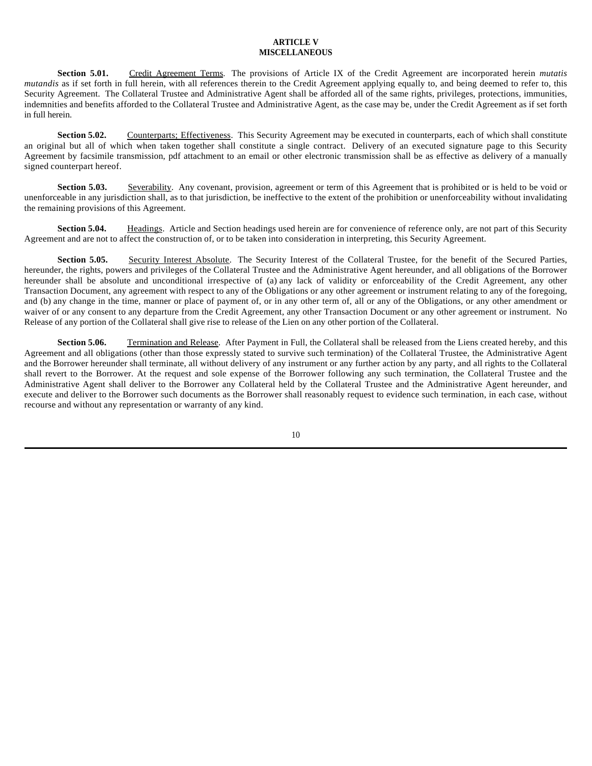## ARTICLE V
## MISCELLANEOUS

**Section 5.01.** Credit Agreement Terms. The provisions of Article IX of the Credit Agreement are incorporated herein *mutatis mutandis* as if set forth in full herein, with all references therein to the Credit Agreement applying equally to, and being deemed to refer to, this Security Agreement. The Collateral Trustee and Administrative Agent shall be afforded all of the same rights, privileges, protections, immunities, indemnities and benefits afforded to the Collateral Trustee and Administrative Agent, as the case may be, under the Credit Agreement as if set forth in full herein.

**Section 5.02.** Counterparts; Effectiveness. This Security Agreement may be executed in counterparts, each of which shall constitute an original but all of which when taken together shall constitute a single contract. Delivery of an executed signature page to this Security Agreement by facsimile transmission, pdf attachment to an email or other electronic transmission shall be as effective as delivery of a manually signed counterpart hereof.

**Section 5.03.** Severability. Any covenant, provision, agreement or term of this Agreement that is prohibited or is held to be void or unenforceable in any jurisdiction shall, as to that jurisdiction, be ineffective to the extent of the prohibition or unenforceability without invalidating the remaining provisions of this Agreement.

**Section 5.04.** Headings. Article and Section headings used herein are for convenience of reference only, are not part of this Security Agreement and are not to affect the construction of, or to be taken into consideration in interpreting, this Security Agreement.

**Section 5.05.** Security Interest Absolute. The Security Interest of the Collateral Trustee, for the benefit of the Secured Parties, hereunder, the rights, powers and privileges of the Collateral Trustee and the Administrative Agent hereunder, and all obligations of the Borrower hereunder shall be absolute and unconditional irrespective of (a) any lack of validity or enforceability of the Credit Agreement, any other Transaction Document, any agreement with respect to any of the Obligations or any other agreement or instrument relating to any of the foregoing, and (b) any change in the time, manner or place of payment of, or in any other term of, all or any of the Obligations, or any other amendment or waiver of or any consent to any departure from the Credit Agreement, any other Transaction Document or any other agreement or instrument. No Release of any portion of the Collateral shall give rise to release of the Lien on any other portion of the Collateral.

**Section 5.06.** Termination and Release. After Payment in Full, the Collateral shall be released from the Liens created hereby, and this Agreement and all obligations (other than those expressly stated to survive such termination) of the Collateral Trustee, the Administrative Agent and the Borrower hereunder shall terminate, all without delivery of any instrument or any further action by any party, and all rights to the Collateral shall revert to the Borrower. At the request and sole expense of the Borrower following any such termination, the Collateral Trustee and the Administrative Agent shall deliver to the Borrower any Collateral held by the Collateral Trustee and the Administrative Agent hereunder, and execute and deliver to the Borrower such documents as the Borrower shall reasonably request to evidence such termination, in each case, without recourse and without any representation or warranty of any kind.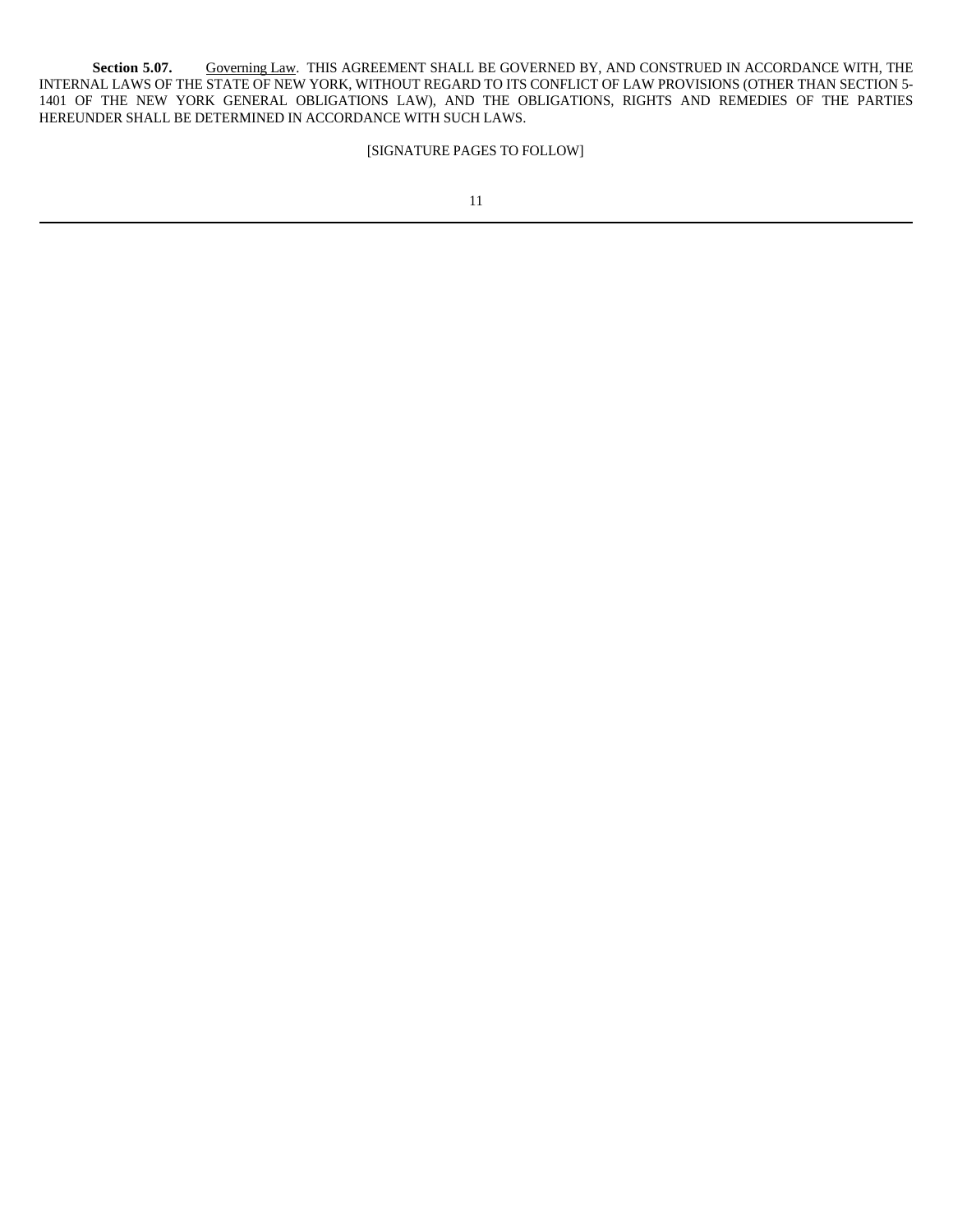**Section 5.07.** Governing Law. THIS AGREEMENT SHALL BE GOVERNED BY, AND CONSTRUED IN ACCORDANCE WITH, THE INTERNAL LAWS OF THE STATE OF NEW YORK, WITHOUT REGARD TO ITS CONFLICT OF LAW PROVISIONS (OTHER THAN SECTION 5-1401 OF THE NEW YORK GENERAL OBLIGATIONS LAW), AND THE OBLIGATIONS, RIGHTS AND REMEDIES OF THE PARTIES HEREUNDER SHALL BE DETERMINED IN ACCORDANCE WITH SUCH LAWS.

[SIGNATURE PAGES TO FOLLOW]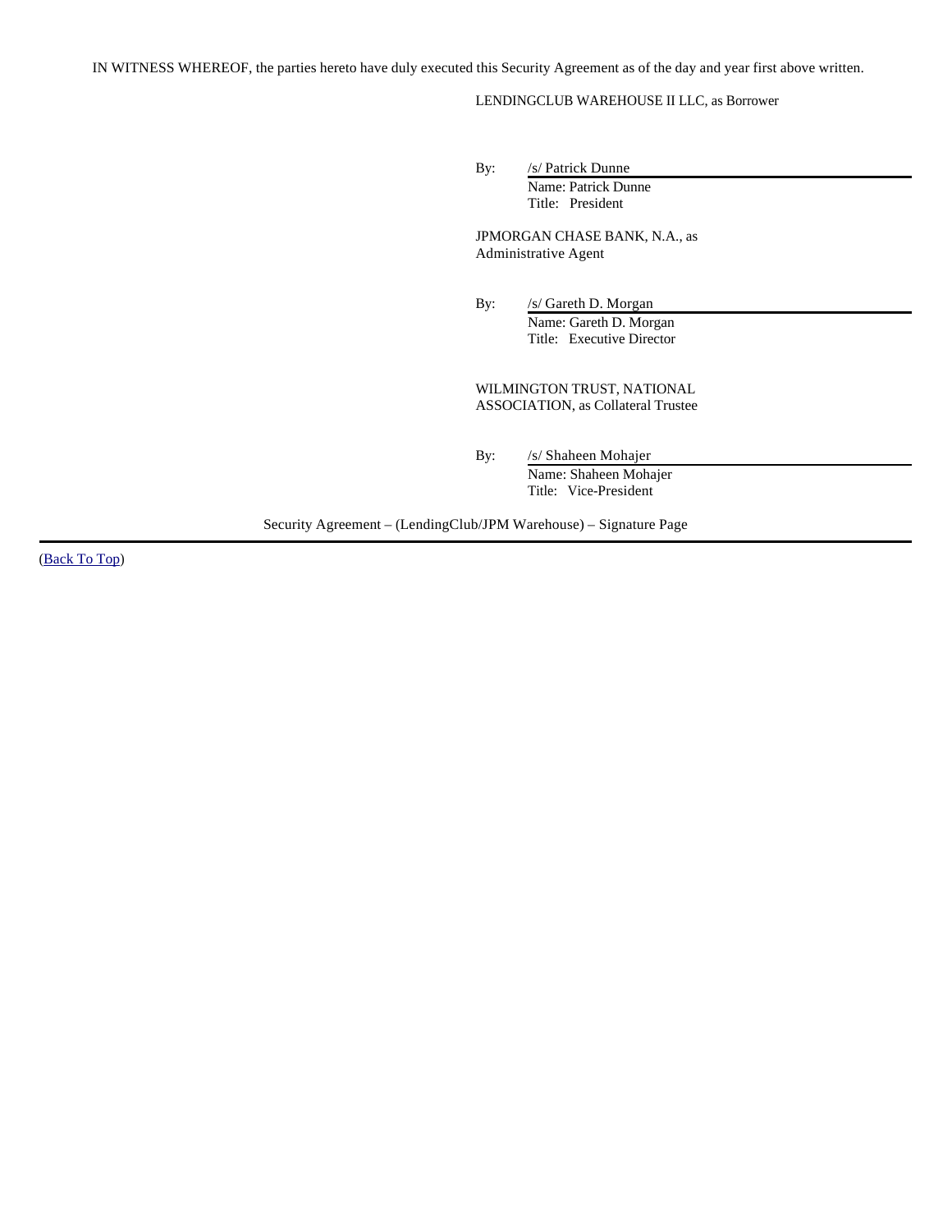IN WITNESS WHEREOF, the parties hereto have duly executed this Security Agreement as of the day and year first above written.

LENDINGCLUB WAREHOUSE II LLC, as Borrower

By: /s/ Patrick Dunne
Name: Patrick Dunne
Title: President

JPMORGAN CHASE BANK, N.A., as Administrative Agent

By: /s/ Gareth D. Morgan
Name: Gareth D. Morgan
Title: Executive Director

WILMINGTON TRUST, NATIONAL ASSOCIATION, as Collateral Trustee

By: /s/ Shaheen Mohajer
Name: Shaheen Mohajer
Title: Vice-President

Security Agreement – (LendingClub/JPM Warehouse) – Signature Page

(Back To Top)